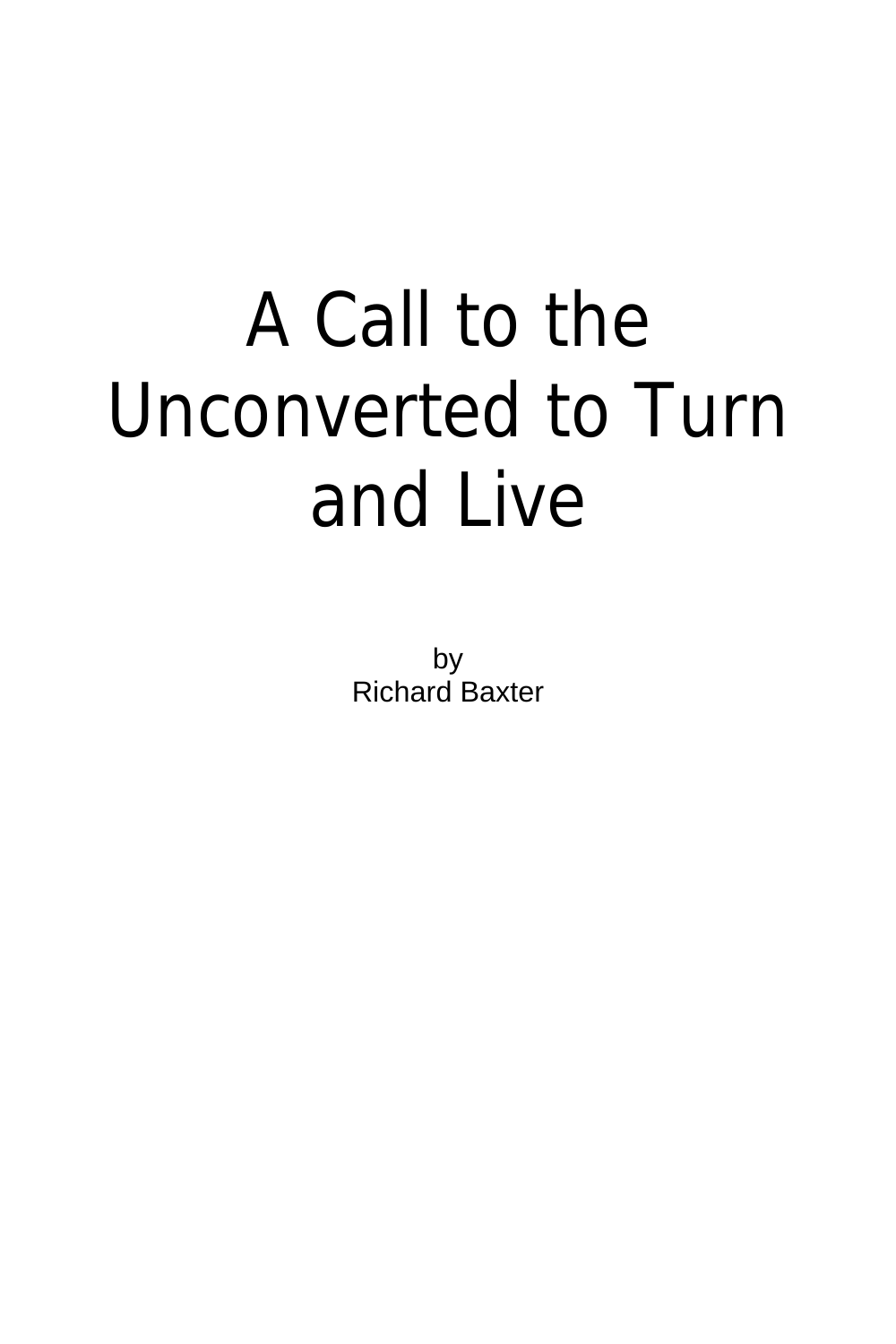# A Call to the Unconverted to Turn and Live

by
Richard Baxter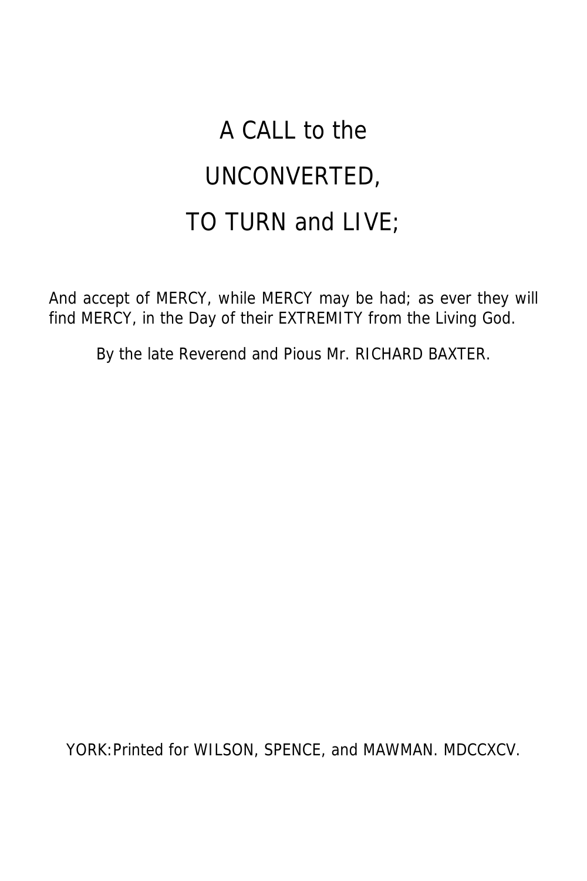# A CALL to the

# UNCONVERTED,

# TO TURN and LIVE;

And accept of MERCY, while MERCY may be had; as ever they will find MERCY, in the Day of their EXTREMITY from the Living God.

By the late Reverend and Pious Mr. RICHARD BAXTER.

YORK: Printed for WILSON, SPENCE, and MAWMAN. MDCCXCV.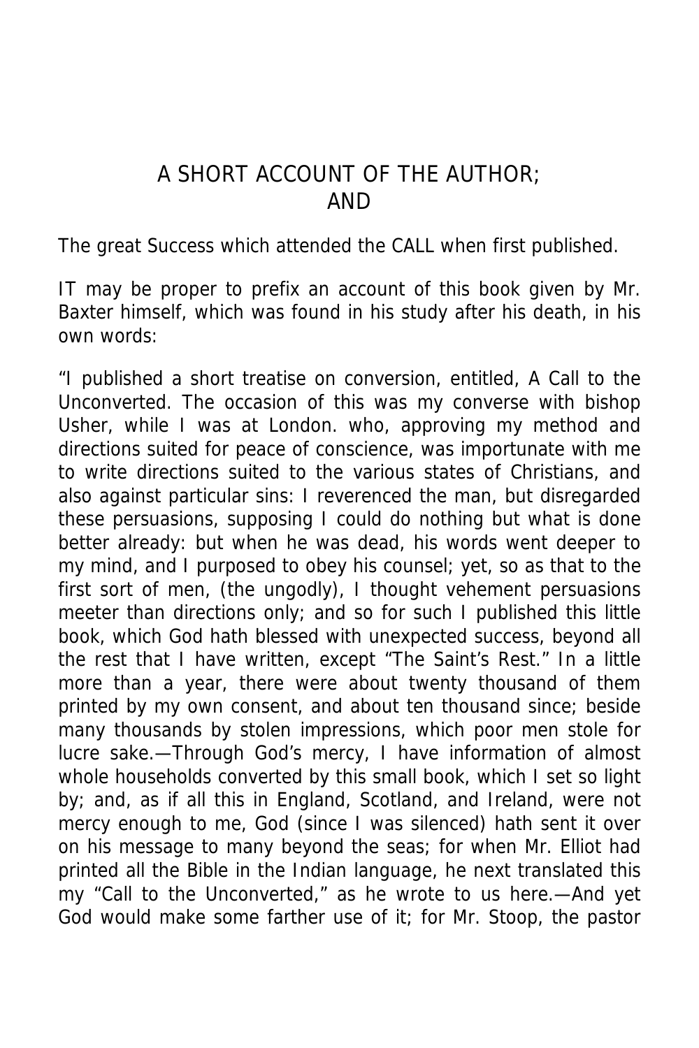## A SHORT ACCOUNT OF THE AUTHOR; AND

The great Success which attended the CALL when first published.

IT may be proper to prefix an account of this book given by Mr. Baxter himself, which was found in his study after his death, in his own words:

"I published a short treatise on conversion, entitled, A Call to the Unconverted. The occasion of this was my converse with bishop Usher, while I was at London. who, approving my method and directions suited for peace of conscience, was importunate with me to write directions suited to the various states of Christians, and also against particular sins: I reverenced the man, but disregarded these persuasions, supposing I could do nothing but what is done better already: but when he was dead, his words went deeper to my mind, and I purposed to obey his counsel; yet, so as that to the first sort of men, (the ungodly), I thought vehement persuasions meeter than directions only; and so for such I published this little book, which God hath blessed with unexpected success, beyond all the rest that I have written, except "The Saint's Rest." In a little more than a year, there were about twenty thousand of them printed by my own consent, and about ten thousand since; beside many thousands by stolen impressions, which poor men stole for lucre sake.—Through God's mercy, I have information of almost whole households converted by this small book, which I set so light by; and, as if all this in England, Scotland, and Ireland, were not mercy enough to me, God (since I was silenced) hath sent it over on his message to many beyond the seas; for when Mr. Elliot had printed all the Bible in the Indian language, he next translated this my "Call to the Unconverted," as he wrote to us here.—And yet God would make some farther use of it; for Mr. Stoop, the pastor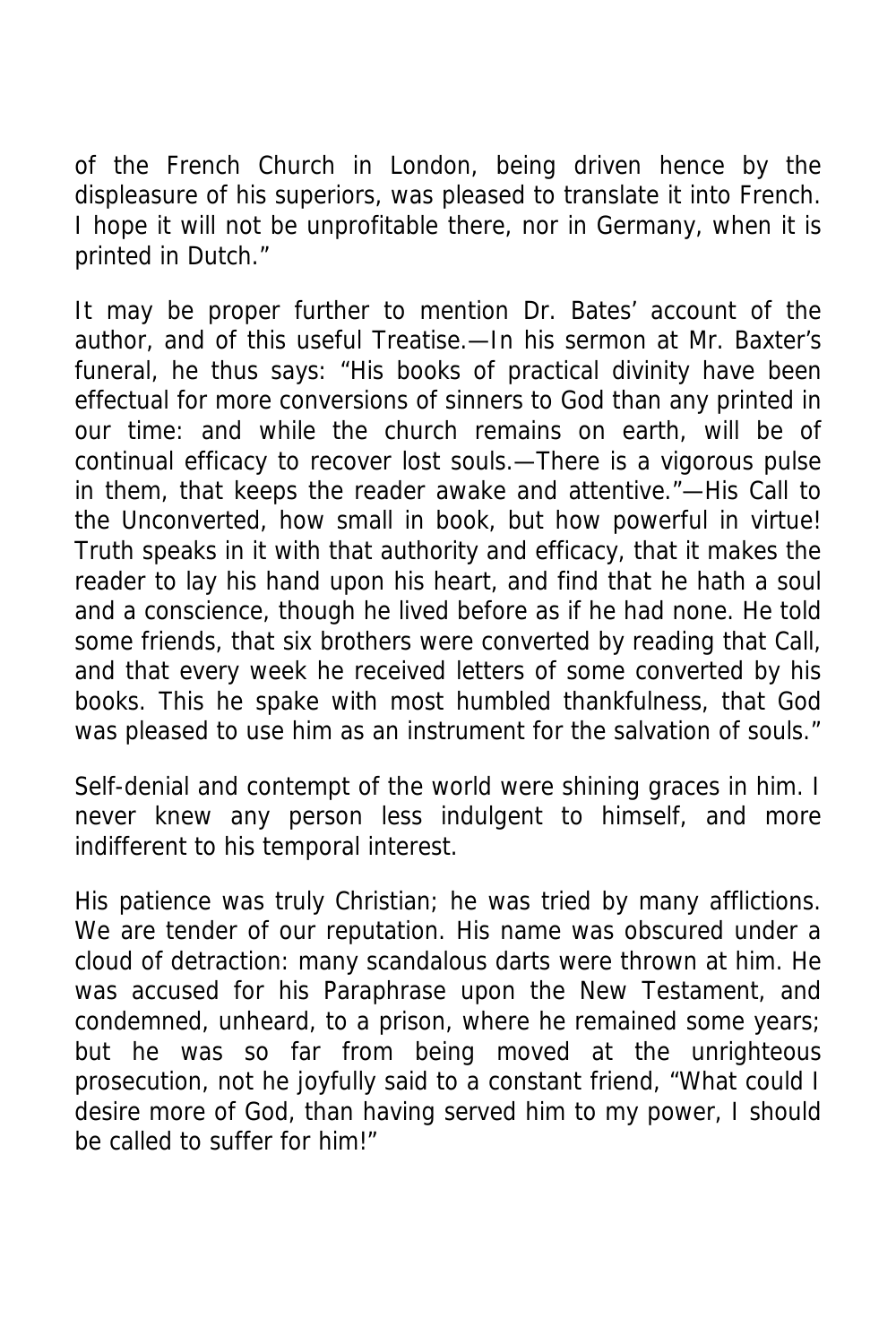of the French Church in London, being driven hence by the displeasure of his superiors, was pleased to translate it into French. I hope it will not be unprofitable there, nor in Germany, when it is printed in Dutch."

It may be proper further to mention Dr. Bates' account of the author, and of this useful Treatise.—In his sermon at Mr. Baxter's funeral, he thus says: "His books of practical divinity have been effectual for more conversions of sinners to God than any printed in our time: and while the church remains on earth, will be of continual efficacy to recover lost souls.—There is a vigorous pulse in them, that keeps the reader awake and attentive."—His Call to the Unconverted, how small in book, but how powerful in virtue! Truth speaks in it with that authority and efficacy, that it makes the reader to lay his hand upon his heart, and find that he hath a soul and a conscience, though he lived before as if he had none. He told some friends, that six brothers were converted by reading that Call, and that every week he received letters of some converted by his books. This he spake with most humbled thankfulness, that God was pleased to use him as an instrument for the salvation of souls."

Self-denial and contempt of the world were shining graces in him. I never knew any person less indulgent to himself, and more indifferent to his temporal interest.

His patience was truly Christian; he was tried by many afflictions. We are tender of our reputation. His name was obscured under a cloud of detraction: many scandalous darts were thrown at him. He was accused for his Paraphrase upon the New Testament, and condemned, unheard, to a prison, where he remained some years; but he was so far from being moved at the unrighteous prosecution, not he joyfully said to a constant friend, "What could I desire more of God, than having served him to my power, I should be called to suffer for him!"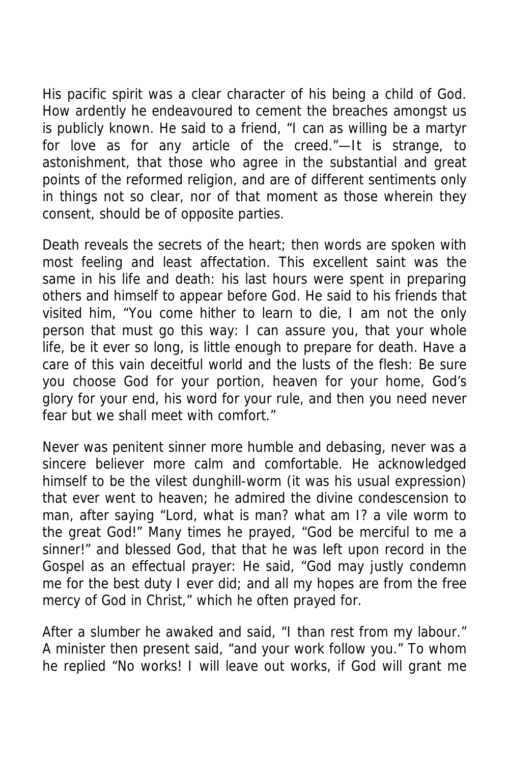His pacific spirit was a clear character of his being a child of God. How ardently he endeavoured to cement the breaches amongst us is publicly known. He said to a friend, "I can as willing be a martyr for love as for any article of the creed."—It is strange, to astonishment, that those who agree in the substantial and great points of the reformed religion, and are of different sentiments only in things not so clear, nor of that moment as those wherein they consent, should be of opposite parties.

Death reveals the secrets of the heart; then words are spoken with most feeling and least affectation. This excellent saint was the same in his life and death: his last hours were spent in preparing others and himself to appear before God. He said to his friends that visited him, "You come hither to learn to die, I am not the only person that must go this way: I can assure you, that your whole life, be it ever so long, is little enough to prepare for death. Have a care of this vain deceitful world and the lusts of the flesh: Be sure you choose God for your portion, heaven for your home, God's glory for your end, his word for your rule, and then you need never fear but we shall meet with comfort."

Never was penitent sinner more humble and debasing, never was a sincere believer more calm and comfortable. He acknowledged himself to be the vilest dunghill-worm (it was his usual expression) that ever went to heaven; he admired the divine condescension to man, after saying "Lord, what is man? what am I? a vile worm to the great God!" Many times he prayed, "God be merciful to me a sinner!" and blessed God, that that he was left upon record in the Gospel as an effectual prayer: He said, "God may justly condemn me for the best duty I ever did; and all my hopes are from the free mercy of God in Christ," which he often prayed for.

After a slumber he awaked and said, "I than rest from my labour." A minister then present said, "and your work follow you." To whom he replied "No works! I will leave out works, if God will grant me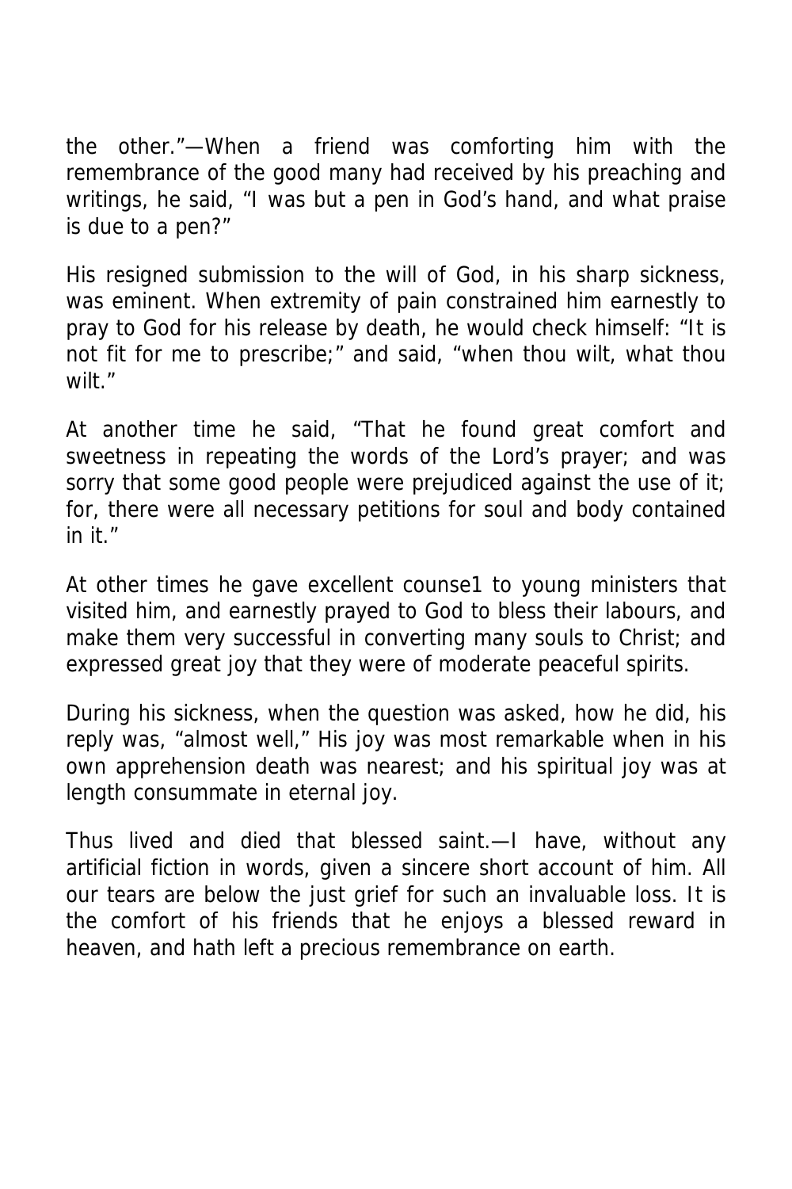the other."—When a friend was comforting him with the remembrance of the good many had received by his preaching and writings, he said, "I was but a pen in God's hand, and what praise is due to a pen?"

His resigned submission to the will of God, in his sharp sickness, was eminent. When extremity of pain constrained him earnestly to pray to God for his release by death, he would check himself: "It is not fit for me to prescribe;" and said, "when thou wilt, what thou wilt."

At another time he said, "That he found great comfort and sweetness in repeating the words of the Lord's prayer; and was sorry that some good people were prejudiced against the use of it; for, there were all necessary petitions for soul and body contained in it."

At other times he gave excellent counse1 to young ministers that visited him, and earnestly prayed to God to bless their labours, and make them very successful in converting many souls to Christ; and expressed great joy that they were of moderate peaceful spirits.

During his sickness, when the question was asked, how he did, his reply was, "almost well," His joy was most remarkable when in his own apprehension death was nearest; and his spiritual joy was at length consummate in eternal joy.

Thus lived and died that blessed saint.—I have, without any artificial fiction in words, given a sincere short account of him. All our tears are below the just grief for such an invaluable loss. It is the comfort of his friends that he enjoys a blessed reward in heaven, and hath left a precious remembrance on earth.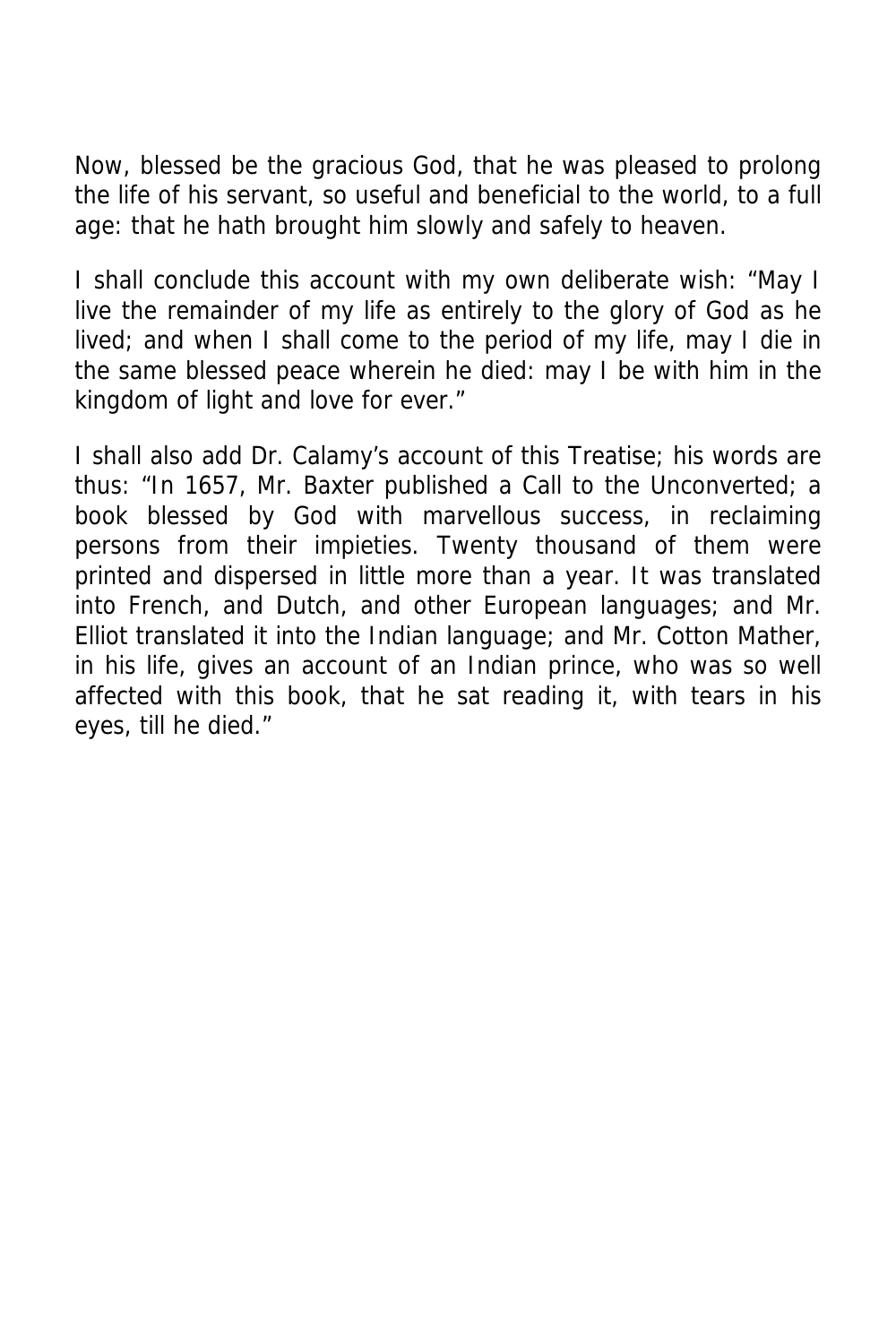Now, blessed be the gracious God, that he was pleased to prolong the life of his servant, so useful and beneficial to the world, to a full age: that he hath brought him slowly and safely to heaven.

I shall conclude this account with my own deliberate wish: “May I live the remainder of my life as entirely to the glory of God as he lived; and when I shall come to the period of my life, may I die in the same blessed peace wherein he died: may I be with him in the kingdom of light and love for ever.”

I shall also add Dr. Calamy’s account of this Treatise; his words are thus: “In 1657, Mr. Baxter published a Call to the Unconverted; a book blessed by God with marvellous success, in reclaiming persons from their impieties. Twenty thousand of them were printed and dispersed in little more than a year. It was translated into French, and Dutch, and other European languages; and Mr. Elliot translated it into the Indian language; and Mr. Cotton Mather, in his life, gives an account of an Indian prince, who was so well affected with this book, that he sat reading it, with tears in his eyes, till he died.”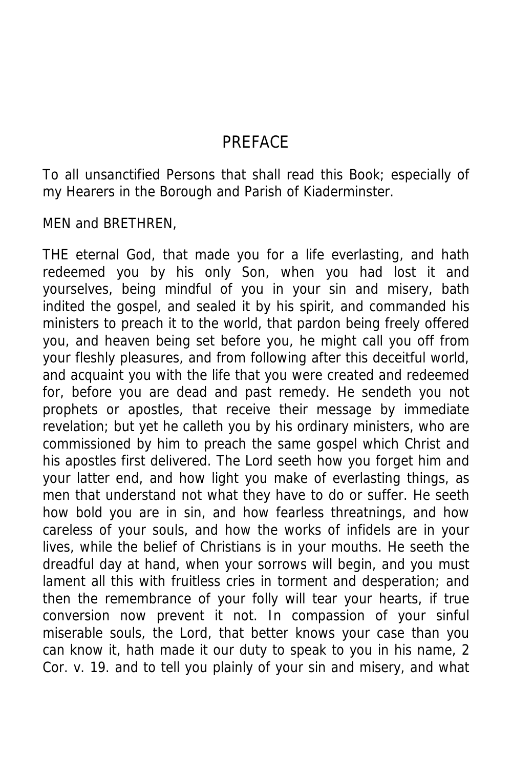# PREFACE

To all unsanctified Persons that shall read this Book; especially of my Hearers in the Borough and Parish of Kiaderminster.

MEN and BRETHREN,

THE eternal God, that made you for a life everlasting, and hath redeemed you by his only Son, when you had lost it and yourselves, being mindful of you in your sin and misery, bath indited the gospel, and sealed it by his spirit, and commanded his ministers to preach it to the world, that pardon being freely offered you, and heaven being set before you, he might call you off from your fleshly pleasures, and from following after this deceitful world, and acquaint you with the life that you were created and redeemed for, before you are dead and past remedy. He sendeth you not prophets or apostles, that receive their message by immediate revelation; but yet he calleth you by his ordinary ministers, who are commissioned by him to preach the same gospel which Christ and his apostles first delivered. The Lord seeth how you forget him and your latter end, and how light you make of everlasting things, as men that understand not what they have to do or suffer. He seeth how bold you are in sin, and how fearless threatnings, and how careless of your souls, and how the works of infidels are in your lives, while the belief of Christians is in your mouths. He seeth the dreadful day at hand, when your sorrows will begin, and you must lament all this with fruitless cries in torment and desperation; and then the remembrance of your folly will tear your hearts, if true conversion now prevent it not. In compassion of your sinful miserable souls, the Lord, that better knows your case than you can know it, hath made it our duty to speak to you in his name, 2 Cor. v. 19. and to tell you plainly of your sin and misery, and what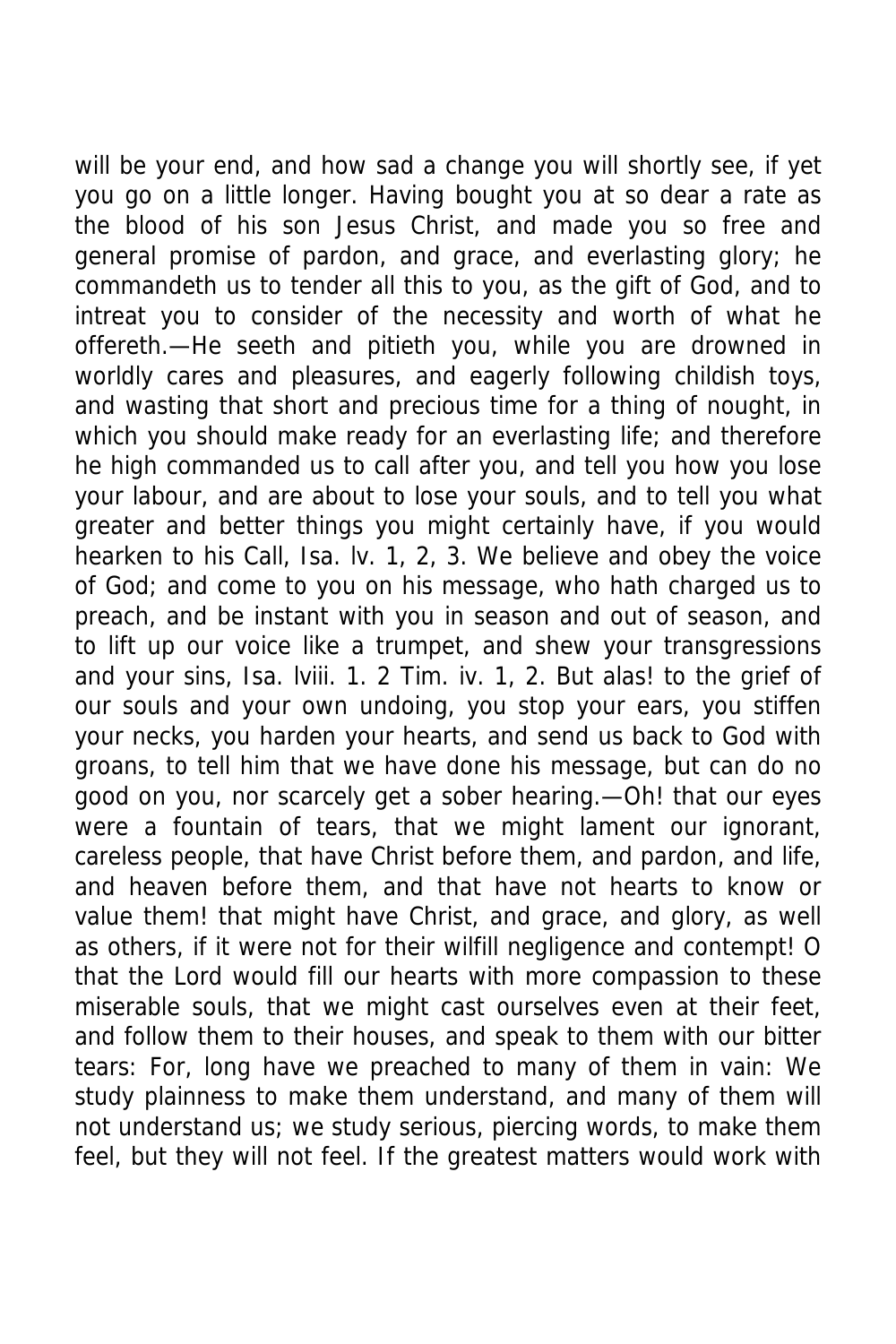will be your end, and how sad a change you will shortly see, if yet you go on a little longer. Having bought you at so dear a rate as the blood of his son Jesus Christ, and made you so free and general promise of pardon, and grace, and everlasting glory; he commandeth us to tender all this to you, as the gift of God, and to intreat you to consider of the necessity and worth of what he offereth.—He seeth and pitieth you, while you are drowned in worldly cares and pleasures, and eagerly following childish toys, and wasting that short and precious time for a thing of nought, in which you should make ready for an everlasting life; and therefore he high commanded us to call after you, and tell you how you lose your labour, and are about to lose your souls, and to tell you what greater and better things you might certainly have, if you would hearken to his Call, Isa. lv. 1, 2, 3. We believe and obey the voice of God; and come to you on his message, who hath charged us to preach, and be instant with you in season and out of season, and to lift up our voice like a trumpet, and shew your transgressions and your sins, Isa. lviii. 1. 2 Tim. iv. 1, 2. But alas! to the grief of our souls and your own undoing, you stop your ears, you stiffen your necks, you harden your hearts, and send us back to God with groans, to tell him that we have done his message, but can do no good on you, nor scarcely get a sober hearing.—Oh! that our eyes were a fountain of tears, that we might lament our ignorant, careless people, that have Christ before them, and pardon, and life, and heaven before them, and that have not hearts to know or value them! that might have Christ, and grace, and glory, as well as others, if it were not for their wilfill negligence and contempt! O that the Lord would fill our hearts with more compassion to these miserable souls, that we might cast ourselves even at their feet, and follow them to their houses, and speak to them with our bitter tears: For, long have we preached to many of them in vain: We study plainness to make them understand, and many of them will not understand us; we study serious, piercing words, to make them feel, but they will not feel. If the greatest matters would work with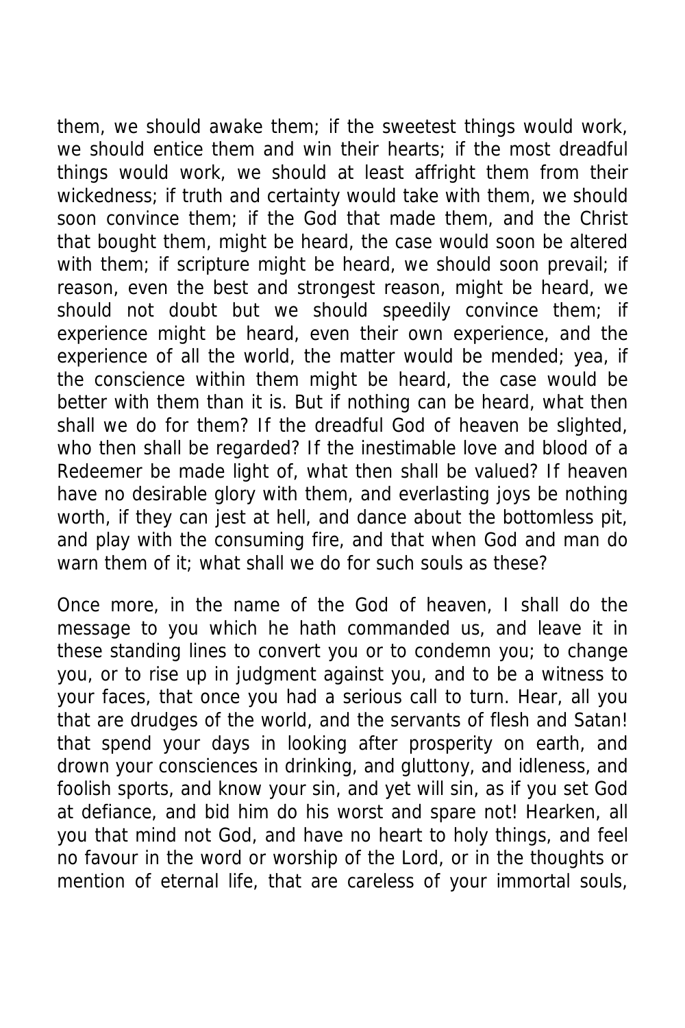them, we should awake them; if the sweetest things would work, we should entice them and win their hearts; if the most dreadful things would work, we should at least affright them from their wickedness; if truth and certainty would take with them, we should soon convince them; if the God that made them, and the Christ that bought them, might be heard, the case would soon be altered with them; if scripture might be heard, we should soon prevail; if reason, even the best and strongest reason, might be heard, we should not doubt but we should speedily convince them; if experience might be heard, even their own experience, and the experience of all the world, the matter would be mended; yea, if the conscience within them might be heard, the case would be better with them than it is. But if nothing can be heard, what then shall we do for them? If the dreadful God of heaven be slighted, who then shall be regarded? If the inestimable love and blood of a Redeemer be made light of, what then shall be valued? If heaven have no desirable glory with them, and everlasting joys be nothing worth, if they can jest at hell, and dance about the bottomless pit, and play with the consuming fire, and that when God and man do warn them of it; what shall we do for such souls as these?

Once more, in the name of the God of heaven, I shall do the message to you which he hath commanded us, and leave it in these standing lines to convert you or to condemn you; to change you, or to rise up in judgment against you, and to be a witness to your faces, that once you had a serious call to turn. Hear, all you that are drudges of the world, and the servants of flesh and Satan! that spend your days in looking after prosperity on earth, and drown your consciences in drinking, and gluttony, and idleness, and foolish sports, and know your sin, and yet will sin, as if you set God at defiance, and bid him do his worst and spare not! Hearken, all you that mind not God, and have no heart to holy things, and feel no favour in the word or worship of the Lord, or in the thoughts or mention of eternal life, that are careless of your immortal souls,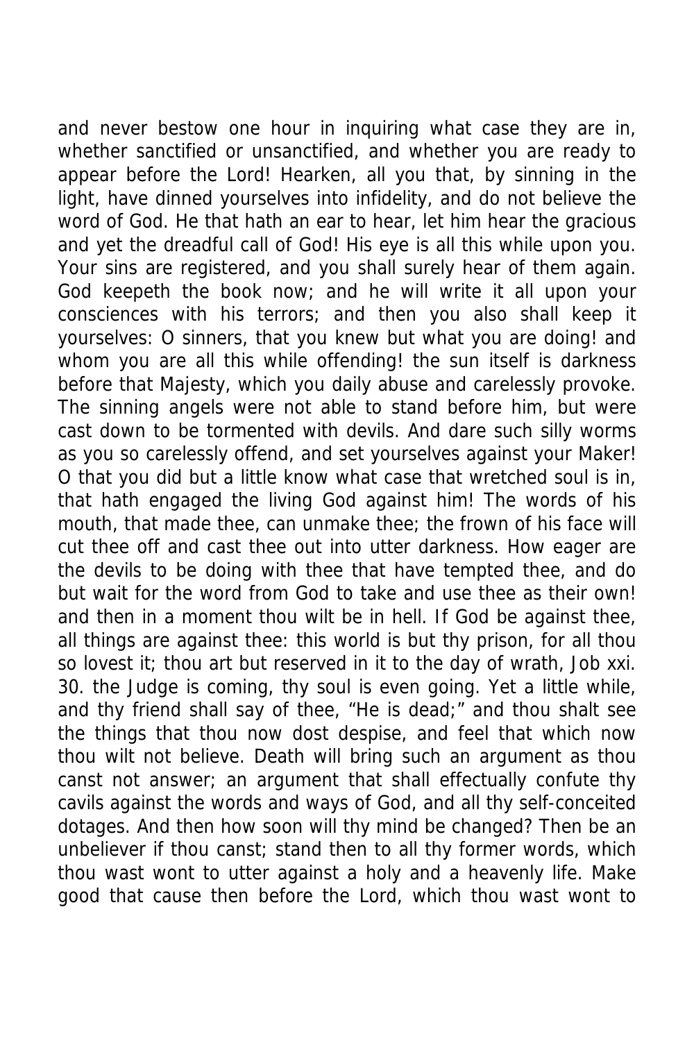and never bestow one hour in inquiring what case they are in, whether sanctified or unsanctified, and whether you are ready to appear before the Lord! Hearken, all you that, by sinning in the light, have dinned yourselves into infidelity, and do not believe the word of God. He that hath an ear to hear, let him hear the gracious and yet the dreadful call of God! His eye is all this while upon you. Your sins are registered, and you shall surely hear of them again. God keepeth the book now; and he will write it all upon your consciences with his terrors; and then you also shall keep it yourselves: O sinners, that you knew but what you are doing! and whom you are all this while offending! the sun itself is darkness before that Majesty, which you daily abuse and carelessly provoke. The sinning angels were not able to stand before him, but were cast down to be tormented with devils. And dare such silly worms as you so carelessly offend, and set yourselves against your Maker! O that you did but a little know what case that wretched soul is in, that hath engaged the living God against him! The words of his mouth, that made thee, can unmake thee; the frown of his face will cut thee off and cast thee out into utter darkness. How eager are the devils to be doing with thee that have tempted thee, and do but wait for the word from God to take and use thee as their own! and then in a moment thou wilt be in hell. If God be against thee, all things are against thee: this world is but thy prison, for all thou so lovest it; thou art but reserved in it to the day of wrath, Job xxi. 30. the Judge is coming, thy soul is even going. Yet a little while, and thy friend shall say of thee, "He is dead;" and thou shalt see the things that thou now dost despise, and feel that which now thou wilt not believe. Death will bring such an argument as thou canst not answer; an argument that shall effectually confute thy cavils against the words and ways of God, and all thy self-conceited dotages. And then how soon will thy mind be changed? Then be an unbeliever if thou canst; stand then to all thy former words, which thou wast wont to utter against a holy and a heavenly life. Make good that cause then before the Lord, which thou wast wont to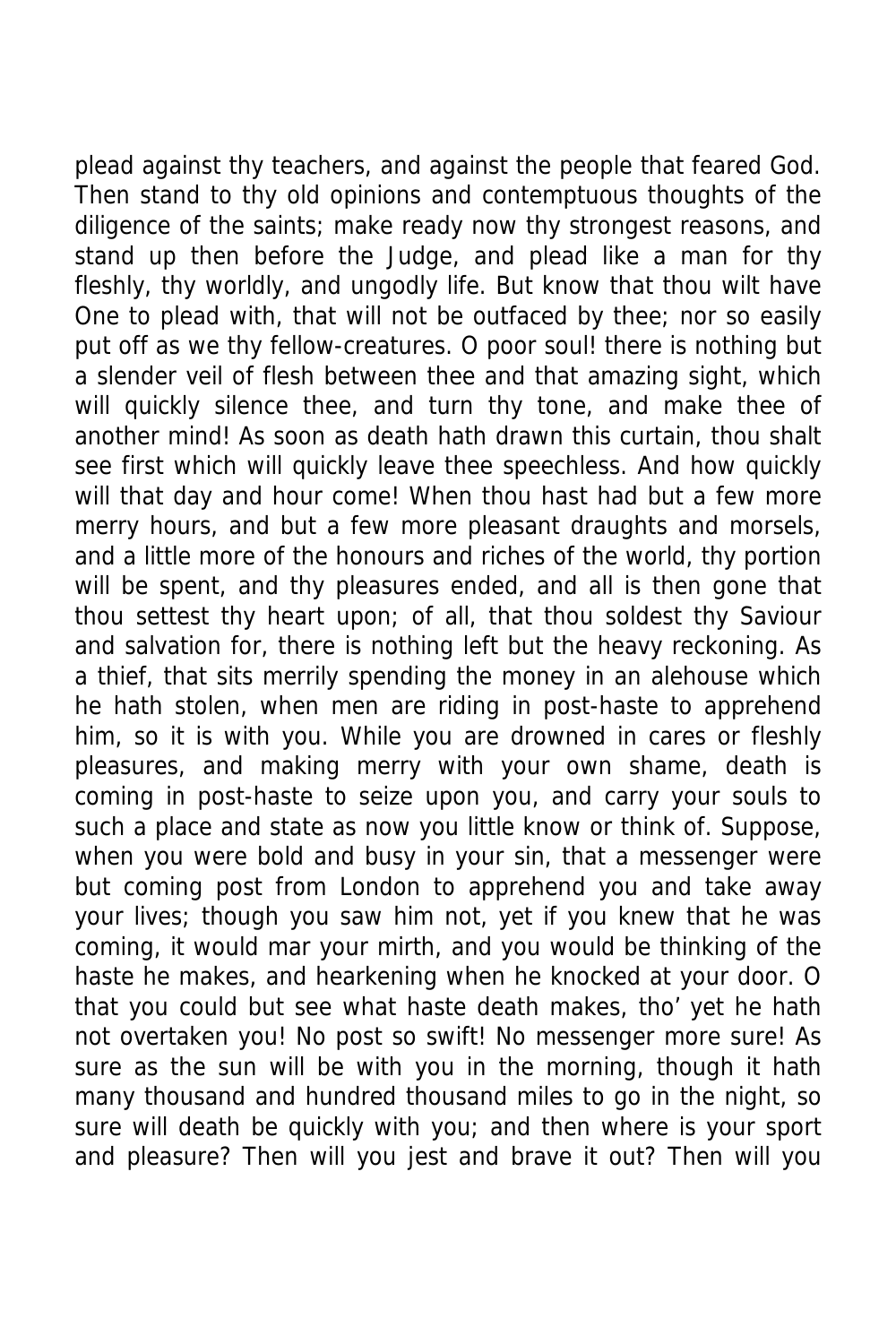plead against thy teachers, and against the people that feared God. Then stand to thy old opinions and contemptuous thoughts of the diligence of the saints; make ready now thy strongest reasons, and stand up then before the Judge, and plead like a man for thy fleshly, thy worldly, and ungodly life. But know that thou wilt have One to plead with, that will not be outfaced by thee; nor so easily put off as we thy fellow-creatures. O poor soul! there is nothing but a slender veil of flesh between thee and that amazing sight, which will quickly silence thee, and turn thy tone, and make thee of another mind! As soon as death hath drawn this curtain, thou shalt see first which will quickly leave thee speechless. And how quickly will that day and hour come! When thou hast had but a few more merry hours, and but a few more pleasant draughts and morsels, and a little more of the honours and riches of the world, thy portion will be spent, and thy pleasures ended, and all is then gone that thou settest thy heart upon; of all, that thou soldest thy Saviour and salvation for, there is nothing left but the heavy reckoning. As a thief, that sits merrily spending the money in an alehouse which he hath stolen, when men are riding in post-haste to apprehend him, so it is with you. While you are drowned in cares or fleshly pleasures, and making merry with your own shame, death is coming in post-haste to seize upon you, and carry your souls to such a place and state as now you little know or think of. Suppose, when you were bold and busy in your sin, that a messenger were but coming post from London to apprehend you and take away your lives; though you saw him not, yet if you knew that he was coming, it would mar your mirth, and you would be thinking of the haste he makes, and hearkening when he knocked at your door. O that you could but see what haste death makes, tho' yet he hath not overtaken you! No post so swift! No messenger more sure! As sure as the sun will be with you in the morning, though it hath many thousand and hundred thousand miles to go in the night, so sure will death be quickly with you; and then where is your sport and pleasure? Then will you jest and brave it out? Then will you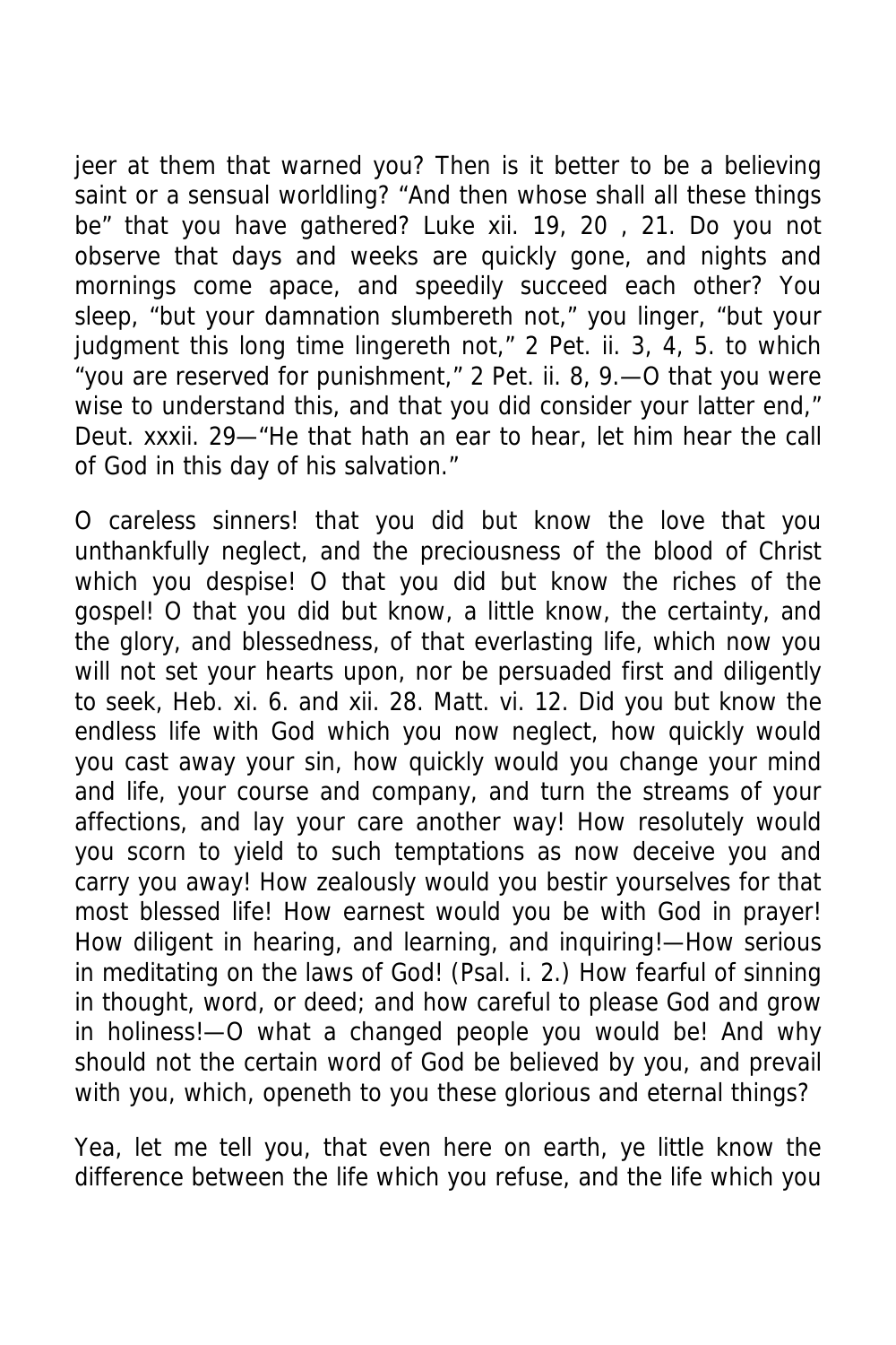jeer at them that warned you? Then is it better to be a believing saint or a sensual worldling? "And then whose shall all these things be" that you have gathered? Luke xii. 19, 20 , 21. Do you not observe that days and weeks are quickly gone, and nights and mornings come apace, and speedily succeed each other? You sleep, "but your damnation slumbereth not," you linger, "but your judgment this long time lingereth not," 2 Pet. ii. 3, 4, 5. to which "you are reserved for punishment," 2 Pet. ii. 8, 9.—O that you were wise to understand this, and that you did consider your latter end," Deut. xxxii. 29—"He that hath an ear to hear, let him hear the call of God in this day of his salvation."

O careless sinners! that you did but know the love that you unthankfully neglect, and the preciousness of the blood of Christ which you despise! O that you did but know the riches of the gospel! O that you did but know, a little know, the certainty, and the glory, and blessedness, of that everlasting life, which now you will not set your hearts upon, nor be persuaded first and diligently to seek, Heb. xi. 6. and xii. 28. Matt. vi. 12. Did you but know the endless life with God which you now neglect, how quickly would you cast away your sin, how quickly would you change your mind and life, your course and company, and turn the streams of your affections, and lay your care another way! How resolutely would you scorn to yield to such temptations as now deceive you and carry you away! How zealously would you bestir yourselves for that most blessed life! How earnest would you be with God in prayer! How diligent in hearing, and learning, and inquiring!—How serious in meditating on the laws of God! (Psal. i. 2.) How fearful of sinning in thought, word, or deed; and how careful to please God and grow in holiness!—O what a changed people you would be! And why should not the certain word of God be believed by you, and prevail with you, which, openeth to you these glorious and eternal things?

Yea, let me tell you, that even here on earth, ye little know the difference between the life which you refuse, and the life which you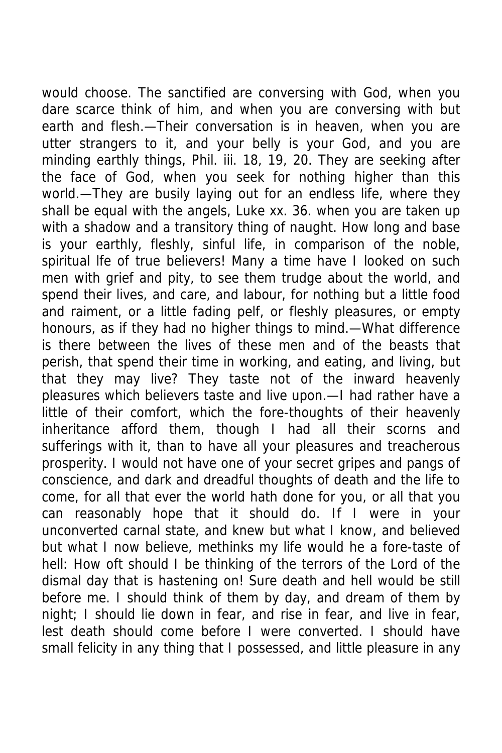would choose. The sanctified are conversing with God, when you dare scarce think of him, and when you are conversing with but earth and flesh.—Their conversation is in heaven, when you are utter strangers to it, and your belly is your God, and you are minding earthly things, Phil. iii. 18, 19, 20. They are seeking after the face of God, when you seek for nothing higher than this world.—They are busily laying out for an endless life, where they shall be equal with the angels, Luke xx. 36. when you are taken up with a shadow and a transitory thing of naught. How long and base is your earthly, fleshly, sinful life, in comparison of the noble, spiritual lfe of true believers! Many a time have I looked on such men with grief and pity, to see them trudge about the world, and spend their lives, and care, and labour, for nothing but a little food and raiment, or a little fading pelf, or fleshly pleasures, or empty honours, as if they had no higher things to mind.—What difference is there between the lives of these men and of the beasts that perish, that spend their time in working, and eating, and living, but that they may live? They taste not of the inward heavenly pleasures which believers taste and live upon.—I had rather have a little of their comfort, which the fore-thoughts of their heavenly inheritance afford them, though I had all their scorns and sufferings with it, than to have all your pleasures and treacherous prosperity. I would not have one of your secret gripes and pangs of conscience, and dark and dreadful thoughts of death and the life to come, for all that ever the world hath done for you, or all that you can reasonably hope that it should do. If I were in your unconverted carnal state, and knew but what I know, and believed but what I now believe, methinks my life would he a fore-taste of hell: How oft should I be thinking of the terrors of the Lord of the dismal day that is hastening on! Sure death and hell would be still before me. I should think of them by day, and dream of them by night; I should lie down in fear, and rise in fear, and live in fear, lest death should come before I were converted. I should have small felicity in any thing that I possessed, and little pleasure in any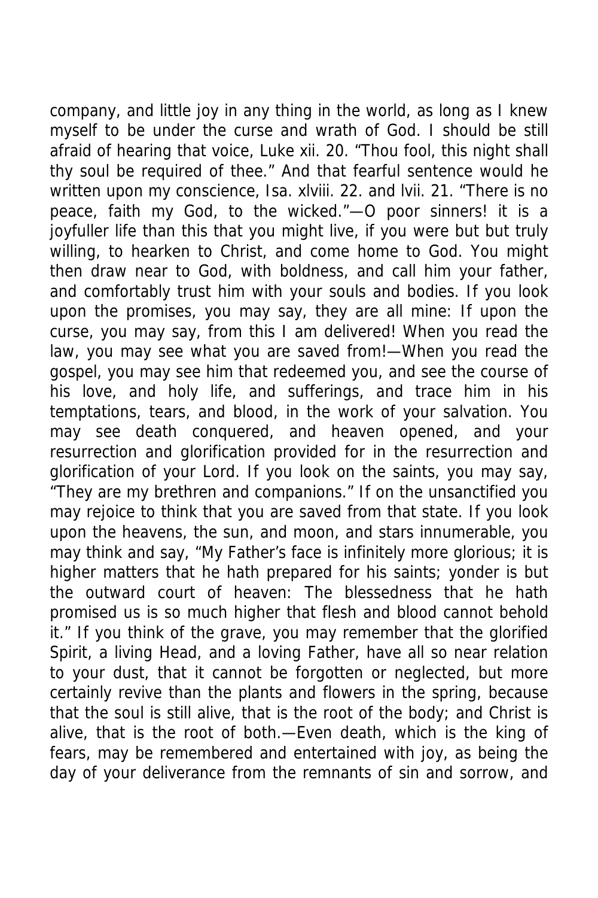company, and little joy in any thing in the world, as long as I knew myself to be under the curse and wrath of God. I should be still afraid of hearing that voice, Luke xii. 20. "Thou fool, this night shall thy soul be required of thee." And that fearful sentence would he written upon my conscience, Isa. xlviii. 22. and lvii. 21. "There is no peace, faith my God, to the wicked."—O poor sinners! it is a joyfuller life than this that you might live, if you were but but truly willing, to hearken to Christ, and come home to God. You might then draw near to God, with boldness, and call him your father, and comfortably trust him with your souls and bodies. If you look upon the promises, you may say, they are all mine: If upon the curse, you may say, from this I am delivered! When you read the law, you may see what you are saved from!—When you read the gospel, you may see him that redeemed you, and see the course of his love, and holy life, and sufferings, and trace him in his temptations, tears, and blood, in the work of your salvation. You may see death conquered, and heaven opened, and your resurrection and glorification provided for in the resurrection and glorification of your Lord. If you look on the saints, you may say, "They are my brethren and companions." If on the unsanctified you may rejoice to think that you are saved from that state. If you look upon the heavens, the sun, and moon, and stars innumerable, you may think and say, "My Father's face is infinitely more glorious; it is higher matters that he hath prepared for his saints; yonder is but the outward court of heaven: The blessedness that he hath promised us is so much higher that flesh and blood cannot behold it." If you think of the grave, you may remember that the glorified Spirit, a living Head, and a loving Father, have all so near relation to your dust, that it cannot be forgotten or neglected, but more certainly revive than the plants and flowers in the spring, because that the soul is still alive, that is the root of the body; and Christ is alive, that is the root of both.—Even death, which is the king of fears, may be remembered and entertained with joy, as being the day of your deliverance from the remnants of sin and sorrow, and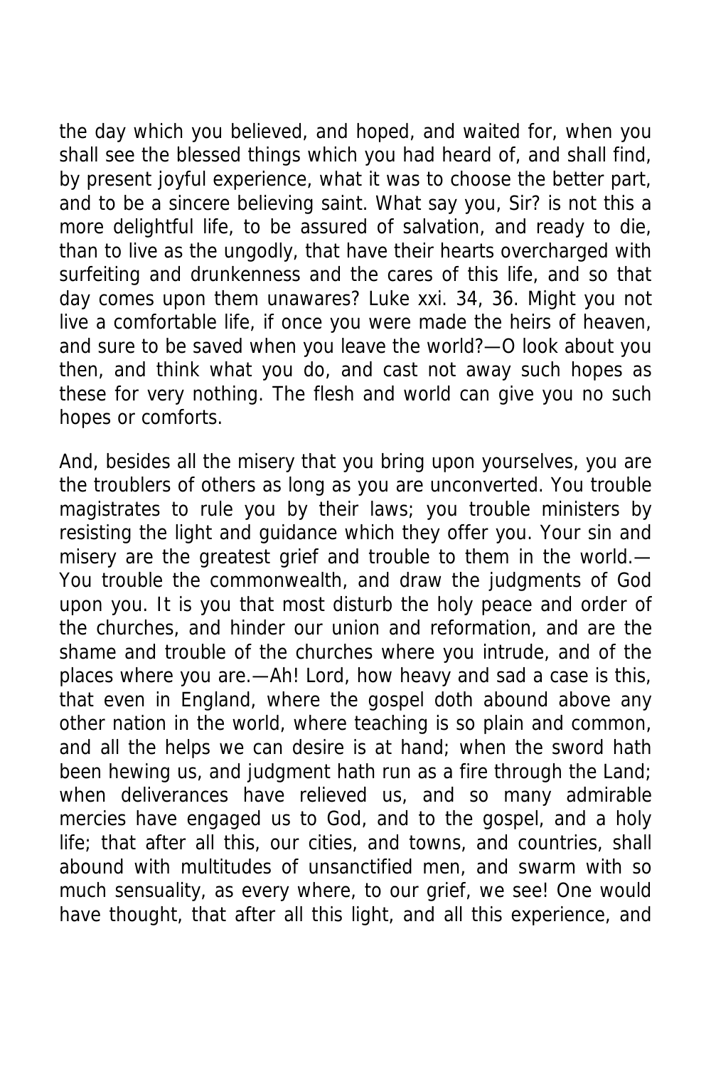the day which you believed, and hoped, and waited for, when you shall see the blessed things which you had heard of, and shall find, by present joyful experience, what it was to choose the better part, and to be a sincere believing saint. What say you, Sir? is not this a more delightful life, to be assured of salvation, and ready to die, than to live as the ungodly, that have their hearts overcharged with surfeiting and drunkenness and the cares of this life, and so that day comes upon them unawares? Luke xxi. 34, 36. Might you not live a comfortable life, if once you were made the heirs of heaven, and sure to be saved when you leave the world?—O look about you then, and think what you do, and cast not away such hopes as these for very nothing. The flesh and world can give you no such hopes or comforts.

And, besides all the misery that you bring upon yourselves, you are the troublers of others as long as you are unconverted. You trouble magistrates to rule you by their laws; you trouble ministers by resisting the light and guidance which they offer you. Your sin and misery are the greatest grief and trouble to them in the world.—You trouble the commonwealth, and draw the judgments of God upon you. It is you that most disturb the holy peace and order of the churches, and hinder our union and reformation, and are the shame and trouble of the churches where you intrude, and of the places where you are.—Ah! Lord, how heavy and sad a case is this, that even in England, where the gospel doth abound above any other nation in the world, where teaching is so plain and common, and all the helps we can desire is at hand; when the sword hath been hewing us, and judgment hath run as a fire through the Land; when deliverances have relieved us, and so many admirable mercies have engaged us to God, and to the gospel, and a holy life; that after all this, our cities, and towns, and countries, shall abound with multitudes of unsanctified men, and swarm with so much sensuality, as every where, to our grief, we see! One would have thought, that after all this light, and all this experience, and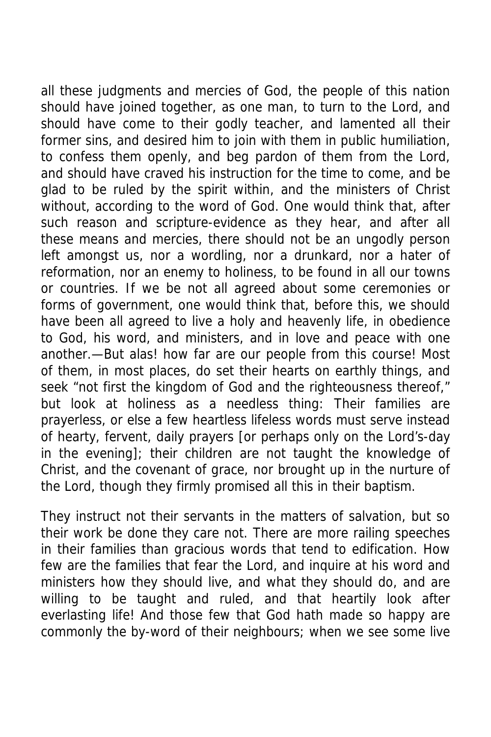all these judgments and mercies of God, the people of this nation should have joined together, as one man, to turn to the Lord, and should have come to their godly teacher, and lamented all their former sins, and desired him to join with them in public humiliation, to confess them openly, and beg pardon of them from the Lord, and should have craved his instruction for the time to come, and be glad to be ruled by the spirit within, and the ministers of Christ without, according to the word of God. One would think that, after such reason and scripture-evidence as they hear, and after all these means and mercies, there should not be an ungodly person left amongst us, nor a wordling, nor a drunkard, nor a hater of reformation, nor an enemy to holiness, to be found in all our towns or countries. If we be not all agreed about some ceremonies or forms of government, one would think that, before this, we should have been all agreed to live a holy and heavenly life, in obedience to God, his word, and ministers, and in love and peace with one another.—But alas! how far are our people from this course! Most of them, in most places, do set their hearts on earthly things, and seek "not first the kingdom of God and the righteousness thereof," but look at holiness as a needless thing: Their families are prayerless, or else a few heartless lifeless words must serve instead of hearty, fervent, daily prayers [or perhaps only on the Lord's-day in the evening]; their children are not taught the knowledge of Christ, and the covenant of grace, nor brought up in the nurture of the Lord, though they firmly promised all this in their baptism.

They instruct not their servants in the matters of salvation, but so their work be done they care not. There are more railing speeches in their families than gracious words that tend to edification. How few are the families that fear the Lord, and inquire at his word and ministers how they should live, and what they should do, and are willing to be taught and ruled, and that heartily look after everlasting life! And those few that God hath made so happy are commonly the by-word of their neighbours; when we see some live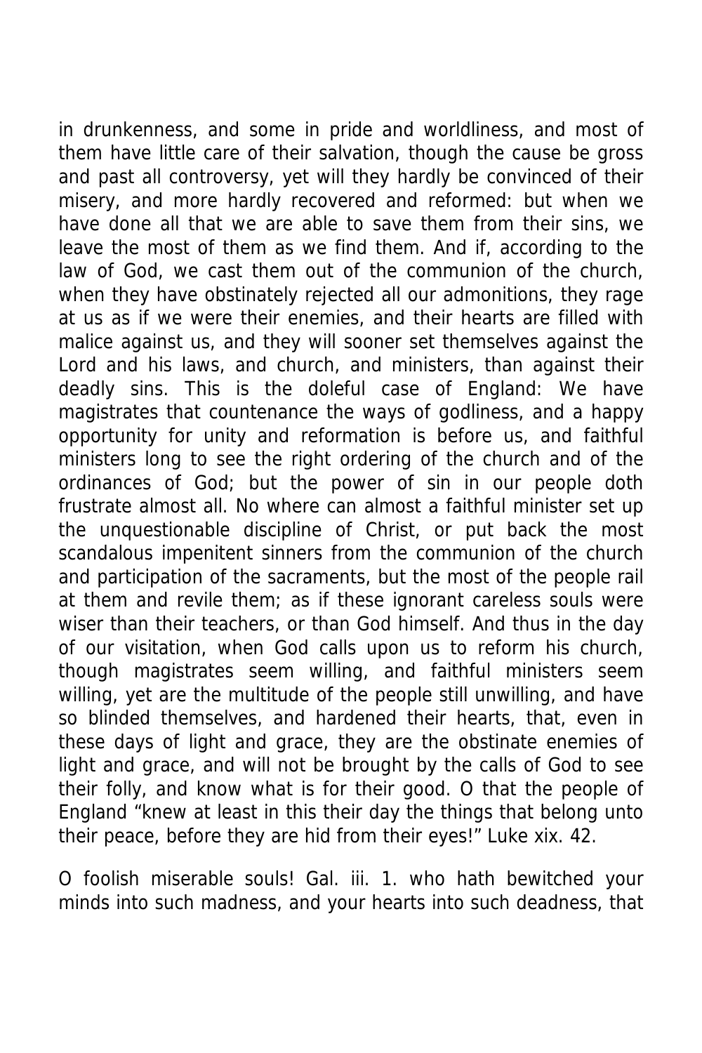in drunkenness, and some in pride and worldliness, and most of them have little care of their salvation, though the cause be gross and past all controversy, yet will they hardly be convinced of their misery, and more hardly recovered and reformed: but when we have done all that we are able to save them from their sins, we leave the most of them as we find them. And if, according to the law of God, we cast them out of the communion of the church, when they have obstinately rejected all our admonitions, they rage at us as if we were their enemies, and their hearts are filled with malice against us, and they will sooner set themselves against the Lord and his laws, and church, and ministers, than against their deadly sins. This is the doleful case of England: We have magistrates that countenance the ways of godliness, and a happy opportunity for unity and reformation is before us, and faithful ministers long to see the right ordering of the church and of the ordinances of God; but the power of sin in our people doth frustrate almost all. No where can almost a faithful minister set up the unquestionable discipline of Christ, or put back the most scandalous impenitent sinners from the communion of the church and participation of the sacraments, but the most of the people rail at them and revile them; as if these ignorant careless souls were wiser than their teachers, or than God himself. And thus in the day of our visitation, when God calls upon us to reform his church, though magistrates seem willing, and faithful ministers seem willing, yet are the multitude of the people still unwilling, and have so blinded themselves, and hardened their hearts, that, even in these days of light and grace, they are the obstinate enemies of light and grace, and will not be brought by the calls of God to see their folly, and know what is for their good. O that the people of England "knew at least in this their day the things that belong unto their peace, before they are hid from their eyes!" Luke xix. 42.

O foolish miserable souls! Gal. iii. 1. who hath bewitched your minds into such madness, and your hearts into such deadness, that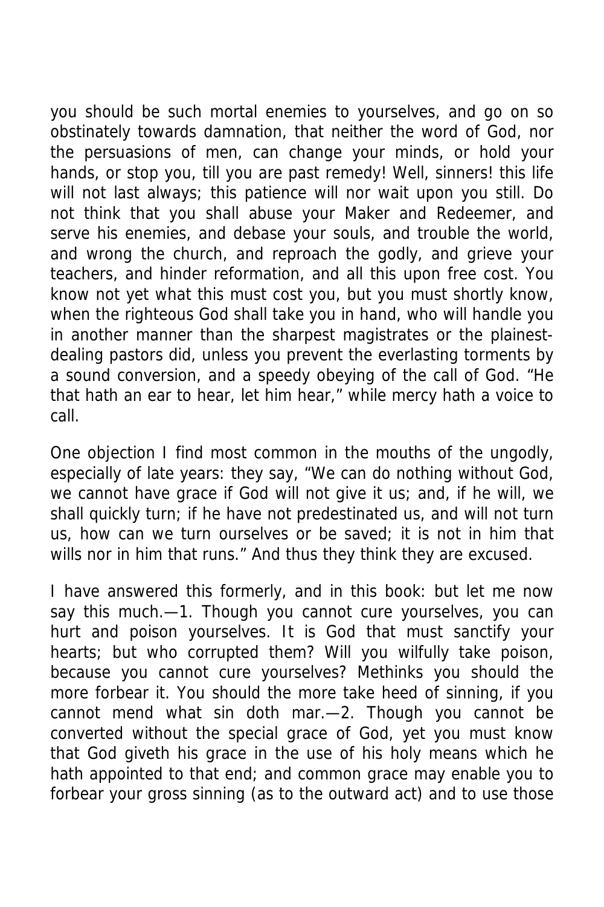you should be such mortal enemies to yourselves, and go on so obstinately towards damnation, that neither the word of God, nor the persuasions of men, can change your minds, or hold your hands, or stop you, till you are past remedy! Well, sinners! this life will not last always; this patience will nor wait upon you still. Do not think that you shall abuse your Maker and Redeemer, and serve his enemies, and debase your souls, and trouble the world, and wrong the church, and reproach the godly, and grieve your teachers, and hinder reformation, and all this upon free cost. You know not yet what this must cost you, but you must shortly know, when the righteous God shall take you in hand, who will handle you in another manner than the sharpest magistrates or the plainest-dealing pastors did, unless you prevent the everlasting torments by a sound conversion, and a speedy obeying of the call of God. "He that hath an ear to hear, let him hear," while mercy hath a voice to call.

One objection I find most common in the mouths of the ungodly, especially of late years: they say, "We can do nothing without God, we cannot have grace if God will not give it us; and, if he will, we shall quickly turn; if he have not predestinated us, and will not turn us, how can we turn ourselves or be saved; it is not in him that wills nor in him that runs." And thus they think they are excused.

I have answered this formerly, and in this book: but let me now say this much.—1. Though you cannot cure yourselves, you can hurt and poison yourselves. It is God that must sanctify your hearts; but who corrupted them? Will you wilfully take poison, because you cannot cure yourselves? Methinks you should the more forbear it. You should the more take heed of sinning, if you cannot mend what sin doth mar.—2. Though you cannot be converted without the special grace of God, yet you must know that God giveth his grace in the use of his holy means which he hath appointed to that end; and common grace may enable you to forbear your gross sinning (as to the outward act) and to use those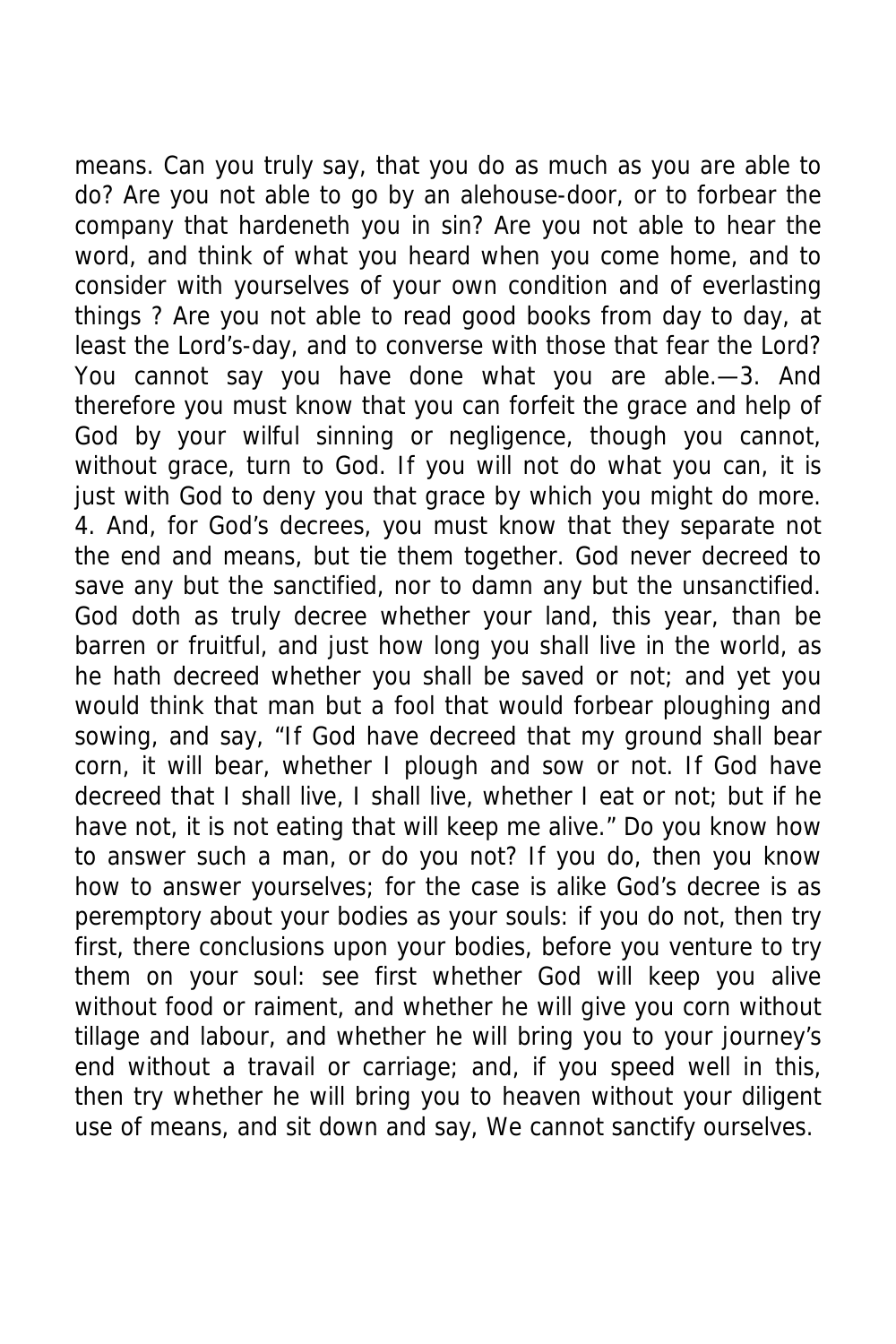means. Can you truly say, that you do as much as you are able to do? Are you not able to go by an alehouse-door, or to forbear the company that hardeneth you in sin? Are you not able to hear the word, and think of what you heard when you come home, and to consider with yourselves of your own condition and of everlasting things ? Are you not able to read good books from day to day, at least the Lord's-day, and to converse with those that fear the Lord? You cannot say you have done what you are able.—3. And therefore you must know that you can forfeit the grace and help of God by your wilful sinning or negligence, though you cannot, without grace, turn to God. If you will not do what you can, it is just with God to deny you that grace by which you might do more. 4. And, for God's decrees, you must know that they separate not the end and means, but tie them together. God never decreed to save any but the sanctified, nor to damn any but the unsanctified. God doth as truly decree whether your land, this year, than be barren or fruitful, and just how long you shall live in the world, as he hath decreed whether you shall be saved or not; and yet you would think that man but a fool that would forbear ploughing and sowing, and say, "If God have decreed that my ground shall bear corn, it will bear, whether I plough and sow or not. If God have decreed that I shall live, I shall live, whether I eat or not; but if he have not, it is not eating that will keep me alive." Do you know how to answer such a man, or do you not? If you do, then you know how to answer yourselves; for the case is alike God's decree is as peremptory about your bodies as your souls: if you do not, then try first, there conclusions upon your bodies, before you venture to try them on your soul: see first whether God will keep you alive without food or raiment, and whether he will give you corn without tillage and labour, and whether he will bring you to your journey's end without a travail or carriage; and, if you speed well in this, then try whether he will bring you to heaven without your diligent use of means, and sit down and say, We cannot sanctify ourselves.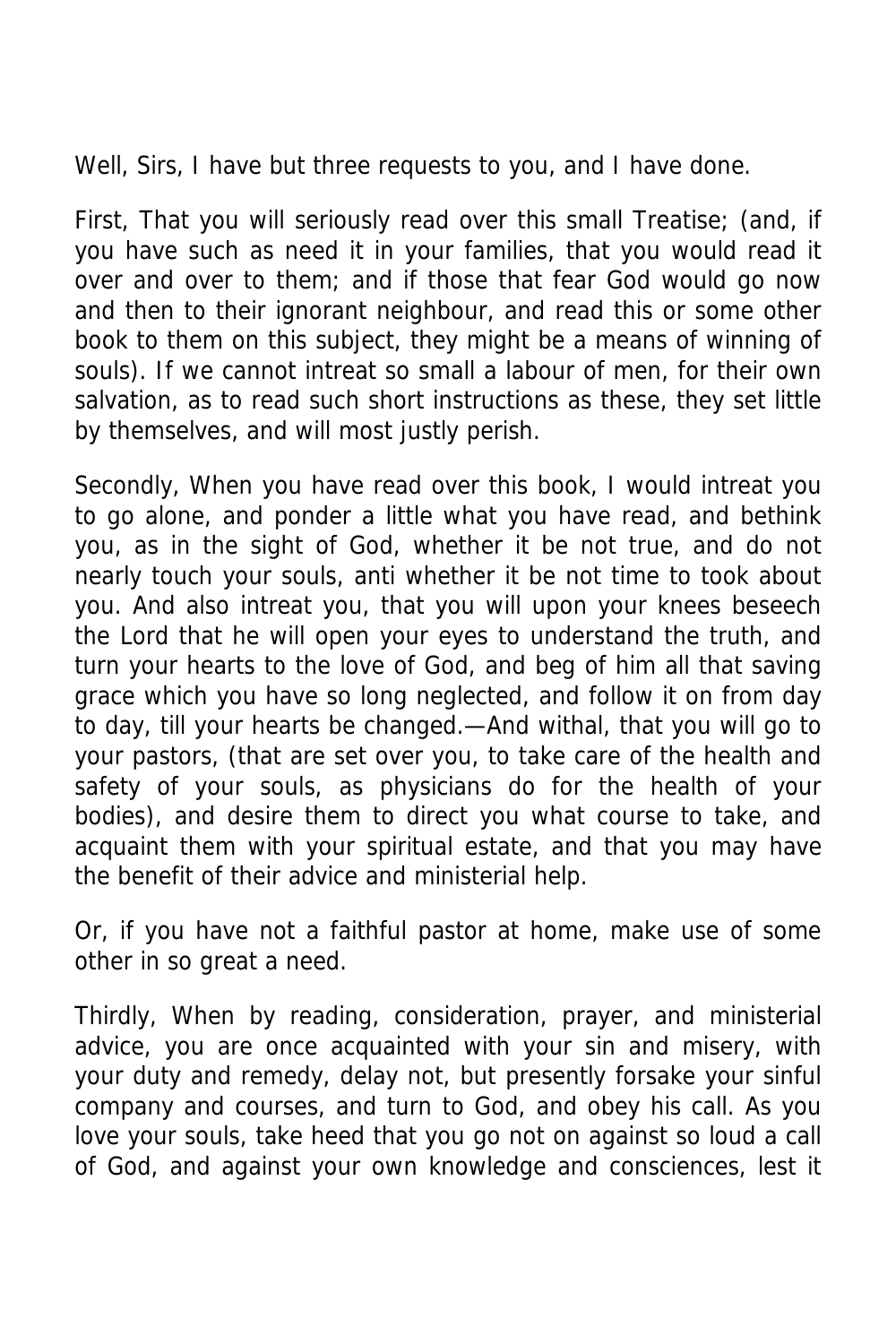Well, Sirs, I have but three requests to you, and I have done.

First, That you will seriously read over this small Treatise; (and, if you have such as need it in your families, that you would read it over and over to them; and if those that fear God would go now and then to their ignorant neighbour, and read this or some other book to them on this subject, they might be a means of winning of souls). If we cannot intreat so small a labour of men, for their own salvation, as to read such short instructions as these, they set little by themselves, and will most justly perish.

Secondly, When you have read over this book, I would intreat you to go alone, and ponder a little what you have read, and bethink you, as in the sight of God, whether it be not true, and do not nearly touch your souls, anti whether it be not time to took about you. And also intreat you, that you will upon your knees beseech the Lord that he will open your eyes to understand the truth, and turn your hearts to the love of God, and beg of him all that saving grace which you have so long neglected, and follow it on from day to day, till your hearts be changed.—And withal, that you will go to your pastors, (that are set over you, to take care of the health and safety of your souls, as physicians do for the health of your bodies), and desire them to direct you what course to take, and acquaint them with your spiritual estate, and that you may have the benefit of their advice and ministerial help.

Or, if you have not a faithful pastor at home, make use of some other in so great a need.

Thirdly, When by reading, consideration, prayer, and ministerial advice, you are once acquainted with your sin and misery, with your duty and remedy, delay not, but presently forsake your sinful company and courses, and turn to God, and obey his call. As you love your souls, take heed that you go not on against so loud a call of God, and against your own knowledge and consciences, lest it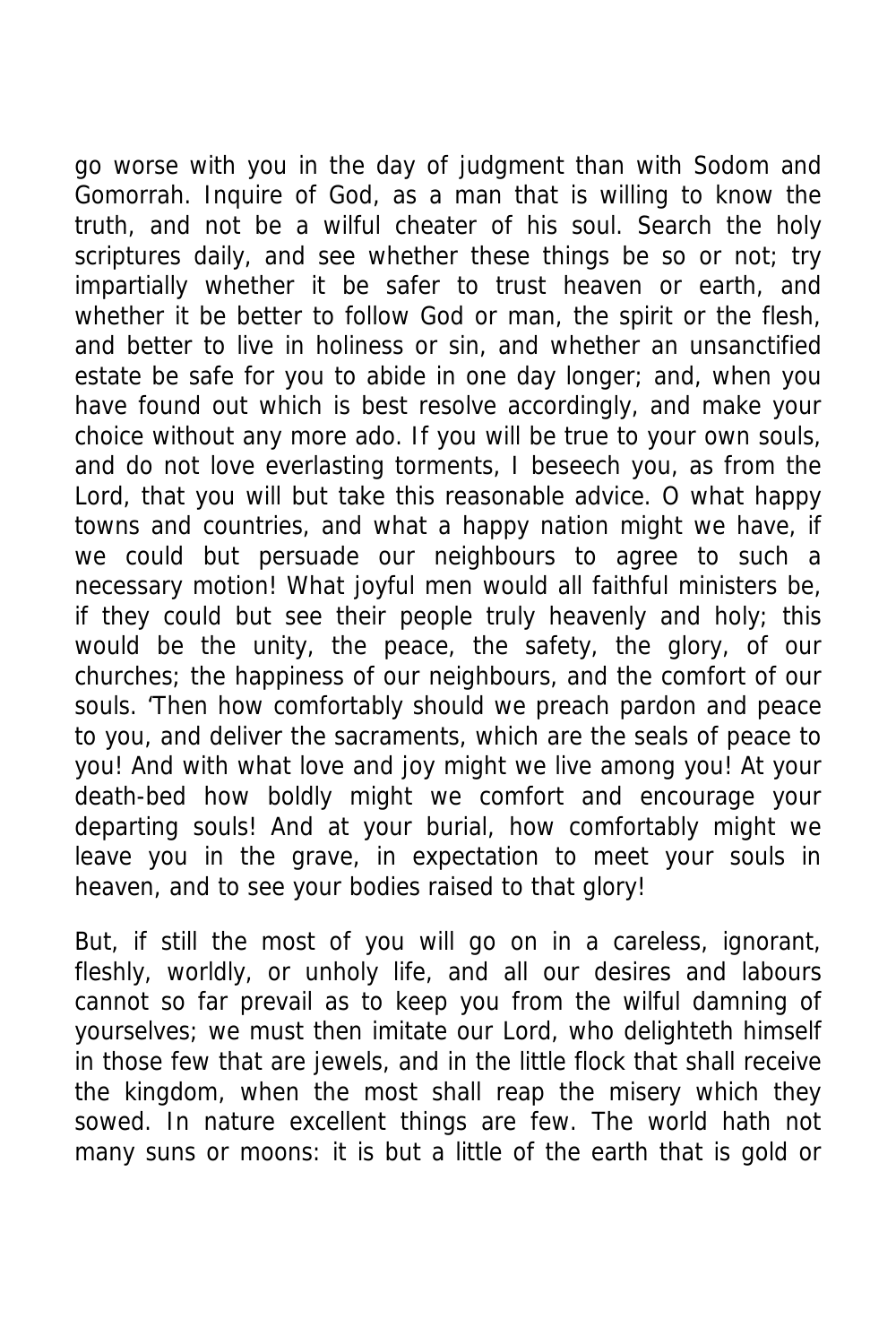go worse with you in the day of judgment than with Sodom and Gomorrah. Inquire of God, as a man that is willing to know the truth, and not be a wilful cheater of his soul. Search the holy scriptures daily, and see whether these things be so or not; try impartially whether it be safer to trust heaven or earth, and whether it be better to follow God or man, the spirit or the flesh, and better to live in holiness or sin, and whether an unsanctified estate be safe for you to abide in one day longer; and, when you have found out which is best resolve accordingly, and make your choice without any more ado. If you will be true to your own souls, and do not love everlasting torments, I beseech you, as from the Lord, that you will but take this reasonable advice. O what happy towns and countries, and what a happy nation might we have, if we could but persuade our neighbours to agree to such a necessary motion! What joyful men would all faithful ministers be, if they could but see their people truly heavenly and holy; this would be the unity, the peace, the safety, the glory, of our churches; the happiness of our neighbours, and the comfort of our souls. 'Then how comfortably should we preach pardon and peace to you, and deliver the sacraments, which are the seals of peace to you! And with what love and joy might we live among you! At your death-bed how boldly might we comfort and encourage your departing souls! And at your burial, how comfortably might we leave you in the grave, in expectation to meet your souls in heaven, and to see your bodies raised to that glory!

But, if still the most of you will go on in a careless, ignorant, fleshly, worldly, or unholy life, and all our desires and labours cannot so far prevail as to keep you from the wilful damning of yourselves; we must then imitate our Lord, who delighteth himself in those few that are jewels, and in the little flock that shall receive the kingdom, when the most shall reap the misery which they sowed. In nature excellent things are few. The world hath not many suns or moons: it is but a little of the earth that is gold or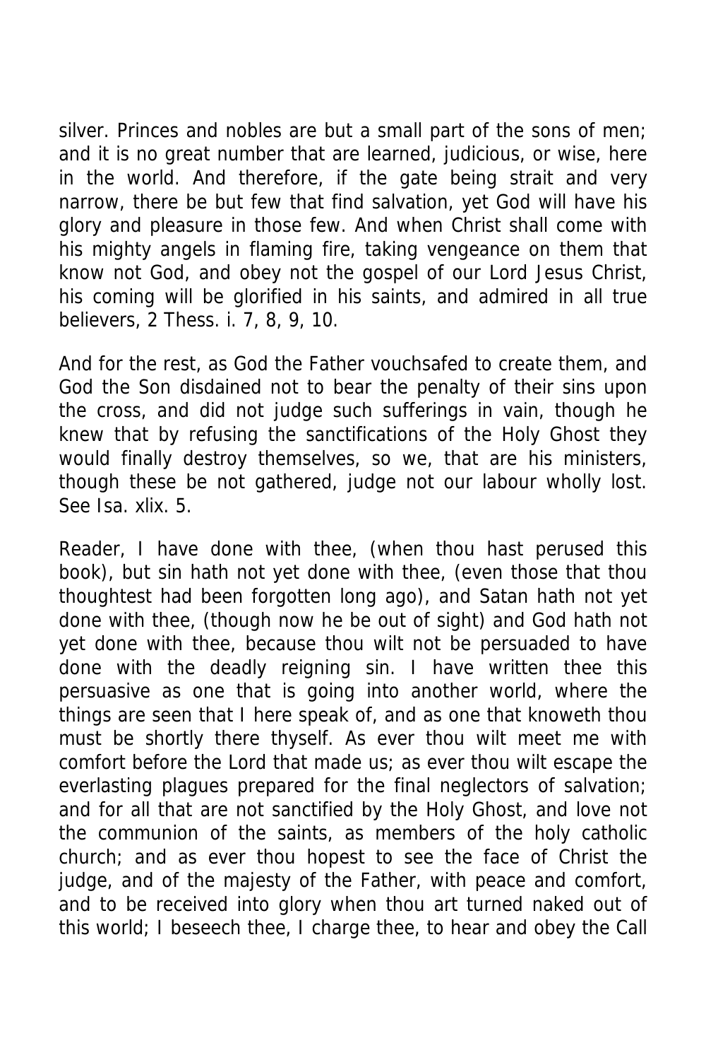silver. Princes and nobles are but a small part of the sons of men; and it is no great number that are learned, judicious, or wise, here in the world. And therefore, if the gate being strait and very narrow, there be but few that find salvation, yet God will have his glory and pleasure in those few. And when Christ shall come with his mighty angels in flaming fire, taking vengeance on them that know not God, and obey not the gospel of our Lord Jesus Christ, his coming will be glorified in his saints, and admired in all true believers, 2 Thess. i. 7, 8, 9, 10.

And for the rest, as God the Father vouchsafed to create them, and God the Son disdained not to bear the penalty of their sins upon the cross, and did not judge such sufferings in vain, though he knew that by refusing the sanctifications of the Holy Ghost they would finally destroy themselves, so we, that are his ministers, though these be not gathered, judge not our labour wholly lost. See Isa. xlix. 5.

Reader, I have done with thee, (when thou hast perused this book), but sin hath not yet done with thee, (even those that thou thoughtest had been forgotten long ago), and Satan hath not yet done with thee, (though now he be out of sight) and God hath not yet done with thee, because thou wilt not be persuaded to have done with the deadly reigning sin. I have written thee this persuasive as one that is going into another world, where the things are seen that I here speak of, and as one that knoweth thou must be shortly there thyself. As ever thou wilt meet me with comfort before the Lord that made us; as ever thou wilt escape the everlasting plagues prepared for the final neglectors of salvation; and for all that are not sanctified by the Holy Ghost, and love not the communion of the saints, as members of the holy catholic church; and as ever thou hopest to see the face of Christ the judge, and of the majesty of the Father, with peace and comfort, and to be received into glory when thou art turned naked out of this world; I beseech thee, I charge thee, to hear and obey the Call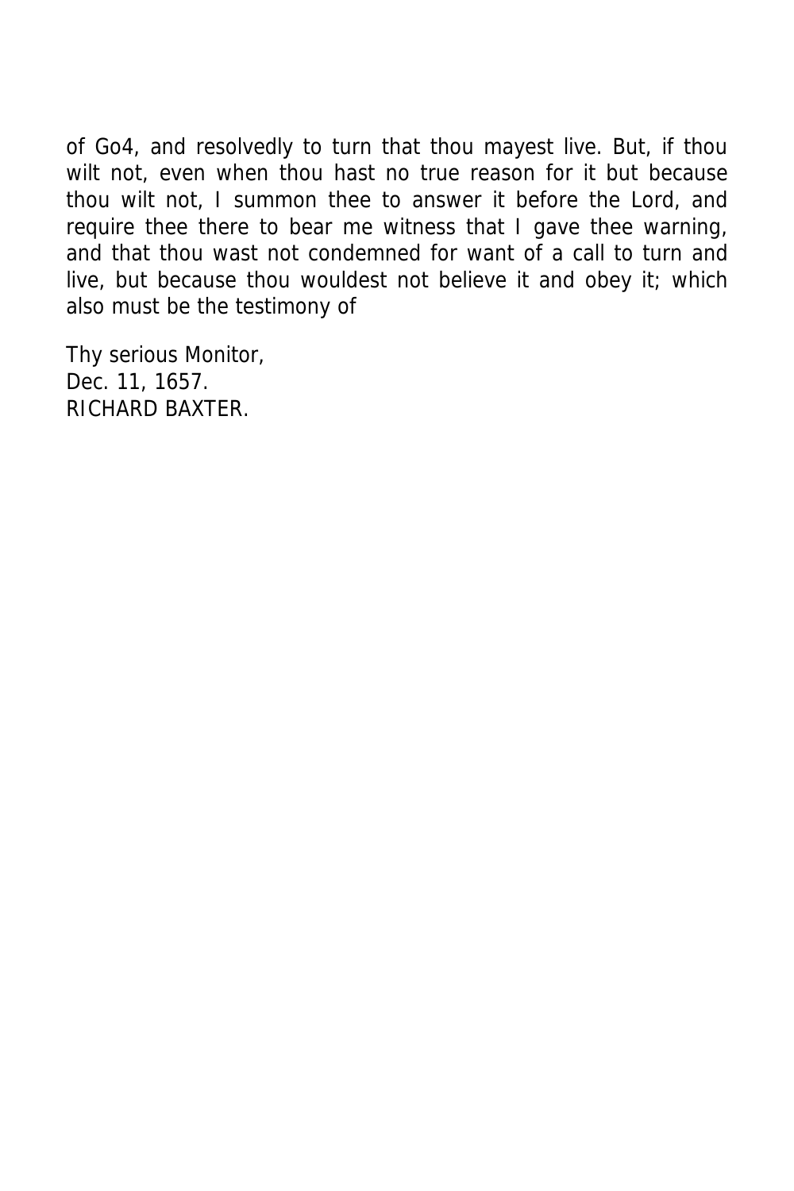of Go4, and resolvedly to turn that thou mayest live. But, if thou wilt not, even when thou hast no true reason for it but because thou wilt not, I summon thee to answer it before the Lord, and require thee there to bear me witness that I gave thee warning, and that thou wast not condemned for want of a call to turn and live, but because thou wouldest not believe it and obey it; which also must be the testimony of

Thy serious Monitor,  
Dec. 11, 1657.  
RICHARD BAXTER.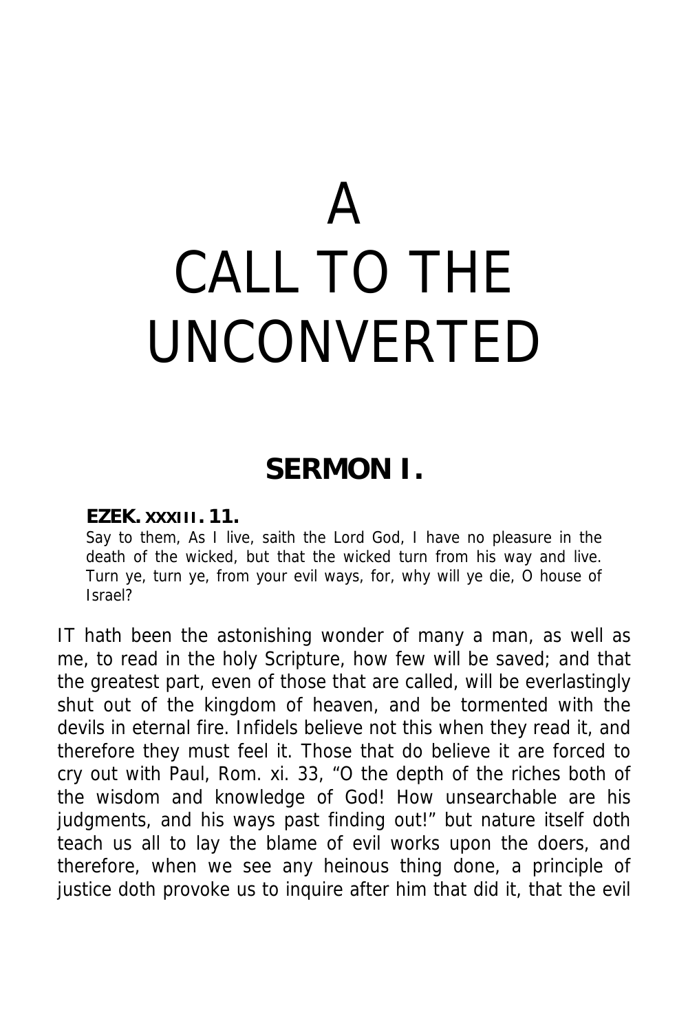# A CALL TO THE UNCONVERTED

## SERMON I.

**EZEK. XXXIII. 11.**

Say to them, As I live, saith the Lord God, I have no pleasure in the death of the wicked, but that the wicked turn from his way and live. Turn ye, turn ye, from your evil ways, for, why will ye die, O house of Israel?

IT hath been the astonishing wonder of many a man, as well as me, to read in the holy Scripture, how few will be saved; and that the greatest part, even of those that are called, will be everlastingly shut out of the kingdom of heaven, and be tormented with the devils in eternal fire. Infidels believe not this when they read it, and therefore they must feel it. Those that do believe it are forced to cry out with Paul, Rom. xi. 33, "O the depth of the riches both of the wisdom and knowledge of God! How unsearchable are his judgments, and his ways past finding out!" but nature itself doth teach us all to lay the blame of evil works upon the doers, and therefore, when we see any heinous thing done, a principle of justice doth provoke us to inquire after him that did it, that the evil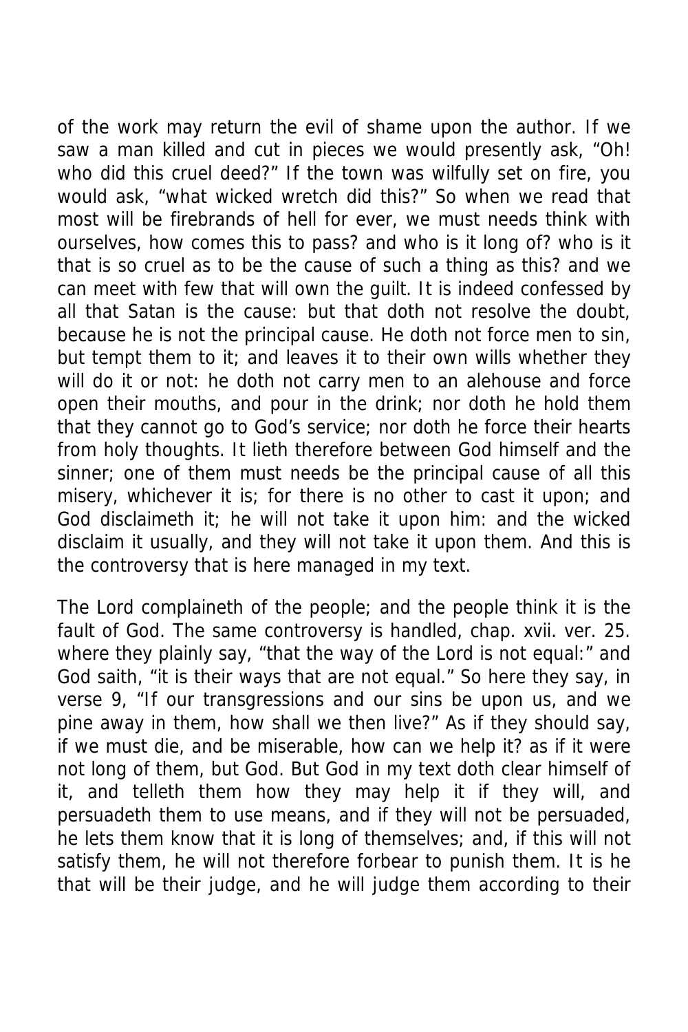of the work may return the evil of shame upon the author. If we saw a man killed and cut in pieces we would presently ask, "Oh! who did this cruel deed?" If the town was wilfully set on fire, you would ask, "what wicked wretch did this?" So when we read that most will be firebrands of hell for ever, we must needs think with ourselves, how comes this to pass? and who is it long of? who is it that is so cruel as to be the cause of such a thing as this? and we can meet with few that will own the guilt. It is indeed confessed by all that Satan is the cause: but that doth not resolve the doubt, because he is not the principal cause. He doth not force men to sin, but tempt them to it; and leaves it to their own wills whether they will do it or not: he doth not carry men to an alehouse and force open their mouths, and pour in the drink; nor doth he hold them that they cannot go to God's service; nor doth he force their hearts from holy thoughts. It lieth therefore between God himself and the sinner; one of them must needs be the principal cause of all this misery, whichever it is; for there is no other to cast it upon; and God disclaimeth it; he will not take it upon him: and the wicked disclaim it usually, and they will not take it upon them. And this is the controversy that is here managed in my text.

The Lord complaineth of the people; and the people think it is the fault of God. The same controversy is handled, chap. xvii. ver. 25. where they plainly say, "that the way of the Lord is not equal:" and God saith, "it is their ways that are not equal." So here they say, in verse 9, "If our transgressions and our sins be upon us, and we pine away in them, how shall we then live?" As if they should say, if we must die, and be miserable, how can we help it? as if it were not long of them, but God. But God in my text doth clear himself of it, and telleth them how they may help it if they will, and persuadeth them to use means, and if they will not be persuaded, he lets them know that it is long of themselves; and, if this will not satisfy them, he will not therefore forbear to punish them. It is he that will be their judge, and he will judge them according to their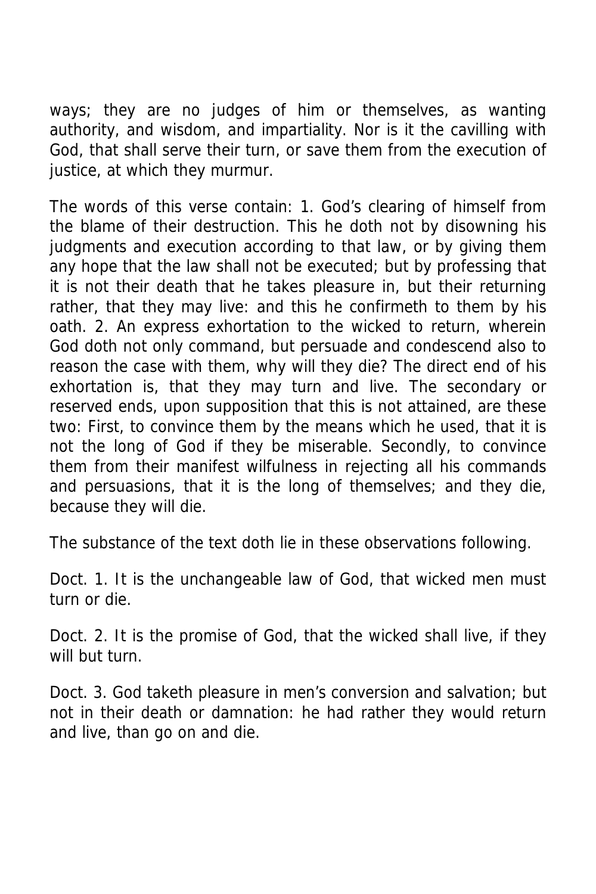ways; they are no judges of him or themselves, as wanting authority, and wisdom, and impartiality. Nor is it the cavilling with God, that shall serve their turn, or save them from the execution of justice, at which they murmur.

The words of this verse contain: 1. God's clearing of himself from the blame of their destruction. This he doth not by disowning his judgments and execution according to that law, or by giving them any hope that the law shall not be executed; but by professing that it is not their death that he takes pleasure in, but their returning rather, that they may live: and this he confirmeth to them by his oath. 2. An express exhortation to the wicked to return, wherein God doth not only command, but persuade and condescend also to reason the case with them, why will they die? The direct end of his exhortation is, that they may turn and live. The secondary or reserved ends, upon supposition that this is not attained, are these two: First, to convince them by the means which he used, that it is not the long of God if they be miserable. Secondly, to convince them from their manifest wilfulness in rejecting all his commands and persuasions, that it is the long of themselves; and they die, because they will die.

The substance of the text doth lie in these observations following.

Doct. 1. It is the unchangeable law of God, that wicked men must turn or die.

Doct. 2. It is the promise of God, that the wicked shall live, if they will but turn.

Doct. 3. God taketh pleasure in men's conversion and salvation; but not in their death or damnation: he had rather they would return and live, than go on and die.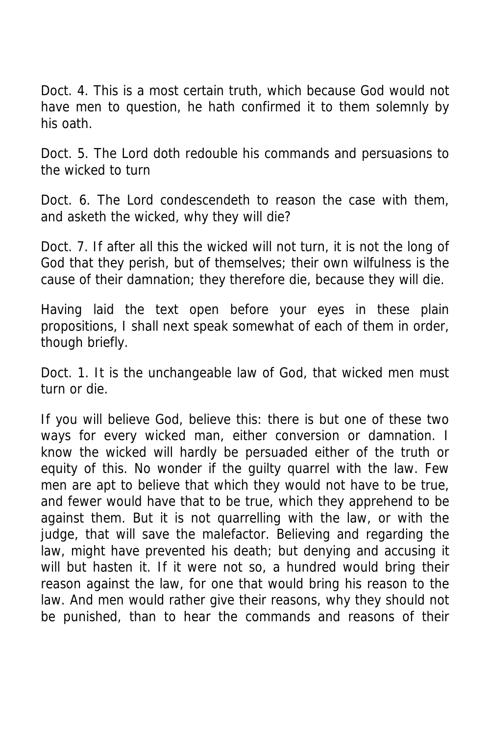Doct. 4. This is a most certain truth, which because God would not have men to question, he hath confirmed it to them solemnly by his oath.

Doct. 5. The Lord doth redouble his commands and persuasions to the wicked to turn

Doct. 6. The Lord condescendeth to reason the case with them, and asketh the wicked, why they will die?

Doct. 7. If after all this the wicked will not turn, it is not the long of God that they perish, but of themselves; their own wilfulness is the cause of their damnation; they therefore die, because they will die.

Having laid the text open before your eyes in these plain propositions, I shall next speak somewhat of each of them in order, though briefly.

Doct. 1. It is the unchangeable law of God, that wicked men must turn or die.

If you will believe God, believe this: there is but one of these two ways for every wicked man, either conversion or damnation. I know the wicked will hardly be persuaded either of the truth or equity of this. No wonder if the guilty quarrel with the law. Few men are apt to believe that which they would not have to be true, and fewer would have that to be true, which they apprehend to be against them. But it is not quarrelling with the law, or with the judge, that will save the malefactor. Believing and regarding the law, might have prevented his death; but denying and accusing it will but hasten it. If it were not so, a hundred would bring their reason against the law, for one that would bring his reason to the law. And men would rather give their reasons, why they should not be punished, than to hear the commands and reasons of their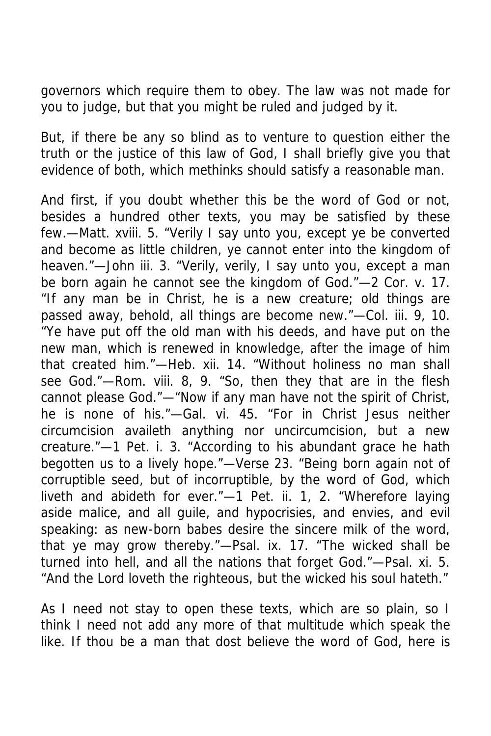governors which require them to obey. The law was not made for you to judge, but that you might be ruled and judged by it.

But, if there be any so blind as to venture to question either the truth or the justice of this law of God, I shall briefly give you that evidence of both, which methinks should satisfy a reasonable man.

And first, if you doubt whether this be the word of God or not, besides a hundred other texts, you may be satisfied by these few.—Matt. xviii. 5. "Verily I say unto you, except ye be converted and become as little children, ye cannot enter into the kingdom of heaven."—John iii. 3. "Verily, verily, I say unto you, except a man be born again he cannot see the kingdom of God."—2 Cor. v. 17. "If any man be in Christ, he is a new creature; old things are passed away, behold, all things are become new."—Col. iii. 9, 10. "Ye have put off the old man with his deeds, and have put on the new man, which is renewed in knowledge, after the image of him that created him."—Heb. xii. 14. "Without holiness no man shall see God."—Rom. viii. 8, 9. "So, then they that are in the flesh cannot please God."—"Now if any man have not the spirit of Christ, he is none of his."—Gal. vi. 45. "For in Christ Jesus neither circumcision availeth anything nor uncircumcision, but a new creature."—1 Pet. i. 3. "According to his abundant grace he hath begotten us to a lively hope."—Verse 23. "Being born again not of corruptible seed, but of incorruptible, by the word of God, which liveth and abideth for ever."—1 Pet. ii. 1, 2. "Wherefore laying aside malice, and all guile, and hypocrisies, and envies, and evil speaking: as new-born babes desire the sincere milk of the word, that ye may grow thereby."—Psal. ix. 17. "The wicked shall be turned into hell, and all the nations that forget God."—Psal. xi. 5. "And the Lord loveth the righteous, but the wicked his soul hateth."

As I need not stay to open these texts, which are so plain, so I think I need not add any more of that multitude which speak the like. If thou be a man that dost believe the word of God, here is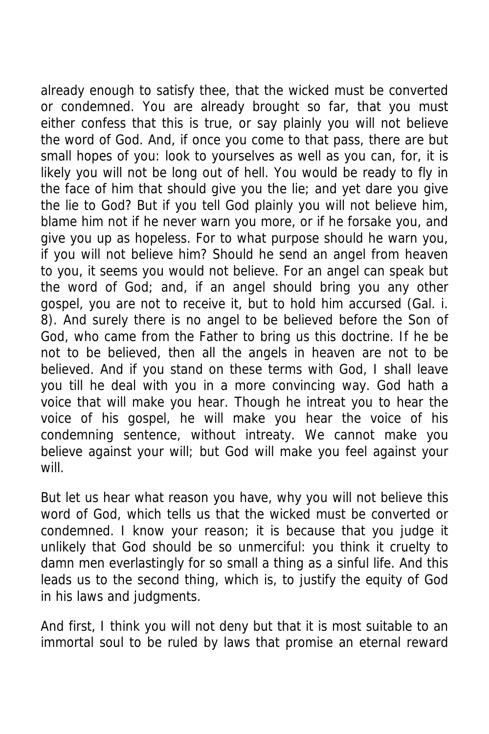already enough to satisfy thee, that the wicked must be converted or condemned. You are already brought so far, that you must either confess that this is true, or say plainly you will not believe the word of God. And, if once you come to that pass, there are but small hopes of you: look to yourselves as well as you can, for, it is likely you will not be long out of hell. You would be ready to fly in the face of him that should give you the lie; and yet dare you give the lie to God? But if you tell God plainly you will not believe him, blame him not if he never warn you more, or if he forsake you, and give you up as hopeless. For to what purpose should he warn you, if you will not believe him? Should he send an angel from heaven to you, it seems you would not believe. For an angel can speak but the word of God; and, if an angel should bring you any other gospel, you are not to receive it, but to hold him accursed (Gal. i. 8). And surely there is no angel to be believed before the Son of God, who came from the Father to bring us this doctrine. If he be not to be believed, then all the angels in heaven are not to be believed. And if you stand on these terms with God, I shall leave you till he deal with you in a more convincing way. God hath a voice that will make you hear. Though he intreat you to hear the voice of his gospel, he will make you hear the voice of his condemning sentence, without intreaty. We cannot make you believe against your will; but God will make you feel against your will.

But let us hear what reason you have, why you will not believe this word of God, which tells us that the wicked must be converted or condemned. I know your reason; it is because that you judge it unlikely that God should be so unmerciful: you think it cruelty to damn men everlastingly for so small a thing as a sinful life. And this leads us to the second thing, which is, to justify the equity of God in his laws and judgments.

And first, I think you will not deny but that it is most suitable to an immortal soul to be ruled by laws that promise an eternal reward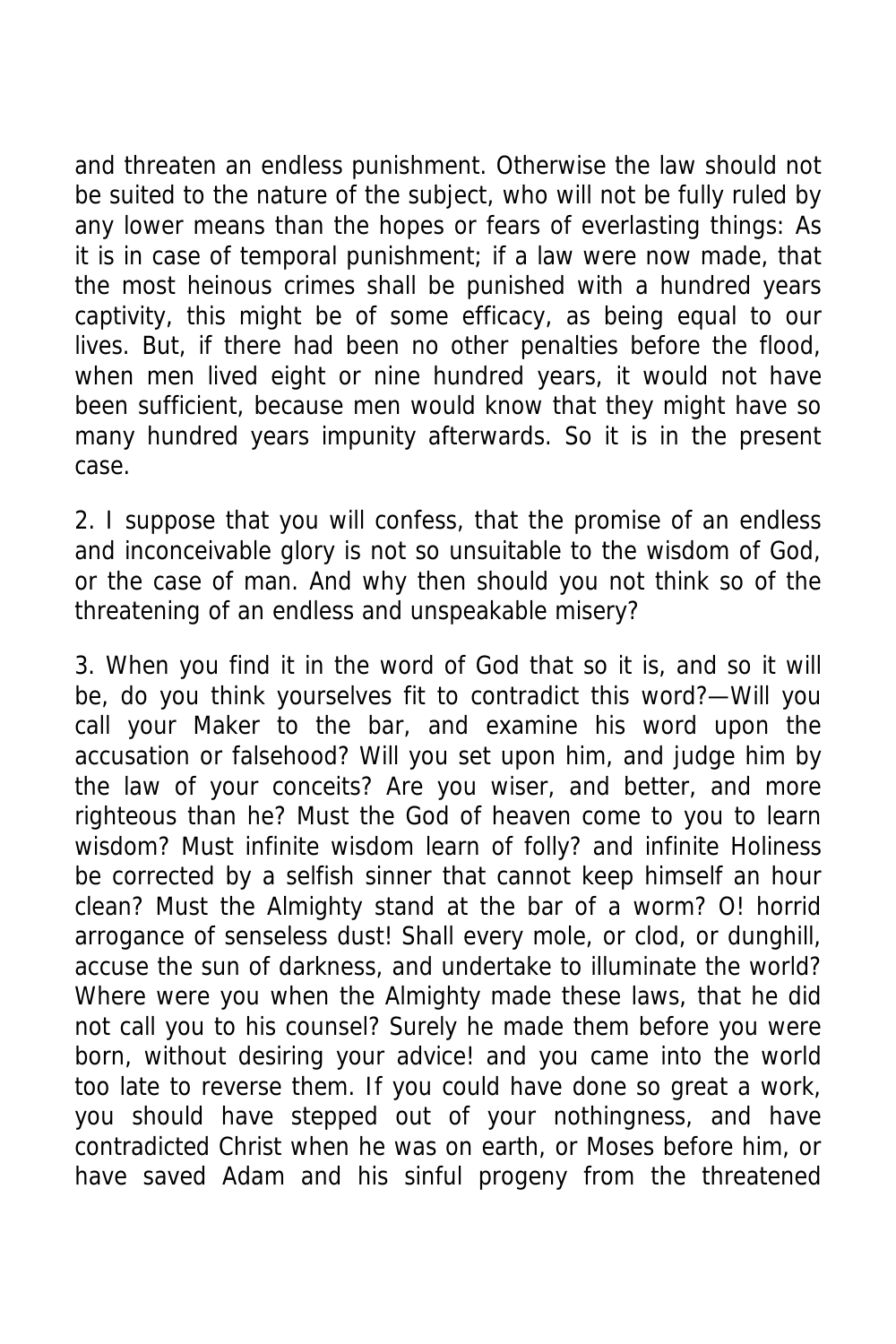and threaten an endless punishment. Otherwise the law should not be suited to the nature of the subject, who will not be fully ruled by any lower means than the hopes or fears of everlasting things: As it is in case of temporal punishment; if a law were now made, that the most heinous crimes shall be punished with a hundred years captivity, this might be of some efficacy, as being equal to our lives. But, if there had been no other penalties before the flood, when men lived eight or nine hundred years, it would not have been sufficient, because men would know that they might have so many hundred years impunity afterwards. So it is in the present case.

2. I suppose that you will confess, that the promise of an endless and inconceivable glory is not so unsuitable to the wisdom of God, or the case of man. And why then should you not think so of the threatening of an endless and unspeakable misery?

3. When you find it in the word of God that so it is, and so it will be, do you think yourselves fit to contradict this word?—Will you call your Maker to the bar, and examine his word upon the accusation or falsehood? Will you set upon him, and judge him by the law of your conceits? Are you wiser, and better, and more righteous than he? Must the God of heaven come to you to learn wisdom? Must infinite wisdom learn of folly? and infinite Holiness be corrected by a selfish sinner that cannot keep himself an hour clean? Must the Almighty stand at the bar of a worm? O! horrid arrogance of senseless dust! Shall every mole, or clod, or dunghill, accuse the sun of darkness, and undertake to illuminate the world? Where were you when the Almighty made these laws, that he did not call you to his counsel? Surely he made them before you were born, without desiring your advice! and you came into the world too late to reverse them. If you could have done so great a work, you should have stepped out of your nothingness, and have contradicted Christ when he was on earth, or Moses before him, or have saved Adam and his sinful progeny from the threatened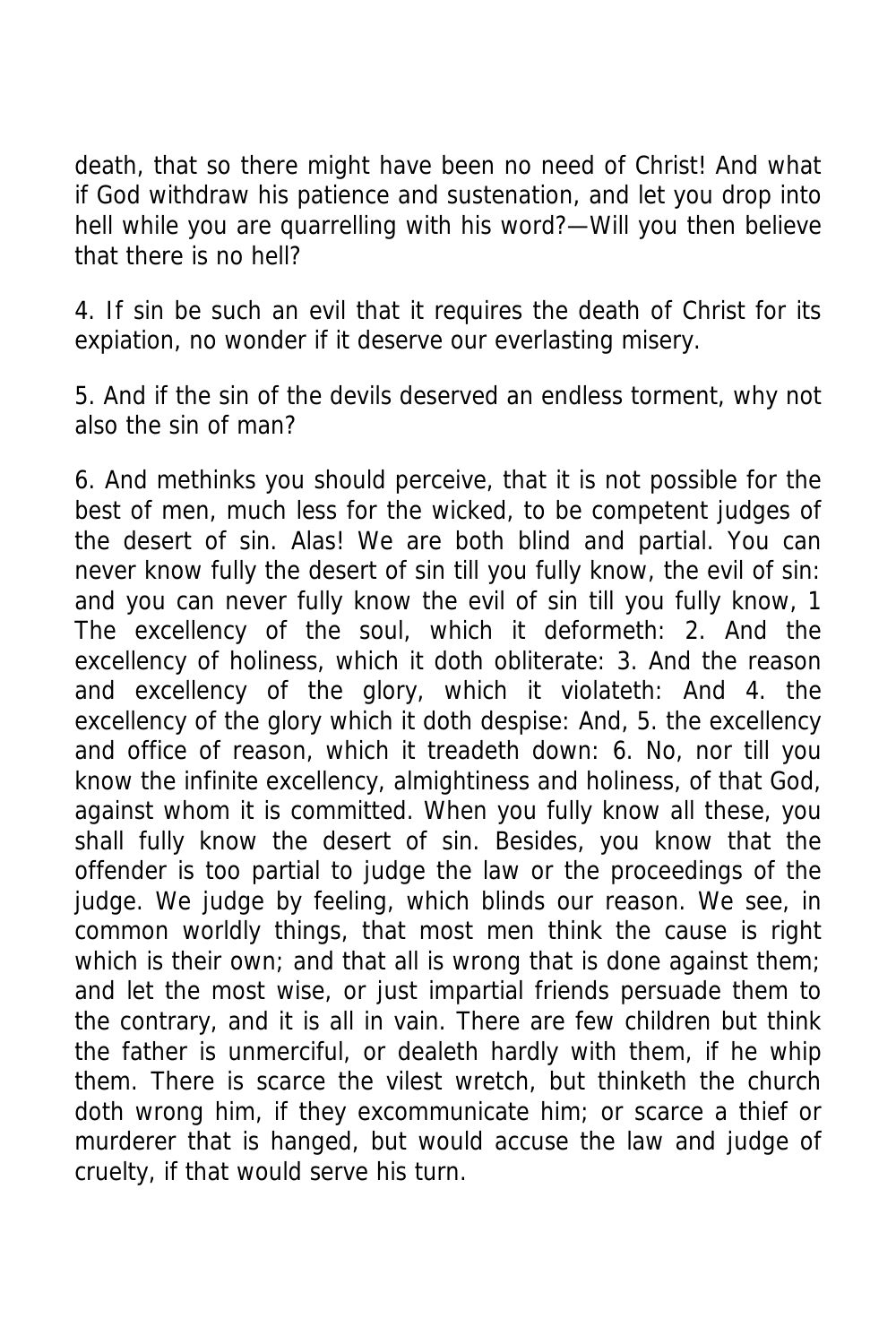death, that so there might have been no need of Christ! And what if God withdraw his patience and sustenation, and let you drop into hell while you are quarrelling with his word?—Will you then believe that there is no hell?

4. If sin be such an evil that it requires the death of Christ for its expiation, no wonder if it deserve our everlasting misery.

5. And if the sin of the devils deserved an endless torment, why not also the sin of man?

6. And methinks you should perceive, that it is not possible for the best of men, much less for the wicked, to be competent judges of the desert of sin. Alas! We are both blind and partial. You can never know fully the desert of sin till you fully know, the evil of sin: and you can never fully know the evil of sin till you fully know, 1 The excellency of the soul, which it deformeth: 2. And the excellency of holiness, which it doth obliterate: 3. And the reason and excellency of the glory, which it violateth: And 4. the excellency of the glory which it doth despise: And, 5. the excellency and office of reason, which it treadeth down: 6. No, nor till you know the infinite excellency, almightiness and holiness, of that God, against whom it is committed. When you fully know all these, you shall fully know the desert of sin. Besides, you know that the offender is too partial to judge the law or the proceedings of the judge. We judge by feeling, which blinds our reason. We see, in common worldly things, that most men think the cause is right which is their own; and that all is wrong that is done against them; and let the most wise, or just impartial friends persuade them to the contrary, and it is all in vain. There are few children but think the father is unmerciful, or dealeth hardly with them, if he whip them. There is scarce the vilest wretch, but thinketh the church doth wrong him, if they excommunicate him; or scarce a thief or murderer that is hanged, but would accuse the law and judge of cruelty, if that would serve his turn.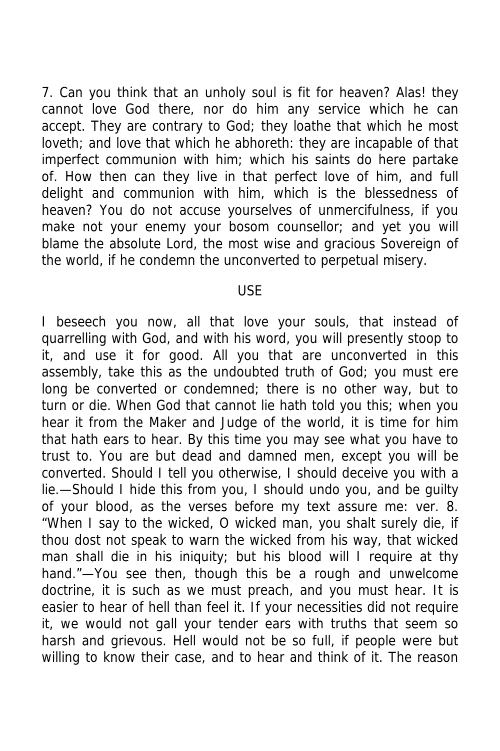7. Can you think that an unholy soul is fit for heaven? Alas! they cannot love God there, nor do him any service which he can accept. They are contrary to God; they loathe that which he most loveth; and love that which he abhoreth: they are incapable of that imperfect communion with him; which his saints do here partake of. How then can they live in that perfect love of him, and full delight and communion with him, which is the blessedness of heaven? You do not accuse yourselves of unmercifulness, if you make not your enemy your bosom counsellor; and yet you will blame the absolute Lord, the most wise and gracious Sovereign of the world, if he condemn the unconverted to perpetual misery.

## USE

I beseech you now, all that love your souls, that instead of quarrelling with God, and with his word, you will presently stoop to it, and use it for good. All you that are unconverted in this assembly, take this as the undoubted truth of God; you must ere long be converted or condemned; there is no other way, but to turn or die. When God that cannot lie hath told you this; when you hear it from the Maker and Judge of the world, it is time for him that hath ears to hear. By this time you may see what you have to trust to. You are but dead and damned men, except you will be converted. Should I tell you otherwise, I should deceive you with a lie.—Should I hide this from you, I should undo you, and be guilty of your blood, as the verses before my text assure me: ver. 8. "When I say to the wicked, O wicked man, you shalt surely die, if thou dost not speak to warn the wicked from his way, that wicked man shall die in his iniquity; but his blood will I require at thy hand."—You see then, though this be a rough and unwelcome doctrine, it is such as we must preach, and you must hear. It is easier to hear of hell than feel it. If your necessities did not require it, we would not gall your tender ears with truths that seem so harsh and grievous. Hell would not be so full, if people were but willing to know their case, and to hear and think of it. The reason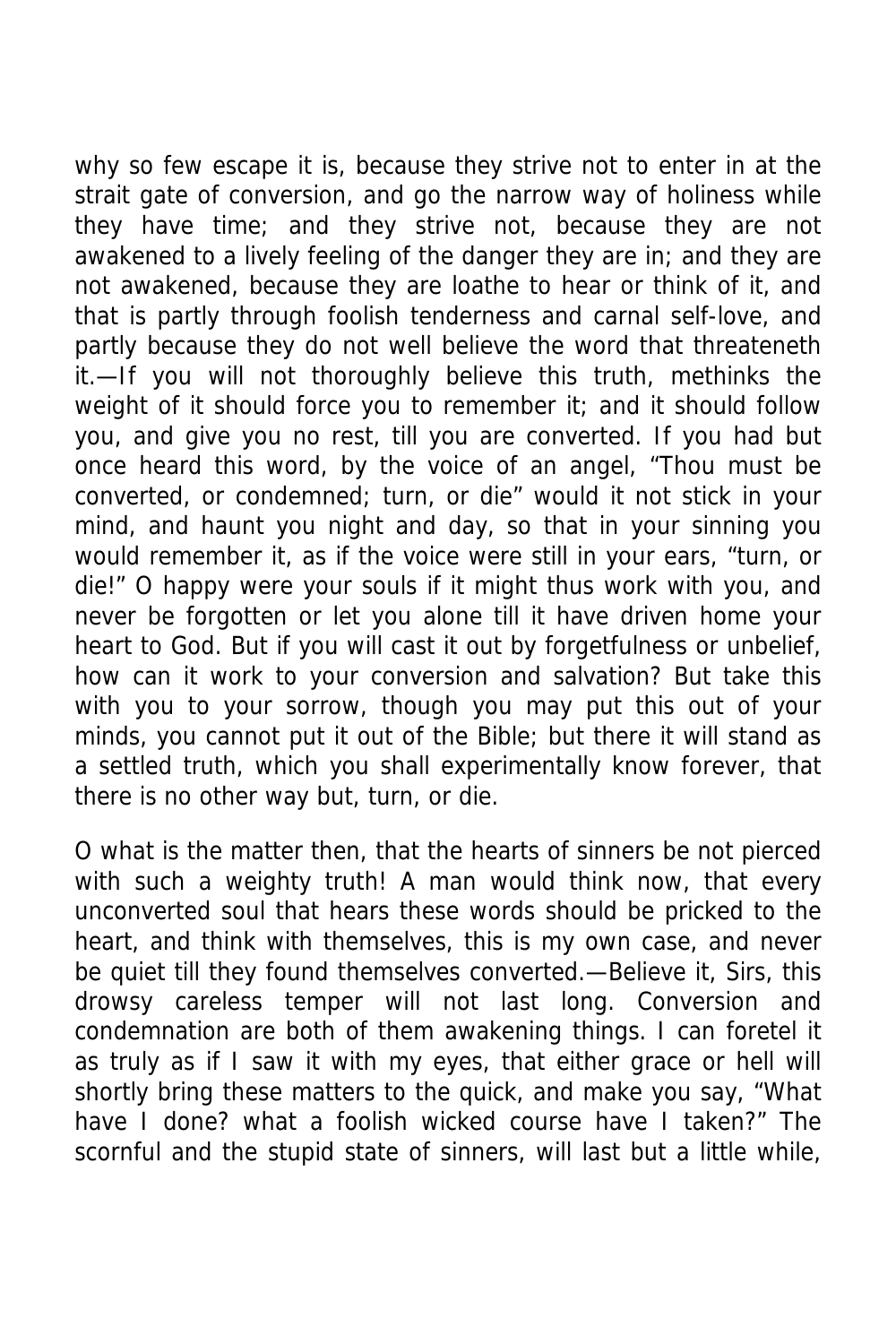why so few escape it is, because they strive not to enter in at the strait gate of conversion, and go the narrow way of holiness while they have time; and they strive not, because they are not awakened to a lively feeling of the danger they are in; and they are not awakened, because they are loathe to hear or think of it, and that is partly through foolish tenderness and carnal self-love, and partly because they do not well believe the word that threateneth it.—If you will not thoroughly believe this truth, methinks the weight of it should force you to remember it; and it should follow you, and give you no rest, till you are converted. If you had but once heard this word, by the voice of an angel, "Thou must be converted, or condemned; turn, or die" would it not stick in your mind, and haunt you night and day, so that in your sinning you would remember it, as if the voice were still in your ears, "turn, or die!" O happy were your souls if it might thus work with you, and never be forgotten or let you alone till it have driven home your heart to God. But if you will cast it out by forgetfulness or unbelief, how can it work to your conversion and salvation? But take this with you to your sorrow, though you may put this out of your minds, you cannot put it out of the Bible; but there it will stand as a settled truth, which you shall experimentally know forever, that there is no other way but, turn, or die.

O what is the matter then, that the hearts of sinners be not pierced with such a weighty truth! A man would think now, that every unconverted soul that hears these words should be pricked to the heart, and think with themselves, this is my own case, and never be quiet till they found themselves converted.—Believe it, Sirs, this drowsy careless temper will not last long. Conversion and condemnation are both of them awakening things. I can foretel it as truly as if I saw it with my eyes, that either grace or hell will shortly bring these matters to the quick, and make you say, "What have I done? what a foolish wicked course have I taken?" The scornful and the stupid state of sinners, will last but a little while,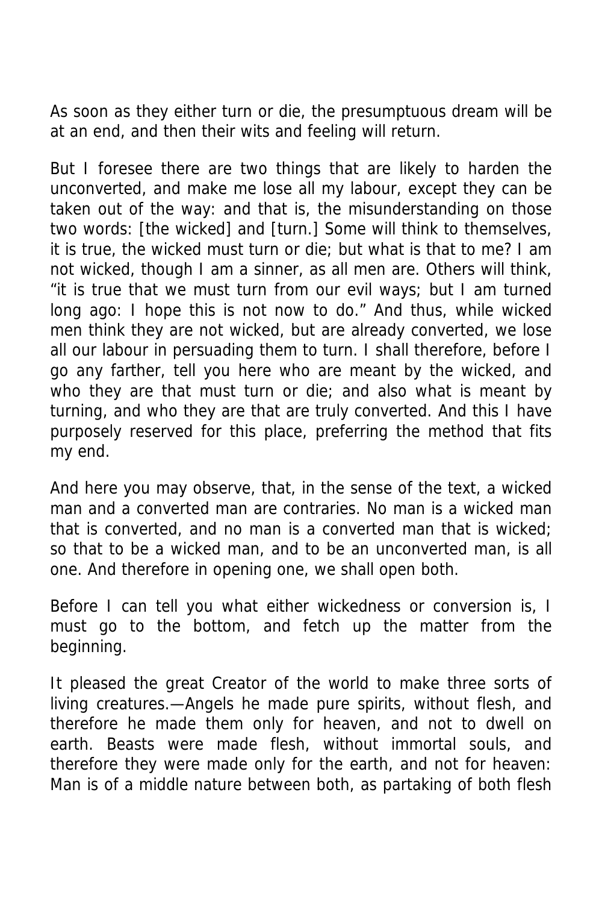As soon as they either turn or die, the presumptuous dream will be at an end, and then their wits and feeling will return.

But I foresee there are two things that are likely to harden the unconverted, and make me lose all my labour, except they can be taken out of the way: and that is, the misunderstanding on those two words: [the wicked] and [turn.] Some will think to themselves, it is true, the wicked must turn or die; but what is that to me? I am not wicked, though I am a sinner, as all men are. Others will think, "it is true that we must turn from our evil ways; but I am turned long ago: I hope this is not now to do." And thus, while wicked men think they are not wicked, but are already converted, we lose all our labour in persuading them to turn. I shall therefore, before I go any farther, tell you here who are meant by the wicked, and who they are that must turn or die; and also what is meant by turning, and who they are that are truly converted. And this I have purposely reserved for this place, preferring the method that fits my end.

And here you may observe, that, in the sense of the text, a wicked man and a converted man are contraries. No man is a wicked man that is converted, and no man is a converted man that is wicked; so that to be a wicked man, and to be an unconverted man, is all one. And therefore in opening one, we shall open both.

Before I can tell you what either wickedness or conversion is, I must go to the bottom, and fetch up the matter from the beginning.

It pleased the great Creator of the world to make three sorts of living creatures.—Angels he made pure spirits, without flesh, and therefore he made them only for heaven, and not to dwell on earth. Beasts were made flesh, without immortal souls, and therefore they were made only for the earth, and not for heaven: Man is of a middle nature between both, as partaking of both flesh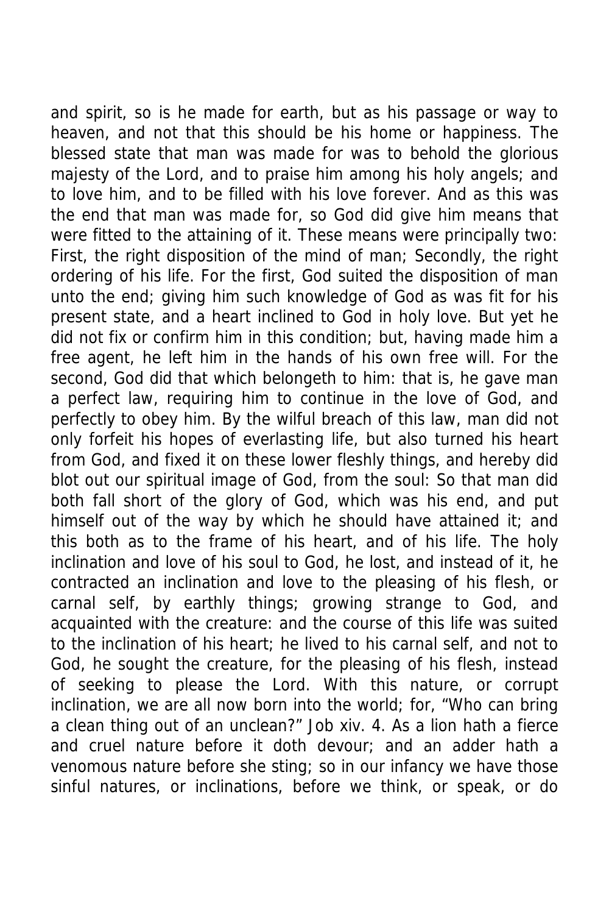and spirit, so is he made for earth, but as his passage or way to heaven, and not that this should be his home or happiness. The blessed state that man was made for was to behold the glorious majesty of the Lord, and to praise him among his holy angels; and to love him, and to be filled with his love forever. And as this was the end that man was made for, so God did give him means that were fitted to the attaining of it. These means were principally two: First, the right disposition of the mind of man; Secondly, the right ordering of his life. For the first, God suited the disposition of man unto the end; giving him such knowledge of God as was fit for his present state, and a heart inclined to God in holy love. But yet he did not fix or confirm him in this condition; but, having made him a free agent, he left him in the hands of his own free will. For the second, God did that which belongeth to him: that is, he gave man a perfect law, requiring him to continue in the love of God, and perfectly to obey him. By the wilful breach of this law, man did not only forfeit his hopes of everlasting life, but also turned his heart from God, and fixed it on these lower fleshly things, and hereby did blot out our spiritual image of God, from the soul: So that man did both fall short of the glory of God, which was his end, and put himself out of the way by which he should have attained it; and this both as to the frame of his heart, and of his life. The holy inclination and love of his soul to God, he lost, and instead of it, he contracted an inclination and love to the pleasing of his flesh, or carnal self, by earthly things; growing strange to God, and acquainted with the creature: and the course of this life was suited to the inclination of his heart; he lived to his carnal self, and not to God, he sought the creature, for the pleasing of his flesh, instead of seeking to please the Lord. With this nature, or corrupt inclination, we are all now born into the world; for, “Who can bring a clean thing out of an unclean?” Job xiv. 4. As a lion hath a fierce and cruel nature before it doth devour; and an adder hath a venomous nature before she sting; so in our infancy we have those sinful natures, or inclinations, before we think, or speak, or do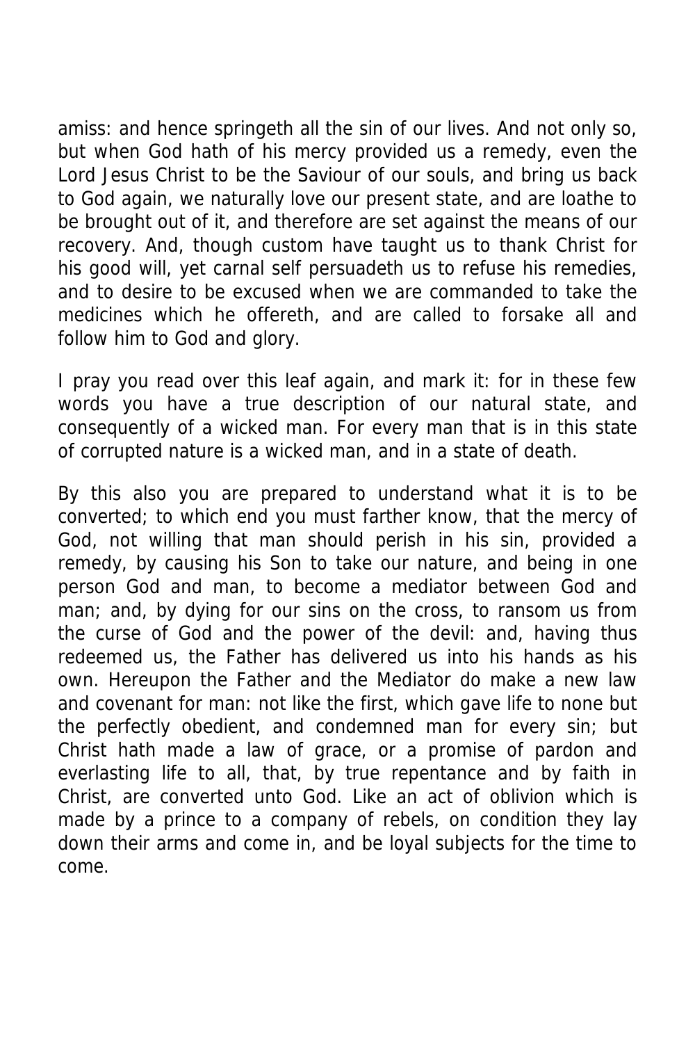amiss: and hence springeth all the sin of our lives. And not only so, but when God hath of his mercy provided us a remedy, even the Lord Jesus Christ to be the Saviour of our souls, and bring us back to God again, we naturally love our present state, and are loathe to be brought out of it, and therefore are set against the means of our recovery. And, though custom have taught us to thank Christ for his good will, yet carnal self persuadeth us to refuse his remedies, and to desire to be excused when we are commanded to take the medicines which he offereth, and are called to forsake all and follow him to God and glory.

I pray you read over this leaf again, and mark it: for in these few words you have a true description of our natural state, and consequently of a wicked man. For every man that is in this state of corrupted nature is a wicked man, and in a state of death.

By this also you are prepared to understand what it is to be converted; to which end you must farther know, that the mercy of God, not willing that man should perish in his sin, provided a remedy, by causing his Son to take our nature, and being in one person God and man, to become a mediator between God and man; and, by dying for our sins on the cross, to ransom us from the curse of God and the power of the devil: and, having thus redeemed us, the Father has delivered us into his hands as his own. Hereupon the Father and the Mediator do make a new law and covenant for man: not like the first, which gave life to none but the perfectly obedient, and condemned man for every sin; but Christ hath made a law of grace, or a promise of pardon and everlasting life to all, that, by true repentance and by faith in Christ, are converted unto God. Like an act of oblivion which is made by a prince to a company of rebels, on condition they lay down their arms and come in, and be loyal subjects for the time to come.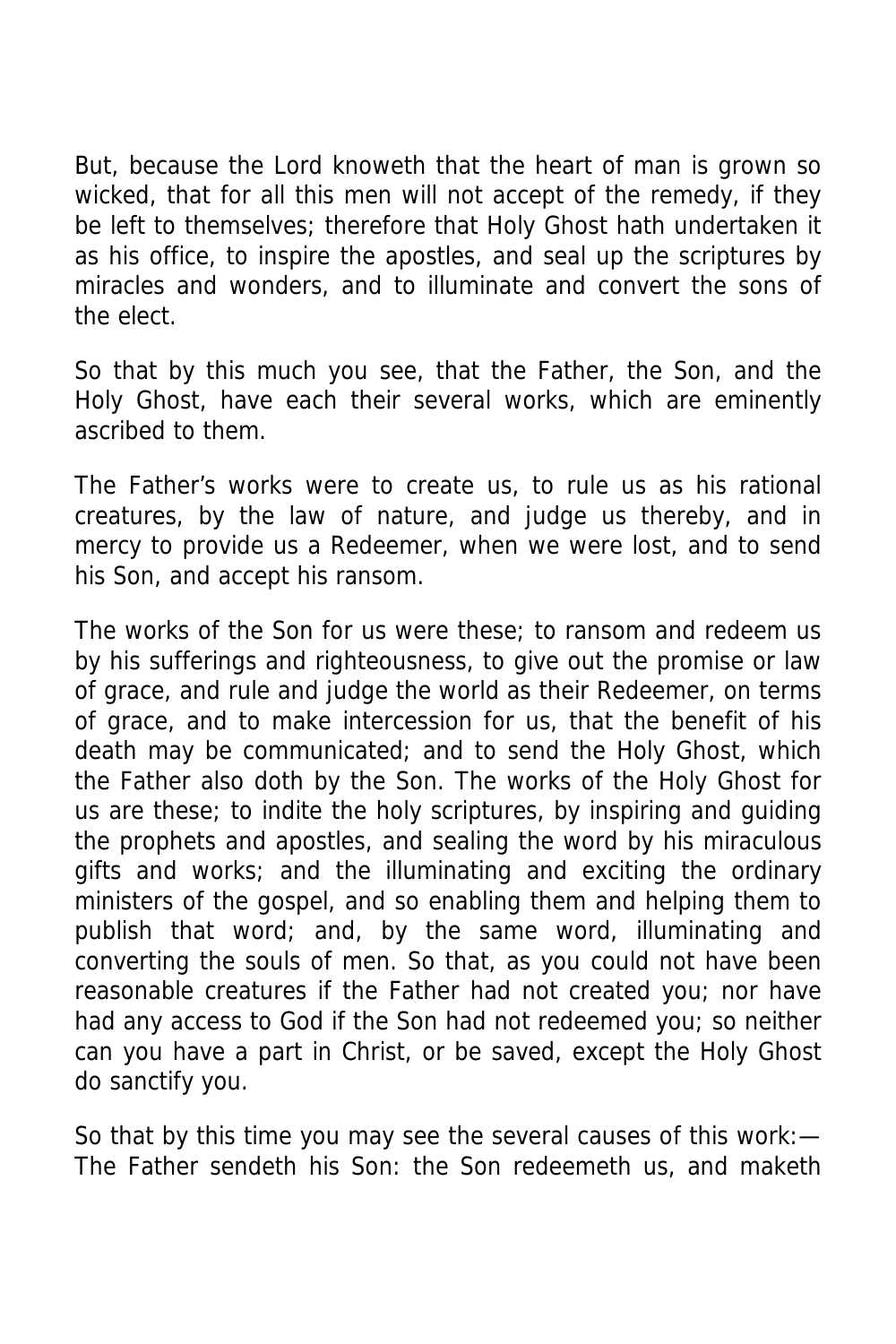But, because the Lord knoweth that the heart of man is grown so wicked, that for all this men will not accept of the remedy, if they be left to themselves; therefore that Holy Ghost hath undertaken it as his office, to inspire the apostles, and seal up the scriptures by miracles and wonders, and to illuminate and convert the sons of the elect.

So that by this much you see, that the Father, the Son, and the Holy Ghost, have each their several works, which are eminently ascribed to them.

The Father's works were to create us, to rule us as his rational creatures, by the law of nature, and judge us thereby, and in mercy to provide us a Redeemer, when we were lost, and to send his Son, and accept his ransom.

The works of the Son for us were these; to ransom and redeem us by his sufferings and righteousness, to give out the promise or law of grace, and rule and judge the world as their Redeemer, on terms of grace, and to make intercession for us, that the benefit of his death may be communicated; and to send the Holy Ghost, which the Father also doth by the Son. The works of the Holy Ghost for us are these; to indite the holy scriptures, by inspiring and guiding the prophets and apostles, and sealing the word by his miraculous gifts and works; and the illuminating and exciting the ordinary ministers of the gospel, and so enabling them and helping them to publish that word; and, by the same word, illuminating and converting the souls of men. So that, as you could not have been reasonable creatures if the Father had not created you; nor have had any access to God if the Son had not redeemed you; so neither can you have a part in Christ, or be saved, except the Holy Ghost do sanctify you.

So that by this time you may see the several causes of this work:—The Father sendeth his Son: the Son redeemeth us, and maketh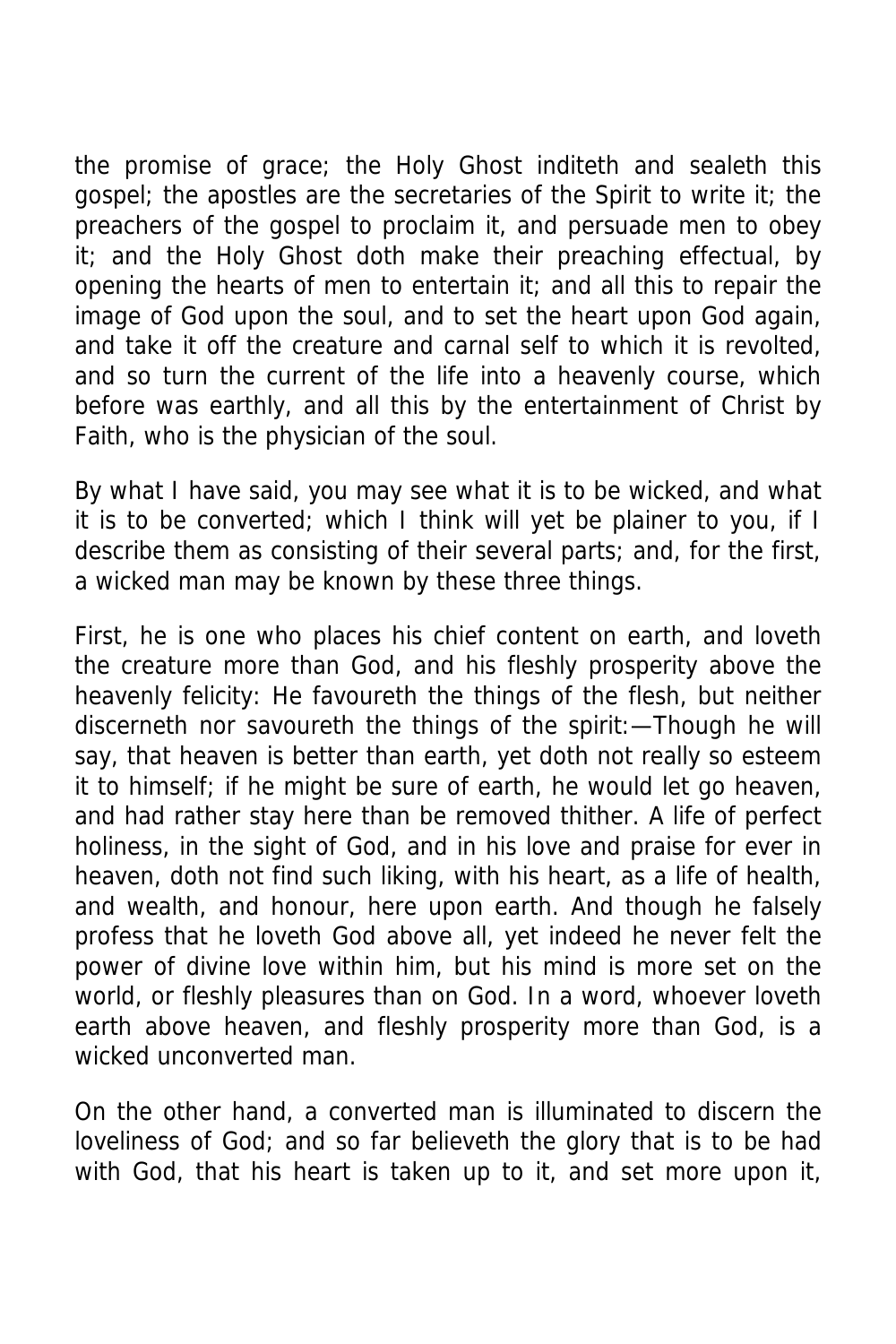the promise of grace; the Holy Ghost inditeth and sealeth this gospel; the apostles are the secretaries of the Spirit to write it; the preachers of the gospel to proclaim it, and persuade men to obey it; and the Holy Ghost doth make their preaching effectual, by opening the hearts of men to entertain it; and all this to repair the image of God upon the soul, and to set the heart upon God again, and take it off the creature and carnal self to which it is revolted, and so turn the current of the life into a heavenly course, which before was earthly, and all this by the entertainment of Christ by Faith, who is the physician of the soul.

By what I have said, you may see what it is to be wicked, and what it is to be converted; which I think will yet be plainer to you, if I describe them as consisting of their several parts; and, for the first, a wicked man may be known by these three things.

First, he is one who places his chief content on earth, and loveth the creature more than God, and his fleshly prosperity above the heavenly felicity: He favoureth the things of the flesh, but neither discerneth nor savoureth the things of the spirit:—Though he will say, that heaven is better than earth, yet doth not really so esteem it to himself; if he might be sure of earth, he would let go heaven, and had rather stay here than be removed thither. A life of perfect holiness, in the sight of God, and in his love and praise for ever in heaven, doth not find such liking, with his heart, as a life of health, and wealth, and honour, here upon earth. And though he falsely profess that he loveth God above all, yet indeed he never felt the power of divine love within him, but his mind is more set on the world, or fleshly pleasures than on God. In a word, whoever loveth earth above heaven, and fleshly prosperity more than God, is a wicked unconverted man.

On the other hand, a converted man is illuminated to discern the loveliness of God; and so far believeth the glory that is to be had with God, that his heart is taken up to it, and set more upon it,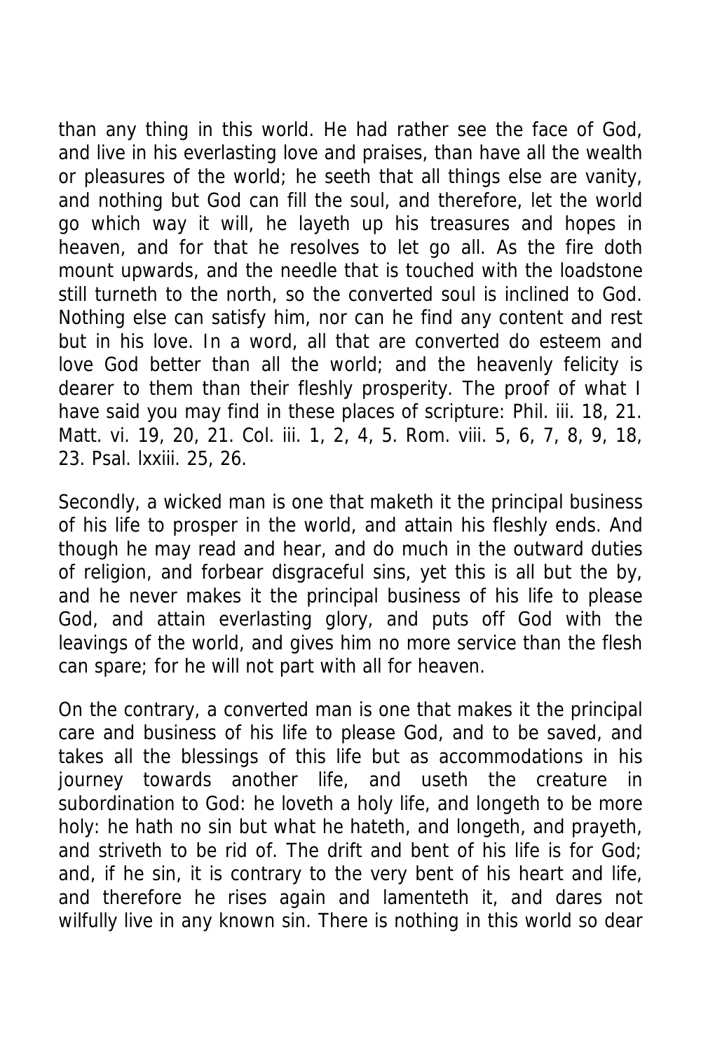than any thing in this world. He had rather see the face of God, and live in his everlasting love and praises, than have all the wealth or pleasures of the world; he seeth that all things else are vanity, and nothing but God can fill the soul, and therefore, let the world go which way it will, he layeth up his treasures and hopes in heaven, and for that he resolves to let go all. As the fire doth mount upwards, and the needle that is touched with the loadstone still turneth to the north, so the converted soul is inclined to God. Nothing else can satisfy him, nor can he find any content and rest but in his love. In a word, all that are converted do esteem and love God better than all the world; and the heavenly felicity is dearer to them than their fleshly prosperity. The proof of what I have said you may find in these places of scripture: Phil. iii. 18, 21. Matt. vi. 19, 20, 21. Col. iii. 1, 2, 4, 5. Rom. viii. 5, 6, 7, 8, 9, 18, 23. Psal. lxxiii. 25, 26.

Secondly, a wicked man is one that maketh it the principal business of his life to prosper in the world, and attain his fleshly ends. And though he may read and hear, and do much in the outward duties of religion, and forbear disgraceful sins, yet this is all but the by, and he never makes it the principal business of his life to please God, and attain everlasting glory, and puts off God with the leavings of the world, and gives him no more service than the flesh can spare; for he will not part with all for heaven.

On the contrary, a converted man is one that makes it the principal care and business of his life to please God, and to be saved, and takes all the blessings of this life but as accommodations in his journey towards another life, and useth the creature in subordination to God: he loveth a holy life, and longeth to be more holy: he hath no sin but what he hateth, and longeth, and prayeth, and striveth to be rid of. The drift and bent of his life is for God; and, if he sin, it is contrary to the very bent of his heart and life, and therefore he rises again and lamenteth it, and dares not wilfully live in any known sin. There is nothing in this world so dear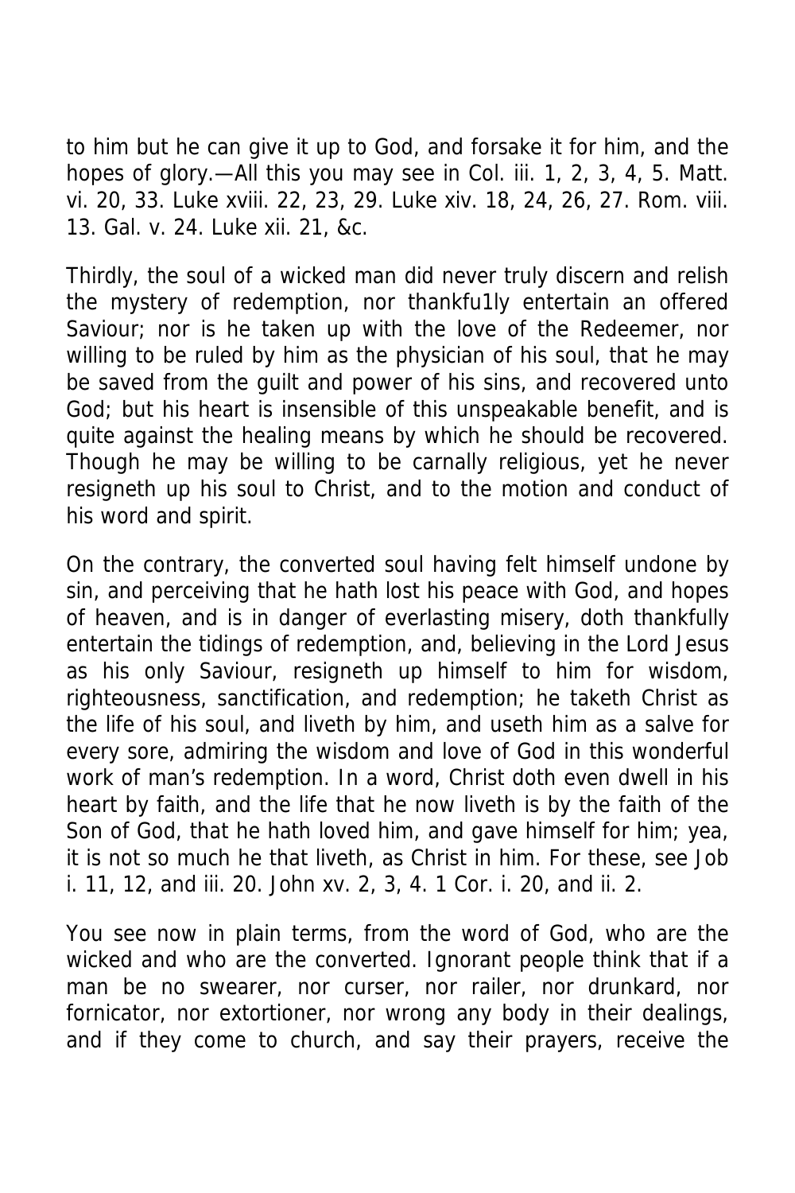to him but he can give it up to God, and forsake it for him, and the hopes of glory.—All this you may see in Col. iii. 1, 2, 3, 4, 5. Matt. vi. 20, 33. Luke xviii. 22, 23, 29. Luke xiv. 18, 24, 26, 27. Rom. viii. 13. Gal. v. 24. Luke xii. 21, &c.

Thirdly, the soul of a wicked man did never truly discern and relish the mystery of redemption, nor thankfu1ly entertain an offered Saviour; nor is he taken up with the love of the Redeemer, nor willing to be ruled by him as the physician of his soul, that he may be saved from the guilt and power of his sins, and recovered unto God; but his heart is insensible of this unspeakable benefit, and is quite against the healing means by which he should be recovered. Though he may be willing to be carnally religious, yet he never resigneth up his soul to Christ, and to the motion and conduct of his word and spirit.

On the contrary, the converted soul having felt himself undone by sin, and perceiving that he hath lost his peace with God, and hopes of heaven, and is in danger of everlasting misery, doth thankfully entertain the tidings of redemption, and, believing in the Lord Jesus as his only Saviour, resigneth up himself to him for wisdom, righteousness, sanctification, and redemption; he taketh Christ as the life of his soul, and liveth by him, and useth him as a salve for every sore, admiring the wisdom and love of God in this wonderful work of man's redemption. In a word, Christ doth even dwell in his heart by faith, and the life that he now liveth is by the faith of the Son of God, that he hath loved him, and gave himself for him; yea, it is not so much he that liveth, as Christ in him. For these, see Job i. 11, 12, and iii. 20. John xv. 2, 3, 4. 1 Cor. i. 20, and ii. 2.

You see now in plain terms, from the word of God, who are the wicked and who are the converted. Ignorant people think that if a man be no swearer, nor curser, nor railer, nor drunkard, nor fornicator, nor extortioner, nor wrong any body in their dealings, and if they come to church, and say their prayers, receive the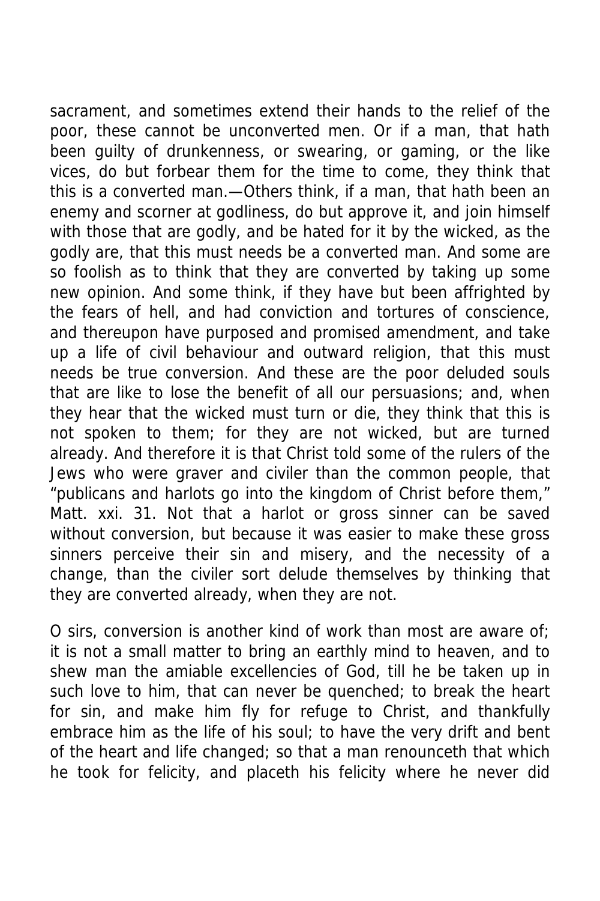sacrament, and sometimes extend their hands to the relief of the poor, these cannot be unconverted men. Or if a man, that hath been guilty of drunkenness, or swearing, or gaming, or the like vices, do but forbear them for the time to come, they think that this is a converted man.—Others think, if a man, that hath been an enemy and scorner at godliness, do but approve it, and join himself with those that are godly, and be hated for it by the wicked, as the godly are, that this must needs be a converted man. And some are so foolish as to think that they are converted by taking up some new opinion. And some think, if they have but been affrighted by the fears of hell, and had conviction and tortures of conscience, and thereupon have purposed and promised amendment, and take up a life of civil behaviour and outward religion, that this must needs be true conversion. And these are the poor deluded souls that are like to lose the benefit of all our persuasions; and, when they hear that the wicked must turn or die, they think that this is not spoken to them; for they are not wicked, but are turned already. And therefore it is that Christ told some of the rulers of the Jews who were graver and civiler than the common people, that "publicans and harlots go into the kingdom of Christ before them," Matt. xxi. 31. Not that a harlot or gross sinner can be saved without conversion, but because it was easier to make these gross sinners perceive their sin and misery, and the necessity of a change, than the civiler sort delude themselves by thinking that they are converted already, when they are not.

O sirs, conversion is another kind of work than most are aware of; it is not a small matter to bring an earthly mind to heaven, and to shew man the amiable excellencies of God, till he be taken up in such love to him, that can never be quenched; to break the heart for sin, and make him fly for refuge to Christ, and thankfully embrace him as the life of his soul; to have the very drift and bent of the heart and life changed; so that a man renounceth that which he took for felicity, and placeth his felicity where he never did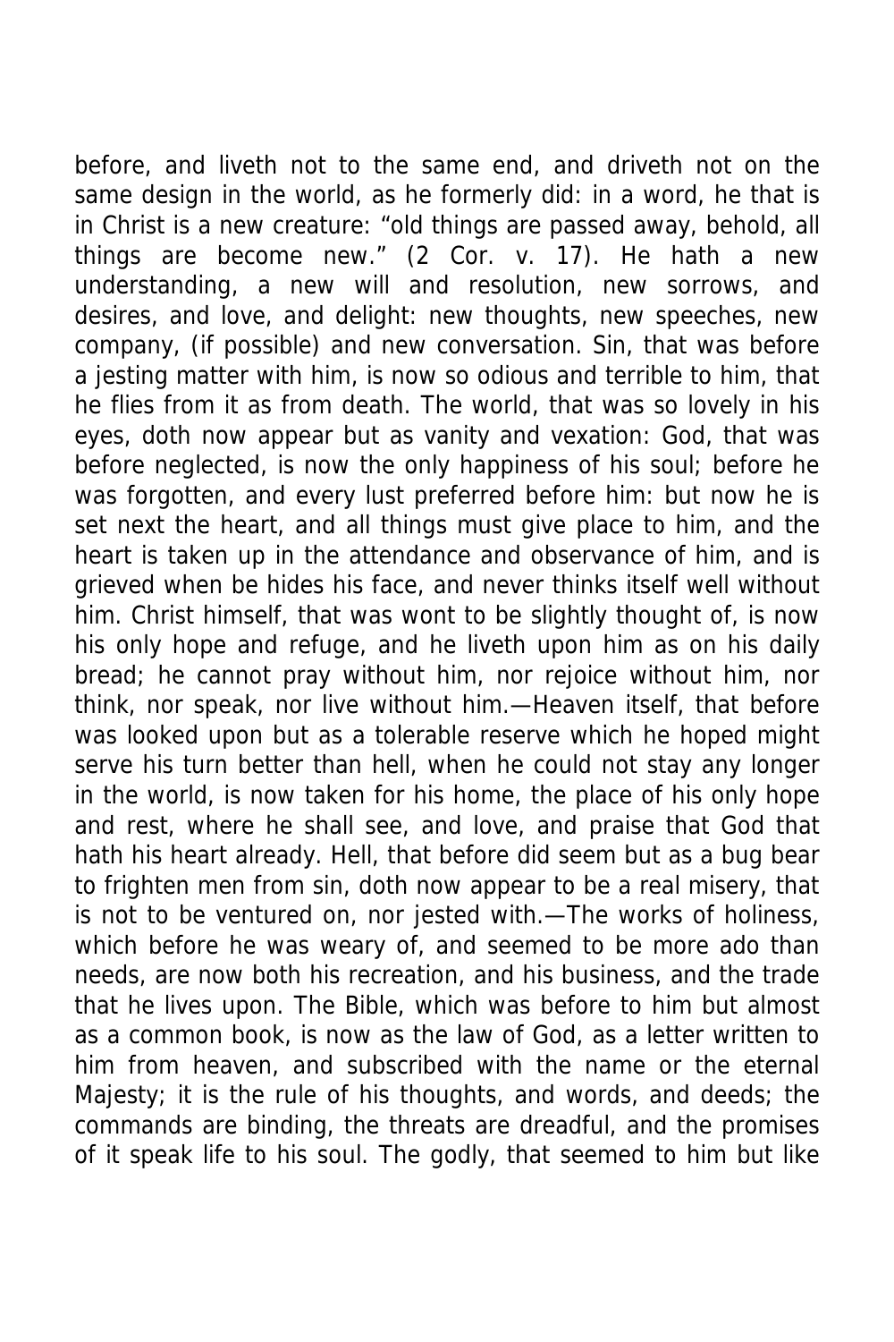before, and liveth not to the same end, and driveth not on the same design in the world, as he formerly did: in a word, he that is in Christ is a new creature: "old things are passed away, behold, all things are become new." (2 Cor. v. 17). He hath a new understanding, a new will and resolution, new sorrows, and desires, and love, and delight: new thoughts, new speeches, new company, (if possible) and new conversation. Sin, that was before a jesting matter with him, is now so odious and terrible to him, that he flies from it as from death. The world, that was so lovely in his eyes, doth now appear but as vanity and vexation: God, that was before neglected, is now the only happiness of his soul; before he was forgotten, and every lust preferred before him: but now he is set next the heart, and all things must give place to him, and the heart is taken up in the attendance and observance of him, and is grieved when be hides his face, and never thinks itself well without him. Christ himself, that was wont to be slightly thought of, is now his only hope and refuge, and he liveth upon him as on his daily bread; he cannot pray without him, nor rejoice without him, nor think, nor speak, nor live without him.—Heaven itself, that before was looked upon but as a tolerable reserve which he hoped might serve his turn better than hell, when he could not stay any longer in the world, is now taken for his home, the place of his only hope and rest, where he shall see, and love, and praise that God that hath his heart already. Hell, that before did seem but as a bug bear to frighten men from sin, doth now appear to be a real misery, that is not to be ventured on, nor jested with.—The works of holiness, which before he was weary of, and seemed to be more ado than needs, are now both his recreation, and his business, and the trade that he lives upon. The Bible, which was before to him but almost as a common book, is now as the law of God, as a letter written to him from heaven, and subscribed with the name or the eternal Majesty; it is the rule of his thoughts, and words, and deeds; the commands are binding, the threats are dreadful, and the promises of it speak life to his soul. The godly, that seemed to him but like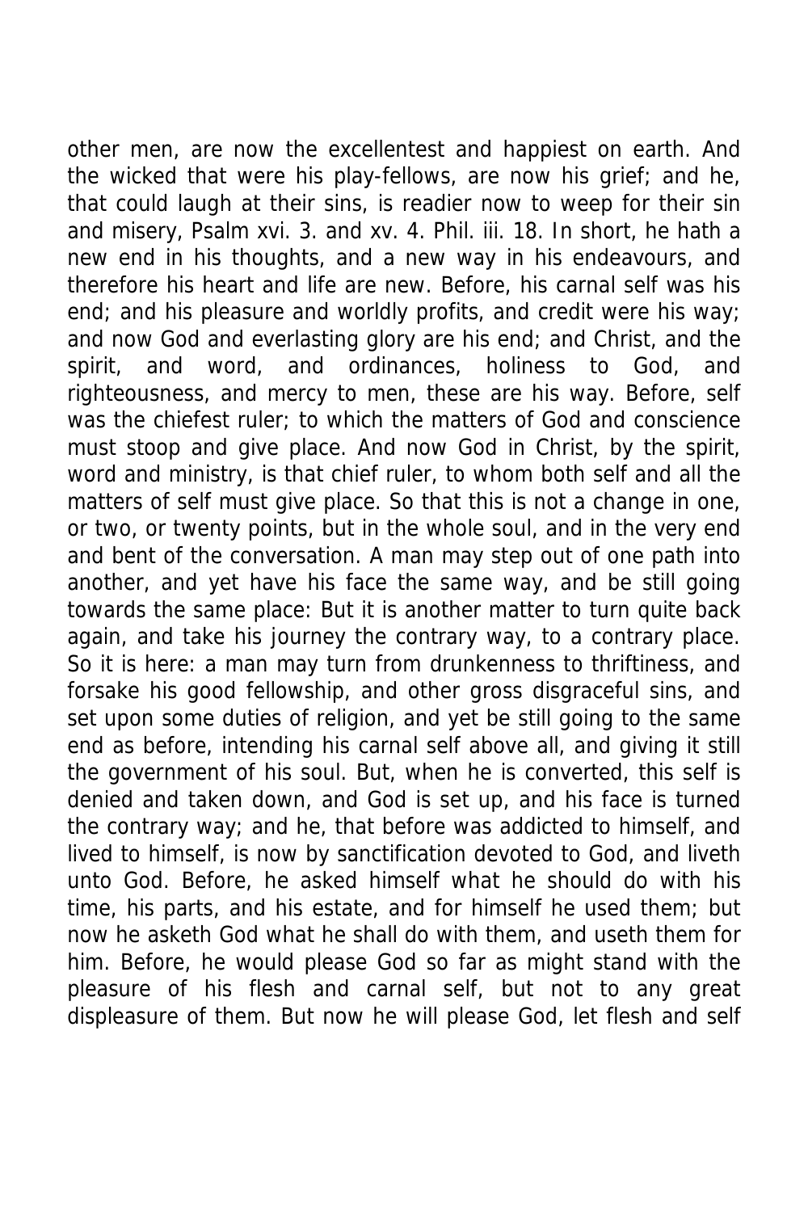other men, are now the excellentest and happiest on earth. And the wicked that were his play-fellows, are now his grief; and he, that could laugh at their sins, is readier now to weep for their sin and misery, Psalm xvi. 3. and xv. 4. Phil. iii. 18. In short, he hath a new end in his thoughts, and a new way in his endeavours, and therefore his heart and life are new. Before, his carnal self was his end; and his pleasure and worldly profits, and credit were his way; and now God and everlasting glory are his end; and Christ, and the spirit, and word, and ordinances, holiness to God, and righteousness, and mercy to men, these are his way. Before, self was the chiefest ruler; to which the matters of God and conscience must stoop and give place. And now God in Christ, by the spirit, word and ministry, is that chief ruler, to whom both self and all the matters of self must give place. So that this is not a change in one, or two, or twenty points, but in the whole soul, and in the very end and bent of the conversation. A man may step out of one path into another, and yet have his face the same way, and be still going towards the same place: But it is another matter to turn quite back again, and take his journey the contrary way, to a contrary place. So it is here: a man may turn from drunkenness to thriftiness, and forsake his good fellowship, and other gross disgraceful sins, and set upon some duties of religion, and yet be still going to the same end as before, intending his carnal self above all, and giving it still the government of his soul. But, when he is converted, this self is denied and taken down, and God is set up, and his face is turned the contrary way; and he, that before was addicted to himself, and lived to himself, is now by sanctification devoted to God, and liveth unto God. Before, he asked himself what he should do with his time, his parts, and his estate, and for himself he used them; but now he asketh God what he shall do with them, and useth them for him. Before, he would please God so far as might stand with the pleasure of his flesh and carnal self, but not to any great displeasure of them. But now he will please God, let flesh and self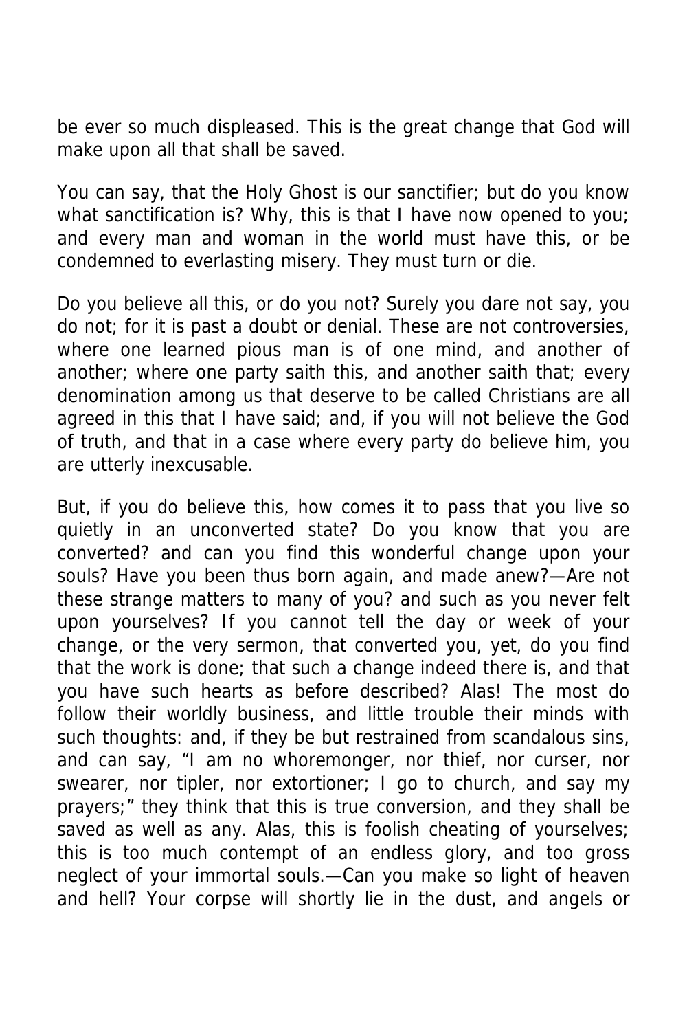be ever so much displeased. This is the great change that God will make upon all that shall be saved.

You can say, that the Holy Ghost is our sanctifier; but do you know what sanctification is? Why, this is that I have now opened to you; and every man and woman in the world must have this, or be condemned to everlasting misery. They must turn or die.

Do you believe all this, or do you not? Surely you dare not say, you do not; for it is past a doubt or denial. These are not controversies, where one learned pious man is of one mind, and another of another; where one party saith this, and another saith that; every denomination among us that deserve to be called Christians are all agreed in this that I have said; and, if you will not believe the God of truth, and that in a case where every party do believe him, you are utterly inexcusable.

But, if you do believe this, how comes it to pass that you live so quietly in an unconverted state? Do you know that you are converted? and can you find this wonderful change upon your souls? Have you been thus born again, and made anew?—Are not these strange matters to many of you? and such as you never felt upon yourselves? If you cannot tell the day or week of your change, or the very sermon, that converted you, yet, do you find that the work is done; that such a change indeed there is, and that you have such hearts as before described? Alas! The most do follow their worldly business, and little trouble their minds with such thoughts: and, if they be but restrained from scandalous sins, and can say, "I am no whoremonger, nor thief, nor curser, nor swearer, nor tipler, nor extortioner; I go to church, and say my prayers;" they think that this is true conversion, and they shall be saved as well as any. Alas, this is foolish cheating of yourselves; this is too much contempt of an endless glory, and too gross neglect of your immortal souls.—Can you make so light of heaven and hell? Your corpse will shortly lie in the dust, and angels or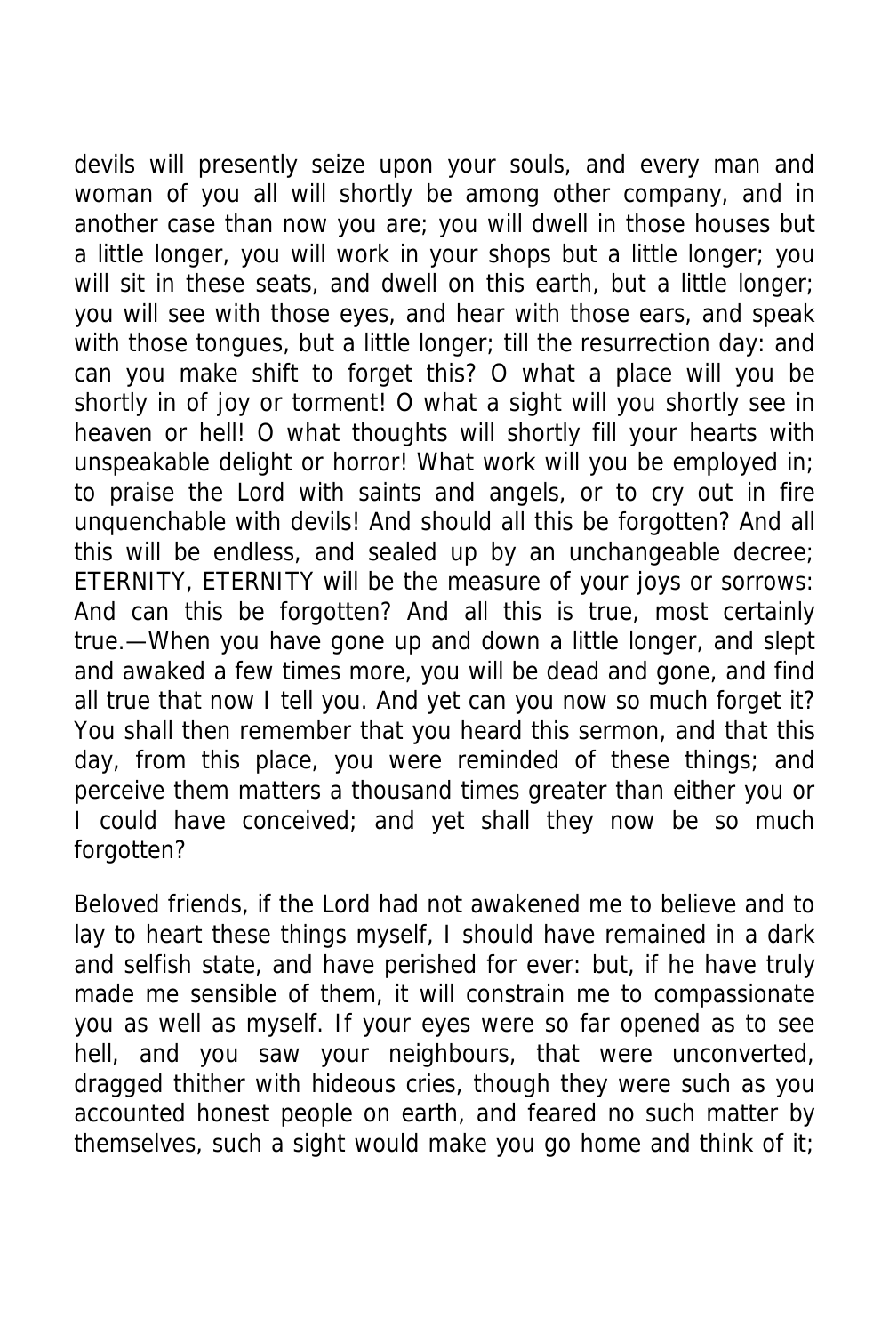devils will presently seize upon your souls, and every man and woman of you all will shortly be among other company, and in another case than now you are; you will dwell in those houses but a little longer, you will work in your shops but a little longer; you will sit in these seats, and dwell on this earth, but a little longer; you will see with those eyes, and hear with those ears, and speak with those tongues, but a little longer; till the resurrection day: and can you make shift to forget this? O what a place will you be shortly in of joy or torment! O what a sight will you shortly see in heaven or hell! O what thoughts will shortly fill your hearts with unspeakable delight or horror! What work will you be employed in; to praise the Lord with saints and angels, or to cry out in fire unquenchable with devils! And should all this be forgotten? And all this will be endless, and sealed up by an unchangeable decree; ETERNITY, ETERNITY will be the measure of your joys or sorrows: And can this be forgotten? And all this is true, most certainly true.—When you have gone up and down a little longer, and slept and awaked a few times more, you will be dead and gone, and find all true that now I tell you. And yet can you now so much forget it? You shall then remember that you heard this sermon, and that this day, from this place, you were reminded of these things; and perceive them matters a thousand times greater than either you or I could have conceived; and yet shall they now be so much forgotten?

Beloved friends, if the Lord had not awakened me to believe and to lay to heart these things myself, I should have remained in a dark and selfish state, and have perished for ever: but, if he have truly made me sensible of them, it will constrain me to compassionate you as well as myself. If your eyes were so far opened as to see hell, and you saw your neighbours, that were unconverted, dragged thither with hideous cries, though they were such as you accounted honest people on earth, and feared no such matter by themselves, such a sight would make you go home and think of it;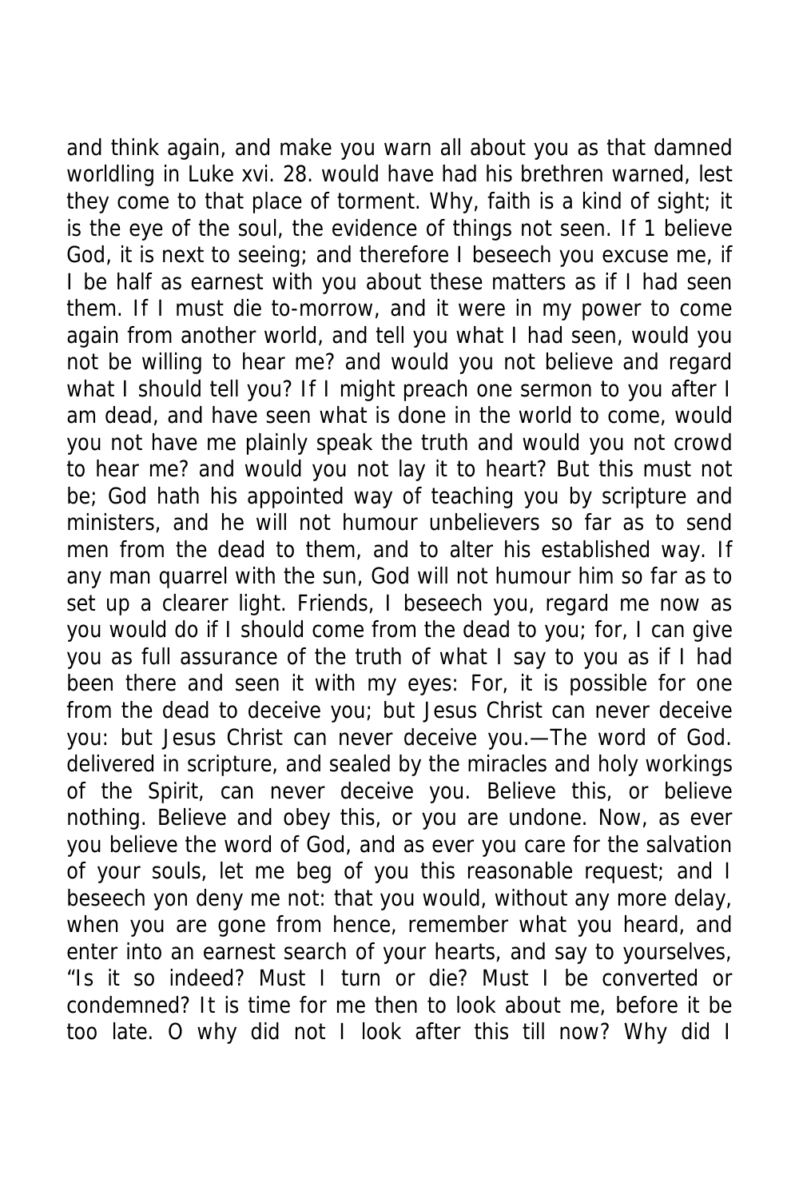and think again, and make you warn all about you as that damned worldling in Luke xvi. 28. would have had his brethren warned, lest they come to that place of torment. Why, faith is a kind of sight; it is the eye of the soul, the evidence of things not seen. If 1 believe God, it is next to seeing; and therefore I beseech you excuse me, if I be half as earnest with you about these matters as if I had seen them. If I must die to-morrow, and it were in my power to come again from another world, and tell you what I had seen, would you not be willing to hear me? and would you not believe and regard what I should tell you? If I might preach one sermon to you after I am dead, and have seen what is done in the world to come, would you not have me plainly speak the truth and would you not crowd to hear me? and would you not lay it to heart? But this must not be; God hath his appointed way of teaching you by scripture and ministers, and he will not humour unbelievers so far as to send men from the dead to them, and to alter his established way. If any man quarrel with the sun, God will not humour him so far as to set up a clearer light. Friends, I beseech you, regard me now as you would do if I should come from the dead to you; for, I can give you as full assurance of the truth of what I say to you as if I had been there and seen it with my eyes: For, it is possible for one from the dead to deceive you; but Jesus Christ can never deceive you: but Jesus Christ can never deceive you.—The word of God. delivered in scripture, and sealed by the miracles and holy workings of the Spirit, can never deceive you. Believe this, or believe nothing. Believe and obey this, or you are undone. Now, as ever you believe the word of God, and as ever you care for the salvation of your souls, let me beg of you this reasonable request; and I beseech yon deny me not: that you would, without any more delay, when you are gone from hence, remember what you heard, and enter into an earnest search of your hearts, and say to yourselves, "Is it so indeed? Must I turn or die? Must I be converted or condemned? It is time for me then to look about me, before it be too late. O why did not I look after this till now? Why did I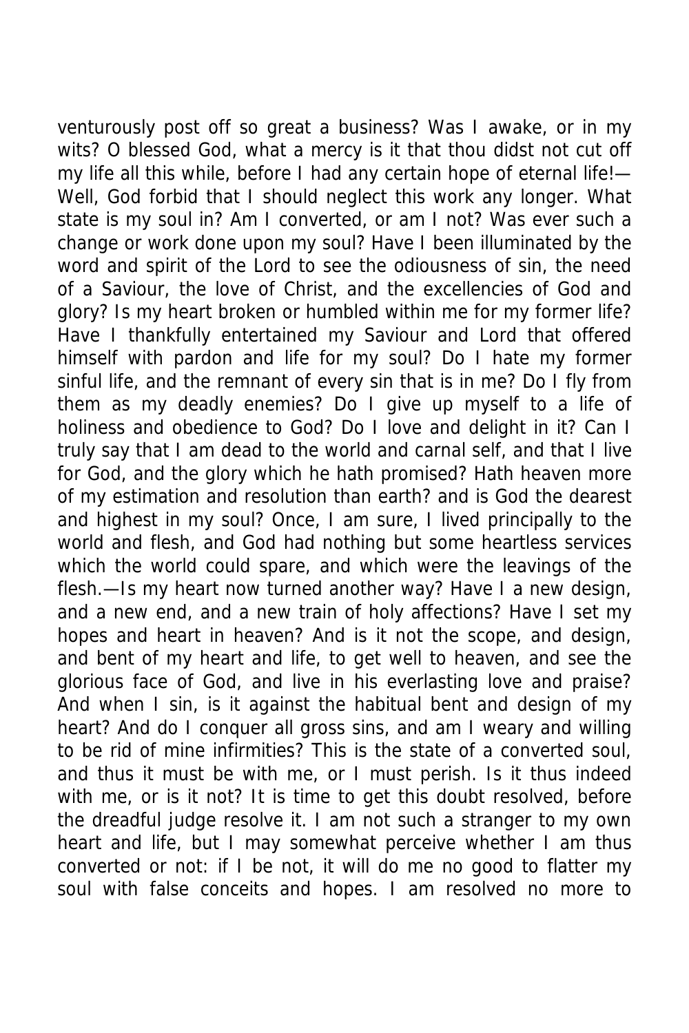venturously post off so great a business? Was I awake, or in my wits? O blessed God, what a mercy is it that thou didst not cut off my life all this while, before I had any certain hope of eternal life!—Well, God forbid that I should neglect this work any longer. What state is my soul in? Am I converted, or am I not? Was ever such a change or work done upon my soul? Have I been illuminated by the word and spirit of the Lord to see the odiousness of sin, the need of a Saviour, the love of Christ, and the excellencies of God and glory? Is my heart broken or humbled within me for my former life? Have I thankfully entertained my Saviour and Lord that offered himself with pardon and life for my soul? Do I hate my former sinful life, and the remnant of every sin that is in me? Do I fly from them as my deadly enemies? Do I give up myself to a life of holiness and obedience to God? Do I love and delight in it? Can I truly say that I am dead to the world and carnal self, and that I live for God, and the glory which he hath promised? Hath heaven more of my estimation and resolution than earth? and is God the dearest and highest in my soul? Once, I am sure, I lived principally to the world and flesh, and God had nothing but some heartless services which the world could spare, and which were the leavings of the flesh.—Is my heart now turned another way? Have I a new design, and a new end, and a new train of holy affections? Have I set my hopes and heart in heaven? And is it not the scope, and design, and bent of my heart and life, to get well to heaven, and see the glorious face of God, and live in his everlasting love and praise? And when I sin, is it against the habitual bent and design of my heart? And do I conquer all gross sins, and am I weary and willing to be rid of mine infirmities? This is the state of a converted soul, and thus it must be with me, or I must perish. Is it thus indeed with me, or is it not? It is time to get this doubt resolved, before the dreadful judge resolve it. I am not such a stranger to my own heart and life, but I may somewhat perceive whether I am thus converted or not: if I be not, it will do me no good to flatter my soul with false conceits and hopes. I am resolved no more to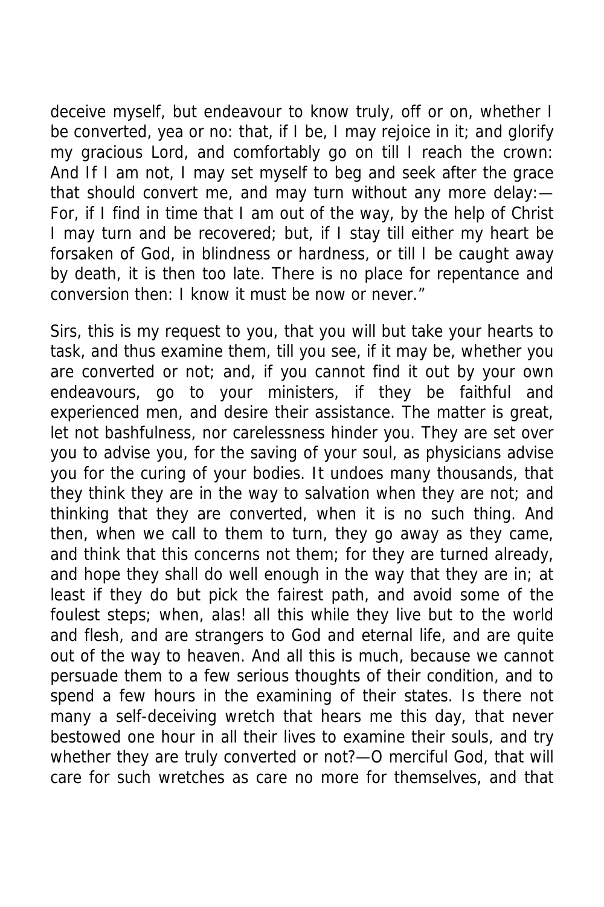deceive myself, but endeavour to know truly, off or on, whether I be converted, yea or no: that, if I be, I may rejoice in it; and glorify my gracious Lord, and comfortably go on till I reach the crown: And If I am not, I may set myself to beg and seek after the grace that should convert me, and may turn without any more delay:—For, if I find in time that I am out of the way, by the help of Christ I may turn and be recovered; but, if I stay till either my heart be forsaken of God, in blindness or hardness, or till I be caught away by death, it is then too late. There is no place for repentance and conversion then: I know it must be now or never."

Sirs, this is my request to you, that you will but take your hearts to task, and thus examine them, till you see, if it may be, whether you are converted or not; and, if you cannot find it out by your own endeavours, go to your ministers, if they be faithful and experienced men, and desire their assistance. The matter is great, let not bashfulness, nor carelessness hinder you. They are set over you to advise you, for the saving of your soul, as physicians advise you for the curing of your bodies. It undoes many thousands, that they think they are in the way to salvation when they are not; and thinking that they are converted, when it is no such thing. And then, when we call to them to turn, they go away as they came, and think that this concerns not them; for they are turned already, and hope they shall do well enough in the way that they are in; at least if they do but pick the fairest path, and avoid some of the foulest steps; when, alas! all this while they live but to the world and flesh, and are strangers to God and eternal life, and are quite out of the way to heaven. And all this is much, because we cannot persuade them to a few serious thoughts of their condition, and to spend a few hours in the examining of their states. Is there not many a self-deceiving wretch that hears me this day, that never bestowed one hour in all their lives to examine their souls, and try whether they are truly converted or not?—O merciful God, that will care for such wretches as care no more for themselves, and that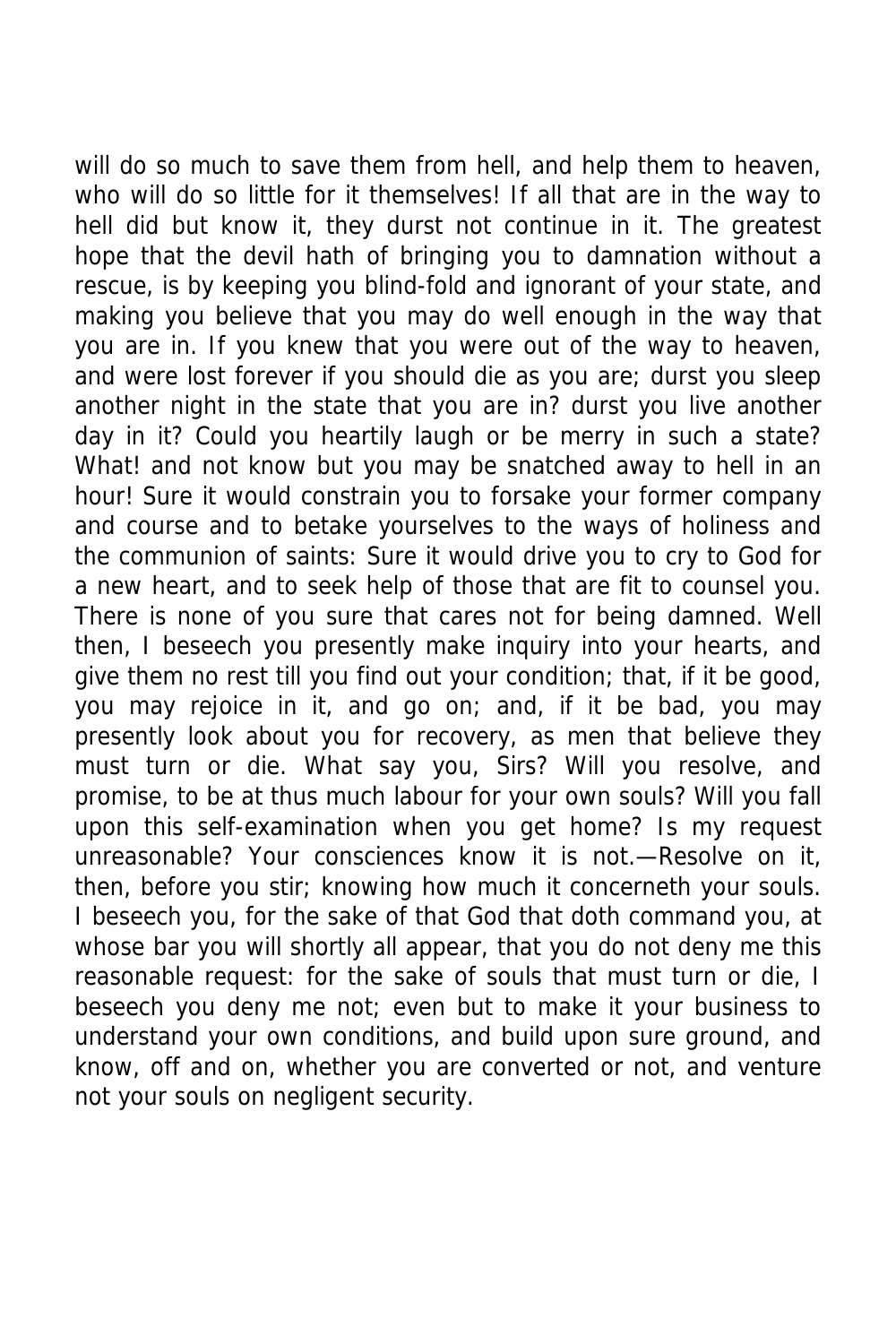will do so much to save them from hell, and help them to heaven, who will do so little for it themselves! If all that are in the way to hell did but know it, they durst not continue in it. The greatest hope that the devil hath of bringing you to damnation without a rescue, is by keeping you blind-fold and ignorant of your state, and making you believe that you may do well enough in the way that you are in. If you knew that you were out of the way to heaven, and were lost forever if you should die as you are; durst you sleep another night in the state that you are in? durst you live another day in it? Could you heartily laugh or be merry in such a state? What! and not know but you may be snatched away to hell in an hour! Sure it would constrain you to forsake your former company and course and to betake yourselves to the ways of holiness and the communion of saints: Sure it would drive you to cry to God for a new heart, and to seek help of those that are fit to counsel you. There is none of you sure that cares not for being damned. Well then, I beseech you presently make inquiry into your hearts, and give them no rest till you find out your condition; that, if it be good, you may rejoice in it, and go on; and, if it be bad, you may presently look about you for recovery, as men that believe they must turn or die. What say you, Sirs? Will you resolve, and promise, to be at thus much labour for your own souls? Will you fall upon this self-examination when you get home? Is my request unreasonable? Your consciences know it is not.—Resolve on it, then, before you stir; knowing how much it concerneth your souls. I beseech you, for the sake of that God that doth command you, at whose bar you will shortly all appear, that you do not deny me this reasonable request: for the sake of souls that must turn or die, I beseech you deny me not; even but to make it your business to understand your own conditions, and build upon sure ground, and know, off and on, whether you are converted or not, and venture not your souls on negligent security.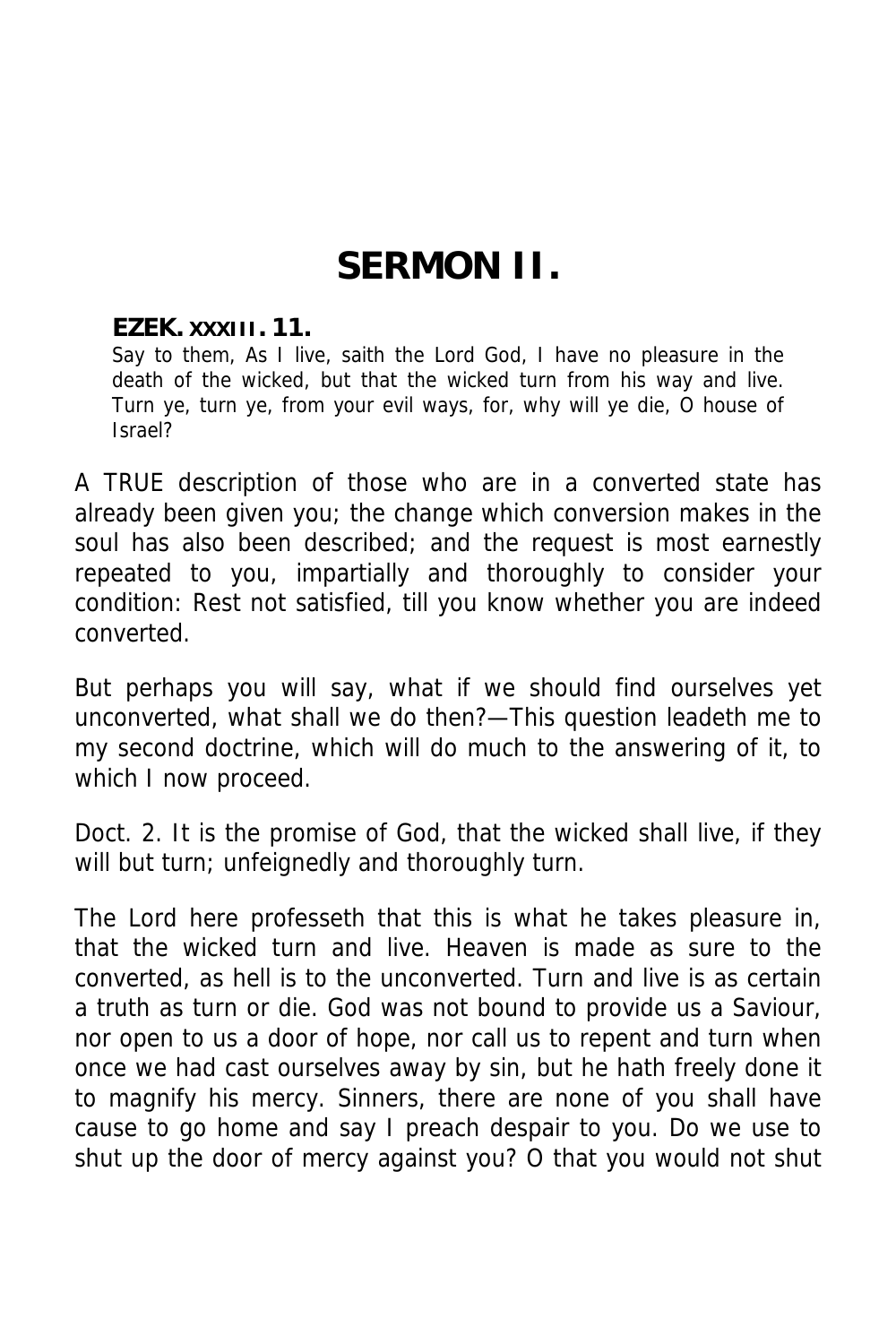# SERMON II.

**EZEK. XXXIII. 11.**

Say to them, As I live, saith the Lord God, I have no pleasure in the death of the wicked, but that the wicked turn from his way and live. Turn ye, turn ye, from your evil ways, for, why will ye die, O house of Israel?

A TRUE description of those who are in a converted state has already been given you; the change which conversion makes in the soul has also been described; and the request is most earnestly repeated to you, impartially and thoroughly to consider your condition: Rest not satisfied, till you know whether you are indeed converted.

But perhaps you will say, what if we should find ourselves yet unconverted, what shall we do then?—This question leadeth me to my second doctrine, which will do much to the answering of it, to which I now proceed.

Doct. 2. It is the promise of God, that the wicked shall live, if they will but turn; unfeignedly and thoroughly turn.

The Lord here professeth that this is what he takes pleasure in, that the wicked turn and live. Heaven is made as sure to the converted, as hell is to the unconverted. Turn and live is as certain a truth as turn or die. God was not bound to provide us a Saviour, nor open to us a door of hope, nor call us to repent and turn when once we had cast ourselves away by sin, but he hath freely done it to magnify his mercy. Sinners, there are none of you shall have cause to go home and say I preach despair to you. Do we use to shut up the door of mercy against you? O that you would not shut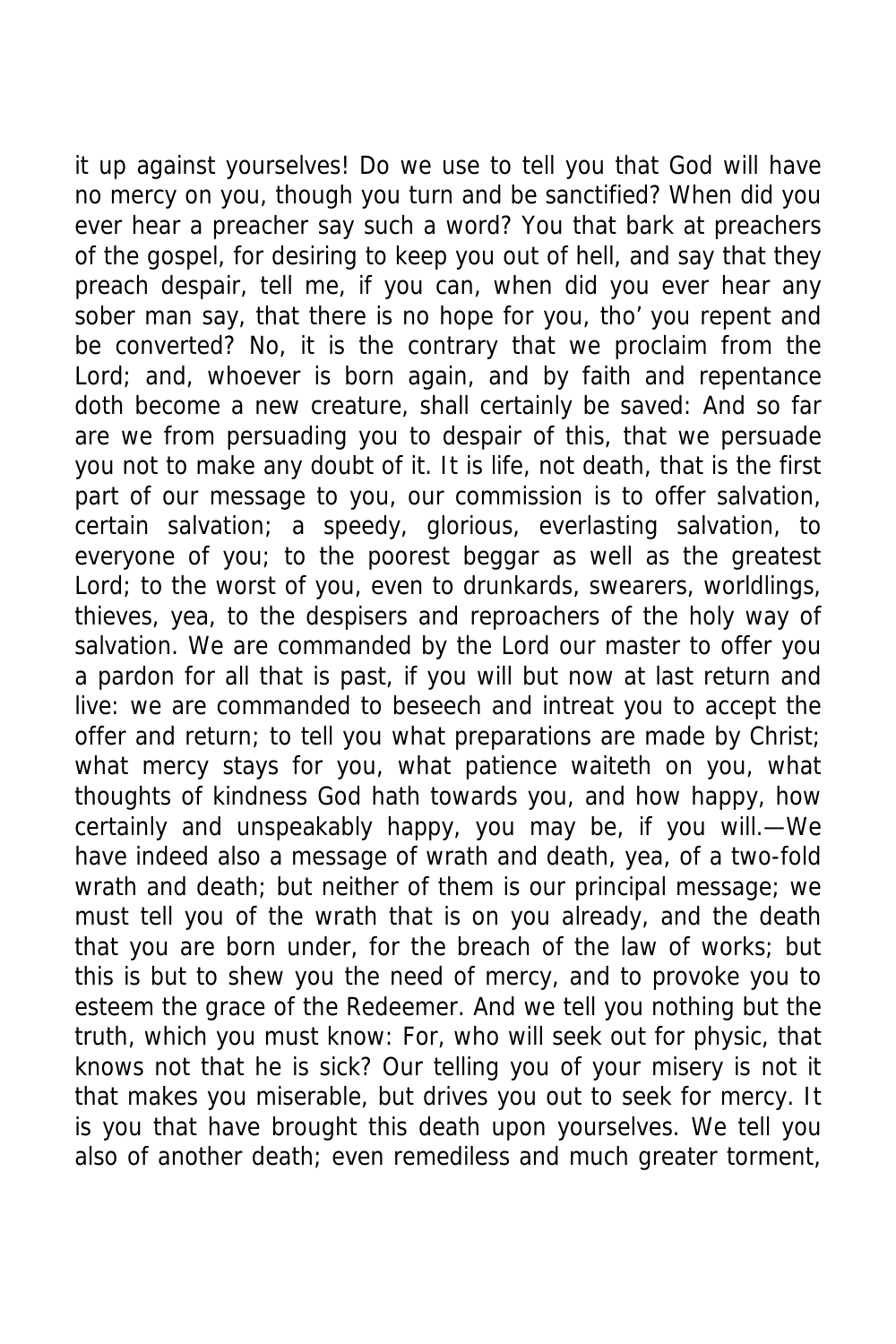it up against yourselves! Do we use to tell you that God will have no mercy on you, though you turn and be sanctified? When did you ever hear a preacher say such a word? You that bark at preachers of the gospel, for desiring to keep you out of hell, and say that they preach despair, tell me, if you can, when did you ever hear any sober man say, that there is no hope for you, tho' you repent and be converted? No, it is the contrary that we proclaim from the Lord; and, whoever is born again, and by faith and repentance doth become a new creature, shall certainly be saved: And so far are we from persuading you to despair of this, that we persuade you not to make any doubt of it. It is life, not death, that is the first part of our message to you, our commission is to offer salvation, certain salvation; a speedy, glorious, everlasting salvation, to everyone of you; to the poorest beggar as well as the greatest Lord; to the worst of you, even to drunkards, swearers, worldlings, thieves, yea, to the despisers and reproachers of the holy way of salvation. We are commanded by the Lord our master to offer you a pardon for all that is past, if you will but now at last return and live: we are commanded to beseech and intreat you to accept the offer and return; to tell you what preparations are made by Christ; what mercy stays for you, what patience waiteth on you, what thoughts of kindness God hath towards you, and how happy, how certainly and unspeakably happy, you may be, if you will.—We have indeed also a message of wrath and death, yea, of a two-fold wrath and death; but neither of them is our principal message; we must tell you of the wrath that is on you already, and the death that you are born under, for the breach of the law of works; but this is but to shew you the need of mercy, and to provoke you to esteem the grace of the Redeemer. And we tell you nothing but the truth, which you must know: For, who will seek out for physic, that knows not that he is sick? Our telling you of your misery is not it that makes you miserable, but drives you out to seek for mercy. It is you that have brought this death upon yourselves. We tell you also of another death; even remediless and much greater torment,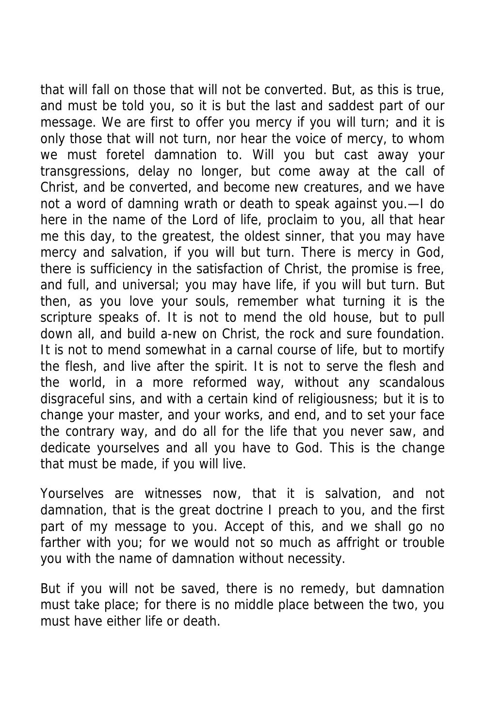that will fall on those that will not be converted. But, as this is true, and must be told you, so it is but the last and saddest part of our message. We are first to offer you mercy if you will turn; and it is only those that will not turn, nor hear the voice of mercy, to whom we must foretel damnation to. Will you but cast away your transgressions, delay no longer, but come away at the call of Christ, and be converted, and become new creatures, and we have not a word of damning wrath or death to speak against you.—I do here in the name of the Lord of life, proclaim to you, all that hear me this day, to the greatest, the oldest sinner, that you may have mercy and salvation, if you will but turn. There is mercy in God, there is sufficiency in the satisfaction of Christ, the promise is free, and full, and universal; you may have life, if you will but turn. But then, as you love your souls, remember what turning it is the scripture speaks of. It is not to mend the old house, but to pull down all, and build a-new on Christ, the rock and sure foundation. It is not to mend somewhat in a carnal course of life, but to mortify the flesh, and live after the spirit. It is not to serve the flesh and the world, in a more reformed way, without any scandalous disgraceful sins, and with a certain kind of religiousness; but it is to change your master, and your works, and end, and to set your face the contrary way, and do all for the life that you never saw, and dedicate yourselves and all you have to God. This is the change that must be made, if you will live.

Yourselves are witnesses now, that it is salvation, and not damnation, that is the great doctrine I preach to you, and the first part of my message to you. Accept of this, and we shall go no farther with you; for we would not so much as affright or trouble you with the name of damnation without necessity.

But if you will not be saved, there is no remedy, but damnation must take place; for there is no middle place between the two, you must have either life or death.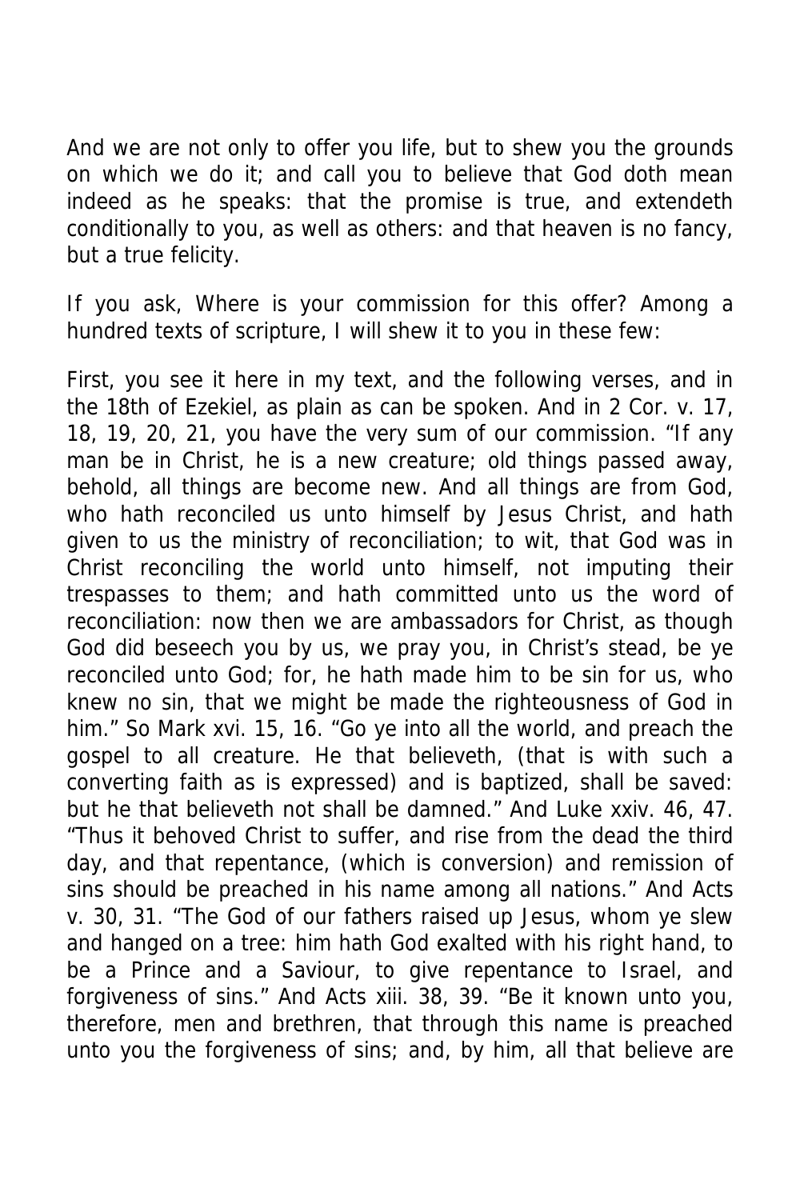And we are not only to offer you life, but to shew you the grounds on which we do it; and call you to believe that God doth mean indeed as he speaks: that the promise is true, and extendeth conditionally to you, as well as others: and that heaven is no fancy, but a true felicity.

If you ask, Where is your commission for this offer? Among a hundred texts of scripture, I will shew it to you in these few:

First, you see it here in my text, and the following verses, and in the 18th of Ezekiel, as plain as can be spoken. And in 2 Cor. v. 17, 18, 19, 20, 21, you have the very sum of our commission. "If any man be in Christ, he is a new creature; old things passed away, behold, all things are become new. And all things are from God, who hath reconciled us unto himself by Jesus Christ, and hath given to us the ministry of reconciliation; to wit, that God was in Christ reconciling the world unto himself, not imputing their trespasses to them; and hath committed unto us the word of reconciliation: now then we are ambassadors for Christ, as though God did beseech you by us, we pray you, in Christ's stead, be ye reconciled unto God; for, he hath made him to be sin for us, who knew no sin, that we might be made the righteousness of God in him." So Mark xvi. 15, 16. "Go ye into all the world, and preach the gospel to all creature. He that believeth, (that is with such a converting faith as is expressed) and is baptized, shall be saved: but he that believeth not shall be damned." And Luke xxiv. 46, 47. "Thus it behoved Christ to suffer, and rise from the dead the third day, and that repentance, (which is conversion) and remission of sins should be preached in his name among all nations." And Acts v. 30, 31. "The God of our fathers raised up Jesus, whom ye slew and hanged on a tree: him hath God exalted with his right hand, to be a Prince and a Saviour, to give repentance to Israel, and forgiveness of sins." And Acts xiii. 38, 39. "Be it known unto you, therefore, men and brethren, that through this name is preached unto you the forgiveness of sins; and, by him, all that believe are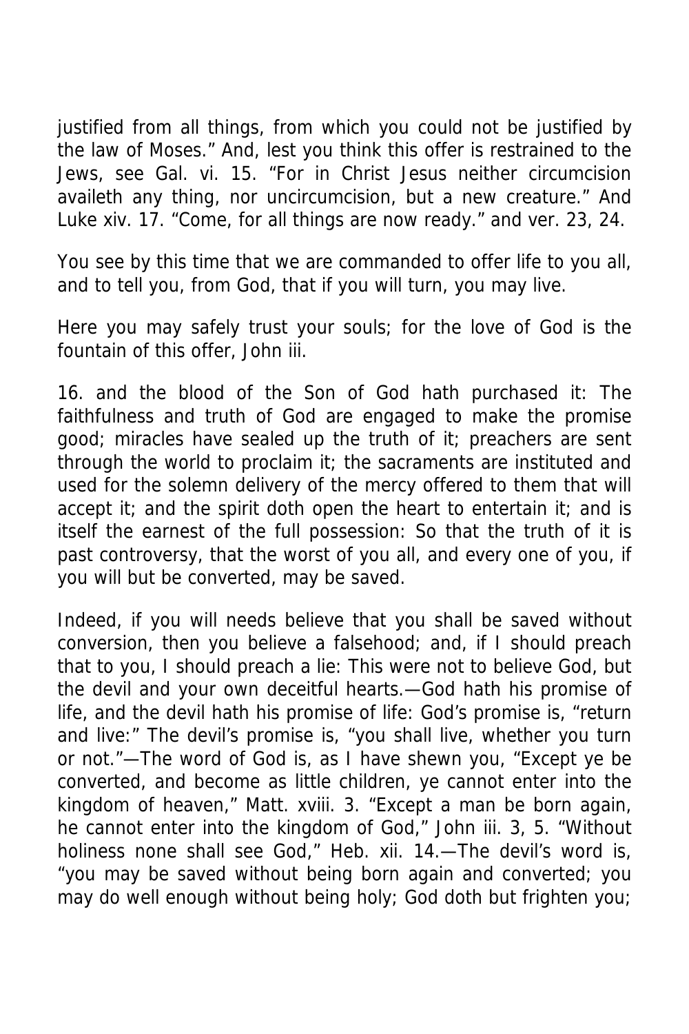justified from all things, from which you could not be justified by the law of Moses." And, lest you think this offer is restrained to the Jews, see Gal. vi. 15. "For in Christ Jesus neither circumcision availeth any thing, nor uncircumcision, but a new creature." And Luke xiv. 17. "Come, for all things are now ready." and ver. 23, 24.

You see by this time that we are commanded to offer life to you all, and to tell you, from God, that if you will turn, you may live.

Here you may safely trust your souls; for the love of God is the fountain of this offer, John iii.

16. and the blood of the Son of God hath purchased it: The faithfulness and truth of God are engaged to make the promise good; miracles have sealed up the truth of it; preachers are sent through the world to proclaim it; the sacraments are instituted and used for the solemn delivery of the mercy offered to them that will accept it; and the spirit doth open the heart to entertain it; and is itself the earnest of the full possession: So that the truth of it is past controversy, that the worst of you all, and every one of you, if you will but be converted, may be saved.

Indeed, if you will needs believe that you shall be saved without conversion, then you believe a falsehood; and, if I should preach that to you, I should preach a lie: This were not to believe God, but the devil and your own deceitful hearts.—God hath his promise of life, and the devil hath his promise of life: God's promise is, "return and live:" The devil's promise is, "you shall live, whether you turn or not."—The word of God is, as I have shewn you, "Except ye be converted, and become as little children, ye cannot enter into the kingdom of heaven," Matt. xviii. 3. "Except a man be born again, he cannot enter into the kingdom of God," John iii. 3, 5. "Without holiness none shall see God," Heb. xii. 14.—The devil's word is, "you may be saved without being born again and converted; you may do well enough without being holy; God doth but frighten you;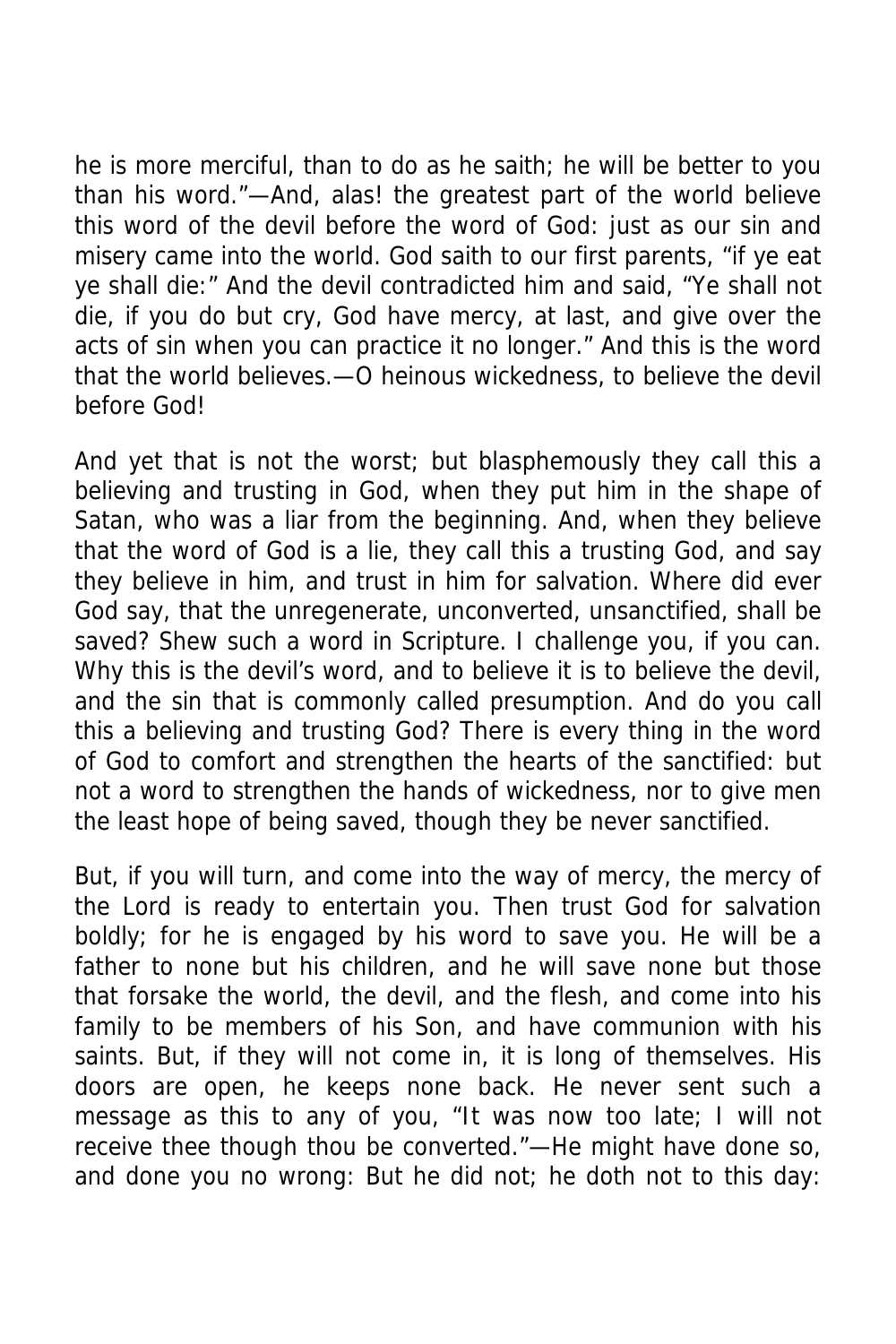he is more merciful, than to do as he saith; he will be better to you than his word."—And, alas! the greatest part of the world believe this word of the devil before the word of God: just as our sin and misery came into the world. God saith to our first parents, "if ye eat ye shall die:" And the devil contradicted him and said, "Ye shall not die, if you do but cry, God have mercy, at last, and give over the acts of sin when you can practice it no longer." And this is the word that the world believes.—O heinous wickedness, to believe the devil before God!

And yet that is not the worst; but blasphemously they call this a believing and trusting in God, when they put him in the shape of Satan, who was a liar from the beginning. And, when they believe that the word of God is a lie, they call this a trusting God, and say they believe in him, and trust in him for salvation. Where did ever God say, that the unregenerate, unconverted, unsanctified, shall be saved? Shew such a word in Scripture. I challenge you, if you can. Why this is the devil's word, and to believe it is to believe the devil, and the sin that is commonly called presumption. And do you call this a believing and trusting God? There is every thing in the word of God to comfort and strengthen the hearts of the sanctified: but not a word to strengthen the hands of wickedness, nor to give men the least hope of being saved, though they be never sanctified.

But, if you will turn, and come into the way of mercy, the mercy of the Lord is ready to entertain you. Then trust God for salvation boldly; for he is engaged by his word to save you. He will be a father to none but his children, and he will save none but those that forsake the world, the devil, and the flesh, and come into his family to be members of his Son, and have communion with his saints. But, if they will not come in, it is long of themselves. His doors are open, he keeps none back. He never sent such a message as this to any of you, "It was now too late; I will not receive thee though thou be converted."—He might have done so, and done you no wrong: But he did not; he doth not to this day: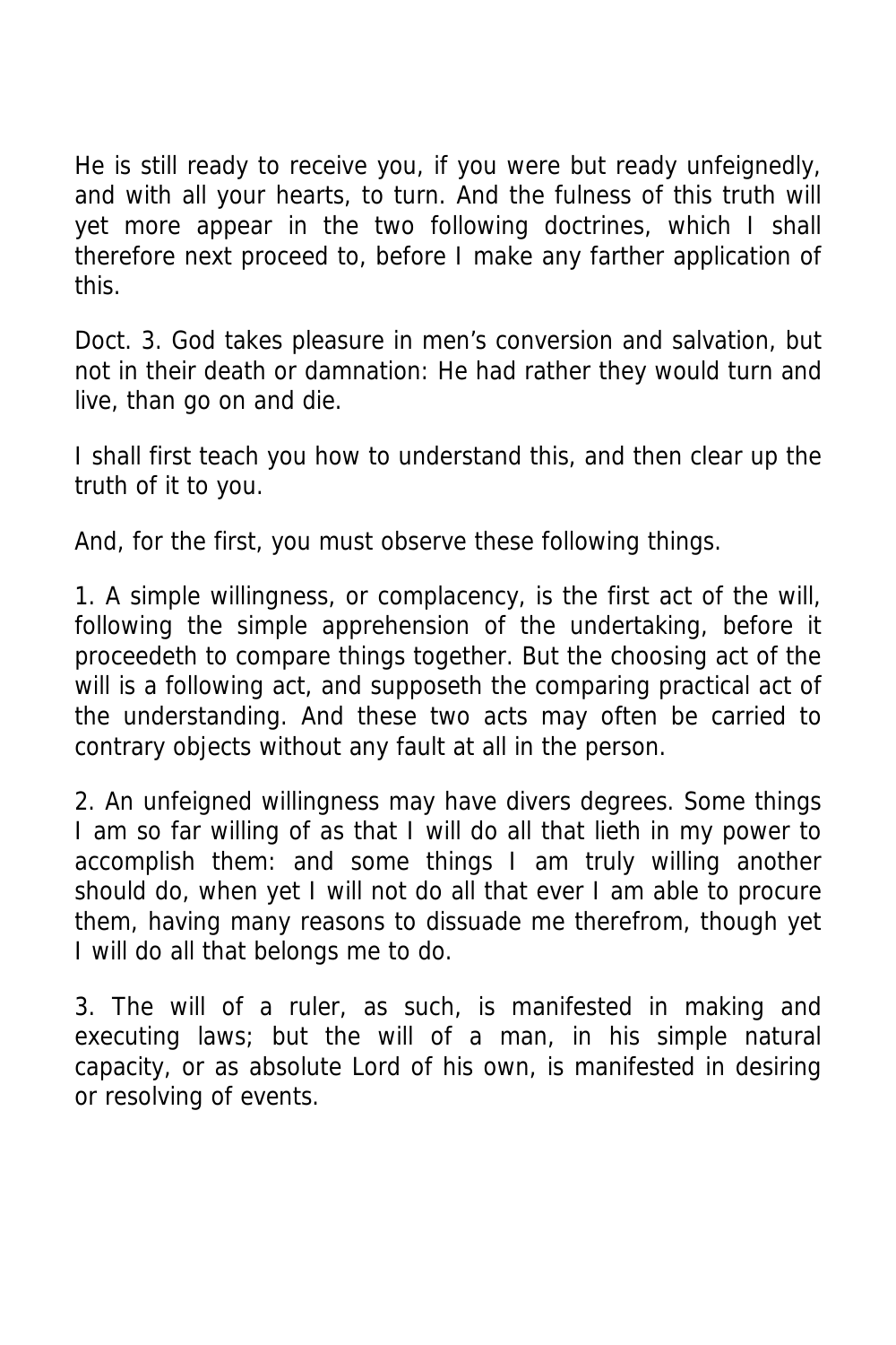He is still ready to receive you, if you were but ready unfeignedly, and with all your hearts, to turn. And the fulness of this truth will yet more appear in the two following doctrines, which I shall therefore next proceed to, before I make any farther application of this.

Doct. 3. God takes pleasure in men's conversion and salvation, but not in their death or damnation: He had rather they would turn and live, than go on and die.

I shall first teach you how to understand this, and then clear up the truth of it to you.

And, for the first, you must observe these following things.

1. A simple willingness, or complacency, is the first act of the will, following the simple apprehension of the undertaking, before it proceedeth to compare things together. But the choosing act of the will is a following act, and supposeth the comparing practical act of the understanding. And these two acts may often be carried to contrary objects without any fault at all in the person.

2. An unfeigned willingness may have divers degrees. Some things I am so far willing of as that I will do all that lieth in my power to accomplish them: and some things I am truly willing another should do, when yet I will not do all that ever I am able to procure them, having many reasons to dissuade me therefrom, though yet I will do all that belongs me to do.

3. The will of a ruler, as such, is manifested in making and executing laws; but the will of a man, in his simple natural capacity, or as absolute Lord of his own, is manifested in desiring or resolving of events.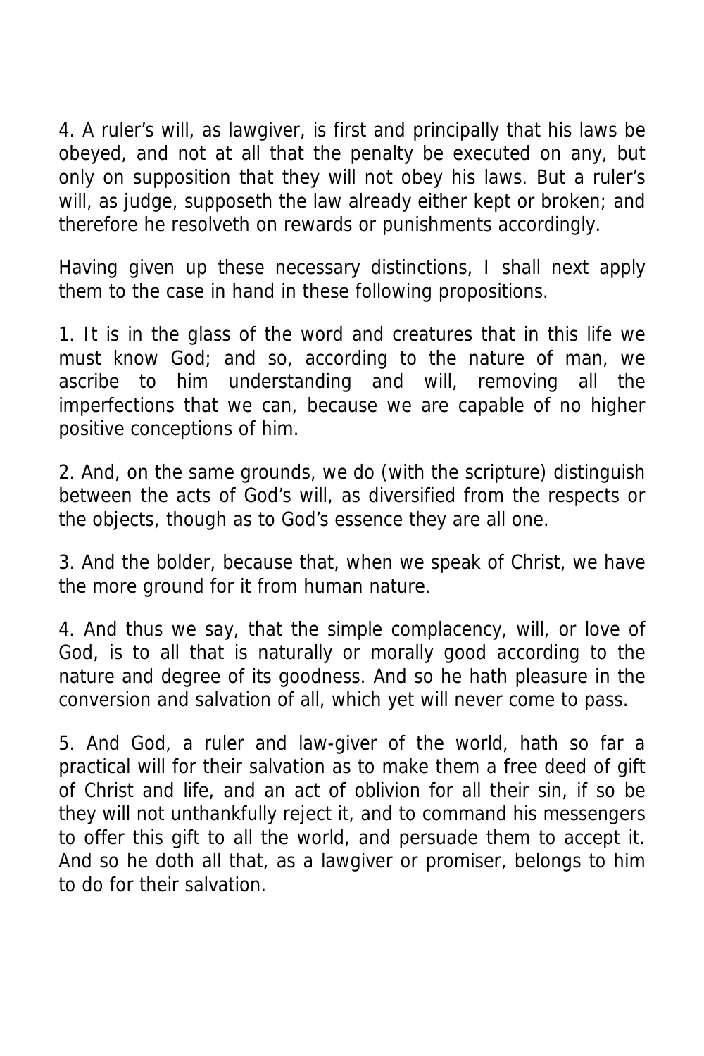4. A ruler’s will, as lawgiver, is first and principally that his laws be obeyed, and not at all that the penalty be executed on any, but only on supposition that they will not obey his laws. But a ruler’s will, as judge, supposeth the law already either kept or broken; and therefore he resolveth on rewards or punishments accordingly.

Having given up these necessary distinctions, I shall next apply them to the case in hand in these following propositions.

1. It is in the glass of the word and creatures that in this life we must know God; and so, according to the nature of man, we ascribe to him understanding and will, removing all the imperfections that we can, because we are capable of no higher positive conceptions of him.

2. And, on the same grounds, we do (with the scripture) distinguish between the acts of God’s will, as diversified from the respects or the objects, though as to God’s essence they are all one.

3. And the bolder, because that, when we speak of Christ, we have the more ground for it from human nature.

4. And thus we say, that the simple complacency, will, or love of God, is to all that is naturally or morally good according to the nature and degree of its goodness. And so he hath pleasure in the conversion and salvation of all, which yet will never come to pass.

5. And God, a ruler and law-giver of the world, hath so far a practical will for their salvation as to make them a free deed of gift of Christ and life, and an act of oblivion for all their sin, if so be they will not unthankfully reject it, and to command his messengers to offer this gift to all the world, and persuade them to accept it. And so he doth all that, as a lawgiver or promiser, belongs to him to do for their salvation.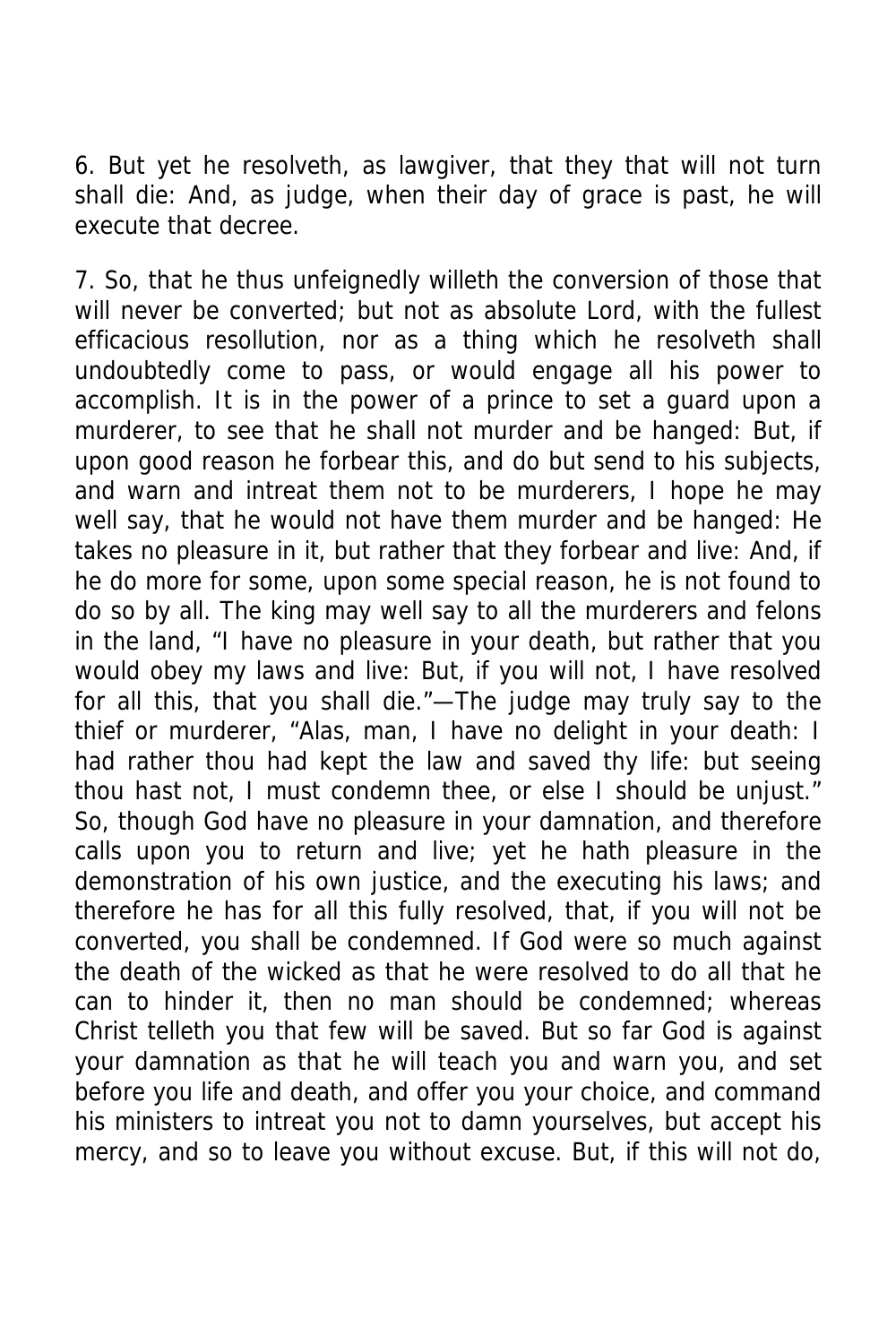6. But yet he resolveth, as lawgiver, that they that will not turn shall die: And, as judge, when their day of grace is past, he will execute that decree.

7. So, that he thus unfeignedly willeth the conversion of those that will never be converted; but not as absolute Lord, with the fullest efficacious resollution, nor as a thing which he resolveth shall undoubtedly come to pass, or would engage all his power to accomplish. It is in the power of a prince to set a guard upon a murderer, to see that he shall not murder and be hanged: But, if upon good reason he forbear this, and do but send to his subjects, and warn and intreat them not to be murderers, I hope he may well say, that he would not have them murder and be hanged: He takes no pleasure in it, but rather that they forbear and live: And, if he do more for some, upon some special reason, he is not found to do so by all. The king may well say to all the murderers and felons in the land, "I have no pleasure in your death, but rather that you would obey my laws and live: But, if you will not, I have resolved for all this, that you shall die."—The judge may truly say to the thief or murderer, "Alas, man, I have no delight in your death: I had rather thou had kept the law and saved thy life: but seeing thou hast not, I must condemn thee, or else I should be unjust." So, though God have no pleasure in your damnation, and therefore calls upon you to return and live; yet he hath pleasure in the demonstration of his own justice, and the executing his laws; and therefore he has for all this fully resolved, that, if you will not be converted, you shall be condemned. If God were so much against the death of the wicked as that he were resolved to do all that he can to hinder it, then no man should be condemned; whereas Christ telleth you that few will be saved. But so far God is against your damnation as that he will teach you and warn you, and set before you life and death, and offer you your choice, and command his ministers to intreat you not to damn yourselves, but accept his mercy, and so to leave you without excuse. But, if this will not do,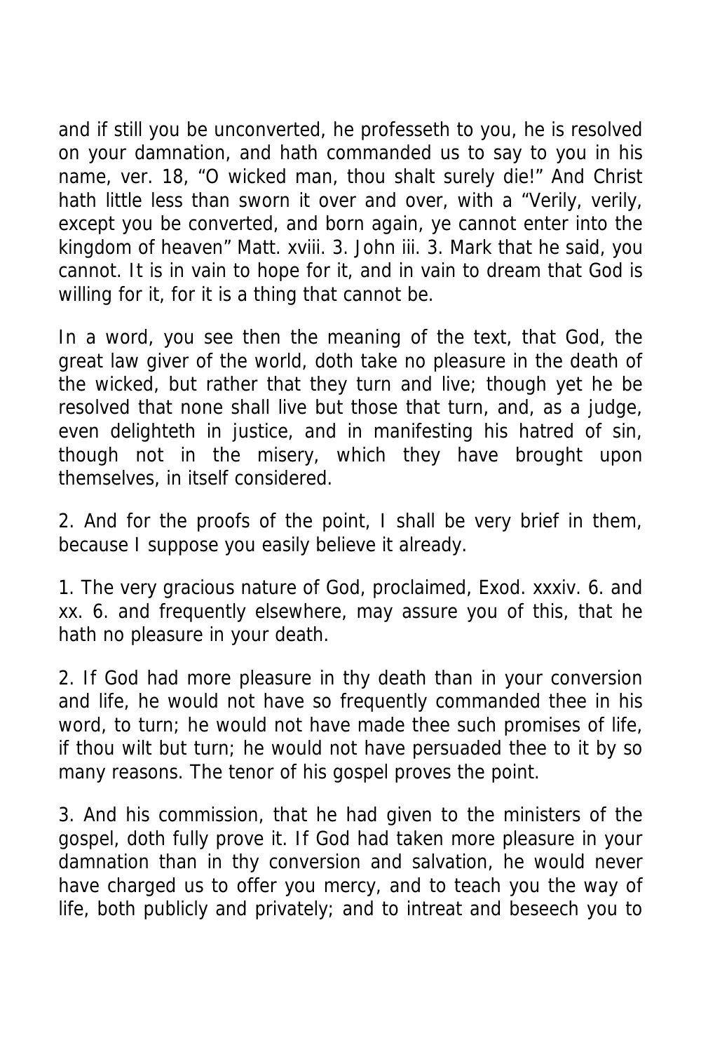and if still you be unconverted, he professeth to you, he is resolved on your damnation, and hath commanded us to say to you in his name, ver. 18, "O wicked man, thou shalt surely die!" And Christ hath little less than sworn it over and over, with a "Verily, verily, except you be converted, and born again, ye cannot enter into the kingdom of heaven" Matt. xviii. 3. John iii. 3. Mark that he said, you cannot. It is in vain to hope for it, and in vain to dream that God is willing for it, for it is a thing that cannot be.

In a word, you see then the meaning of the text, that God, the great law giver of the world, doth take no pleasure in the death of the wicked, but rather that they turn and live; though yet he be resolved that none shall live but those that turn, and, as a judge, even delighteth in justice, and in manifesting his hatred of sin, though not in the misery, which they have brought upon themselves, in itself considered.

2. And for the proofs of the point, I shall be very brief in them, because I suppose you easily believe it already.

1. The very gracious nature of God, proclaimed, Exod. xxxiv. 6. and xx. 6. and frequently elsewhere, may assure you of this, that he hath no pleasure in your death.

2. If God had more pleasure in thy death than in your conversion and life, he would not have so frequently commanded thee in his word, to turn; he would not have made thee such promises of life, if thou wilt but turn; he would not have persuaded thee to it by so many reasons. The tenor of his gospel proves the point.

3. And his commission, that he had given to the ministers of the gospel, doth fully prove it. If God had taken more pleasure in your damnation than in thy conversion and salvation, he would never have charged us to offer you mercy, and to teach you the way of life, both publicly and privately; and to intreat and beseech you to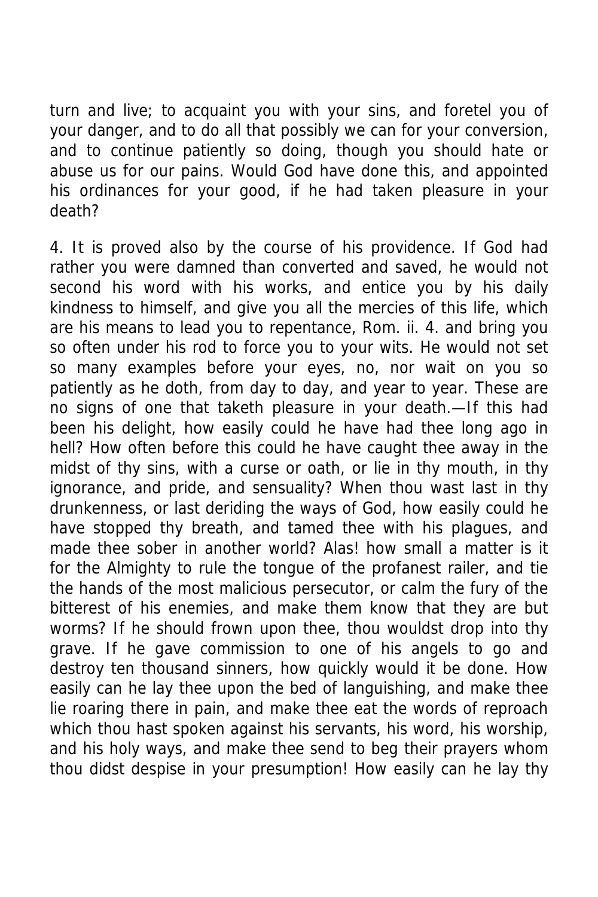turn and live; to acquaint you with your sins, and foretel you of your danger, and to do all that possibly we can for your conversion, and to continue patiently so doing, though you should hate or abuse us for our pains. Would God have done this, and appointed his ordinances for your good, if he had taken pleasure in your death?

4. It is proved also by the course of his providence. If God had rather you were damned than converted and saved, he would not second his word with his works, and entice you by his daily kindness to himself, and give you all the mercies of this life, which are his means to lead you to repentance, Rom. ii. 4. and bring you so often under his rod to force you to your wits. He would not set so many examples before your eyes, no, nor wait on you so patiently as he doth, from day to day, and year to year. These are no signs of one that taketh pleasure in your death.—If this had been his delight, how easily could he have had thee long ago in hell? How often before this could he have caught thee away in the midst of thy sins, with a curse or oath, or lie in thy mouth, in thy ignorance, and pride, and sensuality? When thou wast last in thy drunkenness, or last deriding the ways of God, how easily could he have stopped thy breath, and tamed thee with his plagues, and made thee sober in another world? Alas! how small a matter is it for the Almighty to rule the tongue of the profanest railer, and tie the hands of the most malicious persecutor, or calm the fury of the bitterest of his enemies, and make them know that they are but worms? If he should frown upon thee, thou wouldst drop into thy grave. If he gave commission to one of his angels to go and destroy ten thousand sinners, how quickly would it be done. How easily can he lay thee upon the bed of languishing, and make thee lie roaring there in pain, and make thee eat the words of reproach which thou hast spoken against his servants, his word, his worship, and his holy ways, and make thee send to beg their prayers whom thou didst despise in your presumption! How easily can he lay thy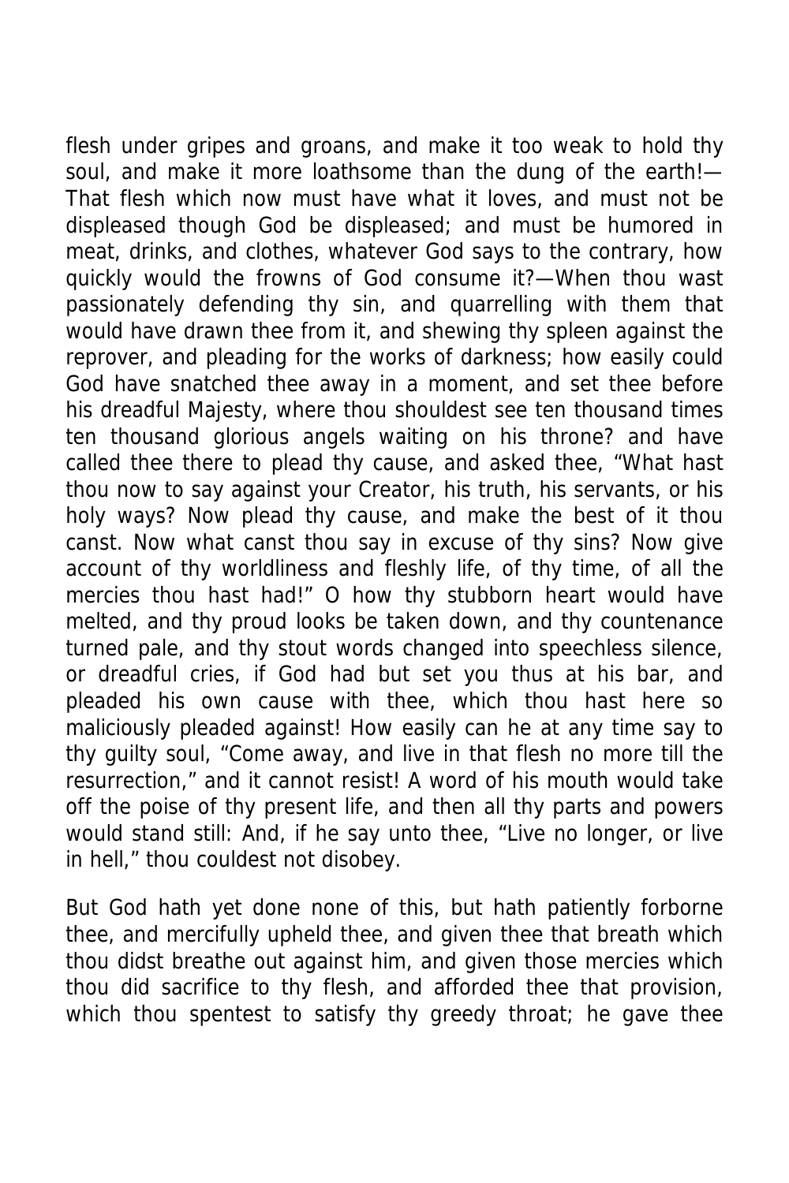flesh under gripes and groans, and make it too weak to hold thy soul, and make it more loathsome than the dung of the earth!—That flesh which now must have what it loves, and must not be displeased though God be displeased; and must be humored in meat, drinks, and clothes, whatever God says to the contrary, how quickly would the frowns of God consume it?—When thou wast passionately defending thy sin, and quarrelling with them that would have drawn thee from it, and shewing thy spleen against the reprover, and pleading for the works of darkness; how easily could God have snatched thee away in a moment, and set thee before his dreadful Majesty, where thou shouldest see ten thousand times ten thousand glorious angels waiting on his throne? and have called thee there to plead thy cause, and asked thee, "What hast thou now to say against your Creator, his truth, his servants, or his holy ways? Now plead thy cause, and make the best of it thou canst. Now what canst thou say in excuse of thy sins? Now give account of thy worldliness and fleshly life, of thy time, of all the mercies thou hast had!" O how thy stubborn heart would have melted, and thy proud looks be taken down, and thy countenance turned pale, and thy stout words changed into speechless silence, or dreadful cries, if God had but set you thus at his bar, and pleaded his own cause with thee, which thou hast here so maliciously pleaded against! How easily can he at any time say to thy guilty soul, "Come away, and live in that flesh no more till the resurrection," and it cannot resist! A word of his mouth would take off the poise of thy present life, and then all thy parts and powers would stand still: And, if he say unto thee, "Live no longer, or live in hell," thou couldest not disobey.

But God hath yet done none of this, but hath patiently forborne thee, and mercifully upheld thee, and given thee that breath which thou didst breathe out against him, and given those mercies which thou did sacrifice to thy flesh, and afforded thee that provision, which thou spentest to satisfy thy greedy throat; he gave thee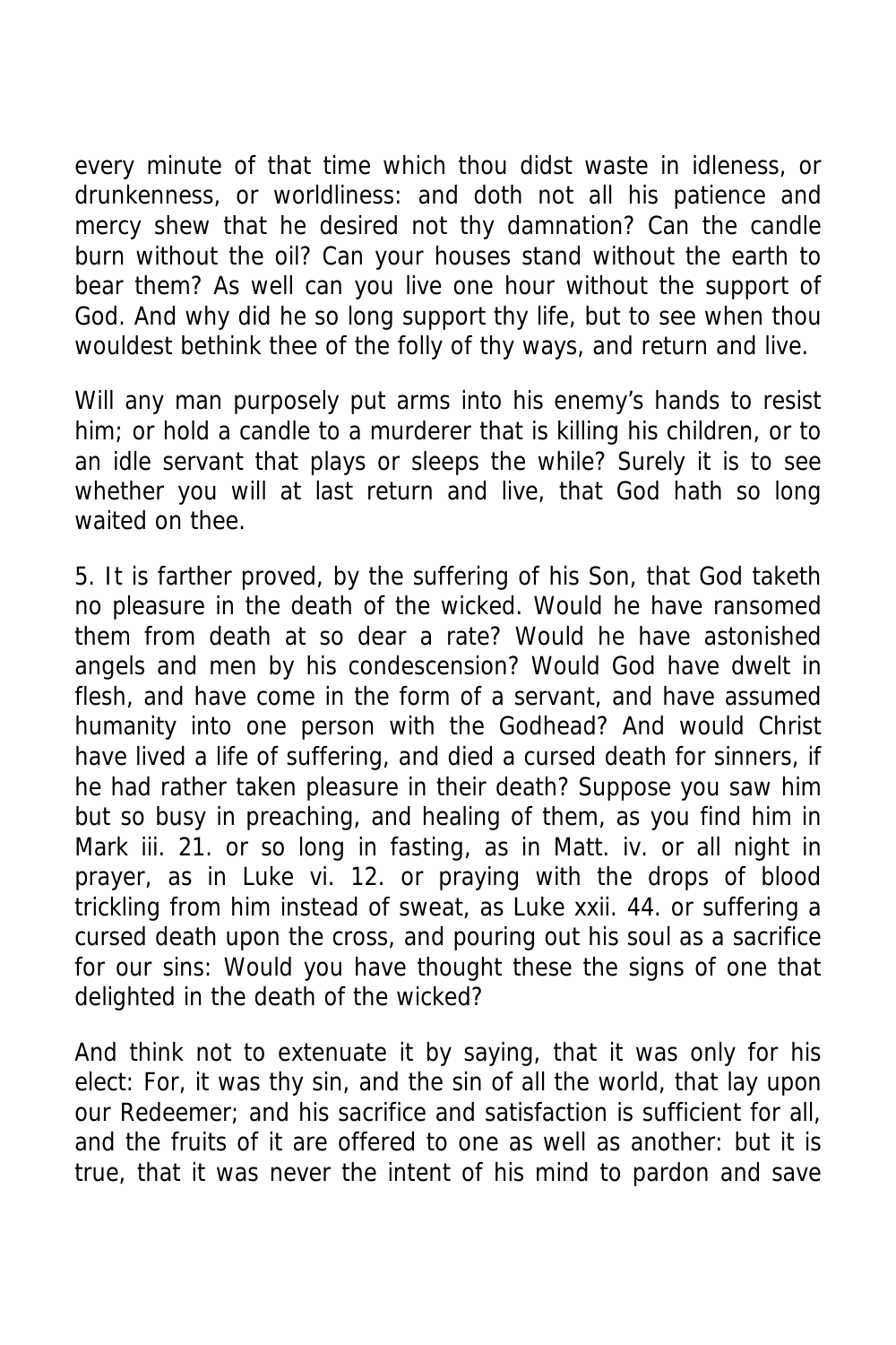every minute of that time which thou didst waste in idleness, or drunkenness, or worldliness: and doth not all his patience and mercy shew that he desired not thy damnation? Can the candle burn without the oil? Can your houses stand without the earth to bear them? As well can you live one hour without the support of God. And why did he so long support thy life, but to see when thou wouldest bethink thee of the folly of thy ways, and return and live.

Will any man purposely put arms into his enemy's hands to resist him; or hold a candle to a murderer that is killing his children, or to an idle servant that plays or sleeps the while? Surely it is to see whether you will at last return and live, that God hath so long waited on thee.

5. It is farther proved, by the suffering of his Son, that God taketh no pleasure in the death of the wicked. Would he have ransomed them from death at so dear a rate? Would he have astonished angels and men by his condescension? Would God have dwelt in flesh, and have come in the form of a servant, and have assumed humanity into one person with the Godhead? And would Christ have lived a life of suffering, and died a cursed death for sinners, if he had rather taken pleasure in their death? Suppose you saw him but so busy in preaching, and healing of them, as you find him in Mark iii. 21. or so long in fasting, as in Matt. iv. or all night in prayer, as in Luke vi. 12. or praying with the drops of blood trickling from him instead of sweat, as Luke xxii. 44. or suffering a cursed death upon the cross, and pouring out his soul as a sacrifice for our sins: Would you have thought these the signs of one that delighted in the death of the wicked?

And think not to extenuate it by saying, that it was only for his elect: For, it was thy sin, and the sin of all the world, that lay upon our Redeemer; and his sacrifice and satisfaction is sufficient for all, and the fruits of it are offered to one as well as another: but it is true, that it was never the intent of his mind to pardon and save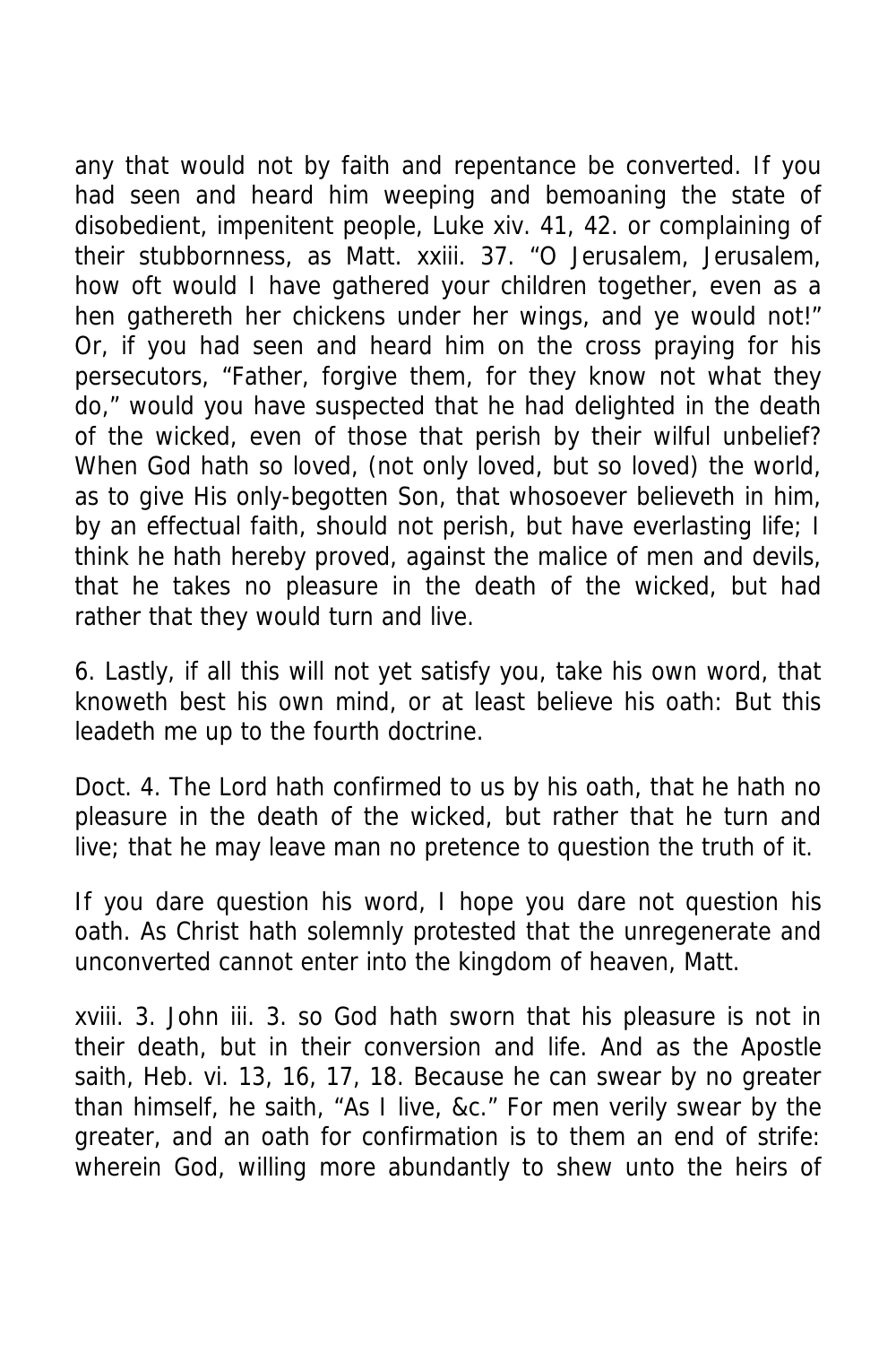any that would not by faith and repentance be converted. If you had seen and heard him weeping and bemoaning the state of disobedient, impenitent people, Luke xiv. 41, 42. or complaining of their stubbornness, as Matt. xxiii. 37. "O Jerusalem, Jerusalem, how oft would I have gathered your children together, even as a hen gathereth her chickens under her wings, and ye would not!" Or, if you had seen and heard him on the cross praying for his persecutors, "Father, forgive them, for they know not what they do," would you have suspected that he had delighted in the death of the wicked, even of those that perish by their wilful unbelief? When God hath so loved, (not only loved, but so loved) the world, as to give His only-begotten Son, that whosoever believeth in him, by an effectual faith, should not perish, but have everlasting life; I think he hath hereby proved, against the malice of men and devils, that he takes no pleasure in the death of the wicked, but had rather that they would turn and live.

6. Lastly, if all this will not yet satisfy you, take his own word, that knoweth best his own mind, or at least believe his oath: But this leadeth me up to the fourth doctrine.

Doct. 4. The Lord hath confirmed to us by his oath, that he hath no pleasure in the death of the wicked, but rather that he turn and live; that he may leave man no pretence to question the truth of it.

If you dare question his word, I hope you dare not question his oath. As Christ hath solemnly protested that the unregenerate and unconverted cannot enter into the kingdom of heaven, Matt.

xviii. 3. John iii. 3. so God hath sworn that his pleasure is not in their death, but in their conversion and life. And as the Apostle saith, Heb. vi. 13, 16, 17, 18. Because he can swear by no greater than himself, he saith, "As I live, &c." For men verily swear by the greater, and an oath for confirmation is to them an end of strife: wherein God, willing more abundantly to shew unto the heirs of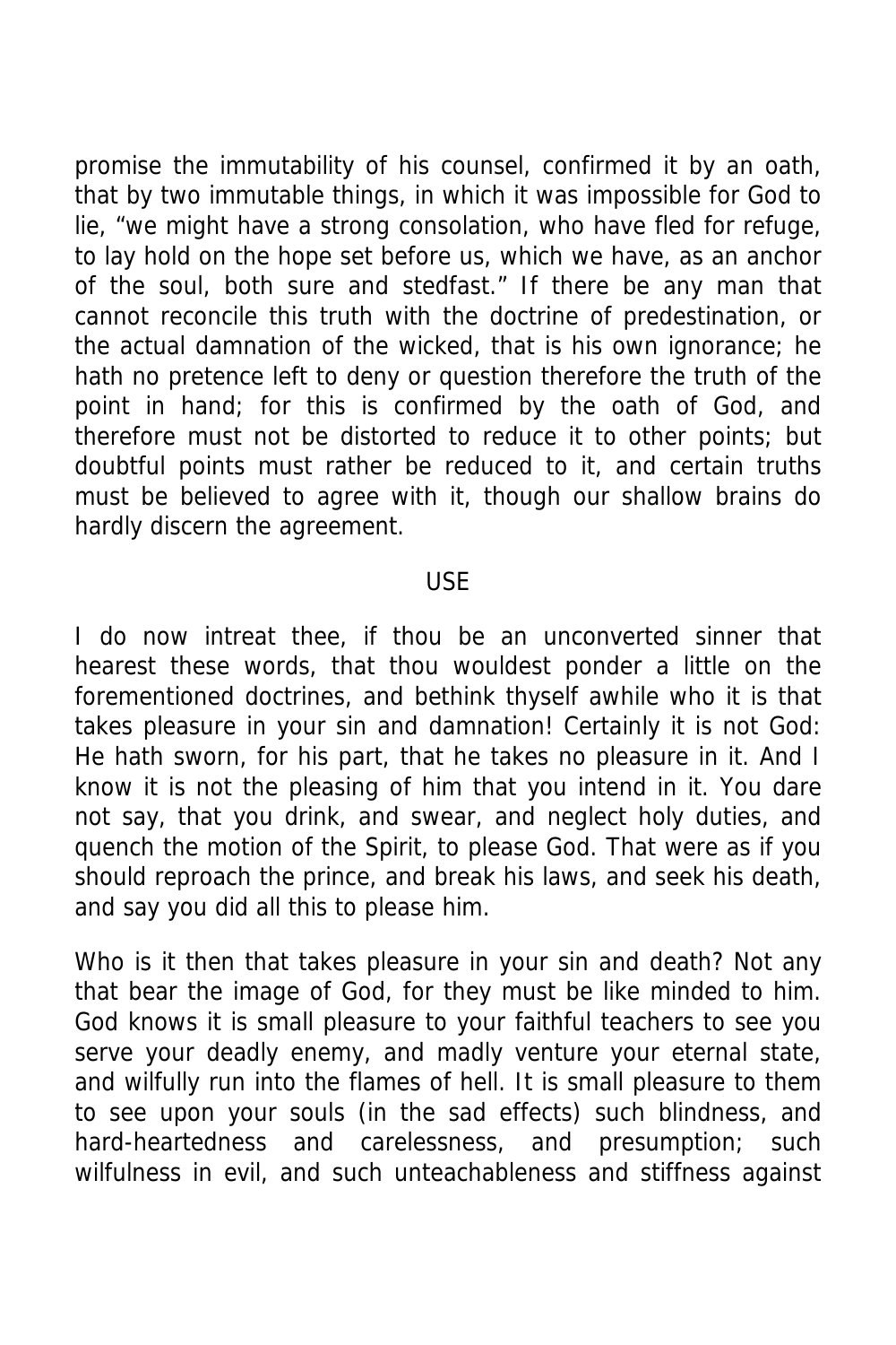promise the immutability of his counsel, confirmed it by an oath, that by two immutable things, in which it was impossible for God to lie, “we might have a strong consolation, who have fled for refuge, to lay hold on the hope set before us, which we have, as an anchor of the soul, both sure and stedfast.” If there be any man that cannot reconcile this truth with the doctrine of predestination, or the actual damnation of the wicked, that is his own ignorance; he hath no pretence left to deny or question therefore the truth of the point in hand; for this is confirmed by the oath of God, and therefore must not be distorted to reduce it to other points; but doubtful points must rather be reduced to it, and certain truths must be believed to agree with it, though our shallow brains do hardly discern the agreement.

## USE

I do now intreat thee, if thou be an unconverted sinner that hearest these words, that thou wouldest ponder a little on the forementioned doctrines, and bethink thyself awhile who it is that takes pleasure in your sin and damnation! Certainly it is not God: He hath sworn, for his part, that he takes no pleasure in it. And I know it is not the pleasing of him that you intend in it. You dare not say, that you drink, and swear, and neglect holy duties, and quench the motion of the Spirit, to please God. That were as if you should reproach the prince, and break his laws, and seek his death, and say you did all this to please him.

Who is it then that takes pleasure in your sin and death? Not any that bear the image of God, for they must be like minded to him. God knows it is small pleasure to your faithful teachers to see you serve your deadly enemy, and madly venture your eternal state, and wilfully run into the flames of hell. It is small pleasure to them to see upon your souls (in the sad effects) such blindness, and hard-heartedness and carelessness, and presumption; such wilfulness in evil, and such unteachableness and stiffness against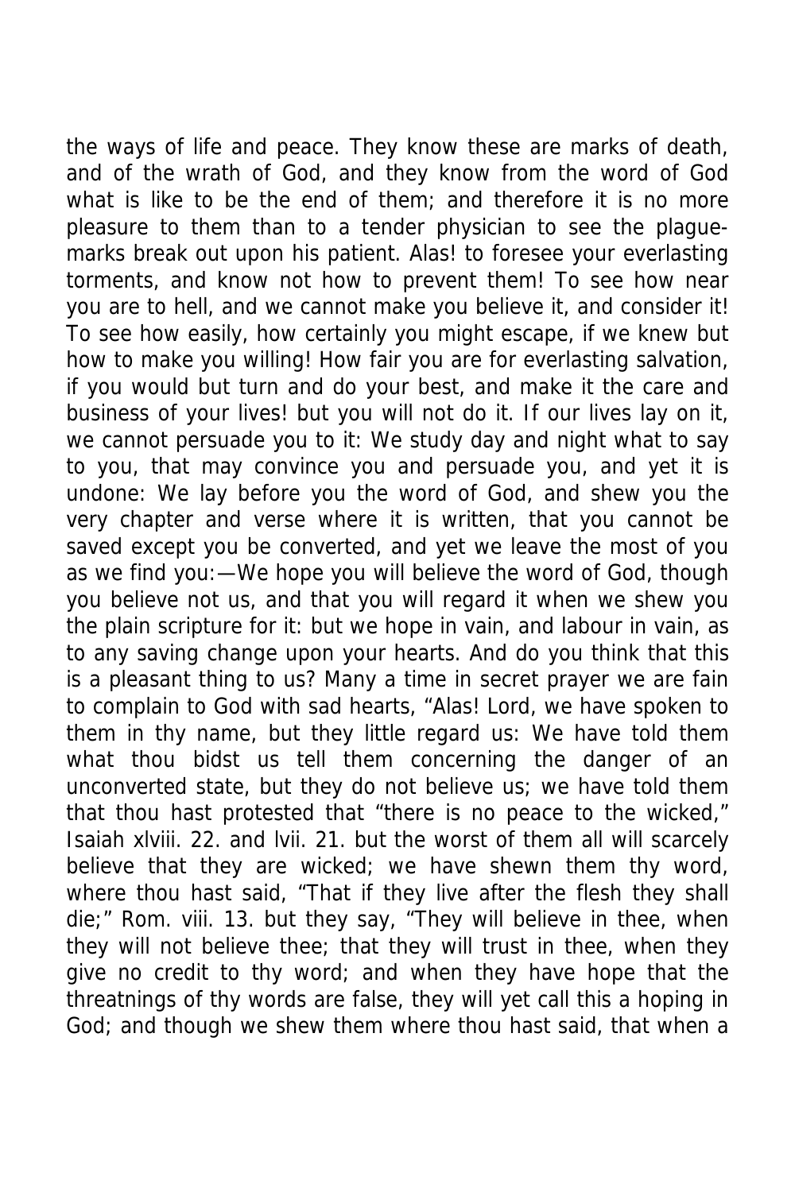the ways of life and peace. They know these are marks of death, and of the wrath of God, and they know from the word of God what is like to be the end of them; and therefore it is no more pleasure to them than to a tender physician to see the plague-marks break out upon his patient. Alas! to foresee your everlasting torments, and know not how to prevent them! To see how near you are to hell, and we cannot make you believe it, and consider it! To see how easily, how certainly you might escape, if we knew but how to make you willing! How fair you are for everlasting salvation, if you would but turn and do your best, and make it the care and business of your lives! but you will not do it. If our lives lay on it, we cannot persuade you to it: We study day and night what to say to you, that may convince you and persuade you, and yet it is undone: We lay before you the word of God, and shew you the very chapter and verse where it is written, that you cannot be saved except you be converted, and yet we leave the most of you as we find you:—We hope you will believe the word of God, though you believe not us, and that you will regard it when we shew you the plain scripture for it: but we hope in vain, and labour in vain, as to any saving change upon your hearts. And do you think that this is a pleasant thing to us? Many a time in secret prayer we are fain to complain to God with sad hearts, "Alas! Lord, we have spoken to them in thy name, but they little regard us: We have told them what thou bidst us tell them concerning the danger of an unconverted state, but they do not believe us; we have told them that thou hast protested that "there is no peace to the wicked," Isaiah xlviii. 22. and lvii. 21. but the worst of them all will scarcely believe that they are wicked; we have shewn them thy word, where thou hast said, "That if they live after the flesh they shall die;" Rom. viii. 13. but they say, "They will believe in thee, when they will not believe thee; that they will trust in thee, when they give no credit to thy word; and when they have hope that the threatnings of thy words are false, they will yet call this a hoping in God; and though we shew them where thou hast said, that when a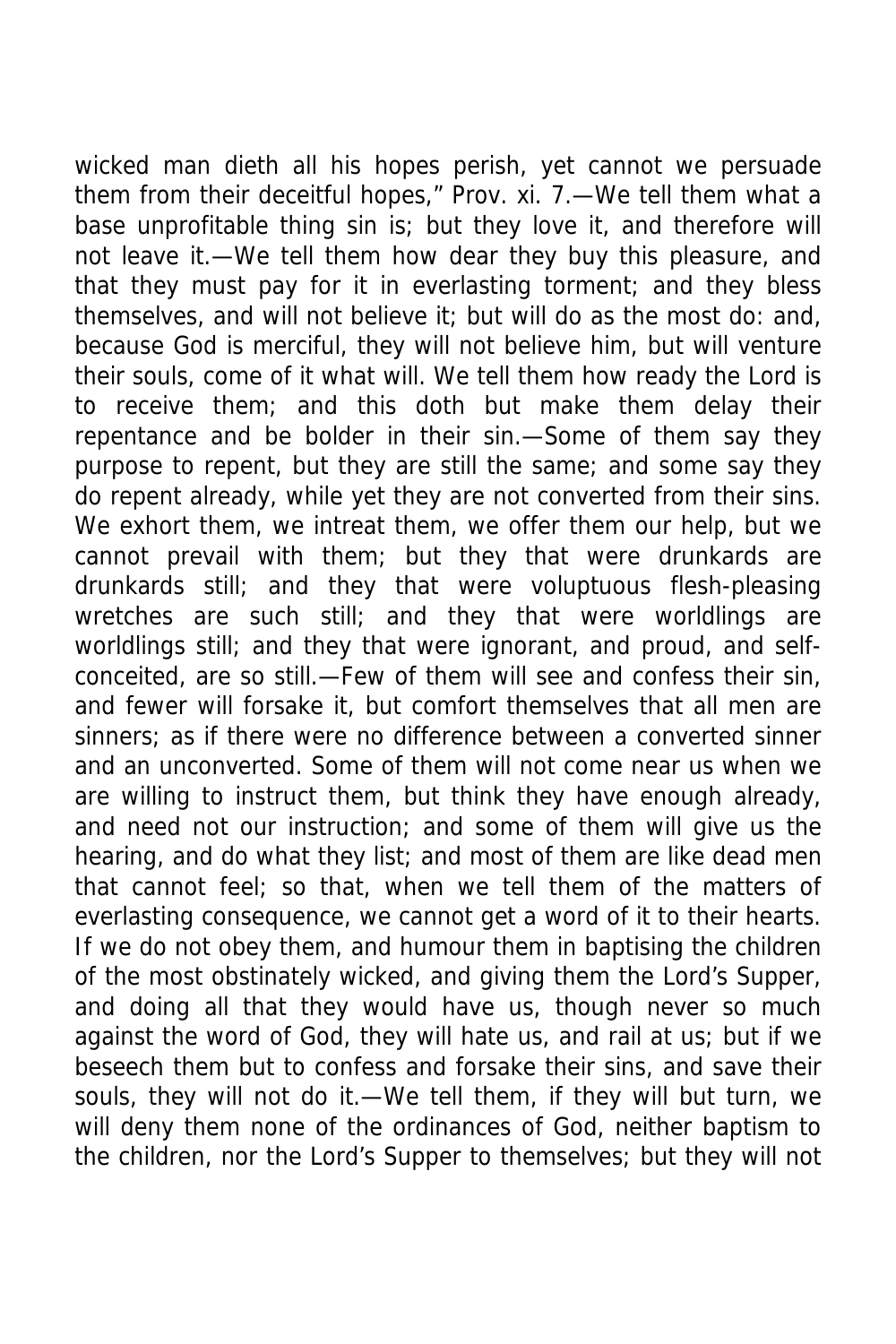wicked man dieth all his hopes perish, yet cannot we persuade them from their deceitful hopes," Prov. xi. 7.—We tell them what a base unprofitable thing sin is; but they love it, and therefore will not leave it.—We tell them how dear they buy this pleasure, and that they must pay for it in everlasting torment; and they bless themselves, and will not believe it; but will do as the most do: and, because God is merciful, they will not believe him, but will venture their souls, come of it what will. We tell them how ready the Lord is to receive them; and this doth but make them delay their repentance and be bolder in their sin.—Some of them say they purpose to repent, but they are still the same; and some say they do repent already, while yet they are not converted from their sins. We exhort them, we intreat them, we offer them our help, but we cannot prevail with them; but they that were drunkards are drunkards still; and they that were voluptuous flesh-pleasing wretches are such still; and they that were worldlings are worldlings still; and they that were ignorant, and proud, and self-conceited, are so still.—Few of them will see and confess their sin, and fewer will forsake it, but comfort themselves that all men are sinners; as if there were no difference between a converted sinner and an unconverted. Some of them will not come near us when we are willing to instruct them, but think they have enough already, and need not our instruction; and some of them will give us the hearing, and do what they list; and most of them are like dead men that cannot feel; so that, when we tell them of the matters of everlasting consequence, we cannot get a word of it to their hearts. If we do not obey them, and humour them in baptising the children of the most obstinately wicked, and giving them the Lord's Supper, and doing all that they would have us, though never so much against the word of God, they will hate us, and rail at us; but if we beseech them but to confess and forsake their sins, and save their souls, they will not do it.—We tell them, if they will but turn, we will deny them none of the ordinances of God, neither baptism to the children, nor the Lord's Supper to themselves; but they will not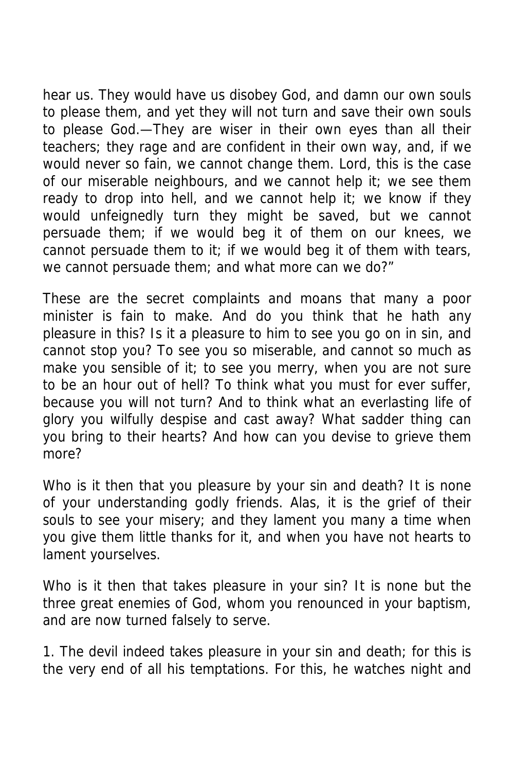hear us. They would have us disobey God, and damn our own souls to please them, and yet they will not turn and save their own souls to please God.—They are wiser in their own eyes than all their teachers; they rage and are confident in their own way, and, if we would never so fain, we cannot change them. Lord, this is the case of our miserable neighbours, and we cannot help it; we see them ready to drop into hell, and we cannot help it; we know if they would unfeignedly turn they might be saved, but we cannot persuade them; if we would beg it of them on our knees, we cannot persuade them to it; if we would beg it of them with tears, we cannot persuade them; and what more can we do?"

These are the secret complaints and moans that many a poor minister is fain to make. And do you think that he hath any pleasure in this? Is it a pleasure to him to see you go on in sin, and cannot stop you? To see you so miserable, and cannot so much as make you sensible of it; to see you merry, when you are not sure to be an hour out of hell? To think what you must for ever suffer, because you will not turn? And to think what an everlasting life of glory you wilfully despise and cast away? What sadder thing can you bring to their hearts? And how can you devise to grieve them more?

Who is it then that you pleasure by your sin and death? It is none of your understanding godly friends. Alas, it is the grief of their souls to see your misery; and they lament you many a time when you give them little thanks for it, and when you have not hearts to lament yourselves.

Who is it then that takes pleasure in your sin? It is none but the three great enemies of God, whom you renounced in your baptism, and are now turned falsely to serve.

1. The devil indeed takes pleasure in your sin and death; for this is the very end of all his temptations. For this, he watches night and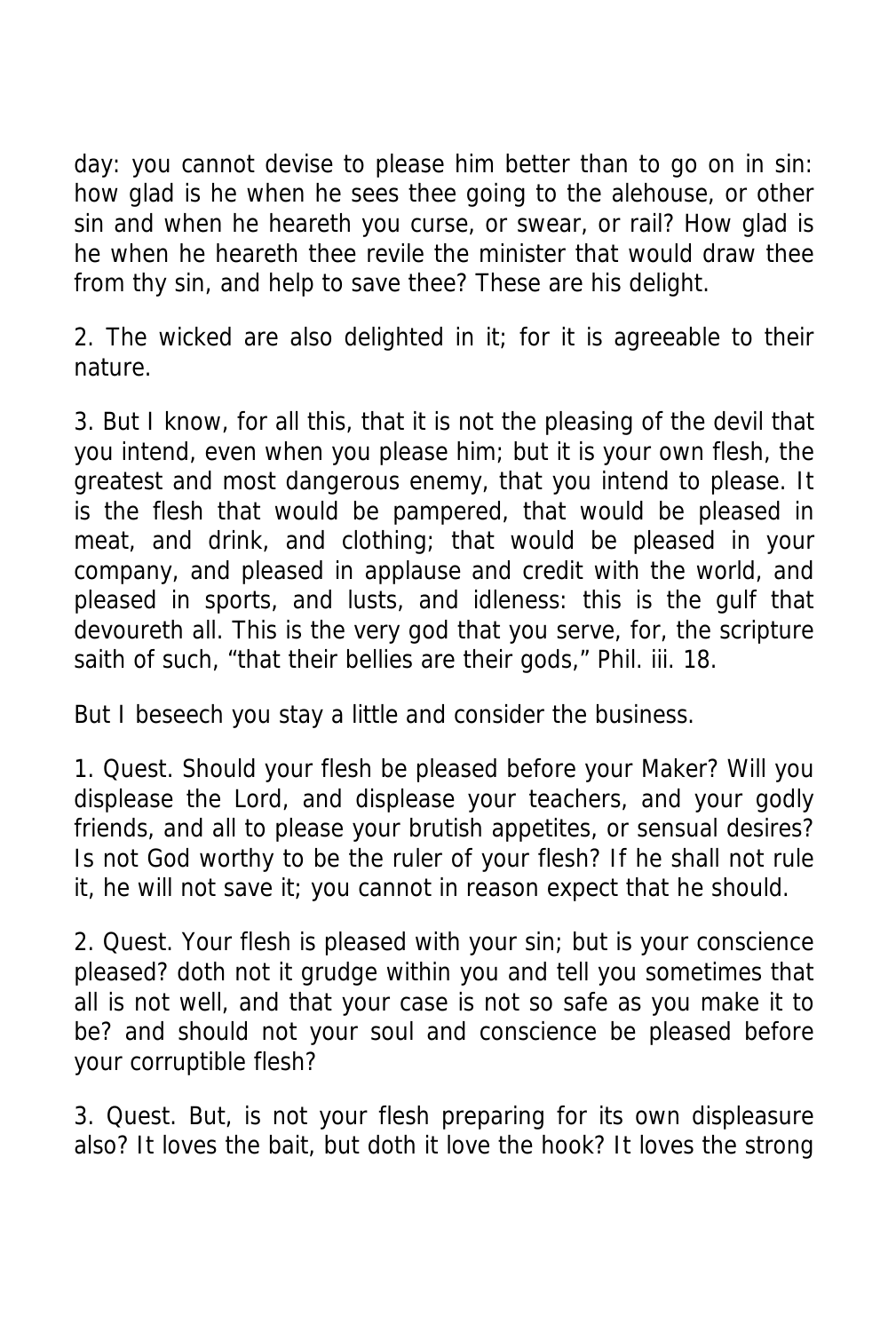day: you cannot devise to please him better than to go on in sin: how glad is he when he sees thee going to the alehouse, or other sin and when he heareth you curse, or swear, or rail? How glad is he when he heareth thee revile the minister that would draw thee from thy sin, and help to save thee? These are his delight.

2. The wicked are also delighted in it; for it is agreeable to their nature.

3. But I know, for all this, that it is not the pleasing of the devil that you intend, even when you please him; but it is your own flesh, the greatest and most dangerous enemy, that you intend to please. It is the flesh that would be pampered, that would be pleased in meat, and drink, and clothing; that would be pleased in your company, and pleased in applause and credit with the world, and pleased in sports, and lusts, and idleness: this is the gulf that devoureth all. This is the very god that you serve, for, the scripture saith of such, "that their bellies are their gods," Phil. iii. 18.

But I beseech you stay a little and consider the business.

1. Quest. Should your flesh be pleased before your Maker? Will you displease the Lord, and displease your teachers, and your godly friends, and all to please your brutish appetites, or sensual desires? Is not God worthy to be the ruler of your flesh? If he shall not rule it, he will not save it; you cannot in reason expect that he should.

2. Quest. Your flesh is pleased with your sin; but is your conscience pleased? doth not it grudge within you and tell you sometimes that all is not well, and that your case is not so safe as you make it to be? and should not your soul and conscience be pleased before your corruptible flesh?

3. Quest. But, is not your flesh preparing for its own displeasure also? It loves the bait, but doth it love the hook? It loves the strong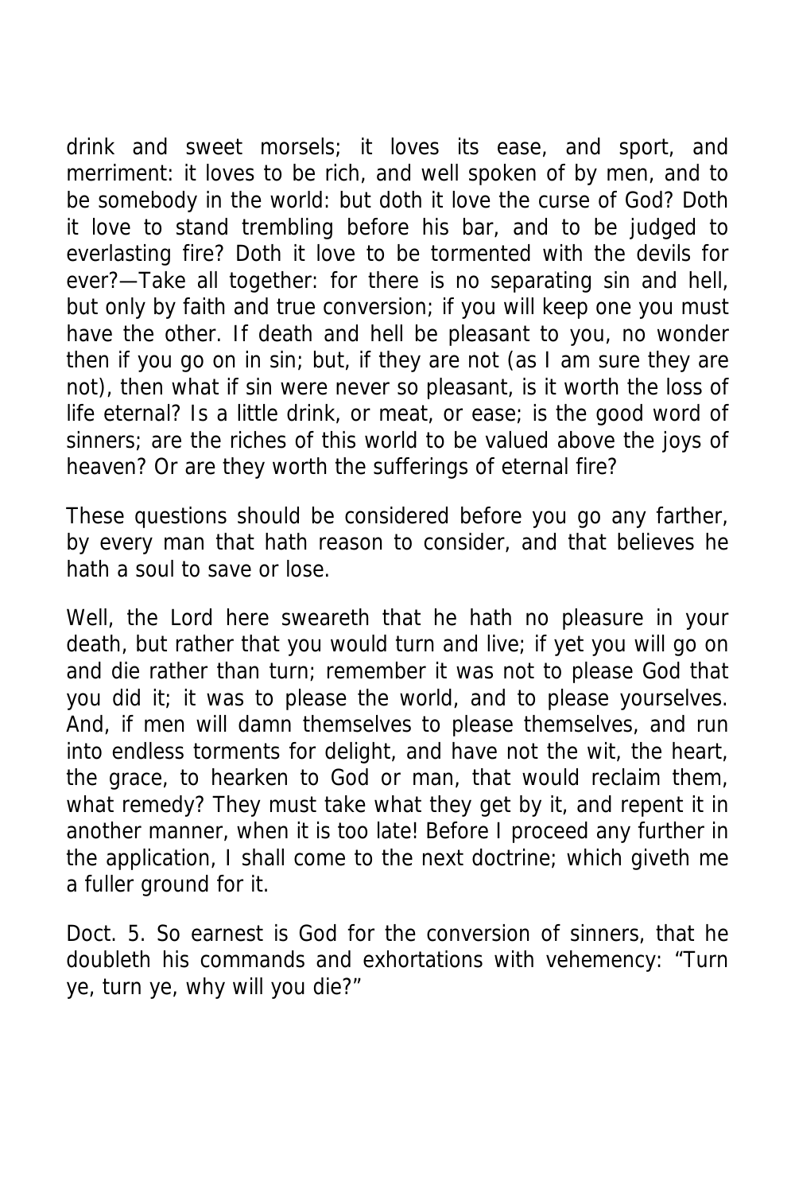drink and sweet morsels; it loves its ease, and sport, and merriment: it loves to be rich, and well spoken of by men, and to be somebody in the world: but doth it love the curse of God? Doth it love to stand trembling before his bar, and to be judged to everlasting fire? Doth it love to be tormented with the devils for ever?—Take all together: for there is no separating sin and hell, but only by faith and true conversion; if you will keep one you must have the other. If death and hell be pleasant to you, no wonder then if you go on in sin; but, if they are not (as I am sure they are not), then what if sin were never so pleasant, is it worth the loss of life eternal? Is a little drink, or meat, or ease; is the good word of sinners; are the riches of this world to be valued above the joys of heaven? Or are they worth the sufferings of eternal fire?

These questions should be considered before you go any farther, by every man that hath reason to consider, and that believes he hath a soul to save or lose.

Well, the Lord here sweareth that he hath no pleasure in your death, but rather that you would turn and live; if yet you will go on and die rather than turn; remember it was not to please God that you did it; it was to please the world, and to please yourselves. And, if men will damn themselves to please themselves, and run into endless torments for delight, and have not the wit, the heart, the grace, to hearken to God or man, that would reclaim them, what remedy? They must take what they get by it, and repent it in another manner, when it is too late! Before I proceed any further in the application, I shall come to the next doctrine; which giveth me a fuller ground for it.

Doct. 5. So earnest is God for the conversion of sinners, that he doubleth his commands and exhortations with vehemency: “Turn ye, turn ye, why will you die?”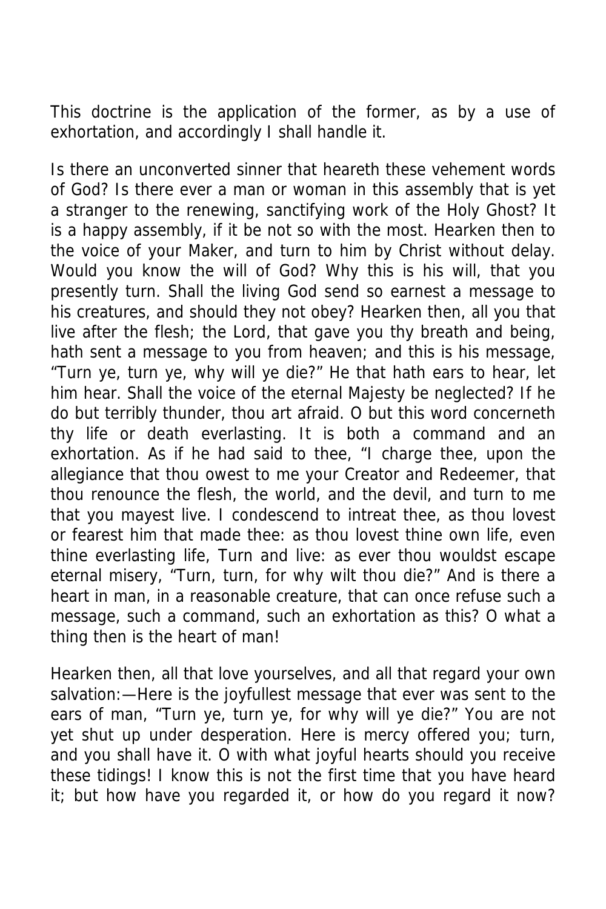This doctrine is the application of the former, as by a use of exhortation, and accordingly I shall handle it.

Is there an unconverted sinner that heareth these vehement words of God? Is there ever a man or woman in this assembly that is yet a stranger to the renewing, sanctifying work of the Holy Ghost? It is a happy assembly, if it be not so with the most. Hearken then to the voice of your Maker, and turn to him by Christ without delay. Would you know the will of God? Why this is his will, that you presently turn. Shall the living God send so earnest a message to his creatures, and should they not obey? Hearken then, all you that live after the flesh; the Lord, that gave you thy breath and being, hath sent a message to you from heaven; and this is his message, "Turn ye, turn ye, why will ye die?" He that hath ears to hear, let him hear. Shall the voice of the eternal Majesty be neglected? If he do but terribly thunder, thou art afraid. O but this word concerneth thy life or death everlasting. It is both a command and an exhortation. As if he had said to thee, "I charge thee, upon the allegiance that thou owest to me your Creator and Redeemer, that thou renounce the flesh, the world, and the devil, and turn to me that you mayest live. I condescend to intreat thee, as thou lovest or fearest him that made thee: as thou lovest thine own life, even thine everlasting life, Turn and live: as ever thou wouldst escape eternal misery, "Turn, turn, for why wilt thou die?" And is there a heart in man, in a reasonable creature, that can once refuse such a message, such a command, such an exhortation as this? O what a thing then is the heart of man!

Hearken then, all that love yourselves, and all that regard your own salvation:—Here is the joyfullest message that ever was sent to the ears of man, "Turn ye, turn ye, for why will ye die?" You are not yet shut up under desperation. Here is mercy offered you; turn, and you shall have it. O with what joyful hearts should you receive these tidings! I know this is not the first time that you have heard it; but how have you regarded it, or how do you regard it now?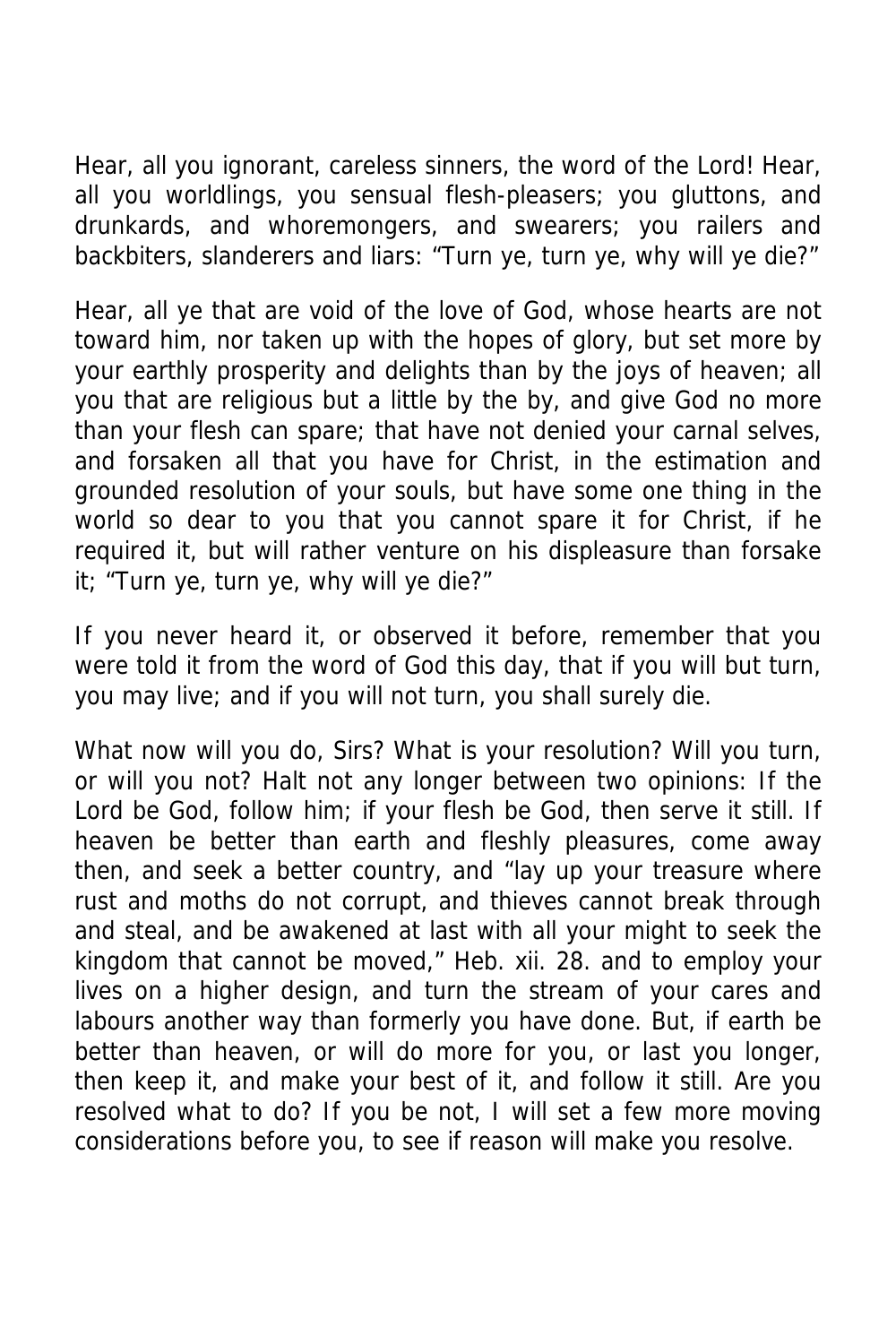Hear, all you ignorant, careless sinners, the word of the Lord! Hear, all you worldlings, you sensual flesh-pleasers; you gluttons, and drunkards, and whoremongers, and swearers; you railers and backbiters, slanderers and liars: “Turn ye, turn ye, why will ye die?”

Hear, all ye that are void of the love of God, whose hearts are not toward him, nor taken up with the hopes of glory, but set more by your earthly prosperity and delights than by the joys of heaven; all you that are religious but a little by the by, and give God no more than your flesh can spare; that have not denied your carnal selves, and forsaken all that you have for Christ, in the estimation and grounded resolution of your souls, but have some one thing in the world so dear to you that you cannot spare it for Christ, if he required it, but will rather venture on his displeasure than forsake it; “Turn ye, turn ye, why will ye die?”

If you never heard it, or observed it before, remember that you were told it from the word of God this day, that if you will but turn, you may live; and if you will not turn, you shall surely die.

What now will you do, Sirs? What is your resolution? Will you turn, or will you not? Halt not any longer between two opinions: If the Lord be God, follow him; if your flesh be God, then serve it still. If heaven be better than earth and fleshly pleasures, come away then, and seek a better country, and “lay up your treasure where rust and moths do not corrupt, and thieves cannot break through and steal, and be awakened at last with all your might to seek the kingdom that cannot be moved,” Heb. xii. 28. and to employ your lives on a higher design, and turn the stream of your cares and labours another way than formerly you have done. But, if earth be better than heaven, or will do more for you, or last you longer, then keep it, and make your best of it, and follow it still. Are you resolved what to do? If you be not, I will set a few more moving considerations before you, to see if reason will make you resolve.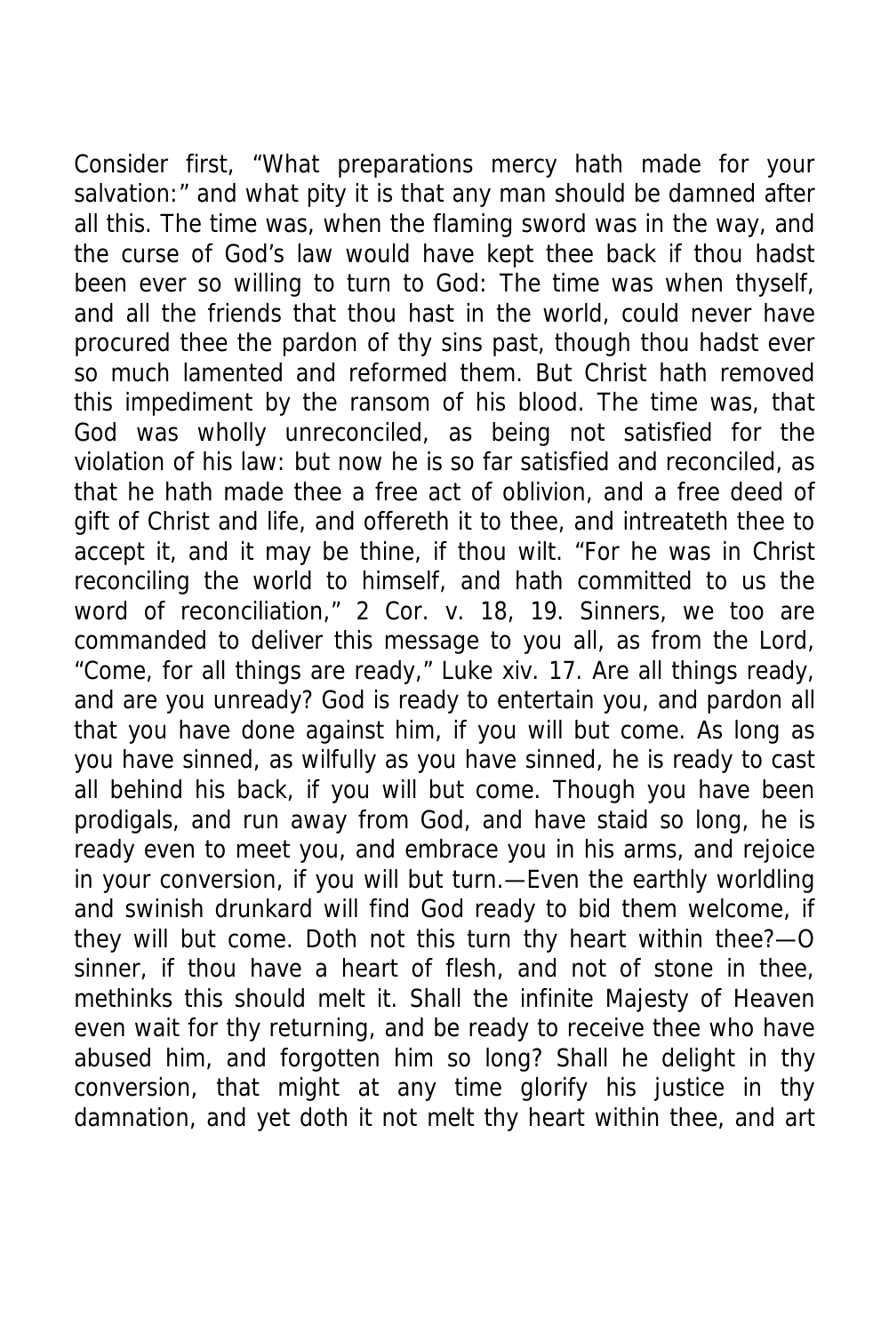Consider first, "What preparations mercy hath made for your salvation:" and what pity it is that any man should be damned after all this. The time was, when the flaming sword was in the way, and the curse of God's law would have kept thee back if thou hadst been ever so willing to turn to God: The time was when thyself, and all the friends that thou hast in the world, could never have procured thee the pardon of thy sins past, though thou hadst ever so much lamented and reformed them. But Christ hath removed this impediment by the ransom of his blood. The time was, that God was wholly unreconciled, as being not satisfied for the violation of his law: but now he is so far satisfied and reconciled, as that he hath made thee a free act of oblivion, and a free deed of gift of Christ and life, and offereth it to thee, and intreateth thee to accept it, and it may be thine, if thou wilt. "For he was in Christ reconciling the world to himself, and hath committed to us the word of reconciliation," 2 Cor. v. 18, 19. Sinners, we too are commanded to deliver this message to you all, as from the Lord, "Come, for all things are ready," Luke xiv. 17. Are all things ready, and are you unready? God is ready to entertain you, and pardon all that you have done against him, if you will but come. As long as you have sinned, as wilfully as you have sinned, he is ready to cast all behind his back, if you will but come. Though you have been prodigals, and run away from God, and have staid so long, he is ready even to meet you, and embrace you in his arms, and rejoice in your conversion, if you will but turn.—Even the earthly worldling and swinish drunkard will find God ready to bid them welcome, if they will but come. Doth not this turn thy heart within thee?—O sinner, if thou have a heart of flesh, and not of stone in thee, methinks this should melt it. Shall the infinite Majesty of Heaven even wait for thy returning, and be ready to receive thee who have abused him, and forgotten him so long? Shall he delight in thy conversion, that might at any time glorify his justice in thy damnation, and yet doth it not melt thy heart within thee, and art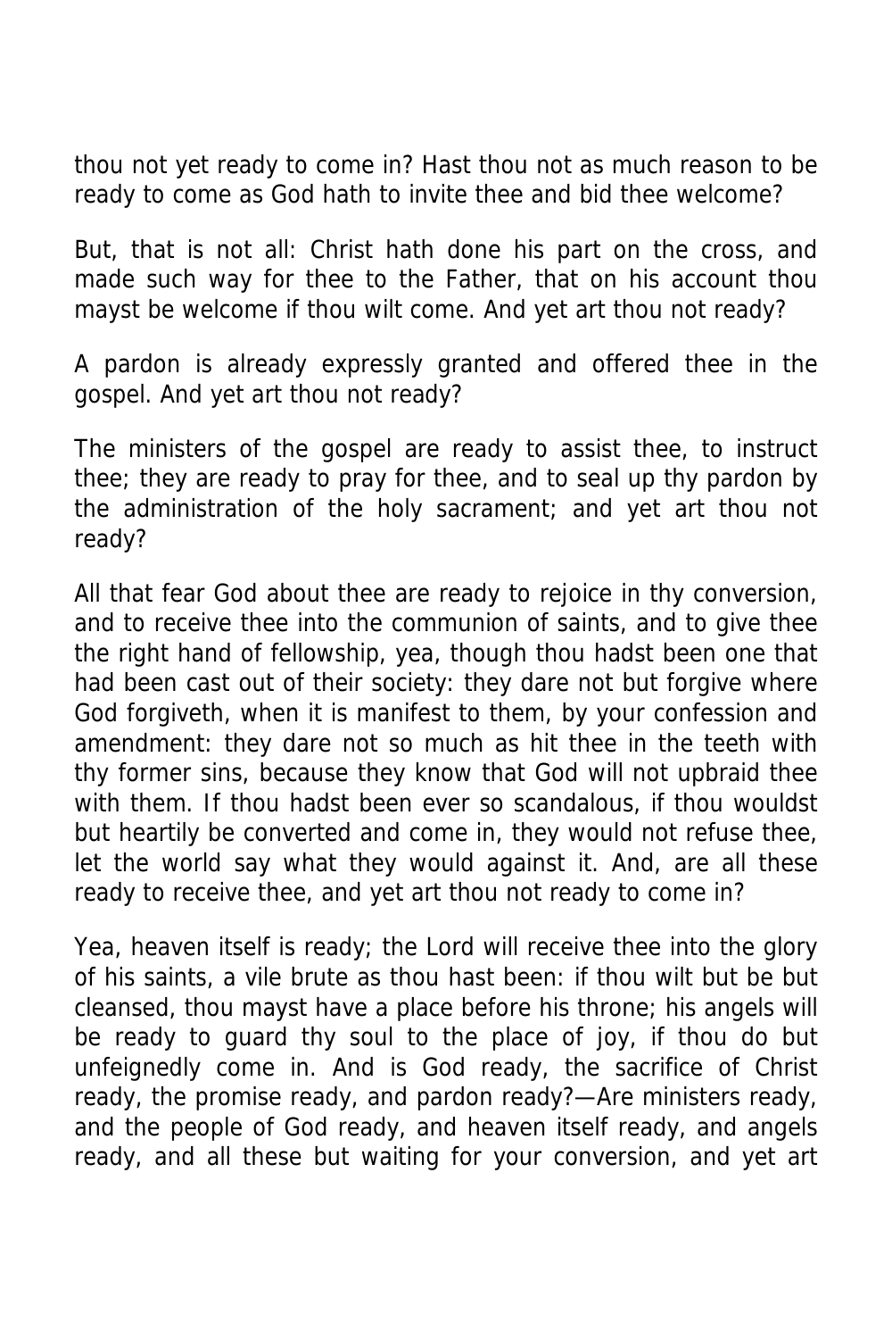thou not yet ready to come in? Hast thou not as much reason to be ready to come as God hath to invite thee and bid thee welcome?

But, that is not all: Christ hath done his part on the cross, and made such way for thee to the Father, that on his account thou mayst be welcome if thou wilt come. And yet art thou not ready?

A pardon is already expressly granted and offered thee in the gospel. And yet art thou not ready?

The ministers of the gospel are ready to assist thee, to instruct thee; they are ready to pray for thee, and to seal up thy pardon by the administration of the holy sacrament; and yet art thou not ready?

All that fear God about thee are ready to rejoice in thy conversion, and to receive thee into the communion of saints, and to give thee the right hand of fellowship, yea, though thou hadst been one that had been cast out of their society: they dare not but forgive where God forgiveth, when it is manifest to them, by your confession and amendment: they dare not so much as hit thee in the teeth with thy former sins, because they know that God will not upbraid thee with them. If thou hadst been ever so scandalous, if thou wouldst but heartily be converted and come in, they would not refuse thee, let the world say what they would against it. And, are all these ready to receive thee, and yet art thou not ready to come in?

Yea, heaven itself is ready; the Lord will receive thee into the glory of his saints, a vile brute as thou hast been: if thou wilt but be but cleansed, thou mayst have a place before his throne; his angels will be ready to guard thy soul to the place of joy, if thou do but unfeignedly come in. And is God ready, the sacrifice of Christ ready, the promise ready, and pardon ready?—Are ministers ready, and the people of God ready, and heaven itself ready, and angels ready, and all these but waiting for your conversion, and yet art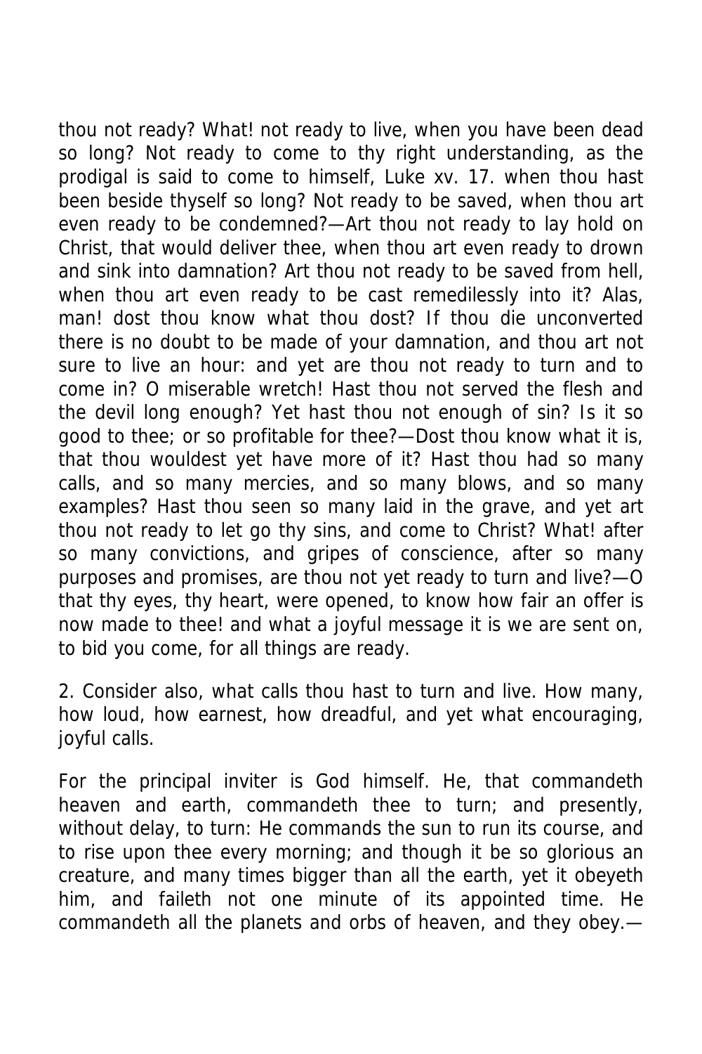thou not ready? What! not ready to live, when you have been dead so long? Not ready to come to thy right understanding, as the prodigal is said to come to himself, Luke xv. 17. when thou hast been beside thyself so long? Not ready to be saved, when thou art even ready to be condemned?—Art thou not ready to lay hold on Christ, that would deliver thee, when thou art even ready to drown and sink into damnation? Art thou not ready to be saved from hell, when thou art even ready to be cast remedilessly into it? Alas, man! dost thou know what thou dost? If thou die unconverted there is no doubt to be made of your damnation, and thou art not sure to live an hour: and yet are thou not ready to turn and to come in? O miserable wretch! Hast thou not served the flesh and the devil long enough? Yet hast thou not enough of sin? Is it so good to thee; or so profitable for thee?—Dost thou know what it is, that thou wouldest yet have more of it? Hast thou had so many calls, and so many mercies, and so many blows, and so many examples? Hast thou seen so many laid in the grave, and yet art thou not ready to let go thy sins, and come to Christ? What! after so many convictions, and gripes of conscience, after so many purposes and promises, are thou not yet ready to turn and live?—O that thy eyes, thy heart, were opened, to know how fair an offer is now made to thee! and what a joyful message it is we are sent on, to bid you come, for all things are ready.

2. Consider also, what calls thou hast to turn and live. How many, how loud, how earnest, how dreadful, and yet what encouraging, joyful calls.

For the principal inviter is God himself. He, that commandeth heaven and earth, commandeth thee to turn; and presently, without delay, to turn: He commands the sun to run its course, and to rise upon thee every morning; and though it be so glorious an creature, and many times bigger than all the earth, yet it obeyeth him, and faileth not one minute of its appointed time. He commandeth all the planets and orbs of heaven, and they obey.—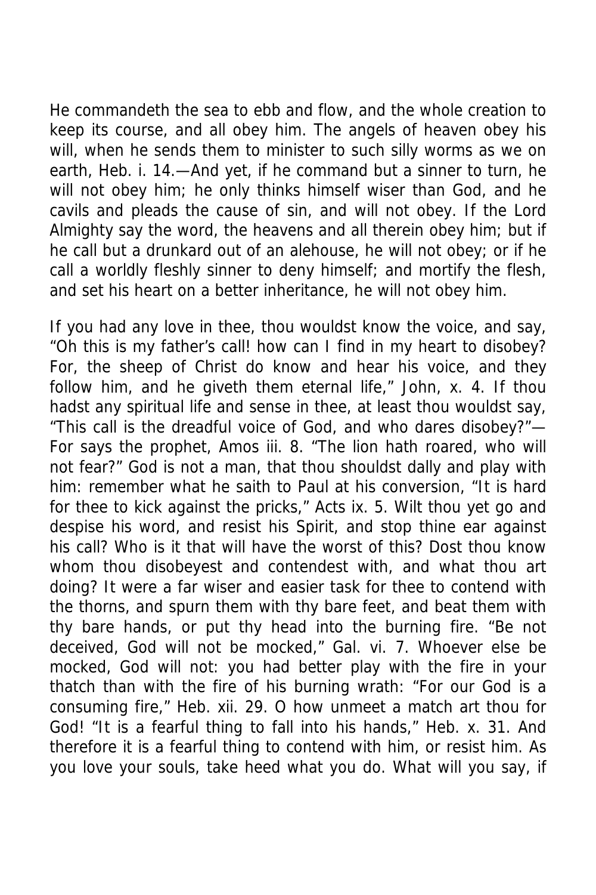He commandeth the sea to ebb and flow, and the whole creation to keep its course, and all obey him. The angels of heaven obey his will, when he sends them to minister to such silly worms as we on earth, Heb. i. 14.—And yet, if he command but a sinner to turn, he will not obey him; he only thinks himself wiser than God, and he cavils and pleads the cause of sin, and will not obey. If the Lord Almighty say the word, the heavens and all therein obey him; but if he call but a drunkard out of an alehouse, he will not obey; or if he call a worldly fleshly sinner to deny himself; and mortify the flesh, and set his heart on a better inheritance, he will not obey him.

If you had any love in thee, thou wouldst know the voice, and say, "Oh this is my father's call! how can I find in my heart to disobey? For, the sheep of Christ do know and hear his voice, and they follow him, and he giveth them eternal life," John, x. 4. If thou hadst any spiritual life and sense in thee, at least thou wouldst say, "This call is the dreadful voice of God, and who dares disobey?"—For says the prophet, Amos iii. 8. "The lion hath roared, who will not fear?" God is not a man, that thou shouldst dally and play with him: remember what he saith to Paul at his conversion, "It is hard for thee to kick against the pricks," Acts ix. 5. Wilt thou yet go and despise his word, and resist his Spirit, and stop thine ear against his call? Who is it that will have the worst of this? Dost thou know whom thou disobeyest and contendest with, and what thou art doing? It were a far wiser and easier task for thee to contend with the thorns, and spurn them with thy bare feet, and beat them with thy bare hands, or put thy head into the burning fire. "Be not deceived, God will not be mocked," Gal. vi. 7. Whoever else be mocked, God will not: you had better play with the fire in your thatch than with the fire of his burning wrath: "For our God is a consuming fire," Heb. xii. 29. O how unmeet a match art thou for God! "It is a fearful thing to fall into his hands," Heb. x. 31. And therefore it is a fearful thing to contend with him, or resist him. As you love your souls, take heed what you do. What will you say, if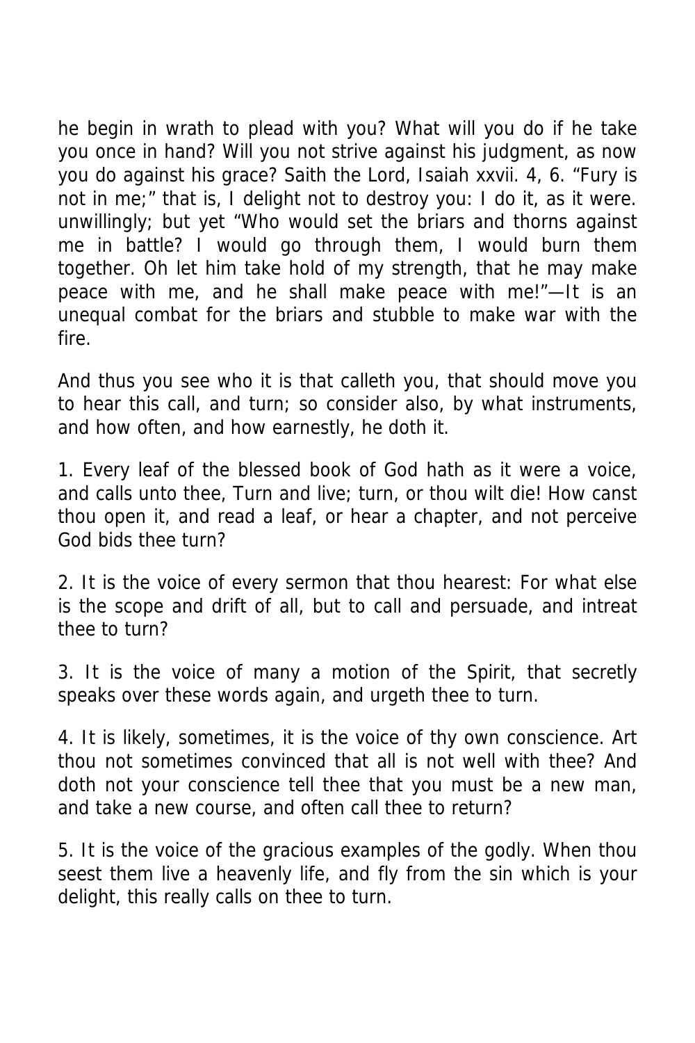he begin in wrath to plead with you? What will you do if he take you once in hand? Will you not strive against his judgment, as now you do against his grace? Saith the Lord, Isaiah xxvii. 4, 6. "Fury is not in me;" that is, I delight not to destroy you: I do it, as it were. unwillingly; but yet "Who would set the briars and thorns against me in battle? I would go through them, I would burn them together. Oh let him take hold of my strength, that he may make peace with me, and he shall make peace with me!"—It is an unequal combat for the briars and stubble to make war with the fire.

And thus you see who it is that calleth you, that should move you to hear this call, and turn; so consider also, by what instruments, and how often, and how earnestly, he doth it.

1. Every leaf of the blessed book of God hath as it were a voice, and calls unto thee, Turn and live; turn, or thou wilt die! How canst thou open it, and read a leaf, or hear a chapter, and not perceive God bids thee turn?

2. It is the voice of every sermon that thou hearest: For what else is the scope and drift of all, but to call and persuade, and intreat thee to turn?

3. It is the voice of many a motion of the Spirit, that secretly speaks over these words again, and urgeth thee to turn.

4. It is likely, sometimes, it is the voice of thy own conscience. Art thou not sometimes convinced that all is not well with thee? And doth not your conscience tell thee that you must be a new man, and take a new course, and often call thee to return?

5. It is the voice of the gracious examples of the godly. When thou seest them live a heavenly life, and fly from the sin which is your delight, this really calls on thee to turn.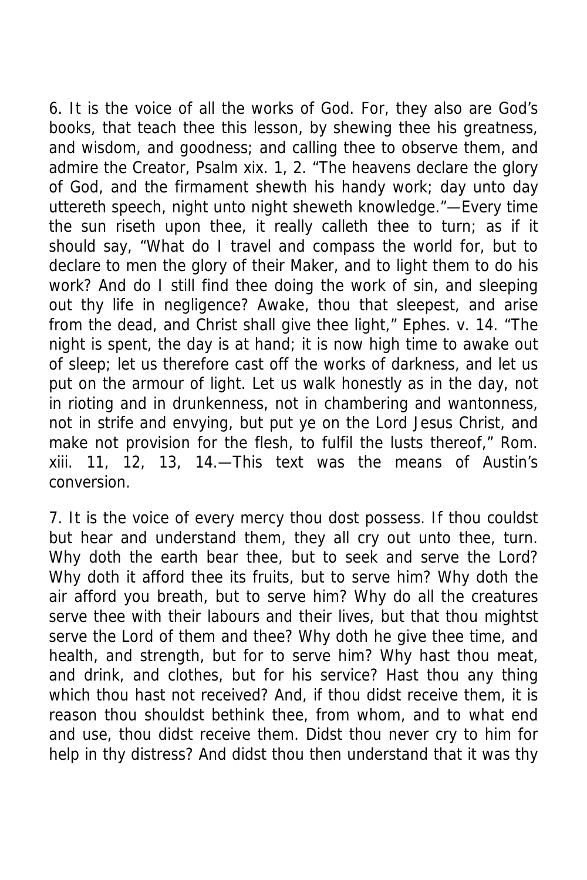6. It is the voice of all the works of God. For, they also are God's books, that teach thee this lesson, by shewing thee his greatness, and wisdom, and goodness; and calling thee to observe them, and admire the Creator, Psalm xix. 1, 2. "The heavens declare the glory of God, and the firmament shewth his handy work; day unto day uttereth speech, night unto night sheweth knowledge."—Every time the sun riseth upon thee, it really calleth thee to turn; as if it should say, "What do I travel and compass the world for, but to declare to men the glory of their Maker, and to light them to do his work? And do I still find thee doing the work of sin, and sleeping out thy life in negligence? Awake, thou that sleepest, and arise from the dead, and Christ shall give thee light," Ephes. v. 14. "The night is spent, the day is at hand; it is now high time to awake out of sleep; let us therefore cast off the works of darkness, and let us put on the armour of light. Let us walk honestly as in the day, not in rioting and in drunkenness, not in chambering and wantonness, not in strife and envying, but put ye on the Lord Jesus Christ, and make not provision for the flesh, to fulfil the lusts thereof," Rom. xiii. 11, 12, 13, 14.—This text was the means of Austin's conversion.

7. It is the voice of every mercy thou dost possess. If thou couldst but hear and understand them, they all cry out unto thee, turn. Why doth the earth bear thee, but to seek and serve the Lord? Why doth it afford thee its fruits, but to serve him? Why doth the air afford you breath, but to serve him? Why do all the creatures serve thee with their labours and their lives, but that thou mightst serve the Lord of them and thee? Why doth he give thee time, and health, and strength, but for to serve him? Why hast thou meat, and drink, and clothes, but for his service? Hast thou any thing which thou hast not received? And, if thou didst receive them, it is reason thou shouldst bethink thee, from whom, and to what end and use, thou didst receive them. Didst thou never cry to him for help in thy distress? And didst thou then understand that it was thy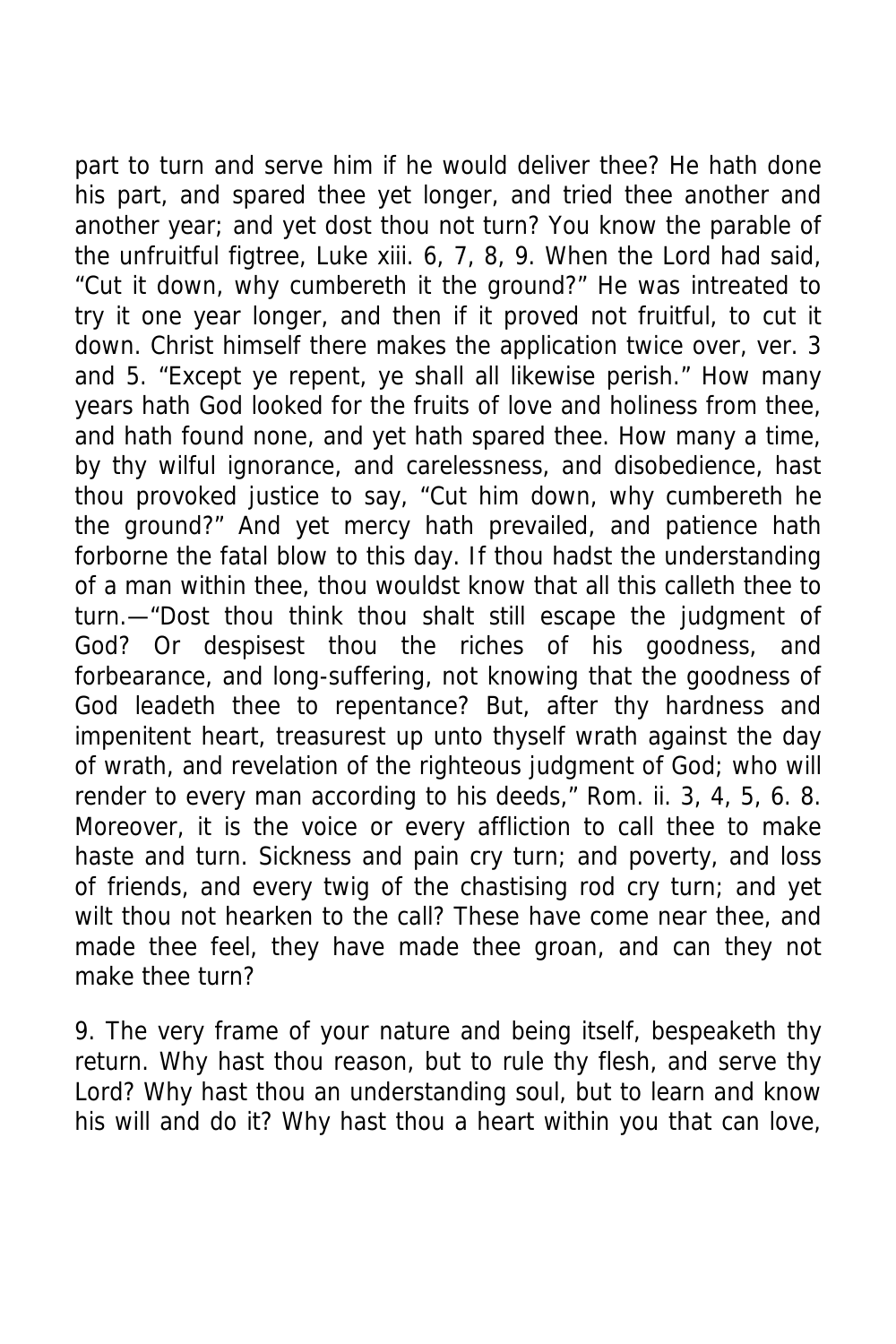part to turn and serve him if he would deliver thee? He hath done his part, and spared thee yet longer, and tried thee another and another year; and yet dost thou not turn? You know the parable of the unfruitful figtree, Luke xiii. 6, 7, 8, 9. When the Lord had said, "Cut it down, why cumbereth it the ground?" He was intreated to try it one year longer, and then if it proved not fruitful, to cut it down. Christ himself there makes the application twice over, ver. 3 and 5. "Except ye repent, ye shall all likewise perish." How many years hath God looked for the fruits of love and holiness from thee, and hath found none, and yet hath spared thee. How many a time, by thy wilful ignorance, and carelessness, and disobedience, hast thou provoked justice to say, "Cut him down, why cumbereth he the ground?" And yet mercy hath prevailed, and patience hath forborne the fatal blow to this day. If thou hadst the understanding of a man within thee, thou wouldst know that all this calleth thee to turn.—"Dost thou think thou shalt still escape the judgment of God? Or despisest thou the riches of his goodness, and forbearance, and long-suffering, not knowing that the goodness of God leadeth thee to repentance? But, after thy hardness and impenitent heart, treasurest up unto thyself wrath against the day of wrath, and revelation of the righteous judgment of God; who will render to every man according to his deeds," Rom. ii. 3, 4, 5, 6. 8. Moreover, it is the voice or every affliction to call thee to make haste and turn. Sickness and pain cry turn; and poverty, and loss of friends, and every twig of the chastising rod cry turn; and yet wilt thou not hearken to the call? These have come near thee, and made thee feel, they have made thee groan, and can they not make thee turn?

9. The very frame of your nature and being itself, bespeaketh thy return. Why hast thou reason, but to rule thy flesh, and serve thy Lord? Why hast thou an understanding soul, but to learn and know his will and do it? Why hast thou a heart within you that can love,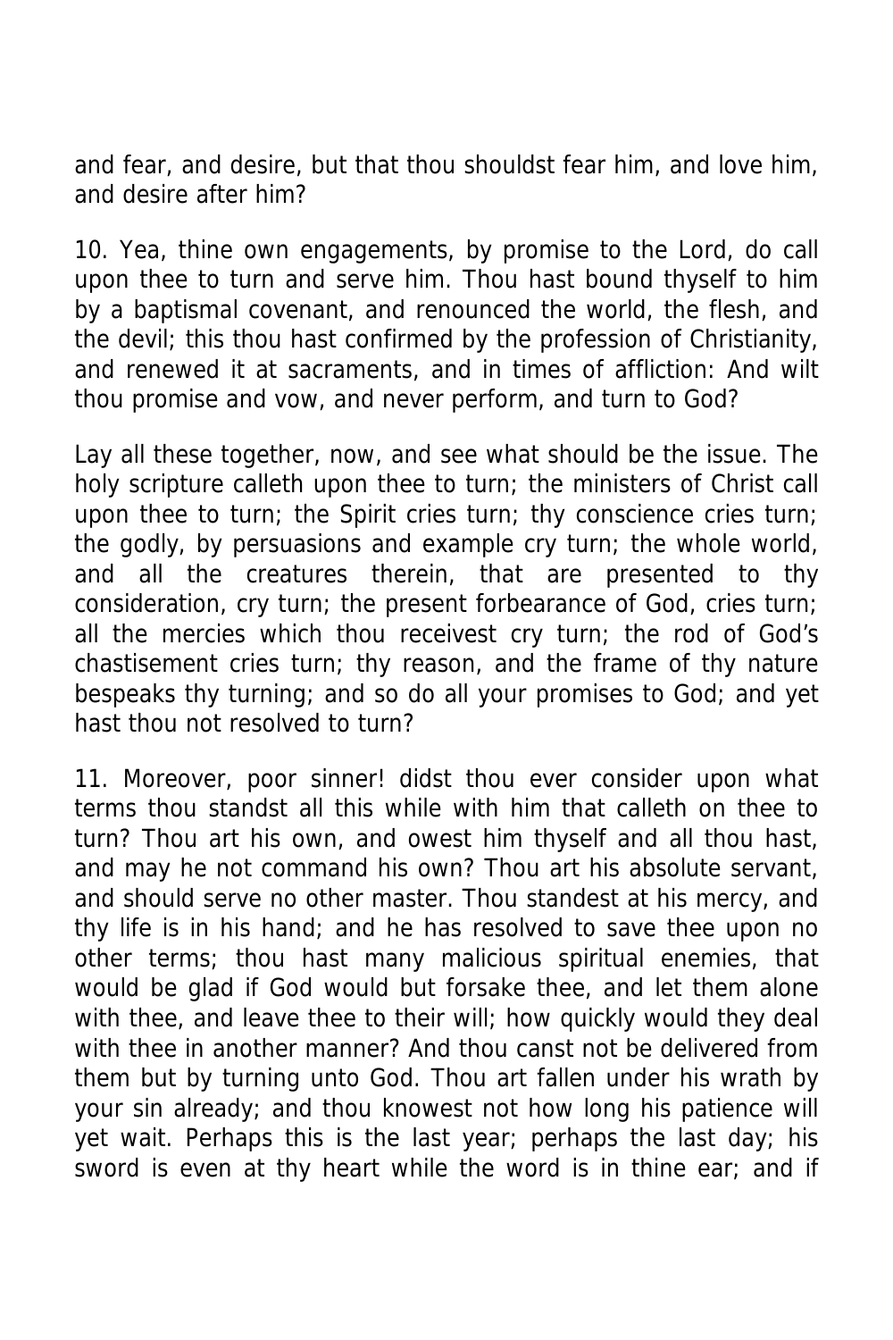and fear, and desire, but that thou shouldst fear him, and love him, and desire after him?

10. Yea, thine own engagements, by promise to the Lord, do call upon thee to turn and serve him. Thou hast bound thyself to him by a baptismal covenant, and renounced the world, the flesh, and the devil; this thou hast confirmed by the profession of Christianity, and renewed it at sacraments, and in times of affliction: And wilt thou promise and vow, and never perform, and turn to God?

Lay all these together, now, and see what should be the issue. The holy scripture calleth upon thee to turn; the ministers of Christ call upon thee to turn; the Spirit cries turn; thy conscience cries turn; the godly, by persuasions and example cry turn; the whole world, and all the creatures therein, that are presented to thy consideration, cry turn; the present forbearance of God, cries turn; all the mercies which thou receivest cry turn; the rod of God's chastisement cries turn; thy reason, and the frame of thy nature bespeaks thy turning; and so do all your promises to God; and yet hast thou not resolved to turn?

11. Moreover, poor sinner! didst thou ever consider upon what terms thou standst all this while with him that calleth on thee to turn? Thou art his own, and owest him thyself and all thou hast, and may he not command his own? Thou art his absolute servant, and should serve no other master. Thou standest at his mercy, and thy life is in his hand; and he has resolved to save thee upon no other terms; thou hast many malicious spiritual enemies, that would be glad if God would but forsake thee, and let them alone with thee, and leave thee to their will; how quickly would they deal with thee in another manner? And thou canst not be delivered from them but by turning unto God. Thou art fallen under his wrath by your sin already; and thou knowest not how long his patience will yet wait. Perhaps this is the last year; perhaps the last day; his sword is even at thy heart while the word is in thine ear; and if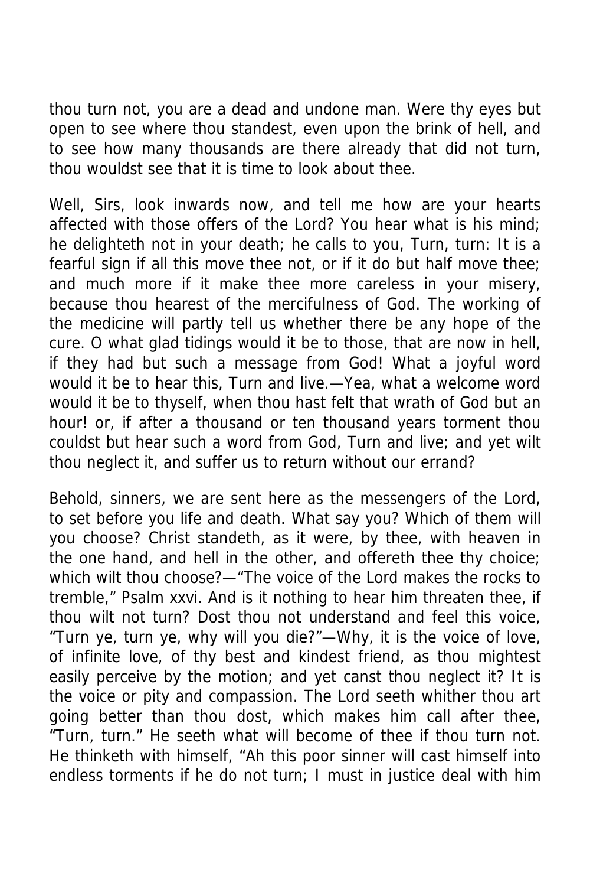thou turn not, you are a dead and undone man. Were thy eyes but open to see where thou standest, even upon the brink of hell, and to see how many thousands are there already that did not turn, thou wouldst see that it is time to look about thee.

Well, Sirs, look inwards now, and tell me how are your hearts affected with those offers of the Lord? You hear what is his mind; he delighteth not in your death; he calls to you, Turn, turn: It is a fearful sign if all this move thee not, or if it do but half move thee; and much more if it make thee more careless in your misery, because thou hearest of the mercifulness of God. The working of the medicine will partly tell us whether there be any hope of the cure. O what glad tidings would it be to those, that are now in hell, if they had but such a message from God! What a joyful word would it be to hear this, Turn and live.—Yea, what a welcome word would it be to thyself, when thou hast felt that wrath of God but an hour! or, if after a thousand or ten thousand years torment thou couldst but hear such a word from God, Turn and live; and yet wilt thou neglect it, and suffer us to return without our errand?

Behold, sinners, we are sent here as the messengers of the Lord, to set before you life and death. What say you? Which of them will you choose? Christ standeth, as it were, by thee, with heaven in the one hand, and hell in the other, and offereth thee thy choice; which wilt thou choose?—"The voice of the Lord makes the rocks to tremble," Psalm xxvi. And is it nothing to hear him threaten thee, if thou wilt not turn? Dost thou not understand and feel this voice, "Turn ye, turn ye, why will you die?"—Why, it is the voice of love, of infinite love, of thy best and kindest friend, as thou mightest easily perceive by the motion; and yet canst thou neglect it? It is the voice or pity and compassion. The Lord seeth whither thou art going better than thou dost, which makes him call after thee, "Turn, turn." He seeth what will become of thee if thou turn not. He thinketh with himself, "Ah this poor sinner will cast himself into endless torments if he do not turn; I must in justice deal with him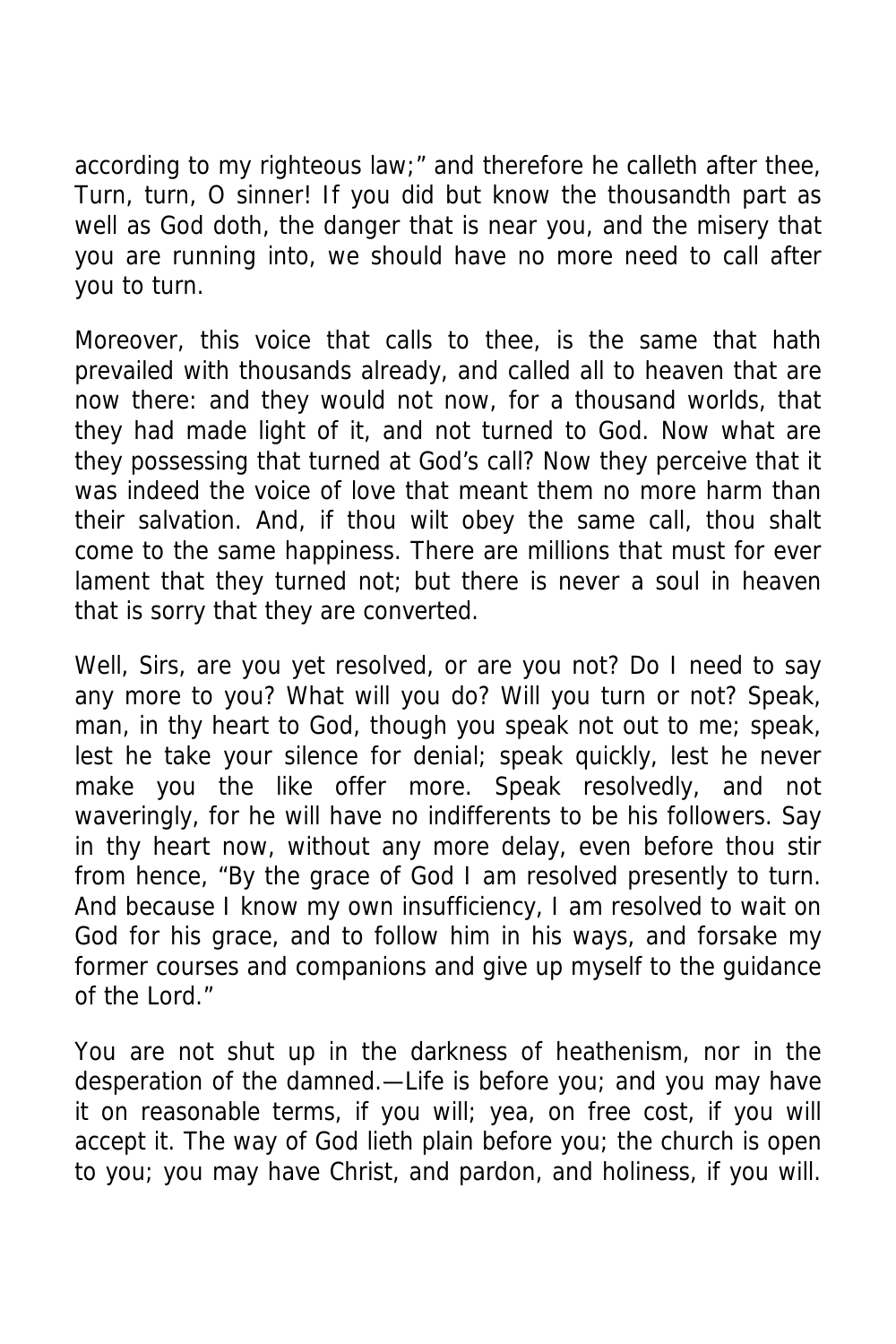according to my righteous law;" and therefore he calleth after thee, Turn, turn, O sinner! If you did but know the thousandth part as well as God doth, the danger that is near you, and the misery that you are running into, we should have no more need to call after you to turn.

Moreover, this voice that calls to thee, is the same that hath prevailed with thousands already, and called all to heaven that are now there: and they would not now, for a thousand worlds, that they had made light of it, and not turned to God. Now what are they possessing that turned at God's call? Now they perceive that it was indeed the voice of love that meant them no more harm than their salvation. And, if thou wilt obey the same call, thou shalt come to the same happiness. There are millions that must for ever lament that they turned not; but there is never a soul in heaven that is sorry that they are converted.

Well, Sirs, are you yet resolved, or are you not? Do I need to say any more to you? What will you do? Will you turn or not? Speak, man, in thy heart to God, though you speak not out to me; speak, lest he take your silence for denial; speak quickly, lest he never make you the like offer more. Speak resolvedly, and not waveringly, for he will have no indifferents to be his followers. Say in thy heart now, without any more delay, even before thou stir from hence, "By the grace of God I am resolved presently to turn. And because I know my own insufficiency, I am resolved to wait on God for his grace, and to follow him in his ways, and forsake my former courses and companions and give up myself to the guidance of the Lord."

You are not shut up in the darkness of heathenism, nor in the desperation of the damned.—Life is before you; and you may have it on reasonable terms, if you will; yea, on free cost, if you will accept it. The way of God lieth plain before you; the church is open to you; you may have Christ, and pardon, and holiness, if you will.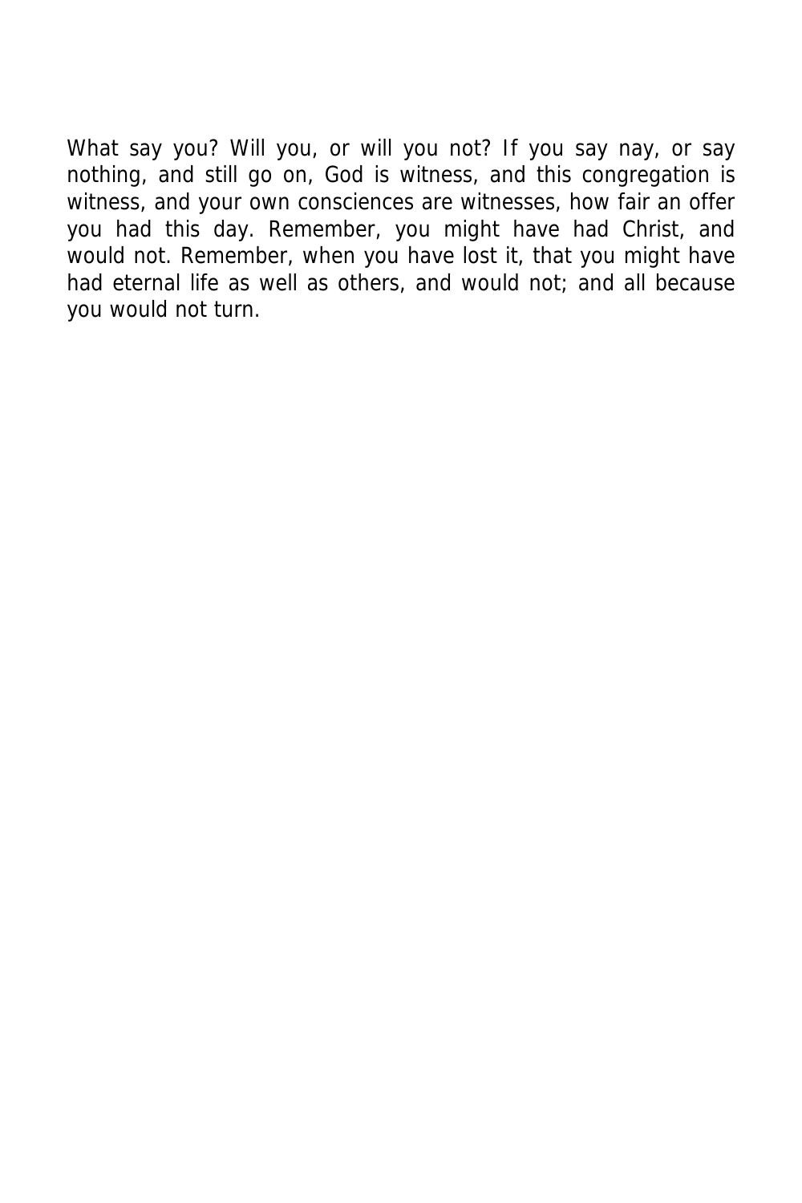What say you? Will you, or will you not? If you say nay, or say nothing, and still go on, God is witness, and this congregation is witness, and your own consciences are witnesses, how fair an offer you had this day. Remember, you might have had Christ, and would not. Remember, when you have lost it, that you might have had eternal life as well as others, and would not; and all because you would not turn.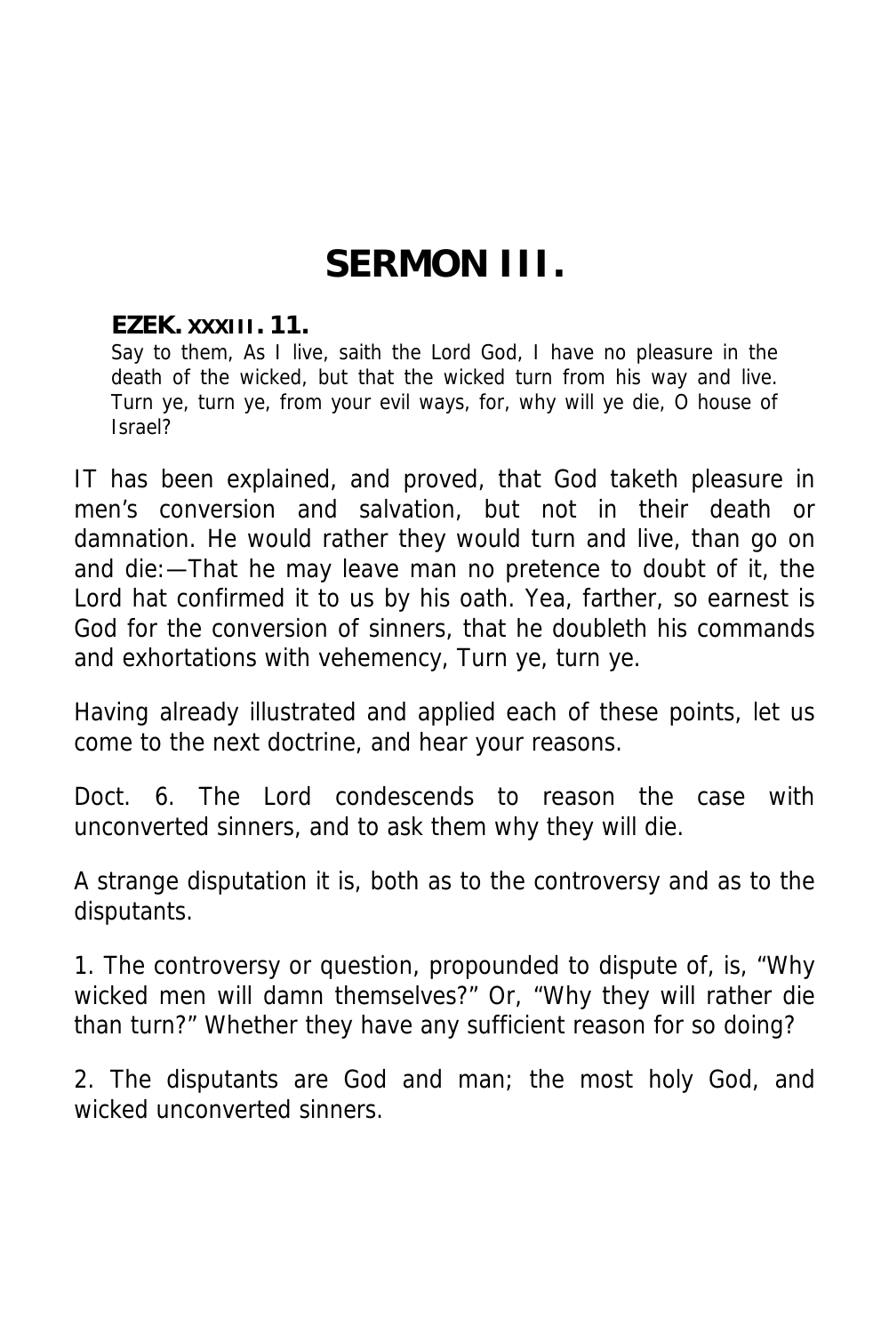# SERMON III.

**EZEK. XXXIII. 11.**

Say to them, As I live, saith the Lord God, I have no pleasure in the death of the wicked, but that the wicked turn from his way and live. Turn ye, turn ye, from your evil ways, for, why will ye die, O house of Israel?

IT has been explained, and proved, that God taketh pleasure in men's conversion and salvation, but not in their death or damnation. He would rather they would turn and live, than go on and die:—That he may leave man no pretence to doubt of it, the Lord hat confirmed it to us by his oath. Yea, farther, so earnest is God for the conversion of sinners, that he doubleth his commands and exhortations with vehemency, Turn ye, turn ye.

Having already illustrated and applied each of these points, let us come to the next doctrine, and hear your reasons.

Doct. 6. The Lord condescends to reason the case with unconverted sinners, and to ask them why they will die.

A strange disputation it is, both as to the controversy and as to the disputants.

1. The controversy or question, propounded to dispute of, is, "Why wicked men will damn themselves?" Or, "Why they will rather die than turn?" Whether they have any sufficient reason for so doing?

2. The disputants are God and man; the most holy God, and wicked unconverted sinners.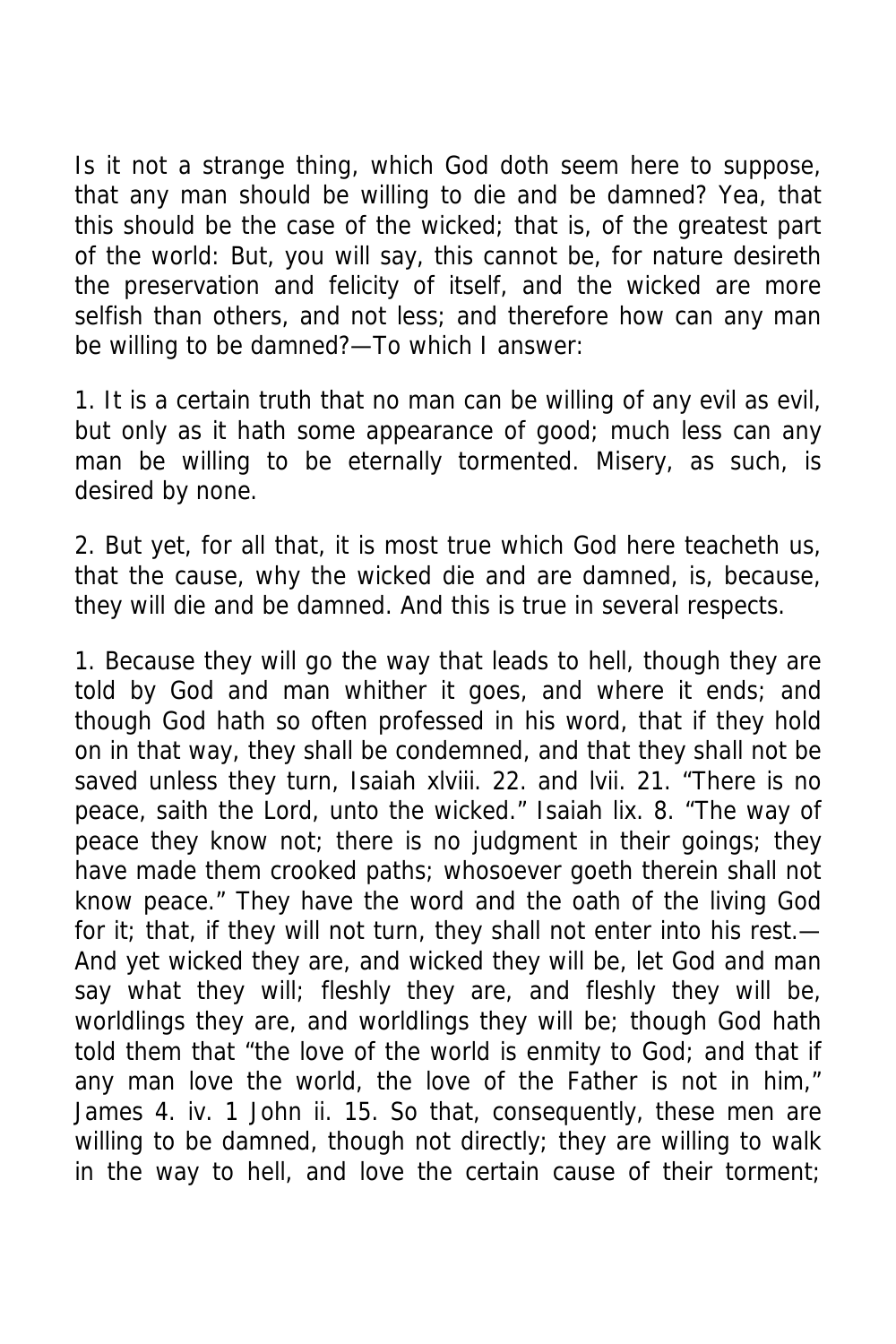Is it not a strange thing, which God doth seem here to suppose, that any man should be willing to die and be damned? Yea, that this should be the case of the wicked; that is, of the greatest part of the world: But, you will say, this cannot be, for nature desireth the preservation and felicity of itself, and the wicked are more selfish than others, and not less; and therefore how can any man be willing to be damned?—To which I answer:

1. It is a certain truth that no man can be willing of any evil as evil, but only as it hath some appearance of good; much less can any man be willing to be eternally tormented. Misery, as such, is desired by none.

2. But yet, for all that, it is most true which God here teacheth us, that the cause, why the wicked die and are damned, is, because, they will die and be damned. And this is true in several respects.

1. Because they will go the way that leads to hell, though they are told by God and man whither it goes, and where it ends; and though God hath so often professed in his word, that if they hold on in that way, they shall be condemned, and that they shall not be saved unless they turn, Isaiah xlviii. 22. and lvii. 21. "There is no peace, saith the Lord, unto the wicked." Isaiah lix. 8. "The way of peace they know not; there is no judgment in their goings; they have made them crooked paths; whosoever goeth therein shall not know peace." They have the word and the oath of the living God for it; that, if they will not turn, they shall not enter into his rest.—And yet wicked they are, and wicked they will be, let God and man say what they will; fleshly they are, and fleshly they will be, worldlings they are, and worldlings they will be; though God hath told them that "the love of the world is enmity to God; and that if any man love the world, the love of the Father is not in him," James 4. iv. 1 John ii. 15. So that, consequently, these men are willing to be damned, though not directly; they are willing to walk in the way to hell, and love the certain cause of their torment;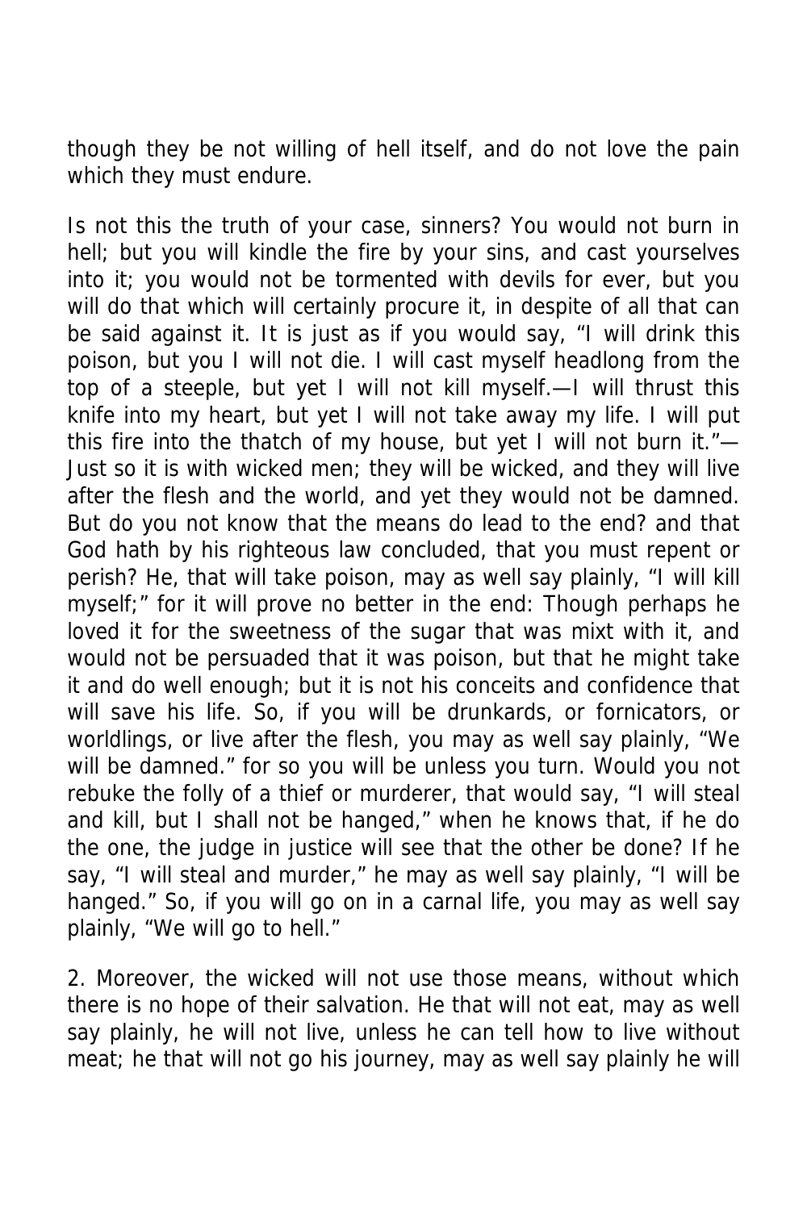though they be not willing of hell itself, and do not love the pain which they must endure.

Is not this the truth of your case, sinners? You would not burn in hell; but you will kindle the fire by your sins, and cast yourselves into it; you would not be tormented with devils for ever, but you will do that which will certainly procure it, in despite of all that can be said against it. It is just as if you would say, "I will drink this poison, but you I will not die. I will cast myself headlong from the top of a steeple, but yet I will not kill myself.—I will thrust this knife into my heart, but yet I will not take away my life. I will put this fire into the thatch of my house, but yet I will not burn it."—Just so it is with wicked men; they will be wicked, and they will live after the flesh and the world, and yet they would not be damned. But do you not know that the means do lead to the end? and that God hath by his righteous law concluded, that you must repent or perish? He, that will take poison, may as well say plainly, "I will kill myself;" for it will prove no better in the end: Though perhaps he loved it for the sweetness of the sugar that was mixt with it, and would not be persuaded that it was poison, but that he might take it and do well enough; but it is not his conceits and confidence that will save his life. So, if you will be drunkards, or fornicators, or worldlings, or live after the flesh, you may as well say plainly, "We will be damned." for so you will be unless you turn. Would you not rebuke the folly of a thief or murderer, that would say, "I will steal and kill, but I shall not be hanged," when he knows that, if he do the one, the judge in justice will see that the other be done? If he say, "I will steal and murder," he may as well say plainly, "I will be hanged." So, if you will go on in a carnal life, you may as well say plainly, "We will go to hell."

2. Moreover, the wicked will not use those means, without which there is no hope of their salvation. He that will not eat, may as well say plainly, he will not live, unless he can tell how to live without meat; he that will not go his journey, may as well say plainly he will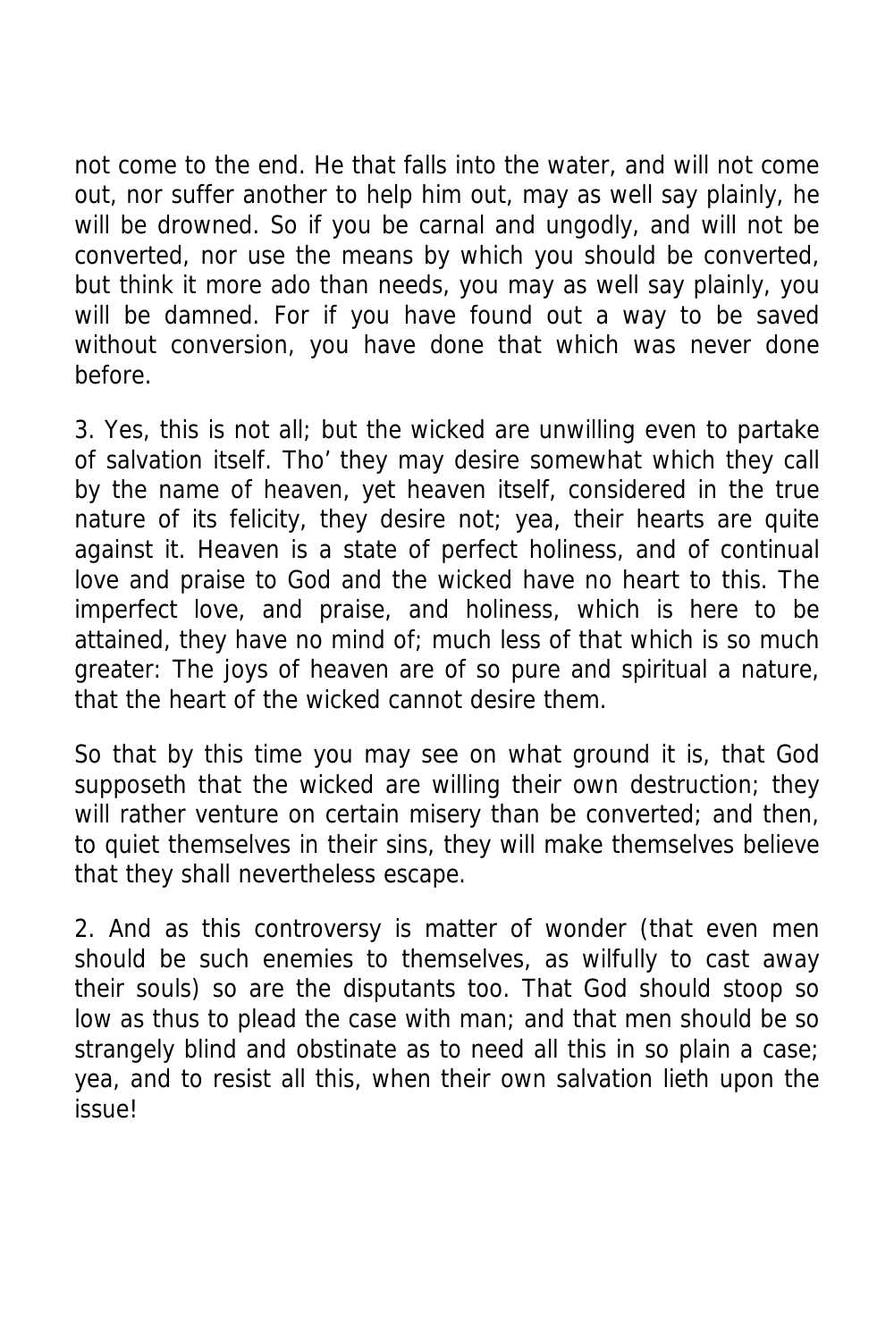not come to the end. He that falls into the water, and will not come out, nor suffer another to help him out, may as well say plainly, he will be drowned. So if you be carnal and ungodly, and will not be converted, nor use the means by which you should be converted, but think it more ado than needs, you may as well say plainly, you will be damned. For if you have found out a way to be saved without conversion, you have done that which was never done before.

3. Yes, this is not all; but the wicked are unwilling even to partake of salvation itself. Tho' they may desire somewhat which they call by the name of heaven, yet heaven itself, considered in the true nature of its felicity, they desire not; yea, their hearts are quite against it. Heaven is a state of perfect holiness, and of continual love and praise to God and the wicked have no heart to this. The imperfect love, and praise, and holiness, which is here to be attained, they have no mind of; much less of that which is so much greater: The joys of heaven are of so pure and spiritual a nature, that the heart of the wicked cannot desire them.

So that by this time you may see on what ground it is, that God supposeth that the wicked are willing their own destruction; they will rather venture on certain misery than be converted; and then, to quiet themselves in their sins, they will make themselves believe that they shall nevertheless escape.

2. And as this controversy is matter of wonder (that even men should be such enemies to themselves, as wilfully to cast away their souls) so are the disputants too. That God should stoop so low as thus to plead the case with man; and that men should be so strangely blind and obstinate as to need all this in so plain a case; yea, and to resist all this, when their own salvation lieth upon the issue!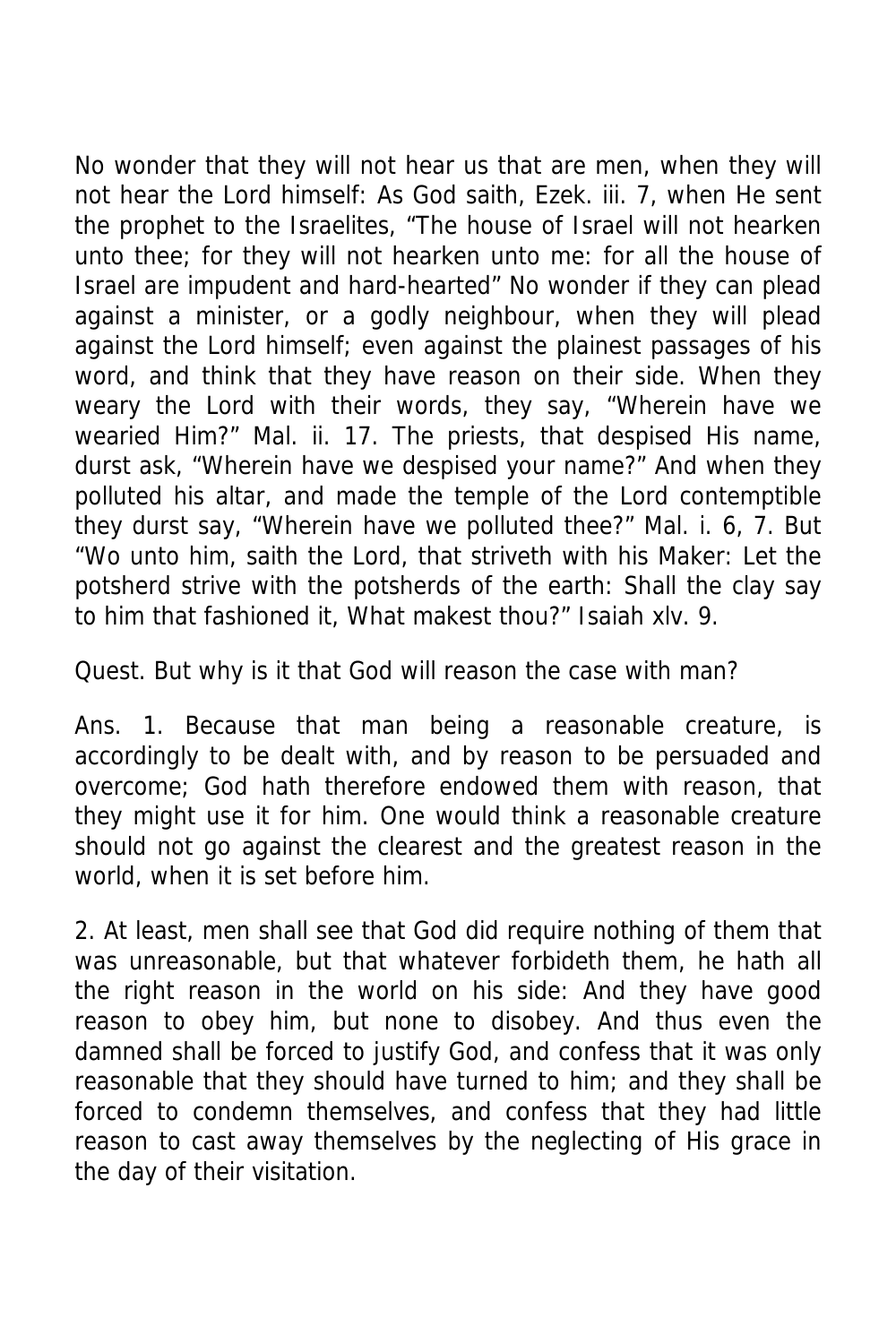No wonder that they will not hear us that are men, when they will not hear the Lord himself: As God saith, Ezek. iii. 7, when He sent the prophet to the Israelites, “The house of Israel will not hearken unto thee; for they will not hearken unto me: for all the house of Israel are impudent and hard-hearted” No wonder if they can plead against a minister, or a godly neighbour, when they will plead against the Lord himself; even against the plainest passages of his word, and think that they have reason on their side. When they weary the Lord with their words, they say, “Wherein have we wearied Him?” Mal. ii. 17. The priests, that despised His name, durst ask, “Wherein have we despised your name?” And when they polluted his altar, and made the temple of the Lord contemptible they durst say, “Wherein have we polluted thee?” Mal. i. 6, 7. But “Wo unto him, saith the Lord, that striveth with his Maker: Let the potsherd strive with the potsherds of the earth: Shall the clay say to him that fashioned it, What makest thou?” Isaiah xlv. 9.

Quest. But why is it that God will reason the case with man?

Ans. 1. Because that man being a reasonable creature, is accordingly to be dealt with, and by reason to be persuaded and overcome; God hath therefore endowed them with reason, that they might use it for him. One would think a reasonable creature should not go against the clearest and the greatest reason in the world, when it is set before him.

2. At least, men shall see that God did require nothing of them that was unreasonable, but that whatever forbideth them, he hath all the right reason in the world on his side: And they have good reason to obey him, but none to disobey. And thus even the damned shall be forced to justify God, and confess that it was only reasonable that they should have turned to him; and they shall be forced to condemn themselves, and confess that they had little reason to cast away themselves by the neglecting of His grace in the day of their visitation.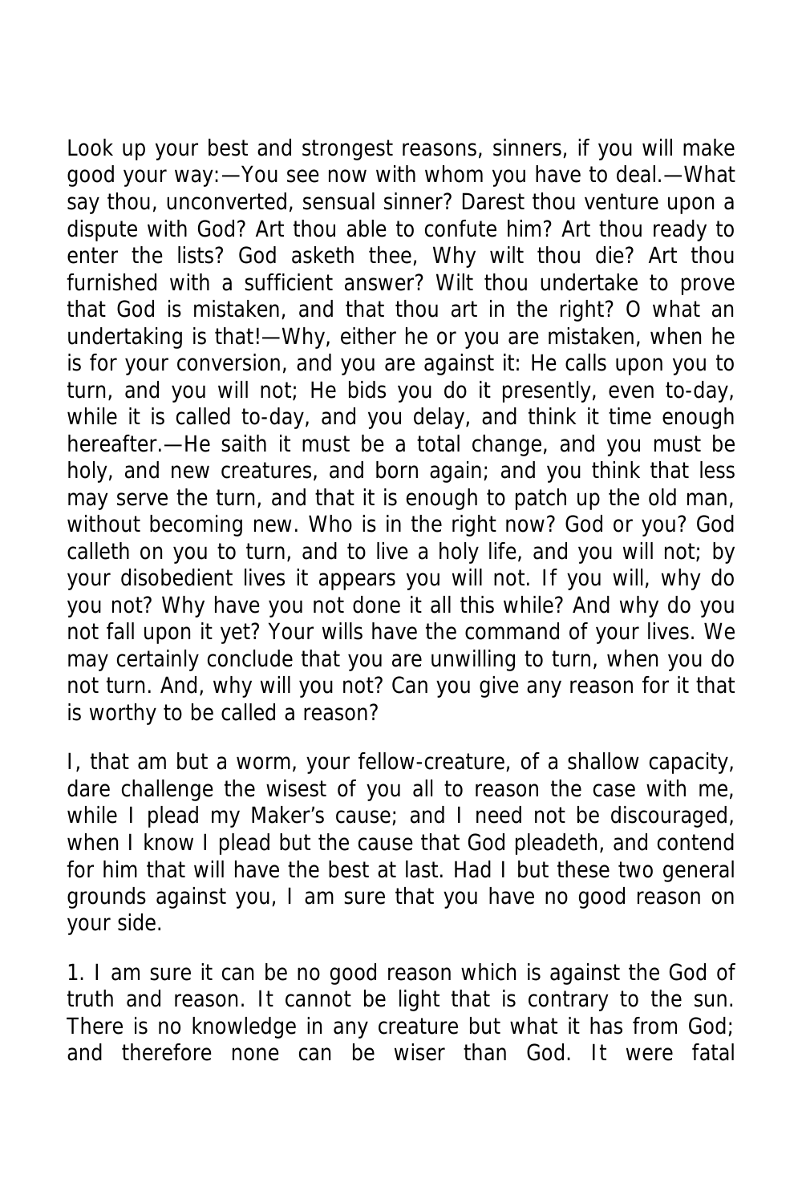Look up your best and strongest reasons, sinners, if you will make good your way:—You see now with whom you have to deal.—What say thou, unconverted, sensual sinner? Darest thou venture upon a dispute with God? Art thou able to confute him? Art thou ready to enter the lists? God asketh thee, Why wilt thou die? Art thou furnished with a sufficient answer? Wilt thou undertake to prove that God is mistaken, and that thou art in the right? O what an undertaking is that!—Why, either he or you are mistaken, when he is for your conversion, and you are against it: He calls upon you to turn, and you will not; He bids you do it presently, even to-day, while it is called to-day, and you delay, and think it time enough hereafter.—He saith it must be a total change, and you must be holy, and new creatures, and born again; and you think that less may serve the turn, and that it is enough to patch up the old man, without becoming new. Who is in the right now? God or you? God calleth on you to turn, and to live a holy life, and you will not; by your disobedient lives it appears you will not. If you will, why do you not? Why have you not done it all this while? And why do you not fall upon it yet? Your wills have the command of your lives. We may certainly conclude that you are unwilling to turn, when you do not turn. And, why will you not? Can you give any reason for it that is worthy to be called a reason?

I, that am but a worm, your fellow-creature, of a shallow capacity, dare challenge the wisest of you all to reason the case with me, while I plead my Maker's cause; and I need not be discouraged, when I know I plead but the cause that God pleadeth, and contend for him that will have the best at last. Had I but these two general grounds against you, I am sure that you have no good reason on your side.

1. I am sure it can be no good reason which is against the God of truth and reason. It cannot be light that is contrary to the sun. There is no knowledge in any creature but what it has from God; and therefore none can be wiser than God. It were fatal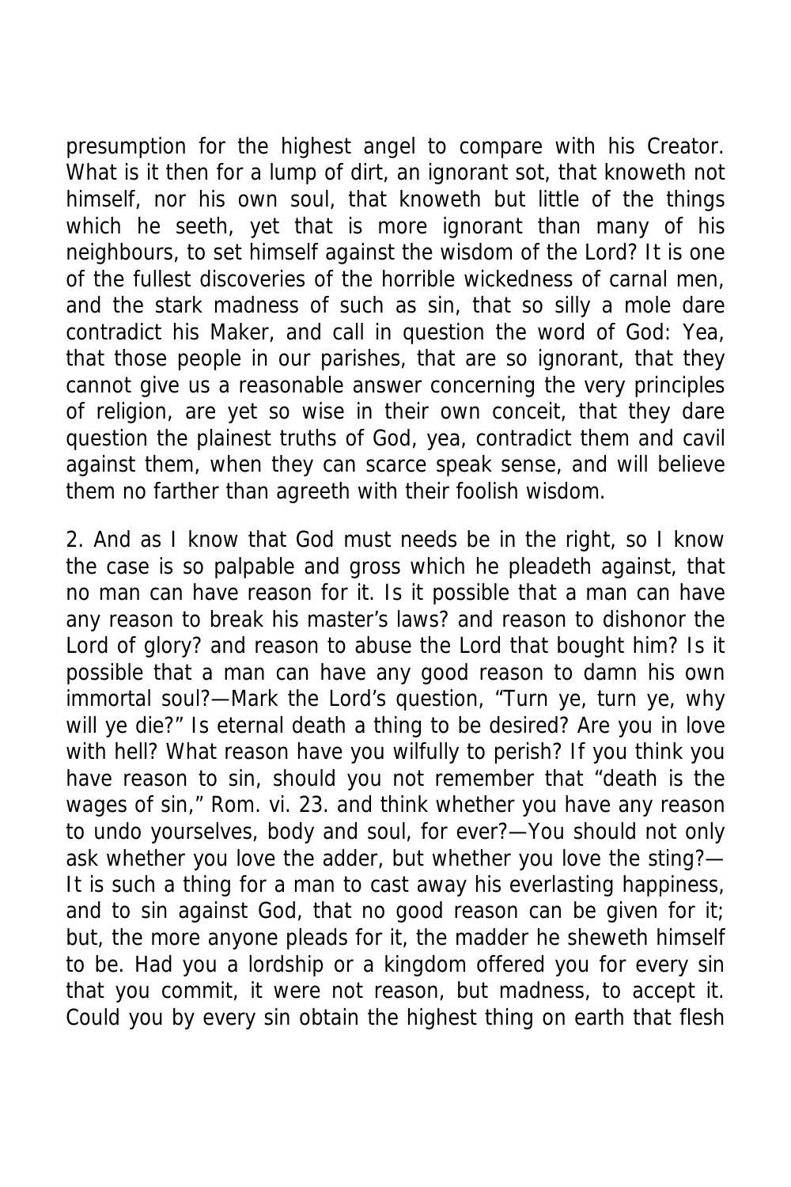presumption for the highest angel to compare with his Creator. What is it then for a lump of dirt, an ignorant sot, that knoweth not himself, nor his own soul, that knoweth but little of the things which he seeth, yet that is more ignorant than many of his neighbours, to set himself against the wisdom of the Lord? It is one of the fullest discoveries of the horrible wickedness of carnal men, and the stark madness of such as sin, that so silly a mole dare contradict his Maker, and call in question the word of God: Yea, that those people in our parishes, that are so ignorant, that they cannot give us a reasonable answer concerning the very principles of religion, are yet so wise in their own conceit, that they dare question the plainest truths of God, yea, contradict them and cavil against them, when they can scarce speak sense, and will believe them no farther than agreeth with their foolish wisdom.

2. And as I know that God must needs be in the right, so I know the case is so palpable and gross which he pleadeth against, that no man can have reason for it. Is it possible that a man can have any reason to break his master's laws? and reason to dishonor the Lord of glory? and reason to abuse the Lord that bought him? Is it possible that a man can have any good reason to damn his own immortal soul?—Mark the Lord's question, "Turn ye, turn ye, why will ye die?" Is eternal death a thing to be desired? Are you in love with hell? What reason have you wilfully to perish? If you think you have reason to sin, should you not remember that "death is the wages of sin," Rom. vi. 23. and think whether you have any reason to undo yourselves, body and soul, for ever?—You should not only ask whether you love the adder, but whether you love the sting?—It is such a thing for a man to cast away his everlasting happiness, and to sin against God, that no good reason can be given for it; but, the more anyone pleads for it, the madder he sheweth himself to be. Had you a lordship or a kingdom offered you for every sin that you commit, it were not reason, but madness, to accept it. Could you by every sin obtain the highest thing on earth that flesh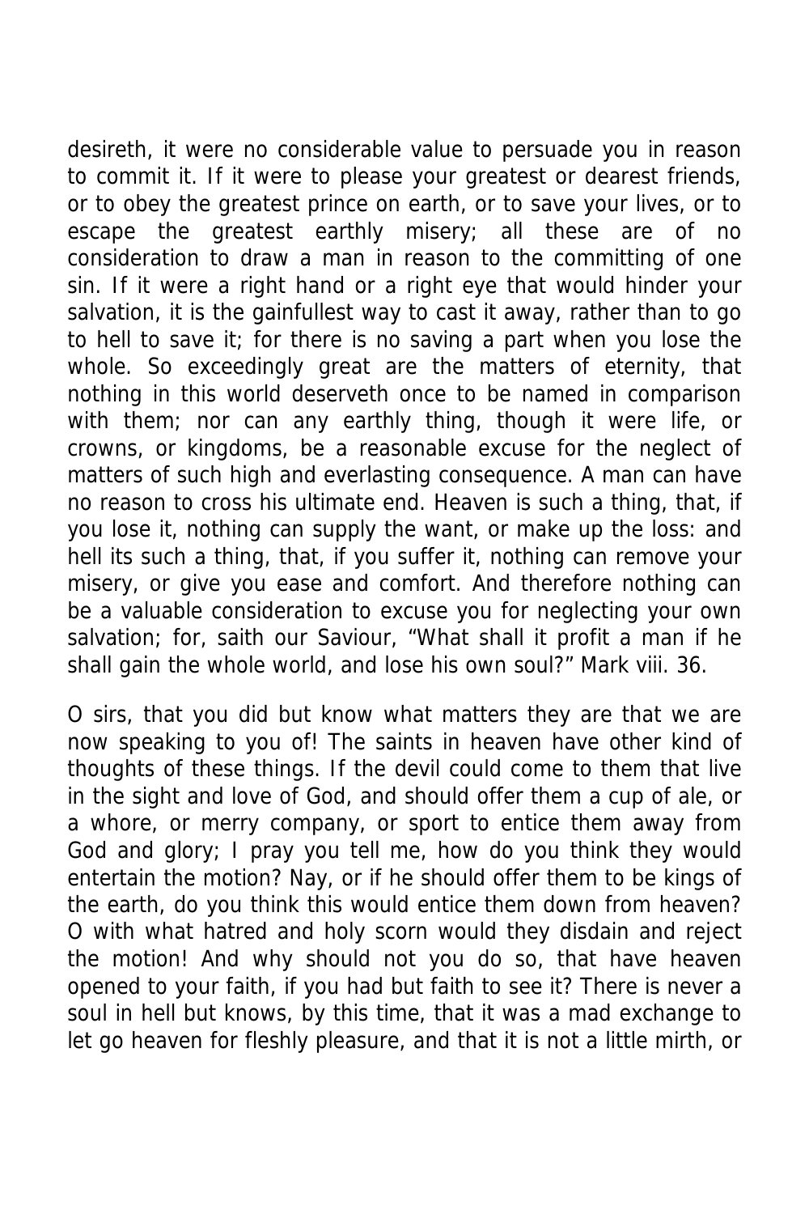desireth, it were no considerable value to persuade you in reason to commit it. If it were to please your greatest or dearest friends, or to obey the greatest prince on earth, or to save your lives, or to escape the greatest earthly misery; all these are of no consideration to draw a man in reason to the committing of one sin. If it were a right hand or a right eye that would hinder your salvation, it is the gainfullest way to cast it away, rather than to go to hell to save it; for there is no saving a part when you lose the whole. So exceedingly great are the matters of eternity, that nothing in this world deserveth once to be named in comparison with them; nor can any earthly thing, though it were life, or crowns, or kingdoms, be a reasonable excuse for the neglect of matters of such high and everlasting consequence. A man can have no reason to cross his ultimate end. Heaven is such a thing, that, if you lose it, nothing can supply the want, or make up the loss: and hell its such a thing, that, if you suffer it, nothing can remove your misery, or give you ease and comfort. And therefore nothing can be a valuable consideration to excuse you for neglecting your own salvation; for, saith our Saviour, "What shall it profit a man if he shall gain the whole world, and lose his own soul?" Mark viii. 36.

O sirs, that you did but know what matters they are that we are now speaking to you of! The saints in heaven have other kind of thoughts of these things. If the devil could come to them that live in the sight and love of God, and should offer them a cup of ale, or a whore, or merry company, or sport to entice them away from God and glory; I pray you tell me, how do you think they would entertain the motion? Nay, or if he should offer them to be kings of the earth, do you think this would entice them down from heaven? O with what hatred and holy scorn would they disdain and reject the motion! And why should not you do so, that have heaven opened to your faith, if you had but faith to see it? There is never a soul in hell but knows, by this time, that it was a mad exchange to let go heaven for fleshly pleasure, and that it is not a little mirth, or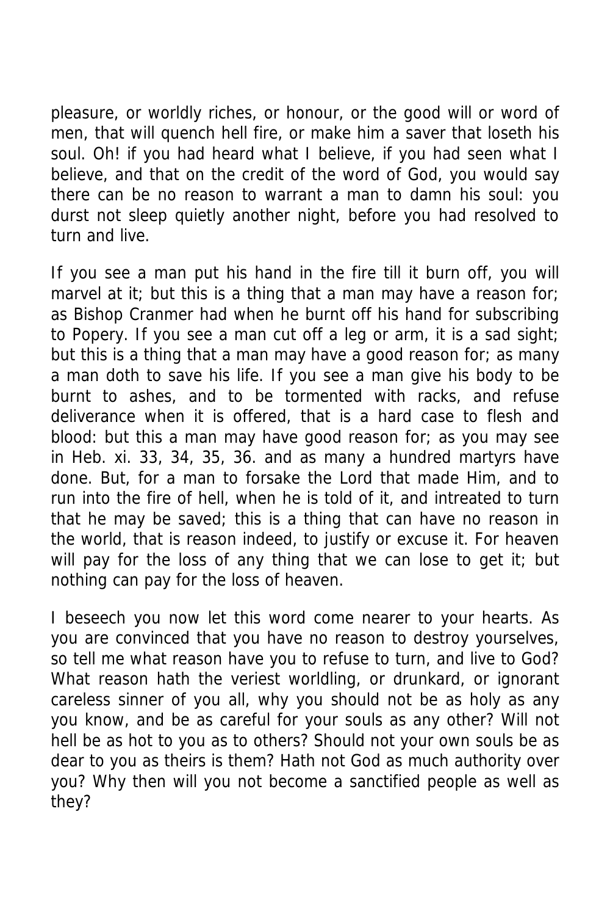pleasure, or worldly riches, or honour, or the good will or word of men, that will quench hell fire, or make him a saver that loseth his soul. Oh! if you had heard what I believe, if you had seen what I believe, and that on the credit of the word of God, you would say there can be no reason to warrant a man to damn his soul: you durst not sleep quietly another night, before you had resolved to turn and live.

If you see a man put his hand in the fire till it burn off, you will marvel at it; but this is a thing that a man may have a reason for; as Bishop Cranmer had when he burnt off his hand for subscribing to Popery. If you see a man cut off a leg or arm, it is a sad sight; but this is a thing that a man may have a good reason for; as many a man doth to save his life. If you see a man give his body to be burnt to ashes, and to be tormented with racks, and refuse deliverance when it is offered, that is a hard case to flesh and blood: but this a man may have good reason for; as you may see in Heb. xi. 33, 34, 35, 36. and as many a hundred martyrs have done. But, for a man to forsake the Lord that made Him, and to run into the fire of hell, when he is told of it, and intreated to turn that he may be saved; this is a thing that can have no reason in the world, that is reason indeed, to justify or excuse it. For heaven will pay for the loss of any thing that we can lose to get it; but nothing can pay for the loss of heaven.

I beseech you now let this word come nearer to your hearts. As you are convinced that you have no reason to destroy yourselves, so tell me what reason have you to refuse to turn, and live to God? What reason hath the veriest worldling, or drunkard, or ignorant careless sinner of you all, why you should not be as holy as any you know, and be as careful for your souls as any other? Will not hell be as hot to you as to others? Should not your own souls be as dear to you as theirs is them? Hath not God as much authority over you? Why then will you not become a sanctified people as well as they?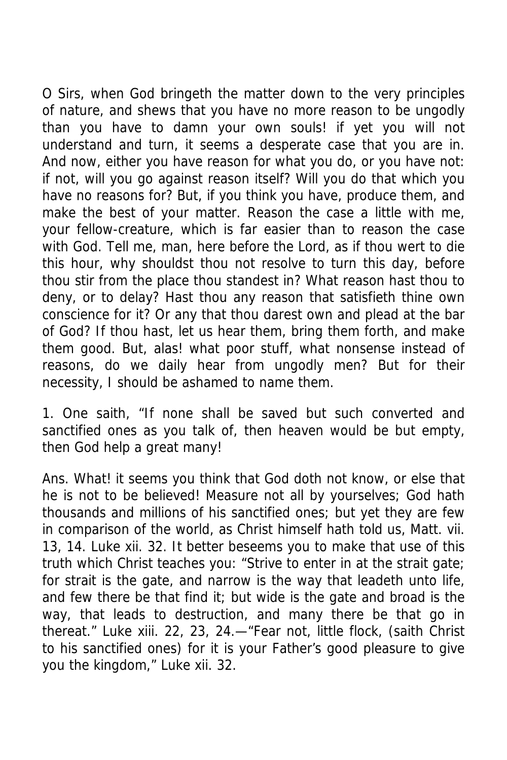O Sirs, when God bringeth the matter down to the very principles of nature, and shews that you have no more reason to be ungodly than you have to damn your own souls! if yet you will not understand and turn, it seems a desperate case that you are in. And now, either you have reason for what you do, or you have not: if not, will you go against reason itself? Will you do that which you have no reasons for? But, if you think you have, produce them, and make the best of your matter. Reason the case a little with me, your fellow-creature, which is far easier than to reason the case with God. Tell me, man, here before the Lord, as if thou wert to die this hour, why shouldst thou not resolve to turn this day, before thou stir from the place thou standest in? What reason hast thou to deny, or to delay? Hast thou any reason that satisfieth thine own conscience for it? Or any that thou darest own and plead at the bar of God? If thou hast, let us hear them, bring them forth, and make them good. But, alas! what poor stuff, what nonsense instead of reasons, do we daily hear from ungodly men? But for their necessity, I should be ashamed to name them.

1. One saith, "If none shall be saved but such converted and sanctified ones as you talk of, then heaven would be but empty, then God help a great many!

Ans. What! it seems you think that God doth not know, or else that he is not to be believed! Measure not all by yourselves; God hath thousands and millions of his sanctified ones; but yet they are few in comparison of the world, as Christ himself hath told us, Matt. vii. 13, 14. Luke xii. 32. It better beseems you to make that use of this truth which Christ teaches you: "Strive to enter in at the strait gate; for strait is the gate, and narrow is the way that leadeth unto life, and few there be that find it; but wide is the gate and broad is the way, that leads to destruction, and many there be that go in thereat." Luke xiii. 22, 23, 24.—"Fear not, little flock, (saith Christ to his sanctified ones) for it is your Father's good pleasure to give you the kingdom," Luke xii. 32.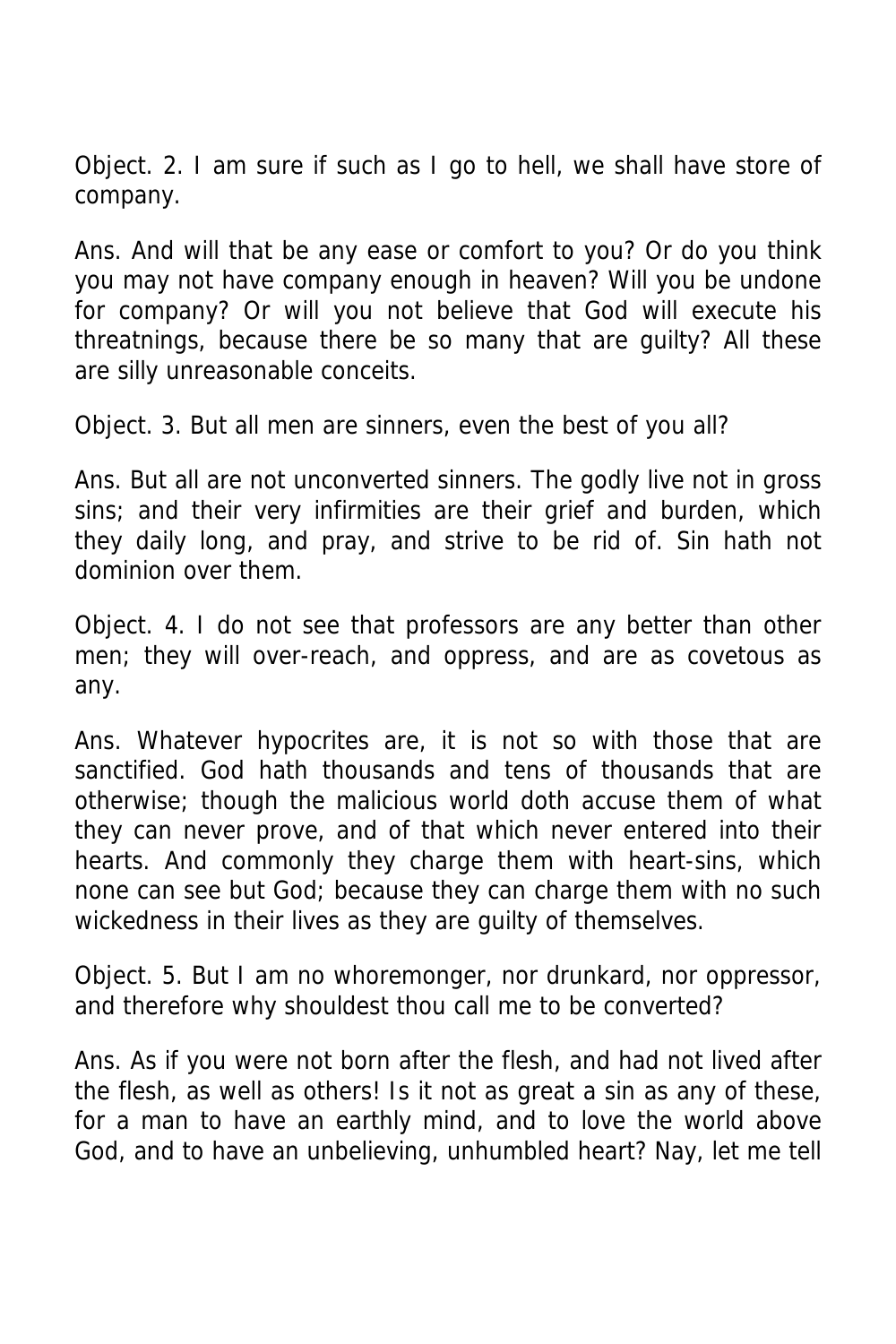Object. 2. I am sure if such as I go to hell, we shall have store of company.

Ans. And will that be any ease or comfort to you? Or do you think you may not have company enough in heaven? Will you be undone for company? Or will you not believe that God will execute his threatnings, because there be so many that are guilty? All these are silly unreasonable conceits.

Object. 3. But all men are sinners, even the best of you all?

Ans. But all are not unconverted sinners. The godly live not in gross sins; and their very infirmities are their grief and burden, which they daily long, and pray, and strive to be rid of. Sin hath not dominion over them.

Object. 4. I do not see that professors are any better than other men; they will over-reach, and oppress, and are as covetous as any.

Ans. Whatever hypocrites are, it is not so with those that are sanctified. God hath thousands and tens of thousands that are otherwise; though the malicious world doth accuse them of what they can never prove, and of that which never entered into their hearts. And commonly they charge them with heart-sins, which none can see but God; because they can charge them with no such wickedness in their lives as they are guilty of themselves.

Object. 5. But I am no whoremonger, nor drunkard, nor oppressor, and therefore why shouldest thou call me to be converted?

Ans. As if you were not born after the flesh, and had not lived after the flesh, as well as others! Is it not as great a sin as any of these, for a man to have an earthly mind, and to love the world above God, and to have an unbelieving, unhumbled heart? Nay, let me tell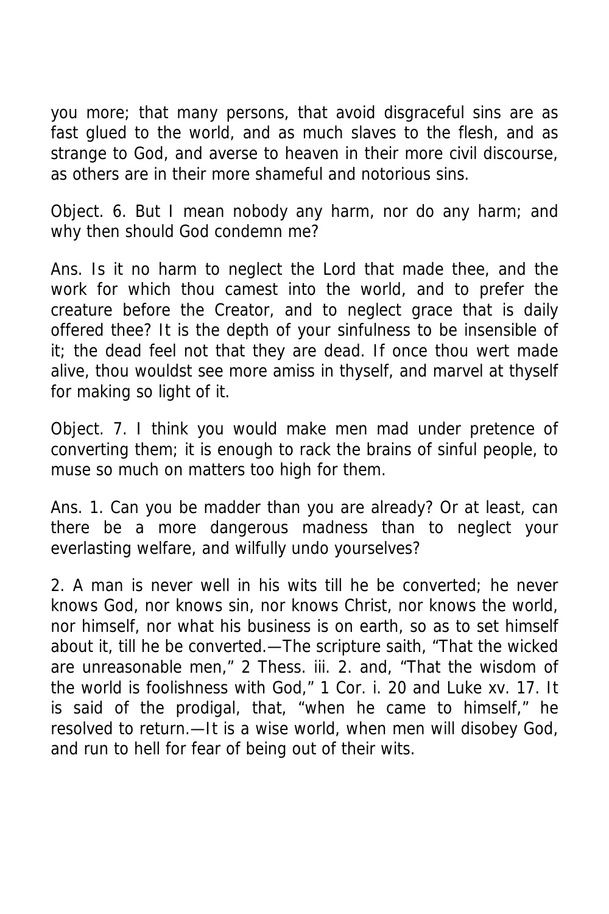you more; that many persons, that avoid disgraceful sins are as fast glued to the world, and as much slaves to the flesh, and as strange to God, and averse to heaven in their more civil discourse, as others are in their more shameful and notorious sins.

Object. 6. But I mean nobody any harm, nor do any harm; and why then should God condemn me?

Ans. Is it no harm to neglect the Lord that made thee, and the work for which thou camest into the world, and to prefer the creature before the Creator, and to neglect grace that is daily offered thee? It is the depth of your sinfulness to be insensible of it; the dead feel not that they are dead. If once thou wert made alive, thou wouldst see more amiss in thyself, and marvel at thyself for making so light of it.

Object. 7. I think you would make men mad under pretence of converting them; it is enough to rack the brains of sinful people, to muse so much on matters too high for them.

Ans. 1. Can you be madder than you are already? Or at least, can there be a more dangerous madness than to neglect your everlasting welfare, and wilfully undo yourselves?

2. A man is never well in his wits till he be converted; he never knows God, nor knows sin, nor knows Christ, nor knows the world, nor himself, nor what his business is on earth, so as to set himself about it, till he be converted.—The scripture saith, “That the wicked are unreasonable men,” 2 Thess. iii. 2. and, “That the wisdom of the world is foolishness with God,” 1 Cor. i. 20 and Luke xv. 17. It is said of the prodigal, that, “when he came to himself,” he resolved to return.—It is a wise world, when men will disobey God, and run to hell for fear of being out of their wits.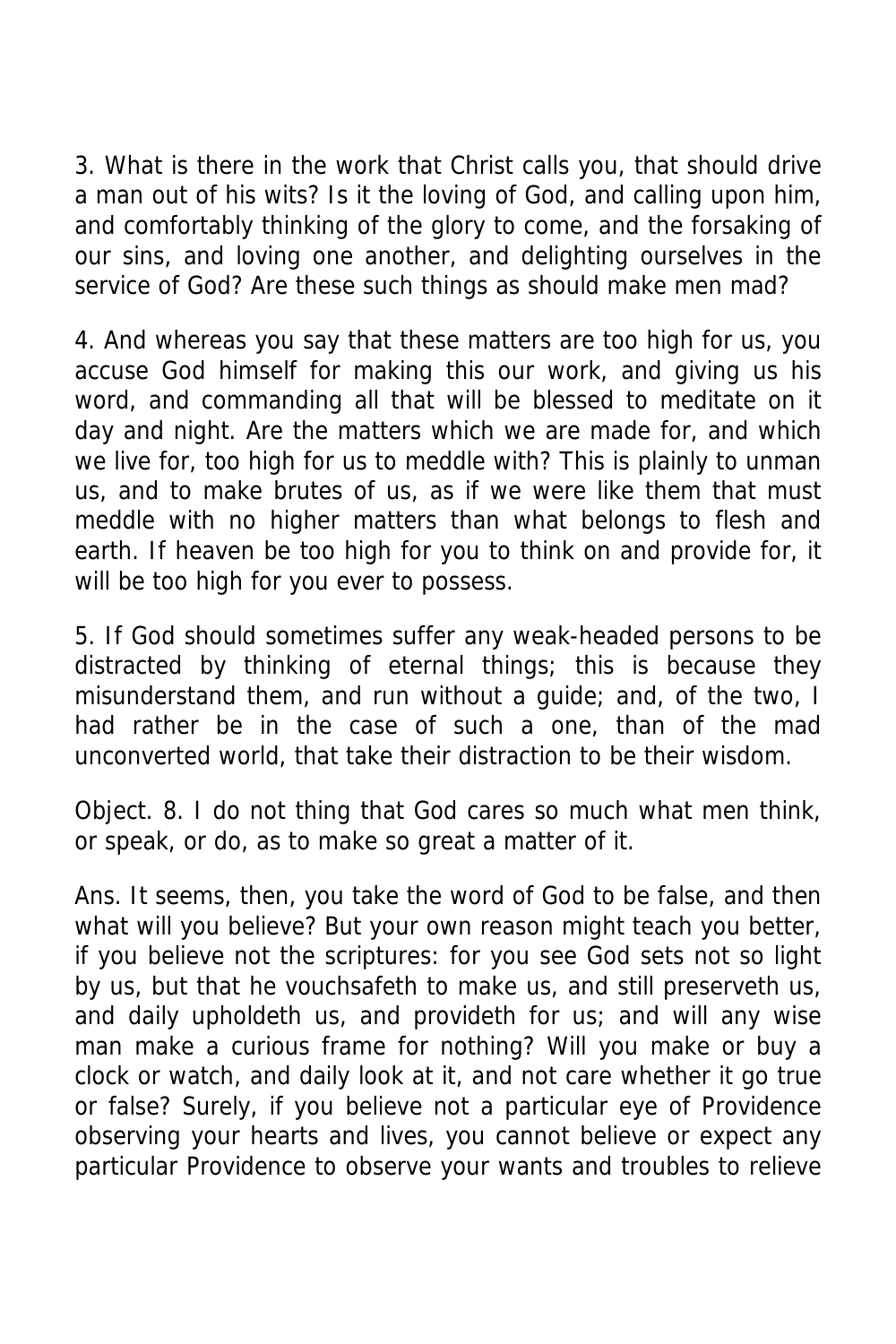3. What is there in the work that Christ calls you, that should drive a man out of his wits? Is it the loving of God, and calling upon him, and comfortably thinking of the glory to come, and the forsaking of our sins, and loving one another, and delighting ourselves in the service of God? Are these such things as should make men mad?

4. And whereas you say that these matters are too high for us, you accuse God himself for making this our work, and giving us his word, and commanding all that will be blessed to meditate on it day and night. Are the matters which we are made for, and which we live for, too high for us to meddle with? This is plainly to unman us, and to make brutes of us, as if we were like them that must meddle with no higher matters than what belongs to flesh and earth. If heaven be too high for you to think on and provide for, it will be too high for you ever to possess.

5. If God should sometimes suffer any weak-headed persons to be distracted by thinking of eternal things; this is because they misunderstand them, and run without a guide; and, of the two, I had rather be in the case of such a one, than of the mad unconverted world, that take their distraction to be their wisdom.

Object. 8. I do not thing that God cares so much what men think, or speak, or do, as to make so great a matter of it.

Ans. It seems, then, you take the word of God to be false, and then what will you believe? But your own reason might teach you better, if you believe not the scriptures: for you see God sets not so light by us, but that he vouchsafeth to make us, and still preserveth us, and daily upholdeth us, and provideth for us; and will any wise man make a curious frame for nothing? Will you make or buy a clock or watch, and daily look at it, and not care whether it go true or false? Surely, if you believe not a particular eye of Providence observing your hearts and lives, you cannot believe or expect any particular Providence to observe your wants and troubles to relieve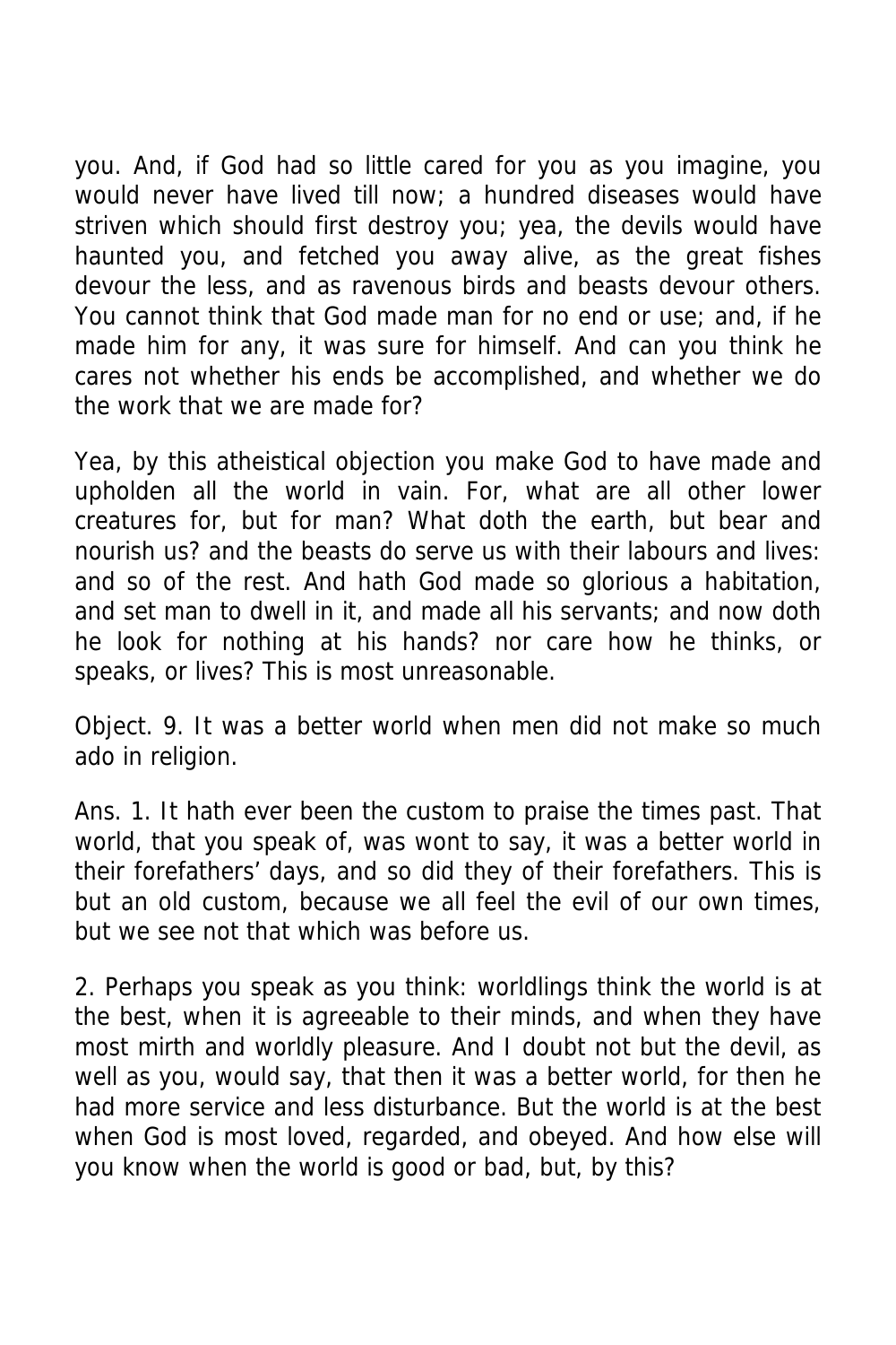you. And, if God had so little cared for you as you imagine, you would never have lived till now; a hundred diseases would have striven which should first destroy you; yea, the devils would have haunted you, and fetched you away alive, as the great fishes devour the less, and as ravenous birds and beasts devour others. You cannot think that God made man for no end or use; and, if he made him for any, it was sure for himself. And can you think he cares not whether his ends be accomplished, and whether we do the work that we are made for?

Yea, by this atheistical objection you make God to have made and upholden all the world in vain. For, what are all other lower creatures for, but for man? What doth the earth, but bear and nourish us? and the beasts do serve us with their labours and lives: and so of the rest. And hath God made so glorious a habitation, and set man to dwell in it, and made all his servants; and now doth he look for nothing at his hands? nor care how he thinks, or speaks, or lives? This is most unreasonable.

Object. 9. It was a better world when men did not make so much ado in religion.

Ans. 1. It hath ever been the custom to praise the times past. That world, that you speak of, was wont to say, it was a better world in their forefathers' days, and so did they of their forefathers. This is but an old custom, because we all feel the evil of our own times, but we see not that which was before us.

2. Perhaps you speak as you think: worldlings think the world is at the best, when it is agreeable to their minds, and when they have most mirth and worldly pleasure. And I doubt not but the devil, as well as you, would say, that then it was a better world, for then he had more service and less disturbance. But the world is at the best when God is most loved, regarded, and obeyed. And how else will you know when the world is good or bad, but, by this?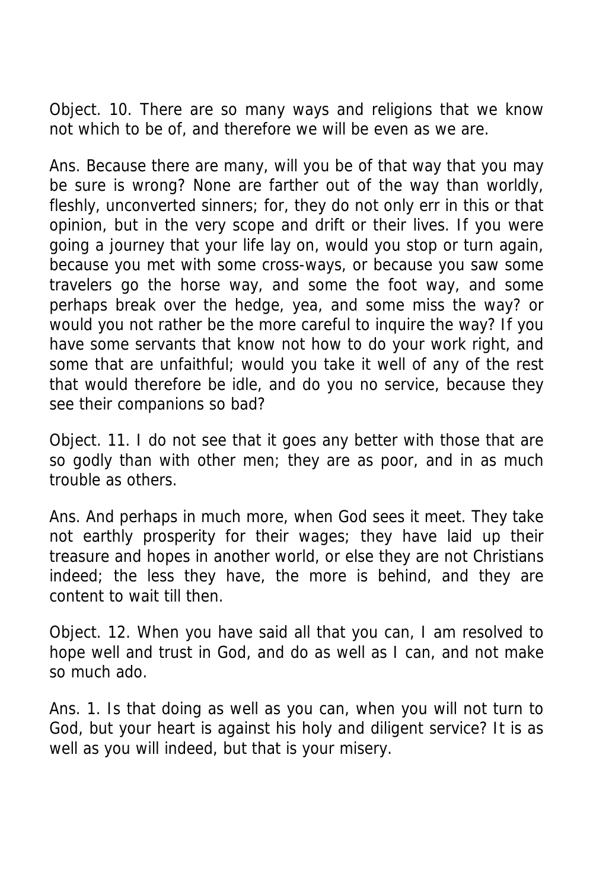Object. 10. There are so many ways and religions that we know not which to be of, and therefore we will be even as we are.

Ans. Because there are many, will you be of that way that you may be sure is wrong? None are farther out of the way than worldly, fleshly, unconverted sinners; for, they do not only err in this or that opinion, but in the very scope and drift or their lives. If you were going a journey that your life lay on, would you stop or turn again, because you met with some cross-ways, or because you saw some travelers go the horse way, and some the foot way, and some perhaps break over the hedge, yea, and some miss the way? or would you not rather be the more careful to inquire the way? If you have some servants that know not how to do your work right, and some that are unfaithful; would you take it well of any of the rest that would therefore be idle, and do you no service, because they see their companions so bad?

Object. 11. I do not see that it goes any better with those that are so godly than with other men; they are as poor, and in as much trouble as others.

Ans. And perhaps in much more, when God sees it meet. They take not earthly prosperity for their wages; they have laid up their treasure and hopes in another world, or else they are not Christians indeed; the less they have, the more is behind, and they are content to wait till then.

Object. 12. When you have said all that you can, I am resolved to hope well and trust in God, and do as well as I can, and not make so much ado.

Ans. 1. Is that doing as well as you can, when you will not turn to God, but your heart is against his holy and diligent service? It is as well as you will indeed, but that is your misery.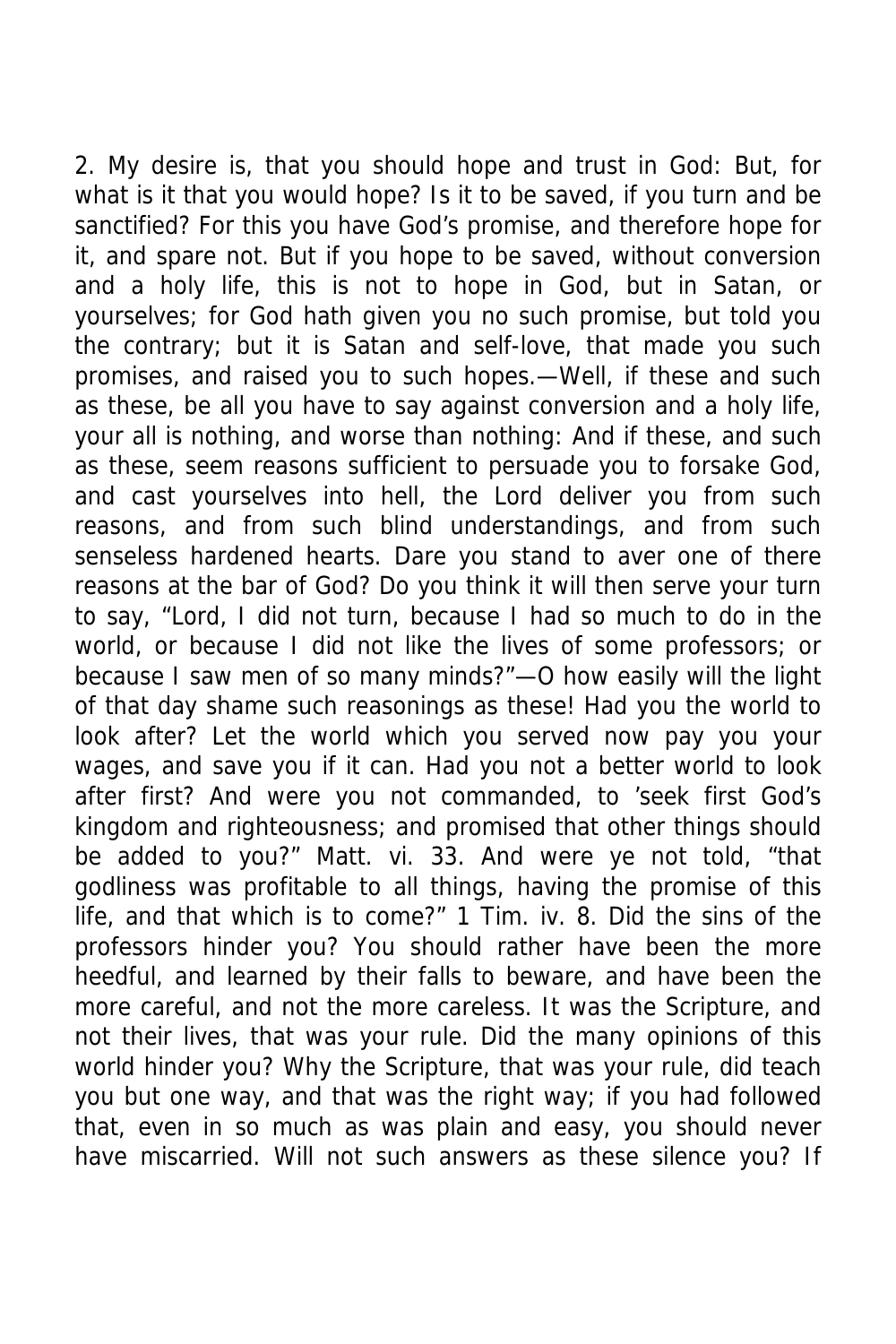2. My desire is, that you should hope and trust in God: But, for what is it that you would hope? Is it to be saved, if you turn and be sanctified? For this you have God's promise, and therefore hope for it, and spare not. But if you hope to be saved, without conversion and a holy life, this is not to hope in God, but in Satan, or yourselves; for God hath given you no such promise, but told you the contrary; but it is Satan and self-love, that made you such promises, and raised you to such hopes.—Well, if these and such as these, be all you have to say against conversion and a holy life, your all is nothing, and worse than nothing: And if these, and such as these, seem reasons sufficient to persuade you to forsake God, and cast yourselves into hell, the Lord deliver you from such reasons, and from such blind understandings, and from such senseless hardened hearts. Dare you stand to aver one of there reasons at the bar of God? Do you think it will then serve your turn to say, "Lord, I did not turn, because I had so much to do in the world, or because I did not like the lives of some professors; or because I saw men of so many minds?"—O how easily will the light of that day shame such reasonings as these! Had you the world to look after? Let the world which you served now pay you your wages, and save you if it can. Had you not a better world to look after first? And were you not commanded, to 'seek first God's kingdom and righteousness; and promised that other things should be added to you?" Matt. vi. 33. And were ye not told, "that godliness was profitable to all things, having the promise of this life, and that which is to come?" 1 Tim. iv. 8. Did the sins of the professors hinder you? You should rather have been the more heedful, and learned by their falls to beware, and have been the more careful, and not the more careless. It was the Scripture, and not their lives, that was your rule. Did the many opinions of this world hinder you? Why the Scripture, that was your rule, did teach you but one way, and that was the right way; if you had followed that, even in so much as was plain and easy, you should never have miscarried. Will not such answers as these silence you? If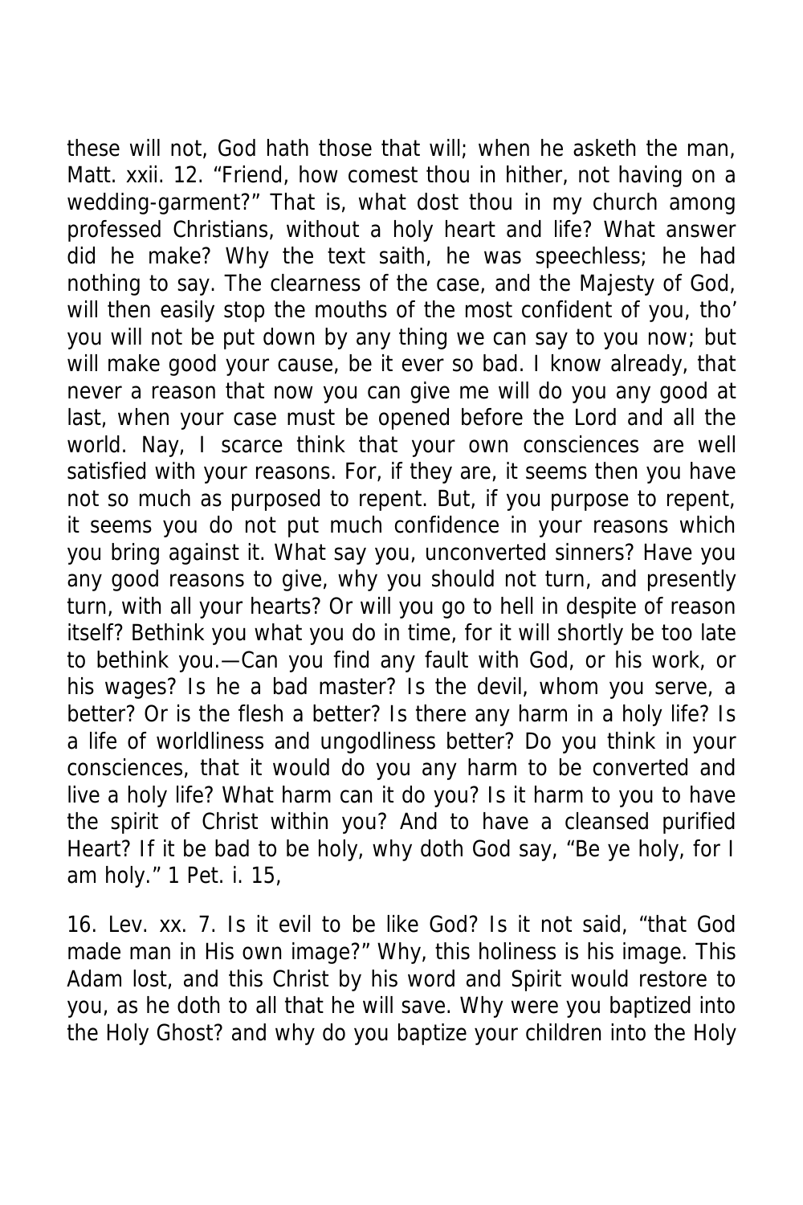these will not, God hath those that will; when he asketh the man, Matt. xxii. 12. "Friend, how comest thou in hither, not having on a wedding-garment?" That is, what dost thou in my church among professed Christians, without a holy heart and life? What answer did he make? Why the text saith, he was speechless; he had nothing to say. The clearness of the case, and the Majesty of God, will then easily stop the mouths of the most confident of you, tho' you will not be put down by any thing we can say to you now; but will make good your cause, be it ever so bad. I know already, that never a reason that now you can give me will do you any good at last, when your case must be opened before the Lord and all the world. Nay, I scarce think that your own consciences are well satisfied with your reasons. For, if they are, it seems then you have not so much as purposed to repent. But, if you purpose to repent, it seems you do not put much confidence in your reasons which you bring against it. What say you, unconverted sinners? Have you any good reasons to give, why you should not turn, and presently turn, with all your hearts? Or will you go to hell in despite of reason itself? Bethink you what you do in time, for it will shortly be too late to bethink you.—Can you find any fault with God, or his work, or his wages? Is he a bad master? Is the devil, whom you serve, a better? Or is the flesh a better? Is there any harm in a holy life? Is a life of worldliness and ungodliness better? Do you think in your consciences, that it would do you any harm to be converted and live a holy life? What harm can it do you? Is it harm to you to have the spirit of Christ within you? And to have a cleansed purified Heart? If it be bad to be holy, why doth God say, "Be ye holy, for I am holy." 1 Pet. i. 15,

16. Lev. xx. 7. Is it evil to be like God? Is it not said, "that God made man in His own image?" Why, this holiness is his image. This Adam lost, and this Christ by his word and Spirit would restore to you, as he doth to all that he will save. Why were you baptized into the Holy Ghost? and why do you baptize your children into the Holy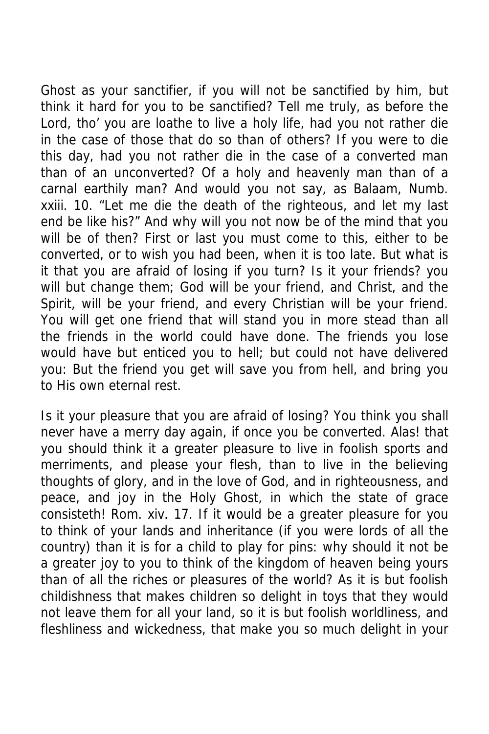Ghost as your sanctifier, if you will not be sanctified by him, but think it hard for you to be sanctified? Tell me truly, as before the Lord, tho' you are loathe to live a holy life, had you not rather die in the case of those that do so than of others? If you were to die this day, had you not rather die in the case of a converted man than of an unconverted? Of a holy and heavenly man than of a carnal earthily man? And would you not say, as Balaam, Numb. xxiii. 10. "Let me die the death of the righteous, and let my last end be like his?" And why will you not now be of the mind that you will be of then? First or last you must come to this, either to be converted, or to wish you had been, when it is too late. But what is it that you are afraid of losing if you turn? Is it your friends? you will but change them; God will be your friend, and Christ, and the Spirit, will be your friend, and every Christian will be your friend. You will get one friend that will stand you in more stead than all the friends in the world could have done. The friends you lose would have but enticed you to hell; but could not have delivered you: But the friend you get will save you from hell, and bring you to His own eternal rest.

Is it your pleasure that you are afraid of losing? You think you shall never have a merry day again, if once you be converted. Alas! that you should think it a greater pleasure to live in foolish sports and merriments, and please your flesh, than to live in the believing thoughts of glory, and in the love of God, and in righteousness, and peace, and joy in the Holy Ghost, in which the state of grace consisteth! Rom. xiv. 17. If it would be a greater pleasure for you to think of your lands and inheritance (if you were lords of all the country) than it is for a child to play for pins: why should it not be a greater joy to you to think of the kingdom of heaven being yours than of all the riches or pleasures of the world? As it is but foolish childishness that makes children so delight in toys that they would not leave them for all your land, so it is but foolish worldliness, and fleshliness and wickedness, that make you so much delight in your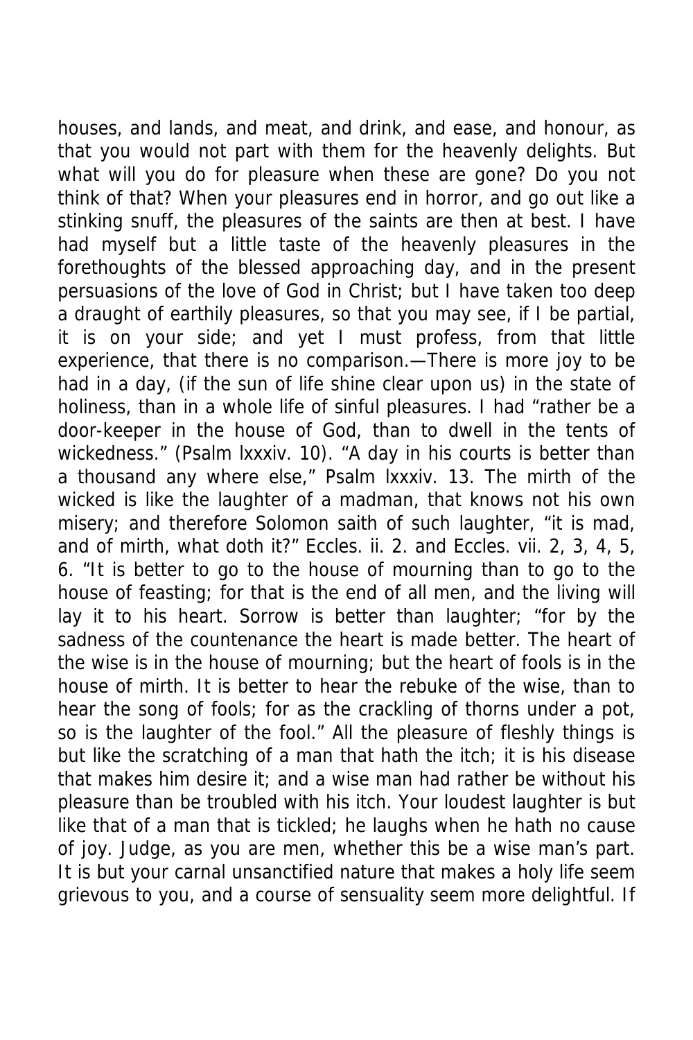houses, and lands, and meat, and drink, and ease, and honour, as that you would not part with them for the heavenly delights. But what will you do for pleasure when these are gone? Do you not think of that? When your pleasures end in horror, and go out like a stinking snuff, the pleasures of the saints are then at best. I have had myself but a little taste of the heavenly pleasures in the forethoughts of the blessed approaching day, and in the present persuasions of the love of God in Christ; but I have taken too deep a draught of earthily pleasures, so that you may see, if I be partial, it is on your side; and yet I must profess, from that little experience, that there is no comparison.—There is more joy to be had in a day, (if the sun of life shine clear upon us) in the state of holiness, than in a whole life of sinful pleasures. I had "rather be a door-keeper in the house of God, than to dwell in the tents of wickedness." (Psalm lxxxiv. 10). "A day in his courts is better than a thousand any where else," Psalm lxxxiv. 13. The mirth of the wicked is like the laughter of a madman, that knows not his own misery; and therefore Solomon saith of such laughter, "it is mad, and of mirth, what doth it?" Eccles. ii. 2. and Eccles. vii. 2, 3, 4, 5, 6. "It is better to go to the house of mourning than to go to the house of feasting; for that is the end of all men, and the living will lay it to his heart. Sorrow is better than laughter; "for by the sadness of the countenance the heart is made better. The heart of the wise is in the house of mourning; but the heart of fools is in the house of mirth. It is better to hear the rebuke of the wise, than to hear the song of fools; for as the crackling of thorns under a pot, so is the laughter of the fool." All the pleasure of fleshly things is but like the scratching of a man that hath the itch; it is his disease that makes him desire it; and a wise man had rather be without his pleasure than be troubled with his itch. Your loudest laughter is but like that of a man that is tickled; he laughs when he hath no cause of joy. Judge, as you are men, whether this be a wise man's part. It is but your carnal unsanctified nature that makes a holy life seem grievous to you, and a course of sensuality seem more delightful. If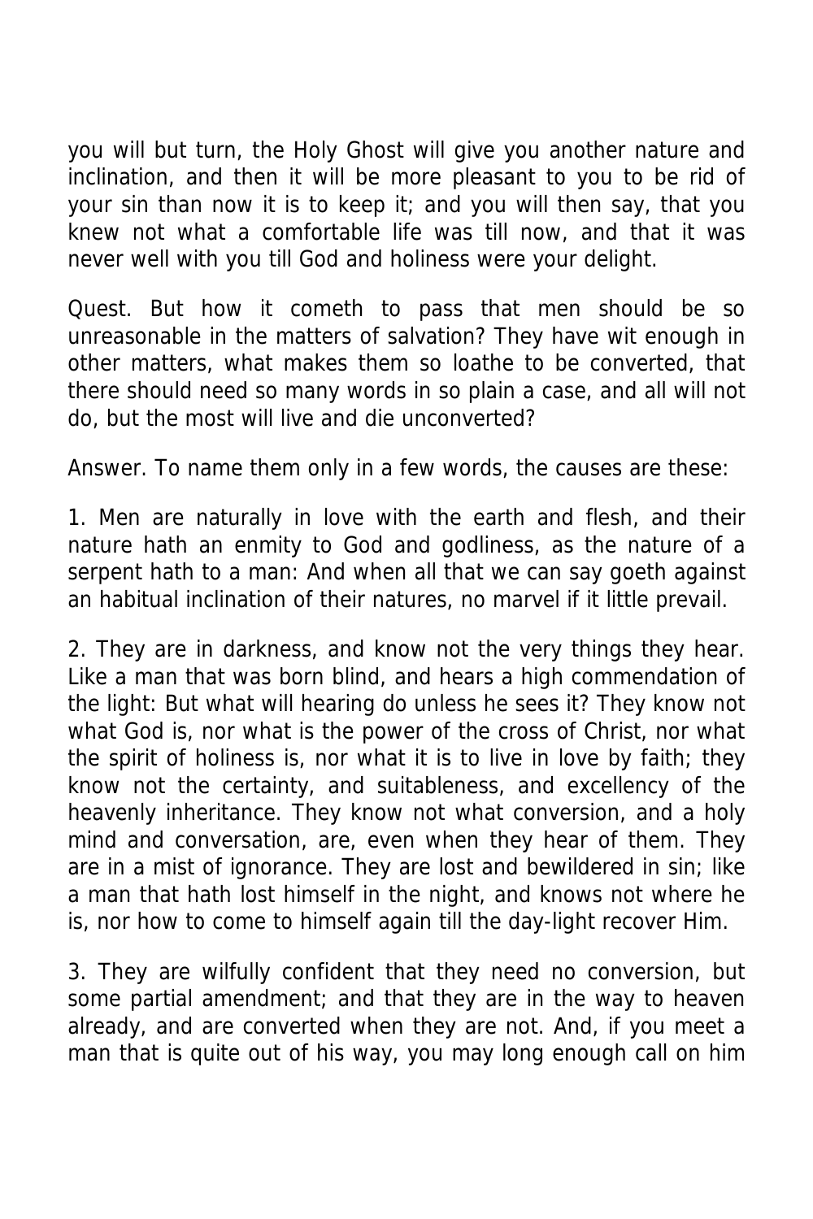you will but turn, the Holy Ghost will give you another nature and inclination, and then it will be more pleasant to you to be rid of your sin than now it is to keep it; and you will then say, that you knew not what a comfortable life was till now, and that it was never well with you till God and holiness were your delight.

Quest. But how it cometh to pass that men should be so unreasonable in the matters of salvation? They have wit enough in other matters, what makes them so loathe to be converted, that there should need so many words in so plain a case, and all will not do, but the most will live and die unconverted?

Answer. To name them only in a few words, the causes are these:

1. Men are naturally in love with the earth and flesh, and their nature hath an enmity to God and godliness, as the nature of a serpent hath to a man: And when all that we can say goeth against an habitual inclination of their natures, no marvel if it little prevail.

2. They are in darkness, and know not the very things they hear. Like a man that was born blind, and hears a high commendation of the light: But what will hearing do unless he sees it? They know not what God is, nor what is the power of the cross of Christ, nor what the spirit of holiness is, nor what it is to live in love by faith; they know not the certainty, and suitableness, and excellency of the heavenly inheritance. They know not what conversion, and a holy mind and conversation, are, even when they hear of them. They are in a mist of ignorance. They are lost and bewildered in sin; like a man that hath lost himself in the night, and knows not where he is, nor how to come to himself again till the day-light recover Him.

3. They are wilfully confident that they need no conversion, but some partial amendment; and that they are in the way to heaven already, and are converted when they are not. And, if you meet a man that is quite out of his way, you may long enough call on him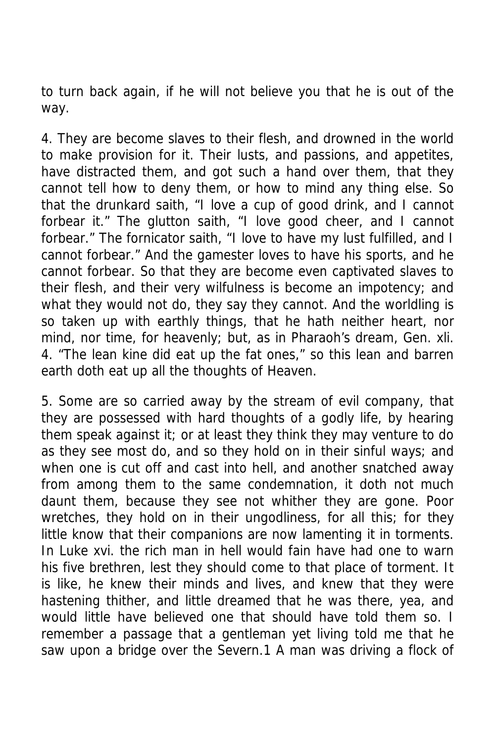to turn back again, if he will not believe you that he is out of the way.

4. They are become slaves to their flesh, and drowned in the world to make provision for it. Their lusts, and passions, and appetites, have distracted them, and got such a hand over them, that they cannot tell how to deny them, or how to mind any thing else. So that the drunkard saith, "I love a cup of good drink, and I cannot forbear it." The glutton saith, "I love good cheer, and I cannot forbear." The fornicator saith, "I love to have my lust fulfilled, and I cannot forbear." And the gamester loves to have his sports, and he cannot forbear. So that they are become even captivated slaves to their flesh, and their very wilfulness is become an impotency; and what they would not do, they say they cannot. And the worldling is so taken up with earthly things, that he hath neither heart, nor mind, nor time, for heavenly; but, as in Pharaoh's dream, Gen. xli. 4. "The lean kine did eat up the fat ones," so this lean and barren earth doth eat up all the thoughts of Heaven.

5. Some are so carried away by the stream of evil company, that they are possessed with hard thoughts of a godly life, by hearing them speak against it; or at least they think they may venture to do as they see most do, and so they hold on in their sinful ways; and when one is cut off and cast into hell, and another snatched away from among them to the same condemnation, it doth not much daunt them, because they see not whither they are gone. Poor wretches, they hold on in their ungodliness, for all this; for they little know that their companions are now lamenting it in torments. In Luke xvi. the rich man in hell would fain have had one to warn his five brethren, lest they should come to that place of torment. It is like, he knew their minds and lives, and knew that they were hastening thither, and little dreamed that he was there, yea, and would little have believed one that should have told them so. I remember a passage that a gentleman yet living told me that he saw upon a bridge over the Severn.[1] A man was driving a flock of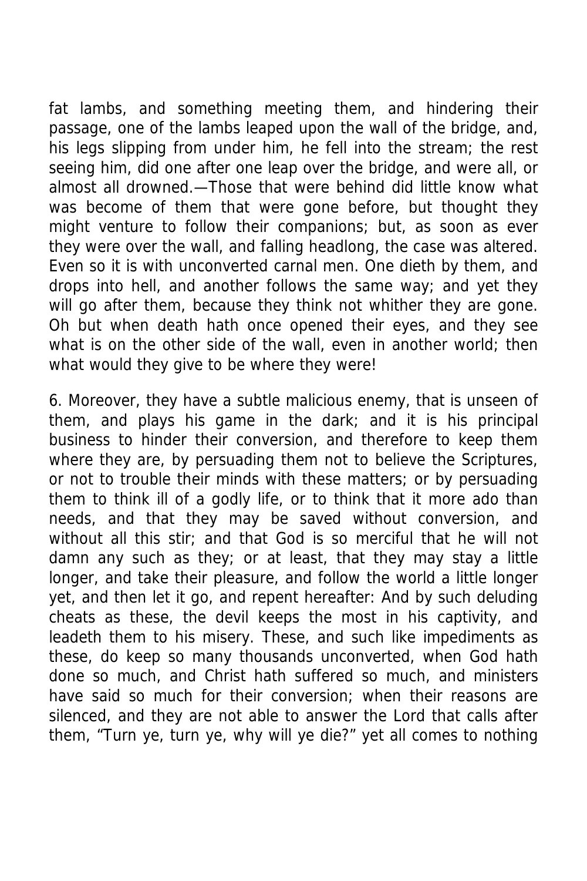fat lambs, and something meeting them, and hindering their passage, one of the lambs leaped upon the wall of the bridge, and, his legs slipping from under him, he fell into the stream; the rest seeing him, did one after one leap over the bridge, and were all, or almost all drowned.—Those that were behind did little know what was become of them that were gone before, but thought they might venture to follow their companions; but, as soon as ever they were over the wall, and falling headlong, the case was altered. Even so it is with unconverted carnal men. One dieth by them, and drops into hell, and another follows the same way; and yet they will go after them, because they think not whither they are gone. Oh but when death hath once opened their eyes, and they see what is on the other side of the wall, even in another world; then what would they give to be where they were!

6. Moreover, they have a subtle malicious enemy, that is unseen of them, and plays his game in the dark; and it is his principal business to hinder their conversion, and therefore to keep them where they are, by persuading them not to believe the Scriptures, or not to trouble their minds with these matters; or by persuading them to think ill of a godly life, or to think that it more ado than needs, and that they may be saved without conversion, and without all this stir; and that God is so merciful that he will not damn any such as they; or at least, that they may stay a little longer, and take their pleasure, and follow the world a little longer yet, and then let it go, and repent hereafter: And by such deluding cheats as these, the devil keeps the most in his captivity, and leadeth them to his misery. These, and such like impediments as these, do keep so many thousands unconverted, when God hath done so much, and Christ hath suffered so much, and ministers have said so much for their conversion; when their reasons are silenced, and they are not able to answer the Lord that calls after them, "Turn ye, turn ye, why will ye die?" yet all comes to nothing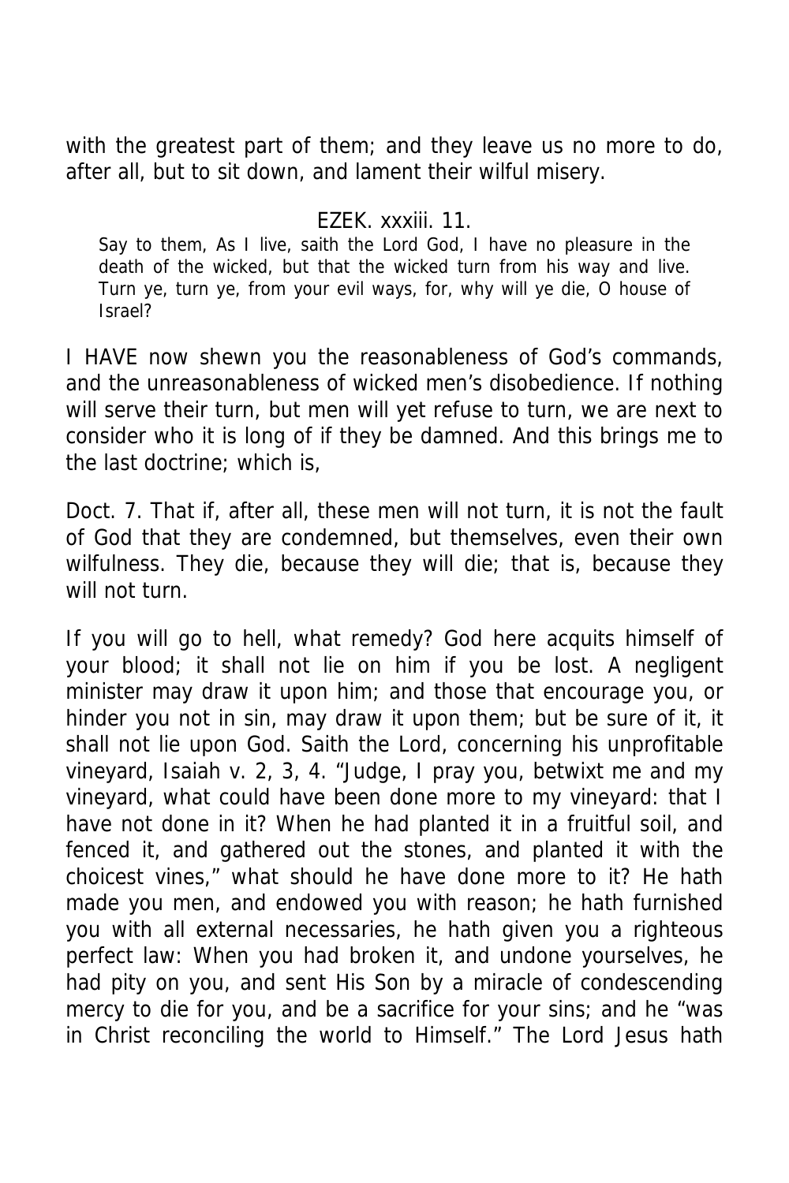with the greatest part of them; and they leave us no more to do, after all, but to sit down, and lament their wilful misery.

EZEK. xxxiii. 11.

Say to them, As I live, saith the Lord God, I have no pleasure in the death of the wicked, but that the wicked turn from his way and live. Turn ye, turn ye, from your evil ways, for, why will ye die, O house of Israel?

I HAVE now shewn you the reasonableness of God's commands, and the unreasonableness of wicked men's disobedience. If nothing will serve their turn, but men will yet refuse to turn, we are next to consider who it is long of if they be damned. And this brings me to the last doctrine; which is,

Doct. 7. That if, after all, these men will not turn, it is not the fault of God that they are condemned, but themselves, even their own wilfulness. They die, because they will die; that is, because they will not turn.

If you will go to hell, what remedy? God here acquits himself of your blood; it shall not lie on him if you be lost. A negligent minister may draw it upon him; and those that encourage you, or hinder you not in sin, may draw it upon them; but be sure of it, it shall not lie upon God. Saith the Lord, concerning his unprofitable vineyard, Isaiah v. 2, 3, 4. "Judge, I pray you, betwixt me and my vineyard, what could have been done more to my vineyard: that I have not done in it? When he had planted it in a fruitful soil, and fenced it, and gathered out the stones, and planted it with the choicest vines," what should he have done more to it? He hath made you men, and endowed you with reason; he hath furnished you with all external necessaries, he hath given you a righteous perfect law: When you had broken it, and undone yourselves, he had pity on you, and sent His Son by a miracle of condescending mercy to die for you, and be a sacrifice for your sins; and he "was in Christ reconciling the world to Himself." The Lord Jesus hath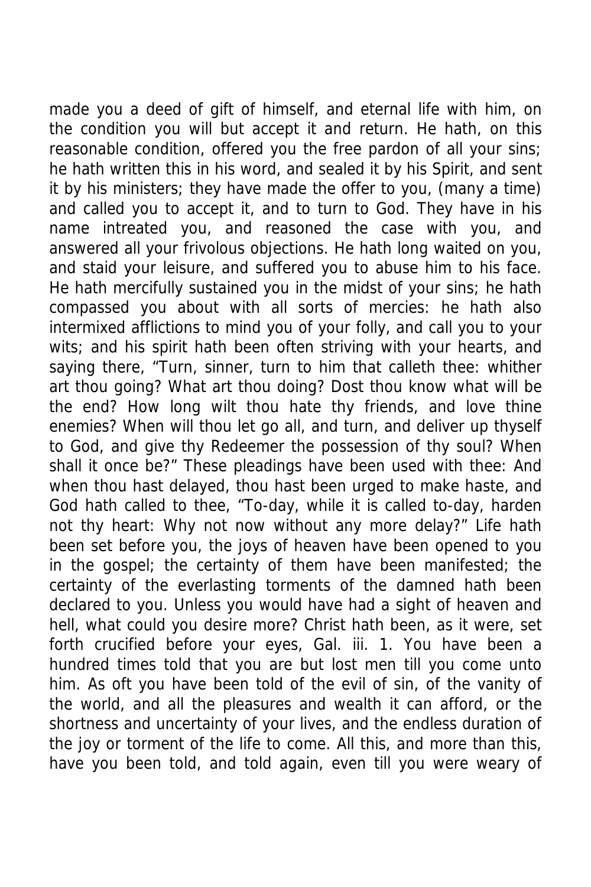made you a deed of gift of himself, and eternal life with him, on the condition you will but accept it and return. He hath, on this reasonable condition, offered you the free pardon of all your sins; he hath written this in his word, and sealed it by his Spirit, and sent it by his ministers; they have made the offer to you, (many a time) and called you to accept it, and to turn to God. They have in his name intreated you, and reasoned the case with you, and answered all your frivolous objections. He hath long waited on you, and staid your leisure, and suffered you to abuse him to his face. He hath mercifully sustained you in the midst of your sins; he hath compassed you about with all sorts of mercies: he hath also intermixed afflictions to mind you of your folly, and call you to your wits; and his spirit hath been often striving with your hearts, and saying there, "Turn, sinner, turn to him that calleth thee: whither art thou going? What art thou doing? Dost thou know what will be the end? How long wilt thou hate thy friends, and love thine enemies? When will thou let go all, and turn, and deliver up thyself to God, and give thy Redeemer the possession of thy soul? When shall it once be?" These pleadings have been used with thee: And when thou hast delayed, thou hast been urged to make haste, and God hath called to thee, "To-day, while it is called to-day, harden not thy heart: Why not now without any more delay?" Life hath been set before you, the joys of heaven have been opened to you in the gospel; the certainty of them have been manifested; the certainty of the everlasting torments of the damned hath been declared to you. Unless you would have had a sight of heaven and hell, what could you desire more? Christ hath been, as it were, set forth crucified before your eyes, Gal. iii. 1. You have been a hundred times told that you are but lost men till you come unto him. As oft you have been told of the evil of sin, of the vanity of the world, and all the pleasures and wealth it can afford, or the shortness and uncertainty of your lives, and the endless duration of the joy or torment of the life to come. All this, and more than this, have you been told, and told again, even till you were weary of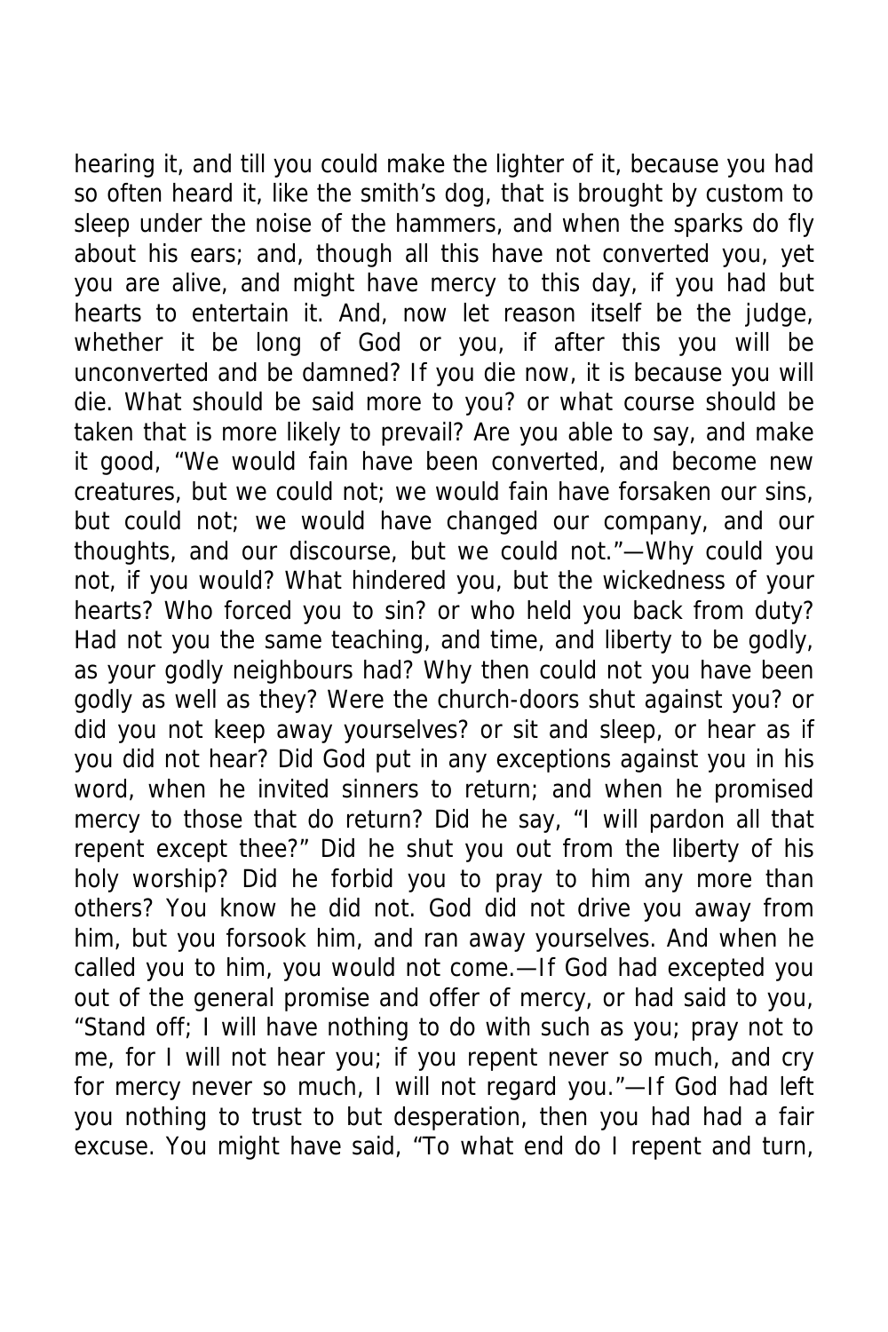hearing it, and till you could make the lighter of it, because you had so often heard it, like the smith's dog, that is brought by custom to sleep under the noise of the hammers, and when the sparks do fly about his ears; and, though all this have not converted you, yet you are alive, and might have mercy to this day, if you had but hearts to entertain it. And, now let reason itself be the judge, whether it be long of God or you, if after this you will be unconverted and be damned? If you die now, it is because you will die. What should be said more to you? or what course should be taken that is more likely to prevail? Are you able to say, and make it good, "We would fain have been converted, and become new creatures, but we could not; we would fain have forsaken our sins, but could not; we would have changed our company, and our thoughts, and our discourse, but we could not."—Why could you not, if you would? What hindered you, but the wickedness of your hearts? Who forced you to sin? or who held you back from duty? Had not you the same teaching, and time, and liberty to be godly, as your godly neighbours had? Why then could not you have been godly as well as they? Were the church-doors shut against you? or did you not keep away yourselves? or sit and sleep, or hear as if you did not hear? Did God put in any exceptions against you in his word, when he invited sinners to return; and when he promised mercy to those that do return? Did he say, "I will pardon all that repent except thee?" Did he shut you out from the liberty of his holy worship? Did he forbid you to pray to him any more than others? You know he did not. God did not drive you away from him, but you forsook him, and ran away yourselves. And when he called you to him, you would not come.—If God had excepted you out of the general promise and offer of mercy, or had said to you, "Stand off; I will have nothing to do with such as you; pray not to me, for I will not hear you; if you repent never so much, and cry for mercy never so much, I will not regard you."—If God had left you nothing to trust to but desperation, then you had had a fair excuse. You might have said, "To what end do I repent and turn,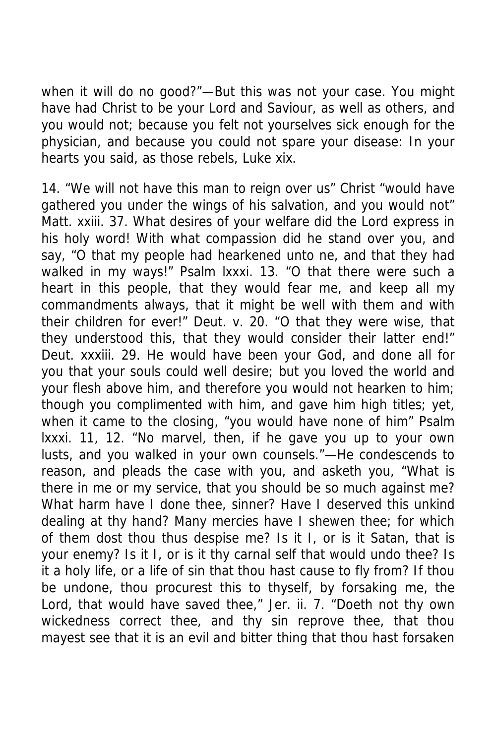when it will do no good?"—But this was not your case. You might have had Christ to be your Lord and Saviour, as well as others, and you would not; because you felt not yourselves sick enough for the physician, and because you could not spare your disease: In your hearts you said, as those rebels, Luke xix.

14. "We will not have this man to reign over us" Christ "would have gathered you under the wings of his salvation, and you would not" Matt. xxiii. 37. What desires of your welfare did the Lord express in his holy word! With what compassion did he stand over you, and say, "O that my people had hearkened unto ne, and that they had walked in my ways!" Psalm lxxxi. 13. "O that there were such a heart in this people, that they would fear me, and keep all my commandments always, that it might be well with them and with their children for ever!" Deut. v. 20. "O that they were wise, that they understood this, that they would consider their latter end!" Deut. xxxiii. 29. He would have been your God, and done all for you that your souls could well desire; but you loved the world and your flesh above him, and therefore you would not hearken to him; though you complimented with him, and gave him high titles; yet, when it came to the closing, "you would have none of him" Psalm lxxxi. 11, 12. "No marvel, then, if he gave you up to your own lusts, and you walked in your own counsels."—He condescends to reason, and pleads the case with you, and asketh you, "What is there in me or my service, that you should be so much against me? What harm have I done thee, sinner? Have I deserved this unkind dealing at thy hand? Many mercies have I shewen thee; for which of them dost thou thus despise me? Is it I, or is it Satan, that is your enemy? Is it I, or is it thy carnal self that would undo thee? Is it a holy life, or a life of sin that thou hast cause to fly from? If thou be undone, thou procurest this to thyself, by forsaking me, the Lord, that would have saved thee," Jer. ii. 7. "Doeth not thy own wickedness correct thee, and thy sin reprove thee, that thou mayest see that it is an evil and bitter thing that thou hast forsaken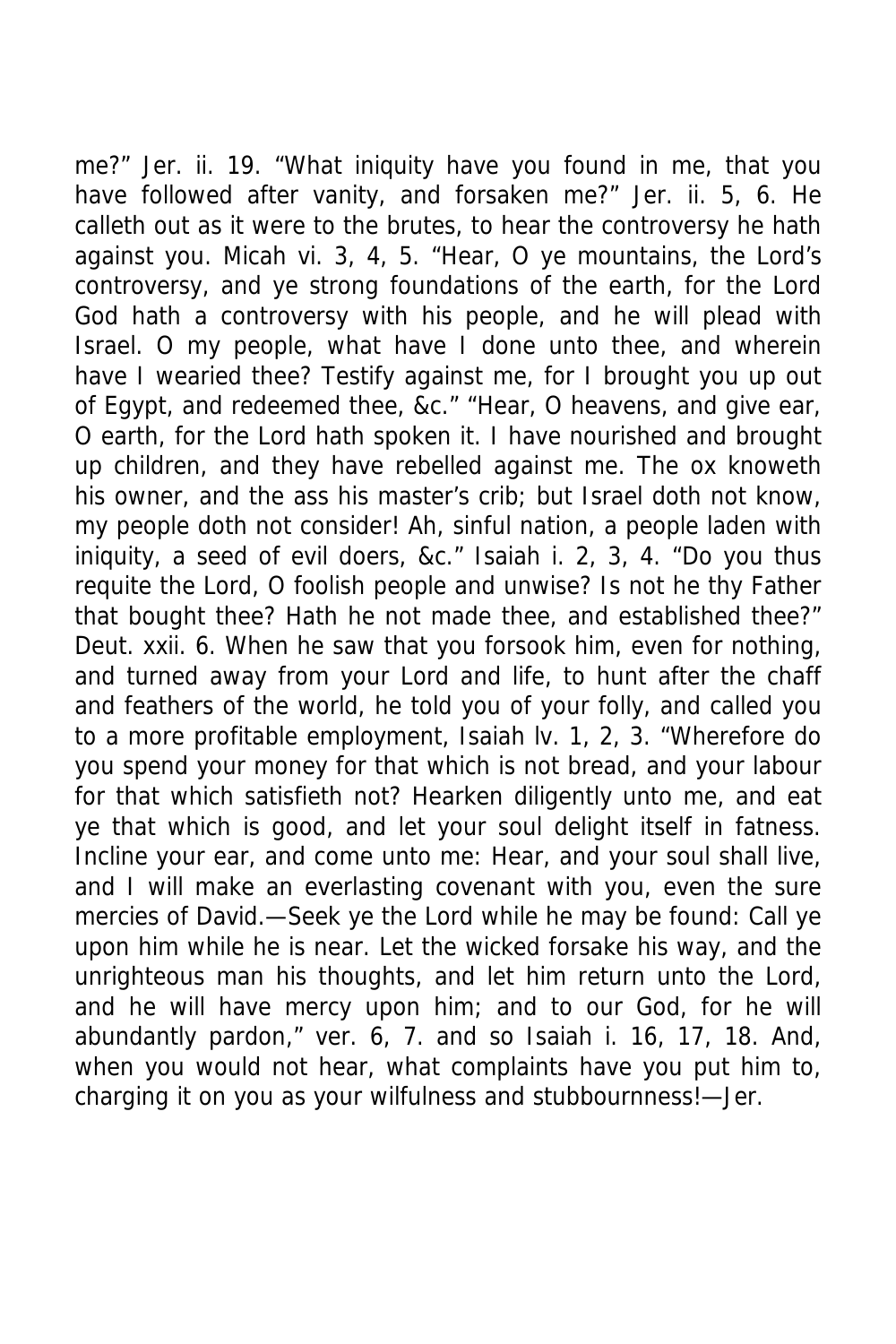me?" Jer. ii. 19. "What iniquity have you found in me, that you have followed after vanity, and forsaken me?" Jer. ii. 5, 6. He calleth out as it were to the brutes, to hear the controversy he hath against you. Micah vi. 3, 4, 5. "Hear, O ye mountains, the Lord's controversy, and ye strong foundations of the earth, for the Lord God hath a controversy with his people, and he will plead with Israel. O my people, what have I done unto thee, and wherein have I wearied thee? Testify against me, for I brought you up out of Egypt, and redeemed thee, &c." "Hear, O heavens, and give ear, O earth, for the Lord hath spoken it. I have nourished and brought up children, and they have rebelled against me. The ox knoweth his owner, and the ass his master's crib; but Israel doth not know, my people doth not consider! Ah, sinful nation, a people laden with iniquity, a seed of evil doers, &c." Isaiah i. 2, 3, 4. "Do you thus requite the Lord, O foolish people and unwise? Is not he thy Father that bought thee? Hath he not made thee, and established thee?" Deut. xxii. 6. When he saw that you forsook him, even for nothing, and turned away from your Lord and life, to hunt after the chaff and feathers of the world, he told you of your folly, and called you to a more profitable employment, Isaiah lv. 1, 2, 3. "Wherefore do you spend your money for that which is not bread, and your labour for that which satisfieth not? Hearken diligently unto me, and eat ye that which is good, and let your soul delight itself in fatness. Incline your ear, and come unto me: Hear, and your soul shall live, and I will make an everlasting covenant with you, even the sure mercies of David.—Seek ye the Lord while he may be found: Call ye upon him while he is near. Let the wicked forsake his way, and the unrighteous man his thoughts, and let him return unto the Lord, and he will have mercy upon him; and to our God, for he will abundantly pardon," ver. 6, 7. and so Isaiah i. 16, 17, 18. And, when you would not hear, what complaints have you put him to, charging it on you as your wilfulness and stubbournness!—Jer.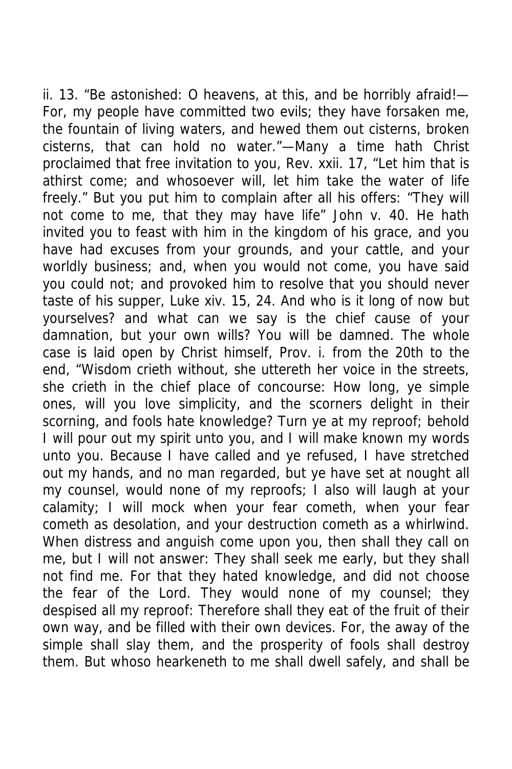ii. 13. "Be astonished: O heavens, at this, and be horribly afraid!—For, my people have committed two evils; they have forsaken me, the fountain of living waters, and hewed them out cisterns, broken cisterns, that can hold no water."—Many a time hath Christ proclaimed that free invitation to you, Rev. xxii. 17, "Let him that is athirst come; and whosoever will, let him take the water of life freely." But you put him to complain after all his offers: "They will not come to me, that they may have life" John v. 40. He hath invited you to feast with him in the kingdom of his grace, and you have had excuses from your grounds, and your cattle, and your worldly business; and, when you would not come, you have said you could not; and provoked him to resolve that you should never taste of his supper, Luke xiv. 15, 24. And who is it long of now but yourselves? and what can we say is the chief cause of your damnation, but your own wills? You will be damned. The whole case is laid open by Christ himself, Prov. i. from the 20th to the end, "Wisdom crieth without, she uttereth her voice in the streets, she crieth in the chief place of concourse: How long, ye simple ones, will you love simplicity, and the scorners delight in their scorning, and fools hate knowledge? Turn ye at my reproof; behold I will pour out my spirit unto you, and I will make known my words unto you. Because I have called and ye refused, I have stretched out my hands, and no man regarded, but ye have set at nought all my counsel, would none of my reproofs; I also will laugh at your calamity; I will mock when your fear cometh, when your fear cometh as desolation, and your destruction cometh as a whirlwind. When distress and anguish come upon you, then shall they call on me, but I will not answer: They shall seek me early, but they shall not find me. For that they hated knowledge, and did not choose the fear of the Lord. They would none of my counsel; they despised all my reproof: Therefore shall they eat of the fruit of their own way, and be filled with their own devices. For, the away of the simple shall slay them, and the prosperity of fools shall destroy them. But whoso hearkeneth to me shall dwell safely, and shall be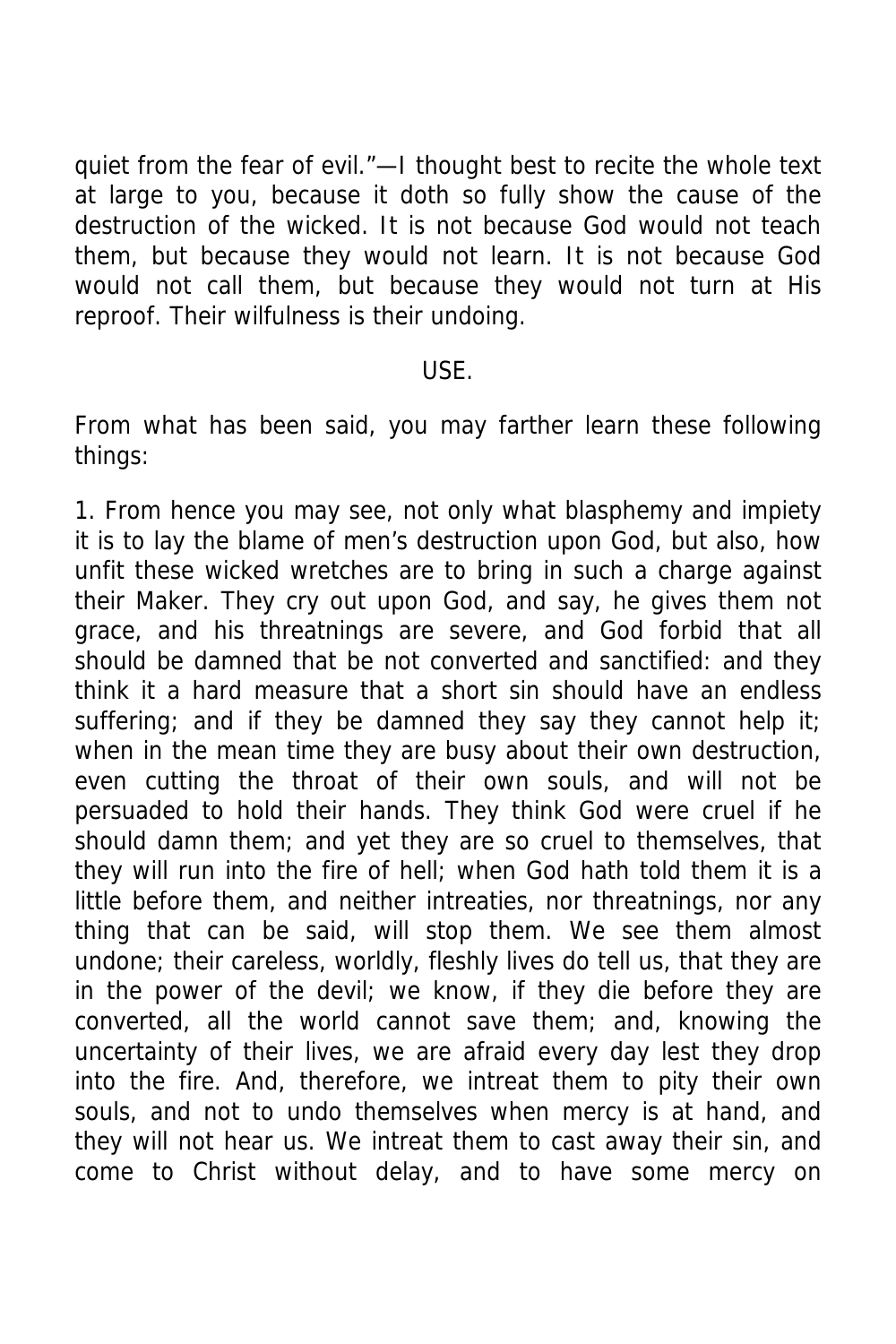quiet from the fear of evil."—I thought best to recite the whole text at large to you, because it doth so fully show the cause of the destruction of the wicked. It is not because God would not teach them, but because they would not learn. It is not because God would not call them, but because they would not turn at His reproof. Their wilfulness is their undoing.

USE.

From what has been said, you may farther learn these following things:

1. From hence you may see, not only what blasphemy and impiety it is to lay the blame of men's destruction upon God, but also, how unfit these wicked wretches are to bring in such a charge against their Maker. They cry out upon God, and say, he gives them not grace, and his threatnings are severe, and God forbid that all should be damned that be not converted and sanctified: and they think it a hard measure that a short sin should have an endless suffering; and if they be damned they say they cannot help it; when in the mean time they are busy about their own destruction, even cutting the throat of their own souls, and will not be persuaded to hold their hands. They think God were cruel if he should damn them; and yet they are so cruel to themselves, that they will run into the fire of hell; when God hath told them it is a little before them, and neither intreaties, nor threatnings, nor any thing that can be said, will stop them. We see them almost undone; their careless, worldly, fleshly lives do tell us, that they are in the power of the devil; we know, if they die before they are converted, all the world cannot save them; and, knowing the uncertainty of their lives, we are afraid every day lest they drop into the fire. And, therefore, we intreat them to pity their own souls, and not to undo themselves when mercy is at hand, and they will not hear us. We intreat them to cast away their sin, and come to Christ without delay, and to have some mercy on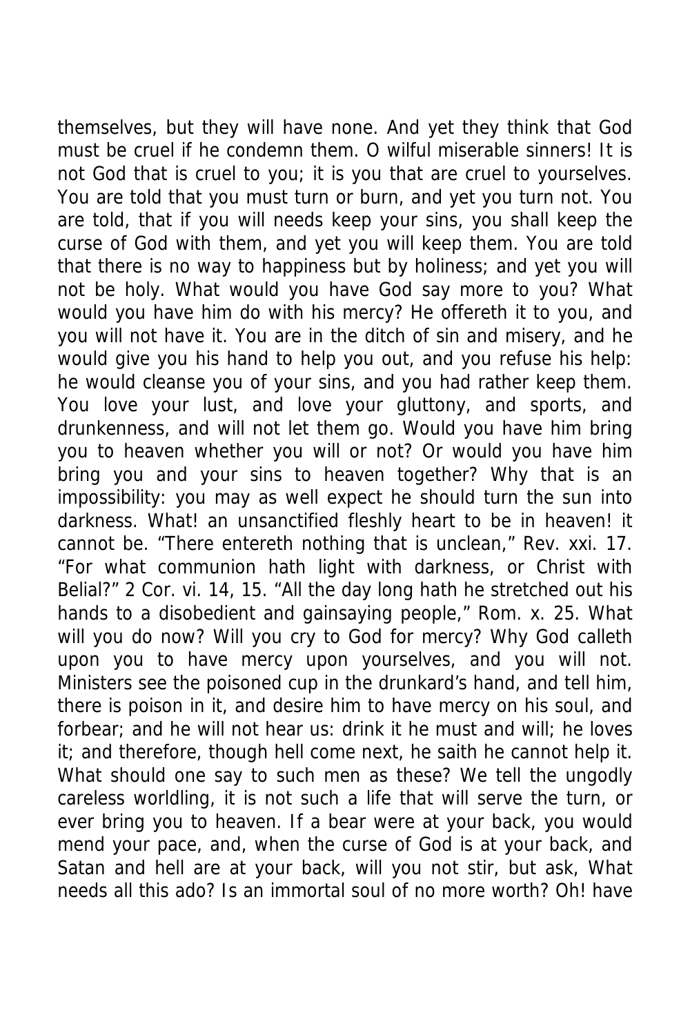themselves, but they will have none. And yet they think that God must be cruel if he condemn them. O wilful miserable sinners! It is not God that is cruel to you; it is you that are cruel to yourselves. You are told that you must turn or burn, and yet you turn not. You are told, that if you will needs keep your sins, you shall keep the curse of God with them, and yet you will keep them. You are told that there is no way to happiness but by holiness; and yet you will not be holy. What would you have God say more to you? What would you have him do with his mercy? He offereth it to you, and you will not have it. You are in the ditch of sin and misery, and he would give you his hand to help you out, and you refuse his help: he would cleanse you of your sins, and you had rather keep them. You love your lust, and love your gluttony, and sports, and drunkenness, and will not let them go. Would you have him bring you to heaven whether you will or not? Or would you have him bring you and your sins to heaven together? Why that is an impossibility: you may as well expect he should turn the sun into darkness. What! an unsanctified fleshly heart to be in heaven! it cannot be. "There entereth nothing that is unclean," Rev. xxi. 17. "For what communion hath light with darkness, or Christ with Belial?" 2 Cor. vi. 14, 15. "All the day long hath he stretched out his hands to a disobedient and gainsaying people," Rom. x. 25. What will you do now? Will you cry to God for mercy? Why God calleth upon you to have mercy upon yourselves, and you will not. Ministers see the poisoned cup in the drunkard's hand, and tell him, there is poison in it, and desire him to have mercy on his soul, and forbear; and he will not hear us: drink it he must and will; he loves it; and therefore, though hell come next, he saith he cannot help it. What should one say to such men as these? We tell the ungodly careless worldling, it is not such a life that will serve the turn, or ever bring you to heaven. If a bear were at your back, you would mend your pace, and, when the curse of God is at your back, and Satan and hell are at your back, will you not stir, but ask, What needs all this ado? Is an immortal soul of no more worth? Oh! have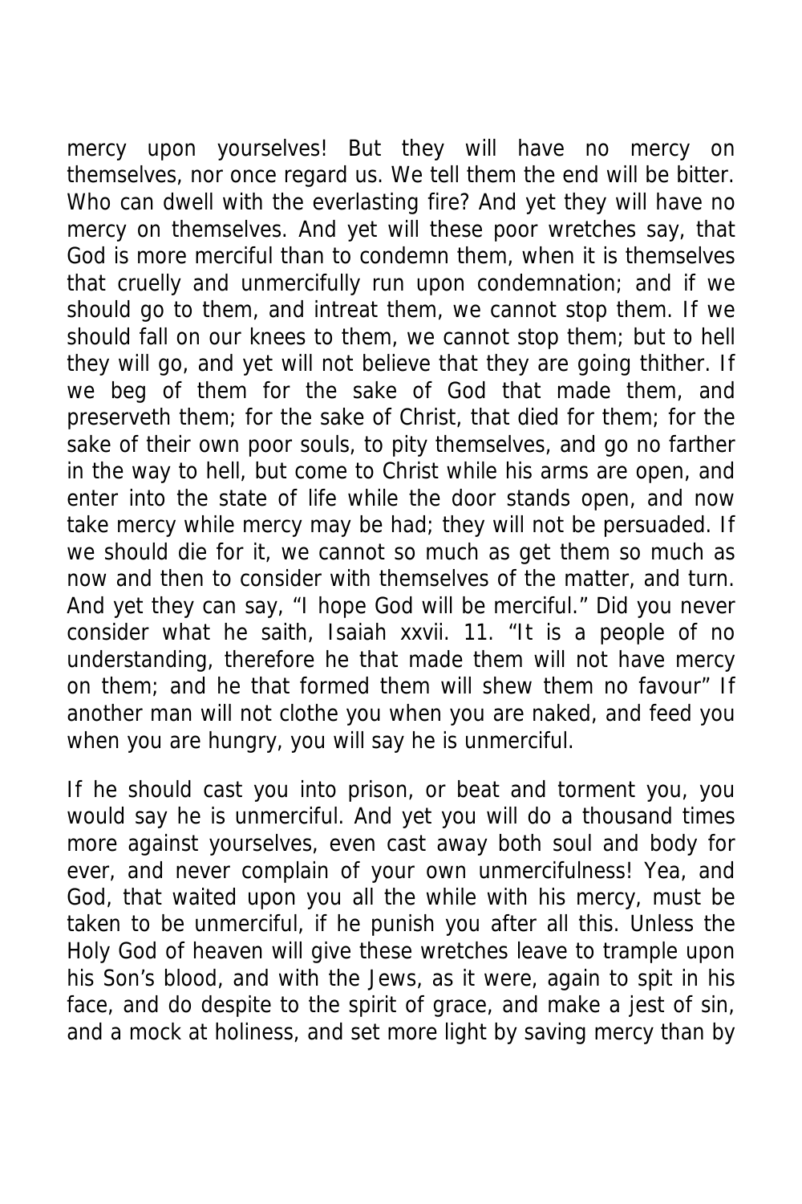mercy upon yourselves! But they will have no mercy on themselves, nor once regard us. We tell them the end will be bitter. Who can dwell with the everlasting fire? And yet they will have no mercy on themselves. And yet will these poor wretches say, that God is more merciful than to condemn them, when it is themselves that cruelly and unmercifully run upon condemnation; and if we should go to them, and intreat them, we cannot stop them. If we should fall on our knees to them, we cannot stop them; but to hell they will go, and yet will not believe that they are going thither. If we beg of them for the sake of God that made them, and preserveth them; for the sake of Christ, that died for them; for the sake of their own poor souls, to pity themselves, and go no farther in the way to hell, but come to Christ while his arms are open, and enter into the state of life while the door stands open, and now take mercy while mercy may be had; they will not be persuaded. If we should die for it, we cannot so much as get them so much as now and then to consider with themselves of the matter, and turn. And yet they can say, "I hope God will be merciful." Did you never consider what he saith, Isaiah xxvii. 11. "It is a people of no understanding, therefore he that made them will not have mercy on them; and he that formed them will shew them no favour" If another man will not clothe you when you are naked, and feed you when you are hungry, you will say he is unmerciful.

If he should cast you into prison, or beat and torment you, you would say he is unmerciful. And yet you will do a thousand times more against yourselves, even cast away both soul and body for ever, and never complain of your own unmercifulness! Yea, and God, that waited upon you all the while with his mercy, must be taken to be unmerciful, if he punish you after all this. Unless the Holy God of heaven will give these wretches leave to trample upon his Son's blood, and with the Jews, as it were, again to spit in his face, and do despite to the spirit of grace, and make a jest of sin, and a mock at holiness, and set more light by saving mercy than by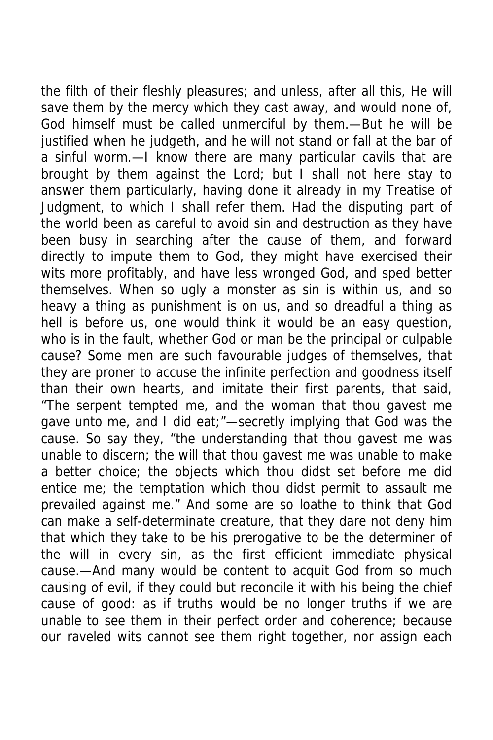the filth of their fleshly pleasures; and unless, after all this, He will save them by the mercy which they cast away, and would none of, God himself must be called unmerciful by them.—But he will be justified when he judgeth, and he will not stand or fall at the bar of a sinful worm.—I know there are many particular cavils that are brought by them against the Lord; but I shall not here stay to answer them particularly, having done it already in my Treatise of Judgment, to which I shall refer them. Had the disputing part of the world been as careful to avoid sin and destruction as they have been busy in searching after the cause of them, and forward directly to impute them to God, they might have exercised their wits more profitably, and have less wronged God, and sped better themselves. When so ugly a monster as sin is within us, and so heavy a thing as punishment is on us, and so dreadful a thing as hell is before us, one would think it would be an easy question, who is in the fault, whether God or man be the principal or culpable cause? Some men are such favourable judges of themselves, that they are proner to accuse the infinite perfection and goodness itself than their own hearts, and imitate their first parents, that said, "The serpent tempted me, and the woman that thou gavest me gave unto me, and I did eat;"—secretly implying that God was the cause. So say they, "the understanding that thou gavest me was unable to discern; the will that thou gavest me was unable to make a better choice; the objects which thou didst set before me did entice me; the temptation which thou didst permit to assault me prevailed against me." And some are so loathe to think that God can make a self-determinate creature, that they dare not deny him that which they take to be his prerogative to be the determiner of the will in every sin, as the first efficient immediate physical cause.—And many would be content to acquit God from so much causing of evil, if they could but reconcile it with his being the chief cause of good: as if truths would be no longer truths if we are unable to see them in their perfect order and coherence; because our raveled wits cannot see them right together, nor assign each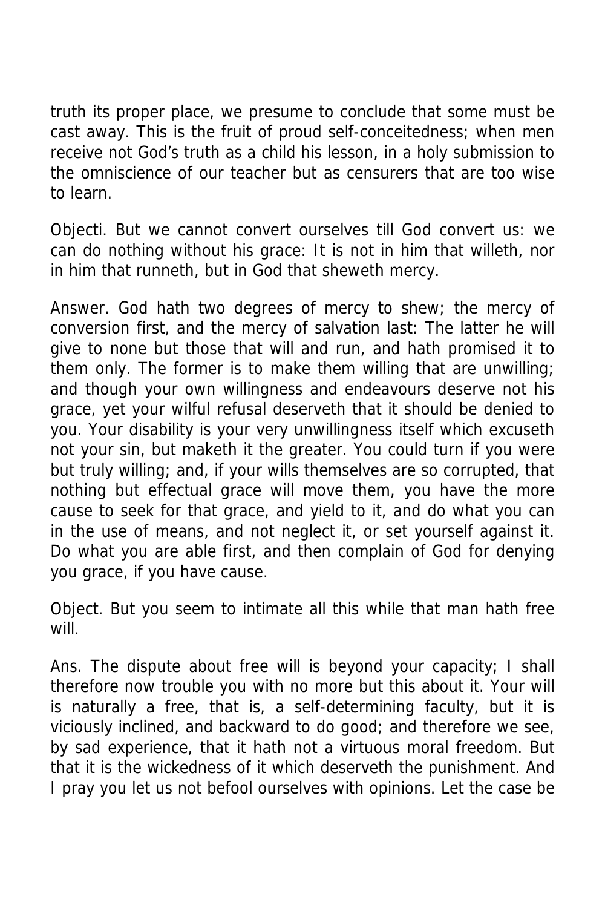truth its proper place, we presume to conclude that some must be cast away. This is the fruit of proud self-conceitedness; when men receive not God's truth as a child his lesson, in a holy submission to the omniscience of our teacher but as censurers that are too wise to learn.

Objecti. But we cannot convert ourselves till God convert us: we can do nothing without his grace: It is not in him that willeth, nor in him that runneth, but in God that sheweth mercy.

Answer. God hath two degrees of mercy to shew; the mercy of conversion first, and the mercy of salvation last: The latter he will give to none but those that will and run, and hath promised it to them only. The former is to make them willing that are unwilling; and though your own willingness and endeavours deserve not his grace, yet your wilful refusal deserveth that it should be denied to you. Your disability is your very unwillingness itself which excuseth not your sin, but maketh it the greater. You could turn if you were but truly willing; and, if your wills themselves are so corrupted, that nothing but effectual grace will move them, you have the more cause to seek for that grace, and yield to it, and do what you can in the use of means, and not neglect it, or set yourself against it. Do what you are able first, and then complain of God for denying you grace, if you have cause.

Object. But you seem to intimate all this while that man hath free will.

Ans. The dispute about free will is beyond your capacity; I shall therefore now trouble you with no more but this about it. Your will is naturally a free, that is, a self-determining faculty, but it is viciously inclined, and backward to do good; and therefore we see, by sad experience, that it hath not a virtuous moral freedom. But that it is the wickedness of it which deserveth the punishment. And I pray you let us not befool ourselves with opinions. Let the case be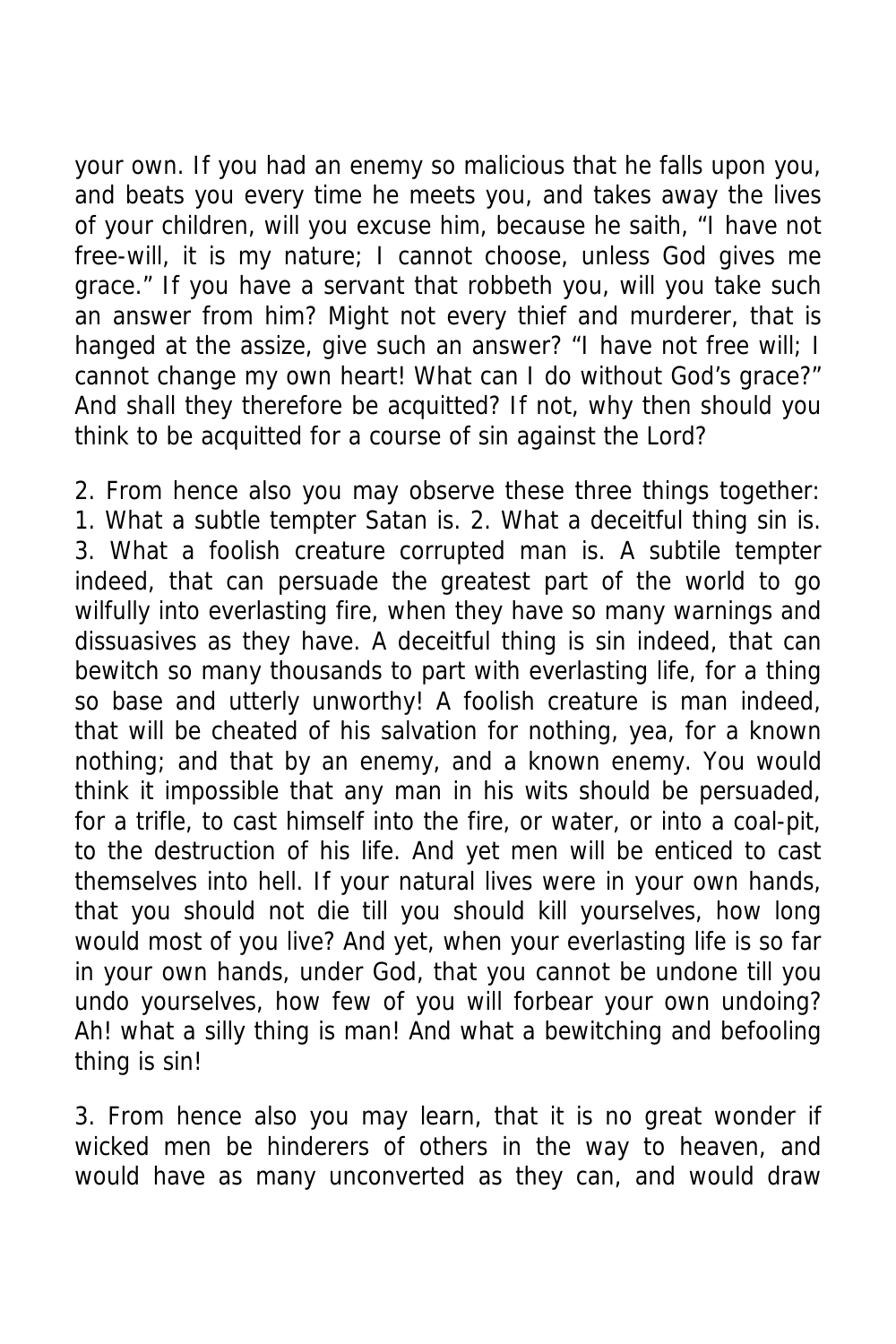your own. If you had an enemy so malicious that he falls upon you, and beats you every time he meets you, and takes away the lives of your children, will you excuse him, because he saith, "I have not free-will, it is my nature; I cannot choose, unless God gives me grace." If you have a servant that robbeth you, will you take such an answer from him? Might not every thief and murderer, that is hanged at the assize, give such an answer? "I have not free will; I cannot change my own heart! What can I do without God's grace?" And shall they therefore be acquitted? If not, why then should you think to be acquitted for a course of sin against the Lord?

2. From hence also you may observe these three things together: 1. What a subtle tempter Satan is. 2. What a deceitful thing sin is. 3. What a foolish creature corrupted man is. A subtile tempter indeed, that can persuade the greatest part of the world to go wilfully into everlasting fire, when they have so many warnings and dissuasives as they have. A deceitful thing is sin indeed, that can bewitch so many thousands to part with everlasting life, for a thing so base and utterly unworthy! A foolish creature is man indeed, that will be cheated of his salvation for nothing, yea, for a known nothing; and that by an enemy, and a known enemy. You would think it impossible that any man in his wits should be persuaded, for a trifle, to cast himself into the fire, or water, or into a coal-pit, to the destruction of his life. And yet men will be enticed to cast themselves into hell. If your natural lives were in your own hands, that you should not die till you should kill yourselves, how long would most of you live? And yet, when your everlasting life is so far in your own hands, under God, that you cannot be undone till you undo yourselves, how few of you will forbear your own undoing? Ah! what a silly thing is man! And what a bewitching and befooling thing is sin!

3. From hence also you may learn, that it is no great wonder if wicked men be hinderers of others in the way to heaven, and would have as many unconverted as they can, and would draw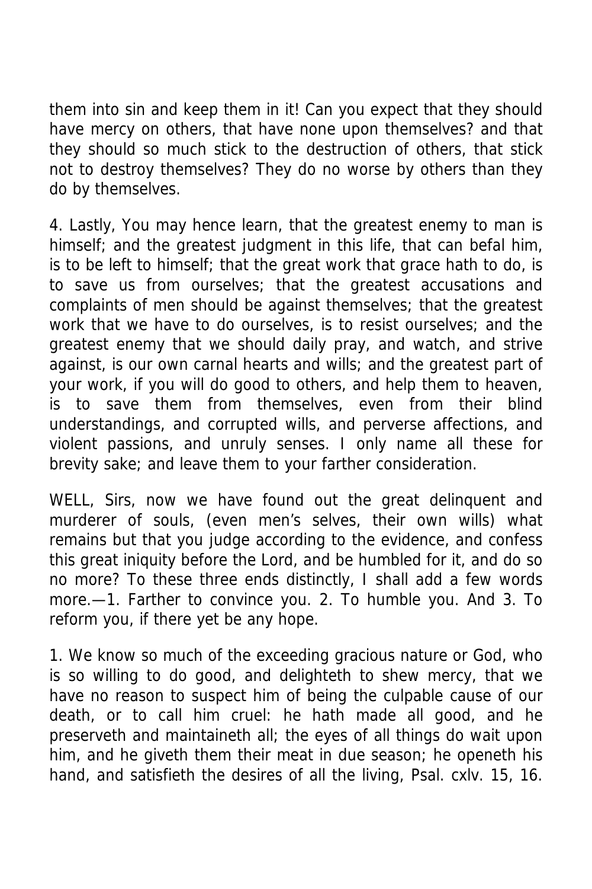them into sin and keep them in it! Can you expect that they should have mercy on others, that have none upon themselves? and that they should so much stick to the destruction of others, that stick not to destroy themselves? They do no worse by others than they do by themselves.

4. Lastly, You may hence learn, that the greatest enemy to man is himself; and the greatest judgment in this life, that can befal him, is to be left to himself; that the great work that grace hath to do, is to save us from ourselves; that the greatest accusations and complaints of men should be against themselves; that the greatest work that we have to do ourselves, is to resist ourselves; and the greatest enemy that we should daily pray, and watch, and strive against, is our own carnal hearts and wills; and the greatest part of your work, if you will do good to others, and help them to heaven, is to save them from themselves, even from their blind understandings, and corrupted wills, and perverse affections, and violent passions, and unruly senses. I only name all these for brevity sake; and leave them to your farther consideration.

WELL, Sirs, now we have found out the great delinquent and murderer of souls, (even men's selves, their own wills) what remains but that you judge according to the evidence, and confess this great iniquity before the Lord, and be humbled for it, and do so no more? To these three ends distinctly, I shall add a few words more.—1. Farther to convince you. 2. To humble you. And 3. To reform you, if there yet be any hope.

1. We know so much of the exceeding gracious nature or God, who is so willing to do good, and delighteth to shew mercy, that we have no reason to suspect him of being the culpable cause of our death, or to call him cruel: he hath made all good, and he preserveth and maintaineth all; the eyes of all things do wait upon him, and he giveth them their meat in due season; he openeth his hand, and satisfieth the desires of all the living, Psal. cxlv. 15, 16.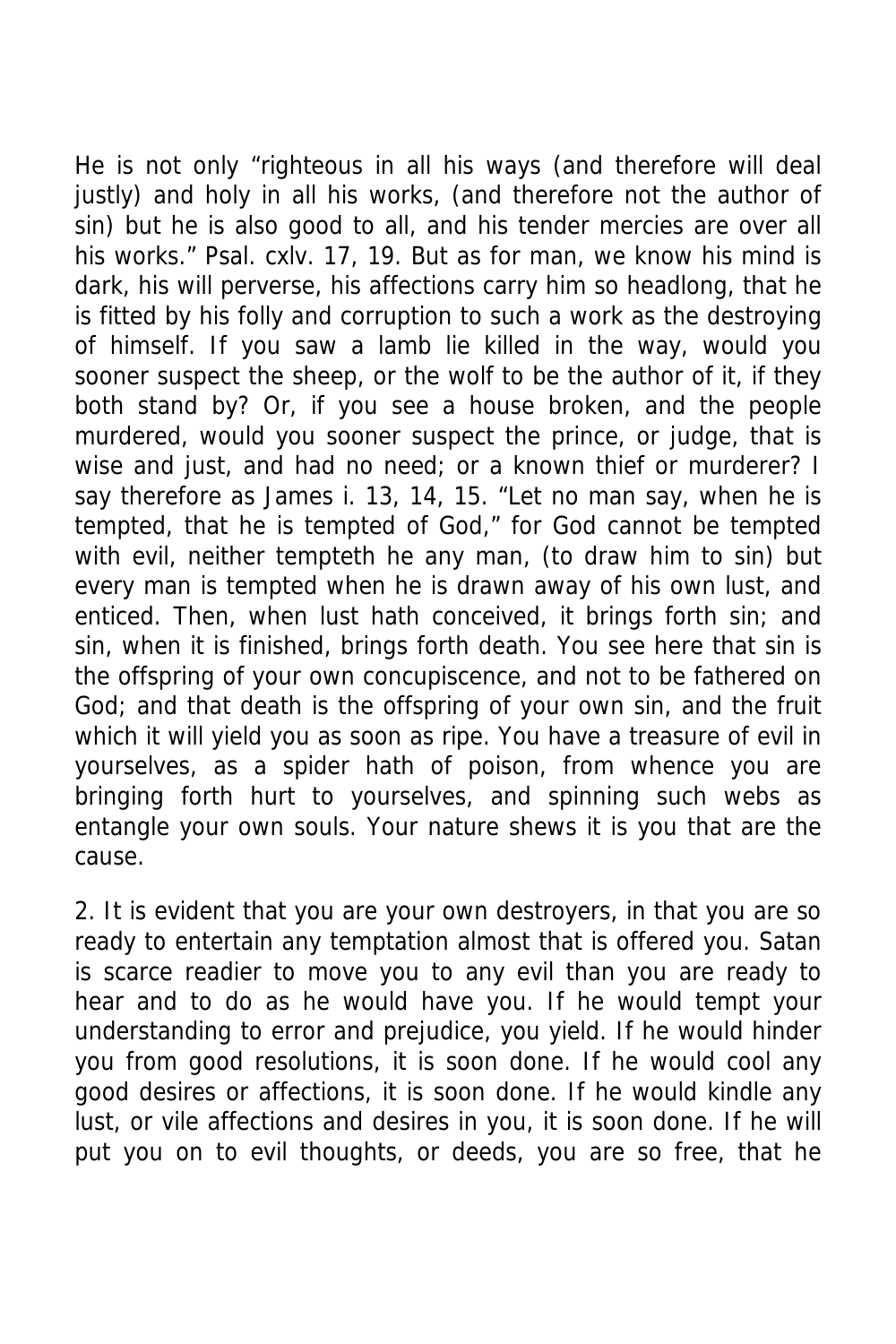He is not only "righteous in all his ways (and therefore will deal justly) and holy in all his works, (and therefore not the author of sin) but he is also good to all, and his tender mercies are over all his works." Psal. cxlv. 17, 19. But as for man, we know his mind is dark, his will perverse, his affections carry him so headlong, that he is fitted by his folly and corruption to such a work as the destroying of himself. If you saw a lamb lie killed in the way, would you sooner suspect the sheep, or the wolf to be the author of it, if they both stand by? Or, if you see a house broken, and the people murdered, would you sooner suspect the prince, or judge, that is wise and just, and had no need; or a known thief or murderer? I say therefore as James i. 13, 14, 15. "Let no man say, when he is tempted, that he is tempted of God," for God cannot be tempted with evil, neither tempteth he any man, (to draw him to sin) but every man is tempted when he is drawn away of his own lust, and enticed. Then, when lust hath conceived, it brings forth sin; and sin, when it is finished, brings forth death. You see here that sin is the offspring of your own concupiscence, and not to be fathered on God; and that death is the offspring of your own sin, and the fruit which it will yield you as soon as ripe. You have a treasure of evil in yourselves, as a spider hath of poison, from whence you are bringing forth hurt to yourselves, and spinning such webs as entangle your own souls. Your nature shews it is you that are the cause.

2. It is evident that you are your own destroyers, in that you are so ready to entertain any temptation almost that is offered you. Satan is scarce readier to move you to any evil than you are ready to hear and to do as he would have you. If he would tempt your understanding to error and prejudice, you yield. If he would hinder you from good resolutions, it is soon done. If he would cool any good desires or affections, it is soon done. If he would kindle any lust, or vile affections and desires in you, it is soon done. If he will put you on to evil thoughts, or deeds, you are so free, that he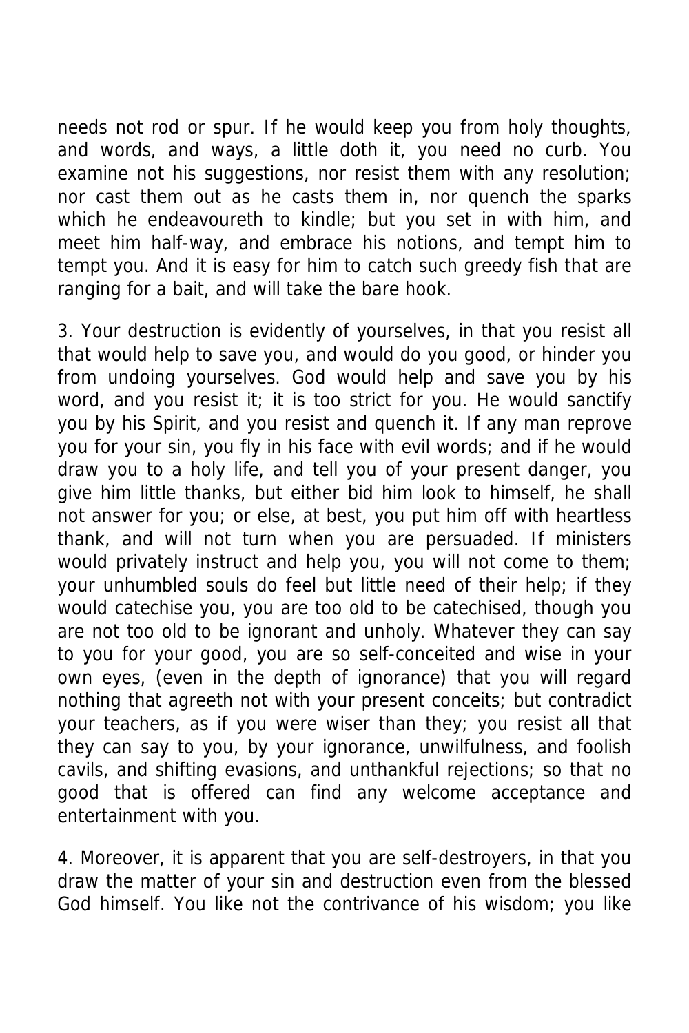needs not rod or spur. If he would keep you from holy thoughts, and words, and ways, a little doth it, you need no curb. You examine not his suggestions, nor resist them with any resolution; nor cast them out as he casts them in, nor quench the sparks which he endeavoureth to kindle; but you set in with him, and meet him half-way, and embrace his notions, and tempt him to tempt you. And it is easy for him to catch such greedy fish that are ranging for a bait, and will take the bare hook.

3. Your destruction is evidently of yourselves, in that you resist all that would help to save you, and would do you good, or hinder you from undoing yourselves. God would help and save you by his word, and you resist it; it is too strict for you. He would sanctify you by his Spirit, and you resist and quench it. If any man reprove you for your sin, you fly in his face with evil words; and if he would draw you to a holy life, and tell you of your present danger, you give him little thanks, but either bid him look to himself, he shall not answer for you; or else, at best, you put him off with heartless thank, and will not turn when you are persuaded. If ministers would privately instruct and help you, you will not come to them; your unhumbled souls do feel but little need of their help; if they would catechise you, you are too old to be catechised, though you are not too old to be ignorant and unholy. Whatever they can say to you for your good, you are so self-conceited and wise in your own eyes, (even in the depth of ignorance) that you will regard nothing that agreeth not with your present conceits; but contradict your teachers, as if you were wiser than they; you resist all that they can say to you, by your ignorance, unwilfulness, and foolish cavils, and shifting evasions, and unthankful rejections; so that no good that is offered can find any welcome acceptance and entertainment with you.

4. Moreover, it is apparent that you are self-destroyers, in that you draw the matter of your sin and destruction even from the blessed God himself. You like not the contrivance of his wisdom; you like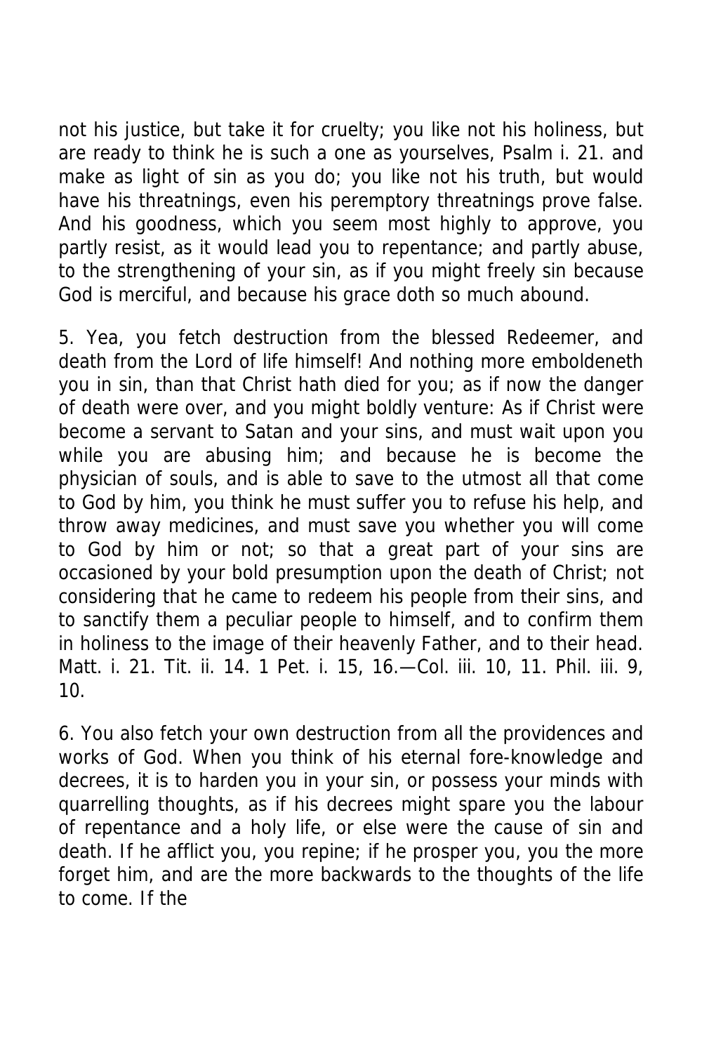not his justice, but take it for cruelty; you like not his holiness, but are ready to think he is such a one as yourselves, Psalm i. 21. and make as light of sin as you do; you like not his truth, but would have his threatnings, even his peremptory threatnings prove false. And his goodness, which you seem most highly to approve, you partly resist, as it would lead you to repentance; and partly abuse, to the strengthening of your sin, as if you might freely sin because God is merciful, and because his grace doth so much abound.

5. Yea, you fetch destruction from the blessed Redeemer, and death from the Lord of life himself! And nothing more emboldeneth you in sin, than that Christ hath died for you; as if now the danger of death were over, and you might boldly venture: As if Christ were become a servant to Satan and your sins, and must wait upon you while you are abusing him; and because he is become the physician of souls, and is able to save to the utmost all that come to God by him, you think he must suffer you to refuse his help, and throw away medicines, and must save you whether you will come to God by him or not; so that a great part of your sins are occasioned by your bold presumption upon the death of Christ; not considering that he came to redeem his people from their sins, and to sanctify them a peculiar people to himself, and to confirm them in holiness to the image of their heavenly Father, and to their head. Matt. i. 21. Tit. ii. 14. 1 Pet. i. 15, 16.—Col. iii. 10, 11. Phil. iii. 9, 10.

6. You also fetch your own destruction from all the providences and works of God. When you think of his eternal fore-knowledge and decrees, it is to harden you in your sin, or possess your minds with quarrelling thoughts, as if his decrees might spare you the labour of repentance and a holy life, or else were the cause of sin and death. If he afflict you, you repine; if he prosper you, you the more forget him, and are the more backwards to the thoughts of the life to come. If the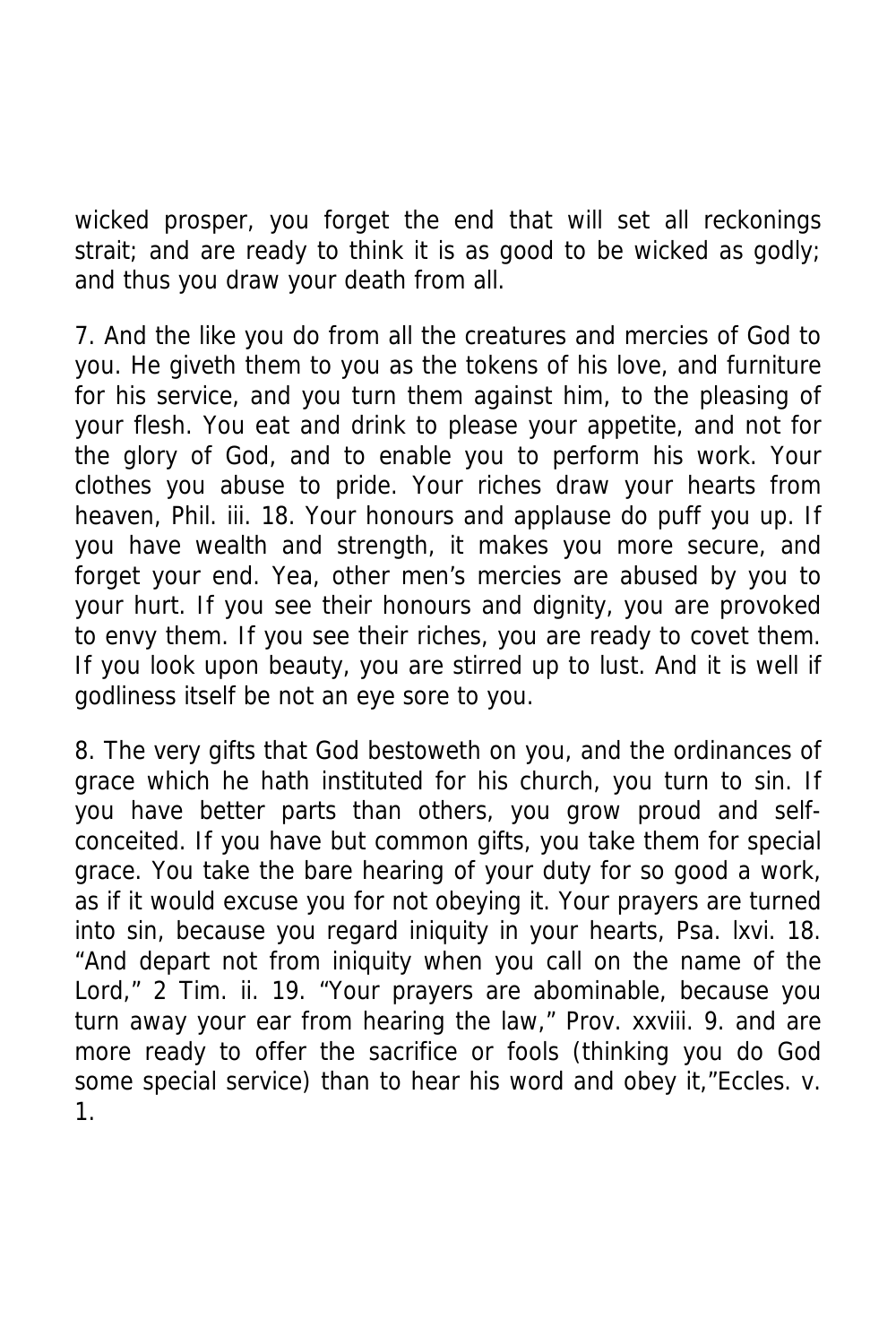wicked prosper, you forget the end that will set all reckonings strait; and are ready to think it is as good to be wicked as godly; and thus you draw your death from all.

7. And the like you do from all the creatures and mercies of God to you. He giveth them to you as the tokens of his love, and furniture for his service, and you turn them against him, to the pleasing of your flesh. You eat and drink to please your appetite, and not for the glory of God, and to enable you to perform his work. Your clothes you abuse to pride. Your riches draw your hearts from heaven, Phil. iii. 18. Your honours and applause do puff you up. If you have wealth and strength, it makes you more secure, and forget your end. Yea, other men's mercies are abused by you to your hurt. If you see their honours and dignity, you are provoked to envy them. If you see their riches, you are ready to covet them. If you look upon beauty, you are stirred up to lust. And it is well if godliness itself be not an eye sore to you.

8. The very gifts that God bestoweth on you, and the ordinances of grace which he hath instituted for his church, you turn to sin. If you have better parts than others, you grow proud and self-conceited. If you have but common gifts, you take them for special grace. You take the bare hearing of your duty for so good a work, as if it would excuse you for not obeying it. Your prayers are turned into sin, because you regard iniquity in your hearts, Psa. lxvi. 18. "And depart not from iniquity when you call on the name of the Lord," 2 Tim. ii. 19. "Your prayers are abominable, because you turn away your ear from hearing the law," Prov. xxviii. 9. and are more ready to offer the sacrifice or fools (thinking you do God some special service) than to hear his word and obey it,"Eccles. v. 1.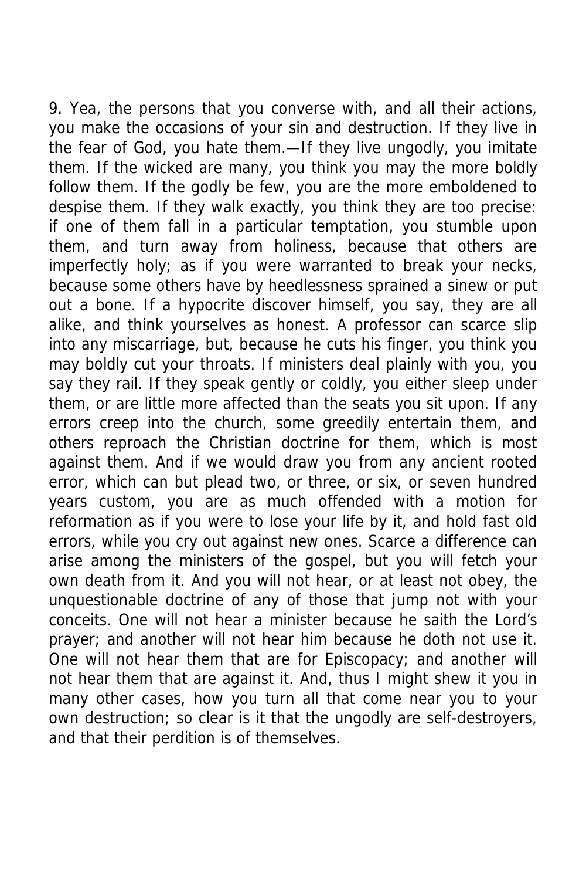9. Yea, the persons that you converse with, and all their actions, you make the occasions of your sin and destruction. If they live in the fear of God, you hate them.—If they live ungodly, you imitate them. If the wicked are many, you think you may the more boldly follow them. If the godly be few, you are the more emboldened to despise them. If they walk exactly, you think they are too precise: if one of them fall in a particular temptation, you stumble upon them, and turn away from holiness, because that others are imperfectly holy; as if you were warranted to break your necks, because some others have by heedlessness sprained a sinew or put out a bone. If a hypocrite discover himself, you say, they are all alike, and think yourselves as honest. A professor can scarce slip into any miscarriage, but, because he cuts his finger, you think you may boldly cut your throats. If ministers deal plainly with you, you say they rail. If they speak gently or coldly, you either sleep under them, or are little more affected than the seats you sit upon. If any errors creep into the church, some greedily entertain them, and others reproach the Christian doctrine for them, which is most against them. And if we would draw you from any ancient rooted error, which can but plead two, or three, or six, or seven hundred years custom, you are as much offended with a motion for reformation as if you were to lose your life by it, and hold fast old errors, while you cry out against new ones. Scarce a difference can arise among the ministers of the gospel, but you will fetch your own death from it. And you will not hear, or at least not obey, the unquestionable doctrine of any of those that jump not with your conceits. One will not hear a minister because he saith the Lord's prayer; and another will not hear him because he doth not use it. One will not hear them that are for Episcopacy; and another will not hear them that are against it. And, thus I might shew it you in many other cases, how you turn all that come near you to your own destruction; so clear is it that the ungodly are self-destroyers, and that their perdition is of themselves.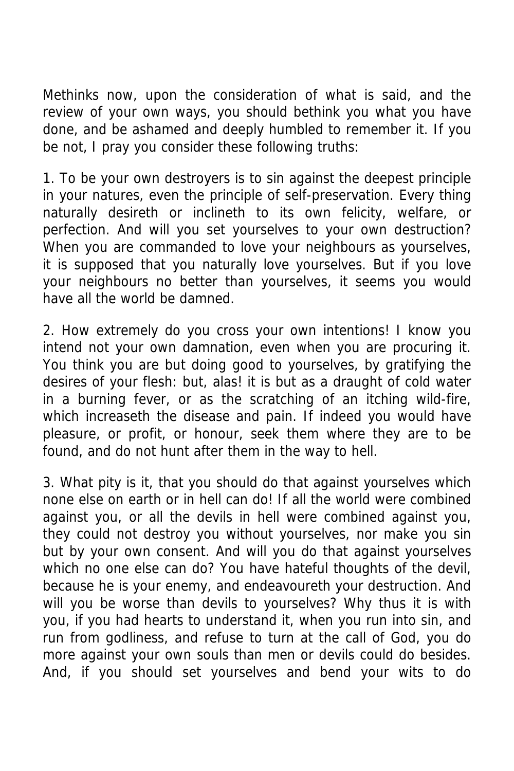Methinks now, upon the consideration of what is said, and the review of your own ways, you should bethink you what you have done, and be ashamed and deeply humbled to remember it. If you be not, I pray you consider these following truths:

1. To be your own destroyers is to sin against the deepest principle in your natures, even the principle of self-preservation. Every thing naturally desireth or inclineth to its own felicity, welfare, or perfection. And will you set yourselves to your own destruction? When you are commanded to love your neighbours as yourselves, it is supposed that you naturally love yourselves. But if you love your neighbours no better than yourselves, it seems you would have all the world be damned.

2. How extremely do you cross your own intentions! I know you intend not your own damnation, even when you are procuring it. You think you are but doing good to yourselves, by gratifying the desires of your flesh: but, alas! it is but as a draught of cold water in a burning fever, or as the scratching of an itching wild-fire, which increaseth the disease and pain. If indeed you would have pleasure, or profit, or honour, seek them where they are to be found, and do not hunt after them in the way to hell.

3. What pity is it, that you should do that against yourselves which none else on earth or in hell can do! If all the world were combined against you, or all the devils in hell were combined against you, they could not destroy you without yourselves, nor make you sin but by your own consent. And will you do that against yourselves which no one else can do? You have hateful thoughts of the devil, because he is your enemy, and endeavoureth your destruction. And will you be worse than devils to yourselves? Why thus it is with you, if you had hearts to understand it, when you run into sin, and run from godliness, and refuse to turn at the call of God, you do more against your own souls than men or devils could do besides. And, if you should set yourselves and bend your wits to do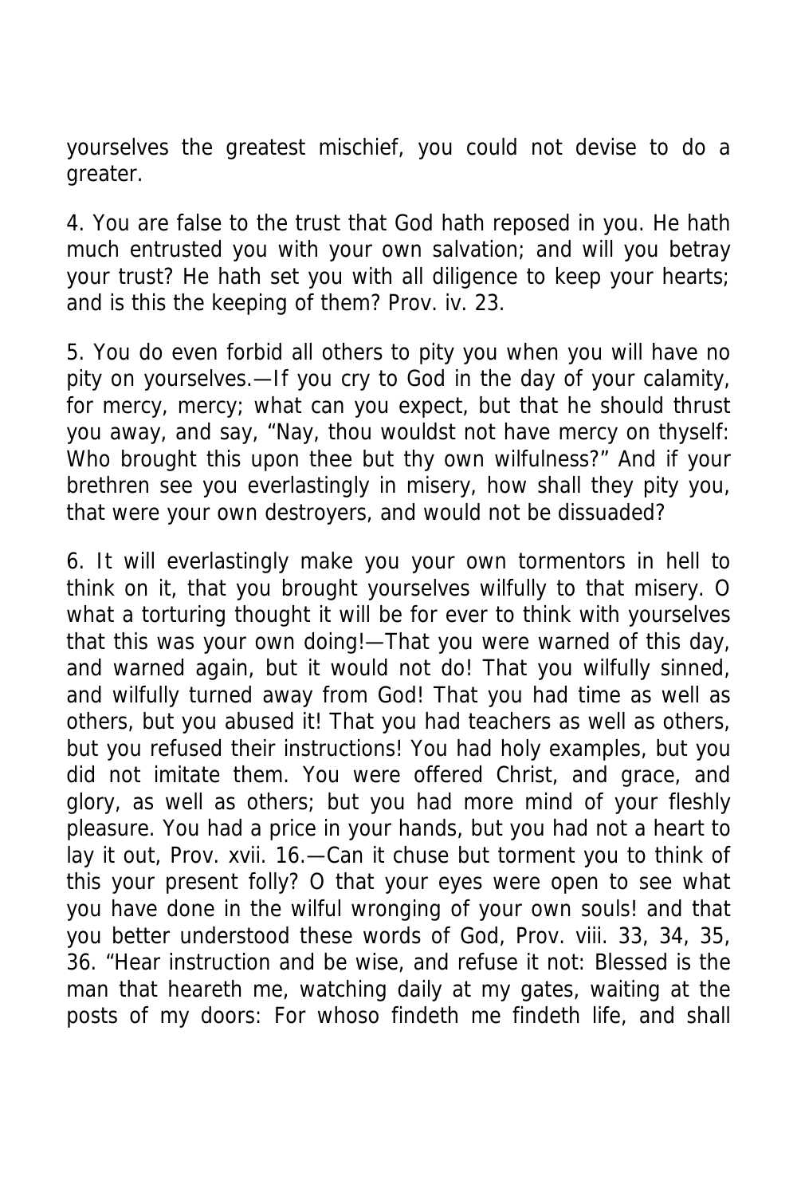yourselves the greatest mischief, you could not devise to do a greater.

4. You are false to the trust that God hath reposed in you. He hath much entrusted you with your own salvation; and will you betray your trust? He hath set you with all diligence to keep your hearts; and is this the keeping of them? Prov. iv. 23.

5. You do even forbid all others to pity you when you will have no pity on yourselves.—If you cry to God in the day of your calamity, for mercy, mercy; what can you expect, but that he should thrust you away, and say, "Nay, thou wouldst not have mercy on thyself: Who brought this upon thee but thy own wilfulness?" And if your brethren see you everlastingly in misery, how shall they pity you, that were your own destroyers, and would not be dissuaded?

6. It will everlastingly make you your own tormentors in hell to think on it, that you brought yourselves wilfully to that misery. O what a torturing thought it will be for ever to think with yourselves that this was your own doing!—That you were warned of this day, and warned again, but it would not do! That you wilfully sinned, and wilfully turned away from God! That you had time as well as others, but you abused it! That you had teachers as well as others, but you refused their instructions! You had holy examples, but you did not imitate them. You were offered Christ, and grace, and glory, as well as others; but you had more mind of your fleshly pleasure. You had a price in your hands, but you had not a heart to lay it out, Prov. xvii. 16.—Can it chuse but torment you to think of this your present folly? O that your eyes were open to see what you have done in the wilful wronging of your own souls! and that you better understood these words of God, Prov. viii. 33, 34, 35, 36. "Hear instruction and be wise, and refuse it not: Blessed is the man that heareth me, watching daily at my gates, waiting at the posts of my doors: For whoso findeth me findeth life, and shall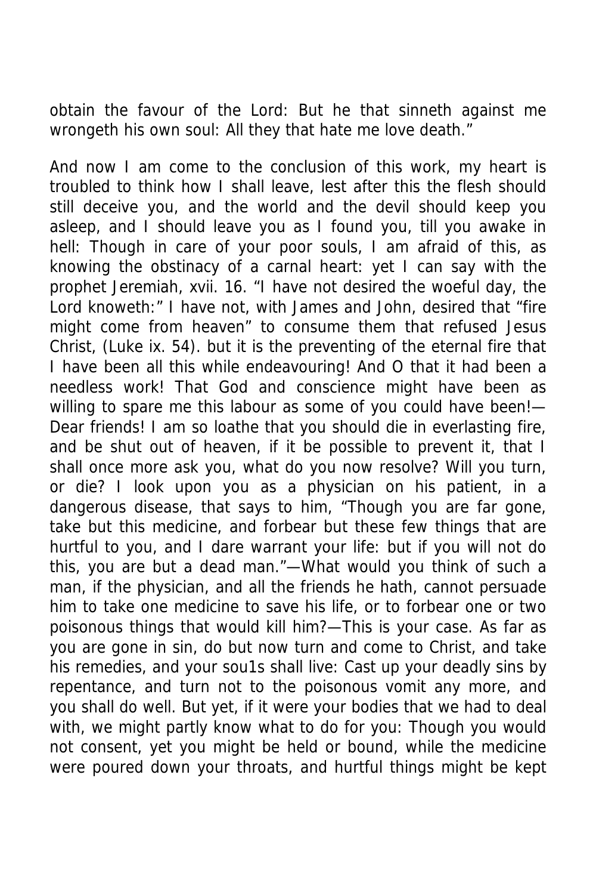obtain the favour of the Lord: But he that sinneth against me wrongeth his own soul: All they that hate me love death."

And now I am come to the conclusion of this work, my heart is troubled to think how I shall leave, lest after this the flesh should still deceive you, and the world and the devil should keep you asleep, and I should leave you as I found you, till you awake in hell: Though in care of your poor souls, I am afraid of this, as knowing the obstinacy of a carnal heart: yet I can say with the prophet Jeremiah, xvii. 16. "I have not desired the woeful day, the Lord knoweth:" I have not, with James and John, desired that "fire might come from heaven" to consume them that refused Jesus Christ, (Luke ix. 54). but it is the preventing of the eternal fire that I have been all this while endeavouring! And O that it had been a needless work! That God and conscience might have been as willing to spare me this labour as some of you could have been!—Dear friends! I am so loathe that you should die in everlasting fire, and be shut out of heaven, if it be possible to prevent it, that I shall once more ask you, what do you now resolve? Will you turn, or die? I look upon you as a physician on his patient, in a dangerous disease, that says to him, "Though you are far gone, take but this medicine, and forbear but these few things that are hurtful to you, and I dare warrant your life: but if you will not do this, you are but a dead man."—What would you think of such a man, if the physician, and all the friends he hath, cannot persuade him to take one medicine to save his life, or to forbear one or two poisonous things that would kill him?—This is your case. As far as you are gone in sin, do but now turn and come to Christ, and take his remedies, and your sou1s shall live: Cast up your deadly sins by repentance, and turn not to the poisonous vomit any more, and you shall do well. But yet, if it were your bodies that we had to deal with, we might partly know what to do for you: Though you would not consent, yet you might be held or bound, while the medicine were poured down your throats, and hurtful things might be kept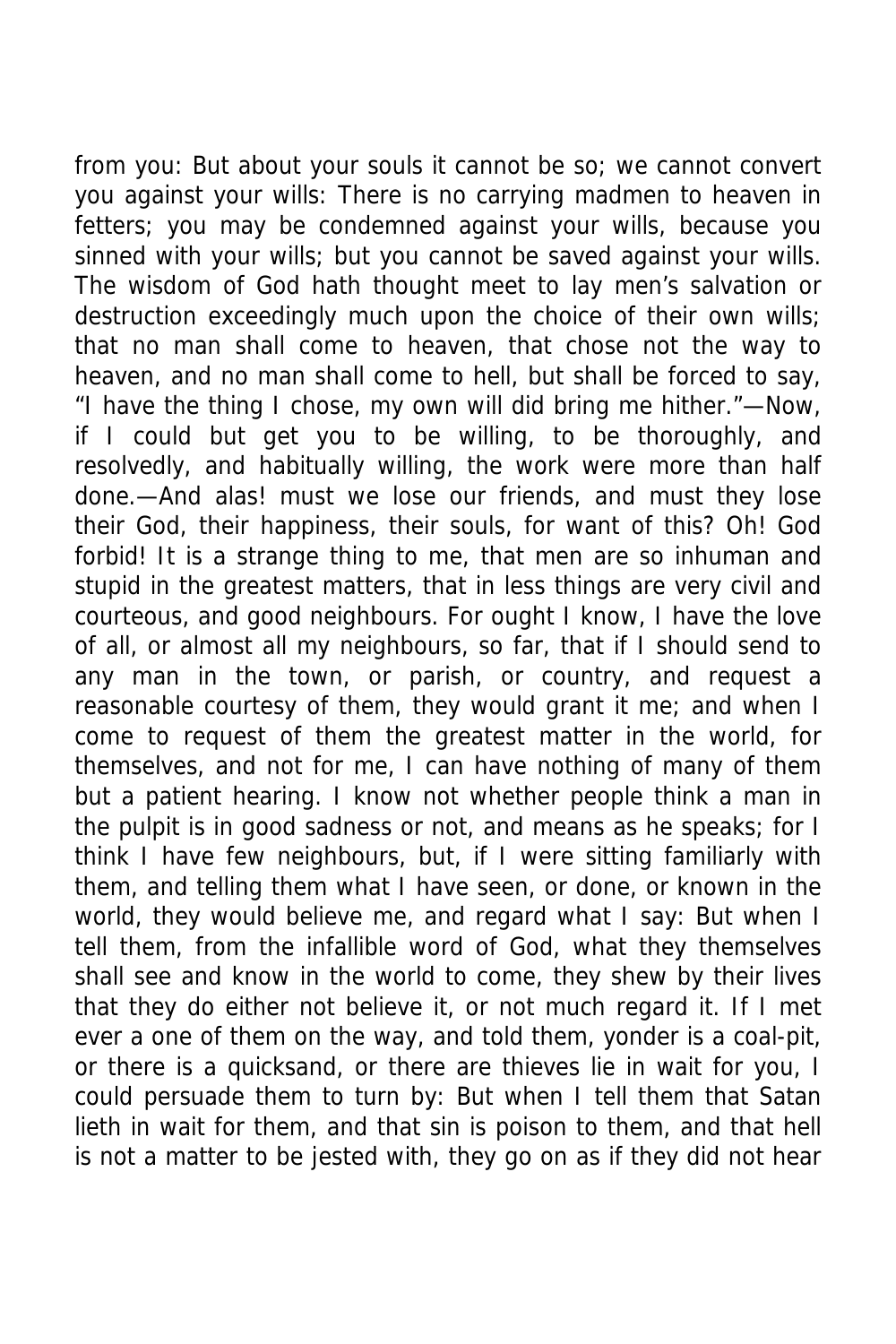from you: But about your souls it cannot be so; we cannot convert you against your wills: There is no carrying madmen to heaven in fetters; you may be condemned against your wills, because you sinned with your wills; but you cannot be saved against your wills. The wisdom of God hath thought meet to lay men's salvation or destruction exceedingly much upon the choice of their own wills; that no man shall come to heaven, that chose not the way to heaven, and no man shall come to hell, but shall be forced to say, "I have the thing I chose, my own will did bring me hither."—Now, if I could but get you to be willing, to be thoroughly, and resolvedly, and habitually willing, the work were more than half done.—And alas! must we lose our friends, and must they lose their God, their happiness, their souls, for want of this? Oh! God forbid! It is a strange thing to me, that men are so inhuman and stupid in the greatest matters, that in less things are very civil and courteous, and good neighbours. For ought I know, I have the love of all, or almost all my neighbours, so far, that if I should send to any man in the town, or parish, or country, and request a reasonable courtesy of them, they would grant it me; and when I come to request of them the greatest matter in the world, for themselves, and not for me, I can have nothing of many of them but a patient hearing. I know not whether people think a man in the pulpit is in good sadness or not, and means as he speaks; for I think I have few neighbours, but, if I were sitting familiarly with them, and telling them what I have seen, or done, or known in the world, they would believe me, and regard what I say: But when I tell them, from the infallible word of God, what they themselves shall see and know in the world to come, they shew by their lives that they do either not believe it, or not much regard it. If I met ever a one of them on the way, and told them, yonder is a coal-pit, or there is a quicksand, or there are thieves lie in wait for you, I could persuade them to turn by: But when I tell them that Satan lieth in wait for them, and that sin is poison to them, and that hell is not a matter to be jested with, they go on as if they did not hear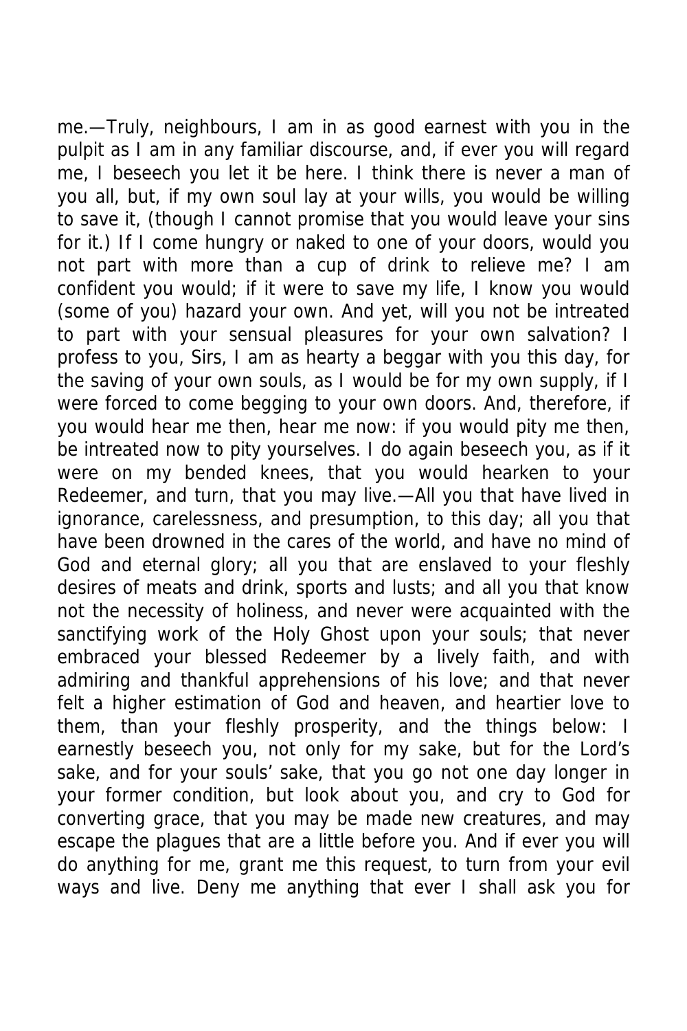me.—Truly, neighbours, I am in as good earnest with you in the pulpit as I am in any familiar discourse, and, if ever you will regard me, I beseech you let it be here. I think there is never a man of you all, but, if my own soul lay at your wills, you would be willing to save it, (though I cannot promise that you would leave your sins for it.) If I come hungry or naked to one of your doors, would you not part with more than a cup of drink to relieve me? I am confident you would; if it were to save my life, I know you would (some of you) hazard your own. And yet, will you not be intreated to part with your sensual pleasures for your own salvation? I profess to you, Sirs, I am as hearty a beggar with you this day, for the saving of your own souls, as I would be for my own supply, if I were forced to come begging to your own doors. And, therefore, if you would hear me then, hear me now: if you would pity me then, be intreated now to pity yourselves. I do again beseech you, as if it were on my bended knees, that you would hearken to your Redeemer, and turn, that you may live.—All you that have lived in ignorance, carelessness, and presumption, to this day; all you that have been drowned in the cares of the world, and have no mind of God and eternal glory; all you that are enslaved to your fleshly desires of meats and drink, sports and lusts; and all you that know not the necessity of holiness, and never were acquainted with the sanctifying work of the Holy Ghost upon your souls; that never embraced your blessed Redeemer by a lively faith, and with admiring and thankful apprehensions of his love; and that never felt a higher estimation of God and heaven, and heartier love to them, than your fleshly prosperity, and the things below: I earnestly beseech you, not only for my sake, but for the Lord's sake, and for your souls' sake, that you go not one day longer in your former condition, but look about you, and cry to God for converting grace, that you may be made new creatures, and may escape the plagues that are a little before you. And if ever you will do anything for me, grant me this request, to turn from your evil ways and live. Deny me anything that ever I shall ask you for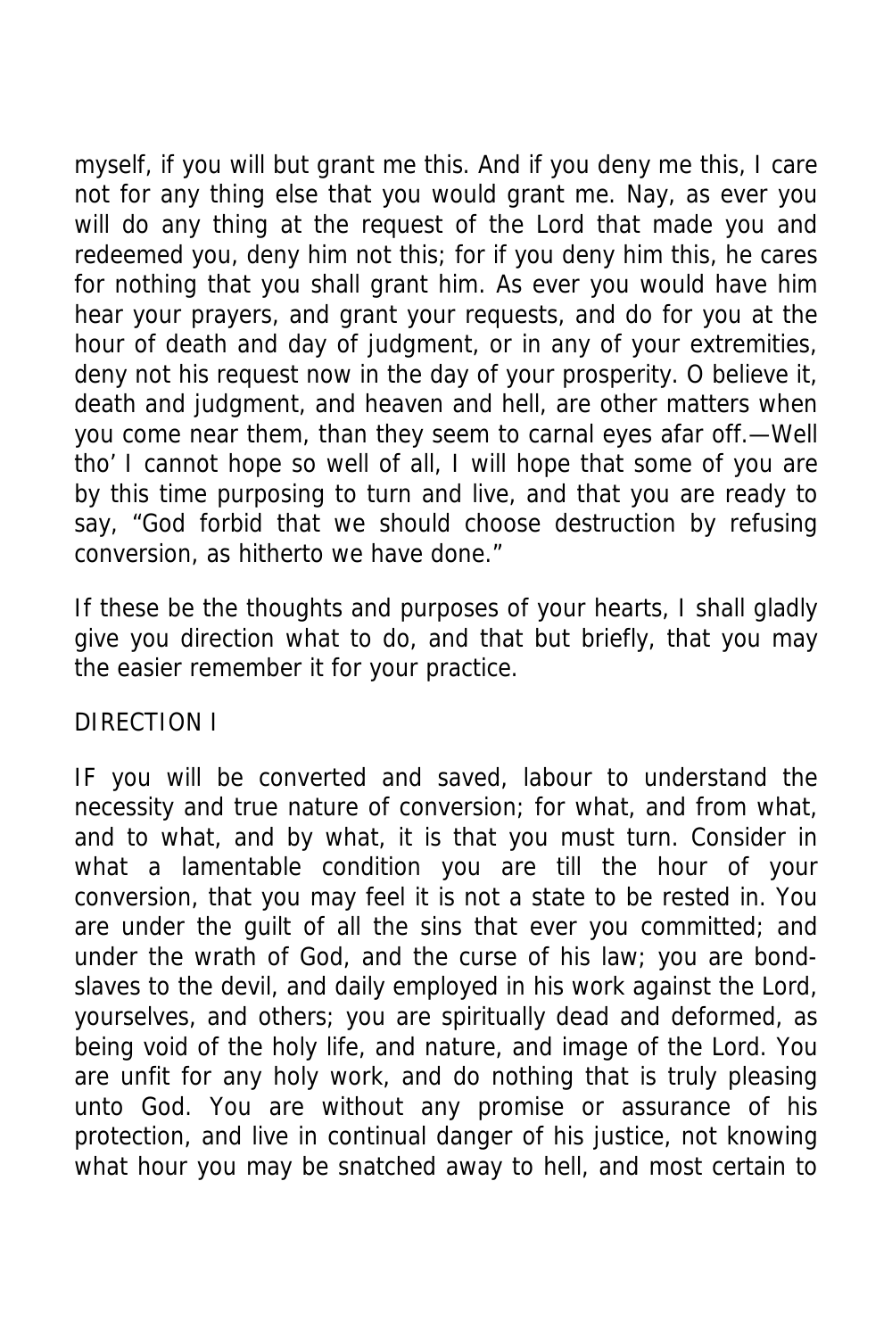myself, if you will but grant me this. And if you deny me this, I care not for any thing else that you would grant me. Nay, as ever you will do any thing at the request of the Lord that made you and redeemed you, deny him not this; for if you deny him this, he cares for nothing that you shall grant him. As ever you would have him hear your prayers, and grant your requests, and do for you at the hour of death and day of judgment, or in any of your extremities, deny not his request now in the day of your prosperity. O believe it, death and judgment, and heaven and hell, are other matters when you come near them, than they seem to carnal eyes afar off.—Well tho' I cannot hope so well of all, I will hope that some of you are by this time purposing to turn and live, and that you are ready to say, "God forbid that we should choose destruction by refusing conversion, as hitherto we have done."

If these be the thoughts and purposes of your hearts, I shall gladly give you direction what to do, and that but briefly, that you may the easier remember it for your practice.

## DIRECTION I

IF you will be converted and saved, labour to understand the necessity and true nature of conversion; for what, and from what, and to what, and by what, it is that you must turn. Consider in what a lamentable condition you are till the hour of your conversion, that you may feel it is not a state to be rested in. You are under the guilt of all the sins that ever you committed; and under the wrath of God, and the curse of his law; you are bond-slaves to the devil, and daily employed in his work against the Lord, yourselves, and others; you are spiritually dead and deformed, as being void of the holy life, and nature, and image of the Lord. You are unfit for any holy work, and do nothing that is truly pleasing unto God. You are without any promise or assurance of his protection, and live in continual danger of his justice, not knowing what hour you may be snatched away to hell, and most certain to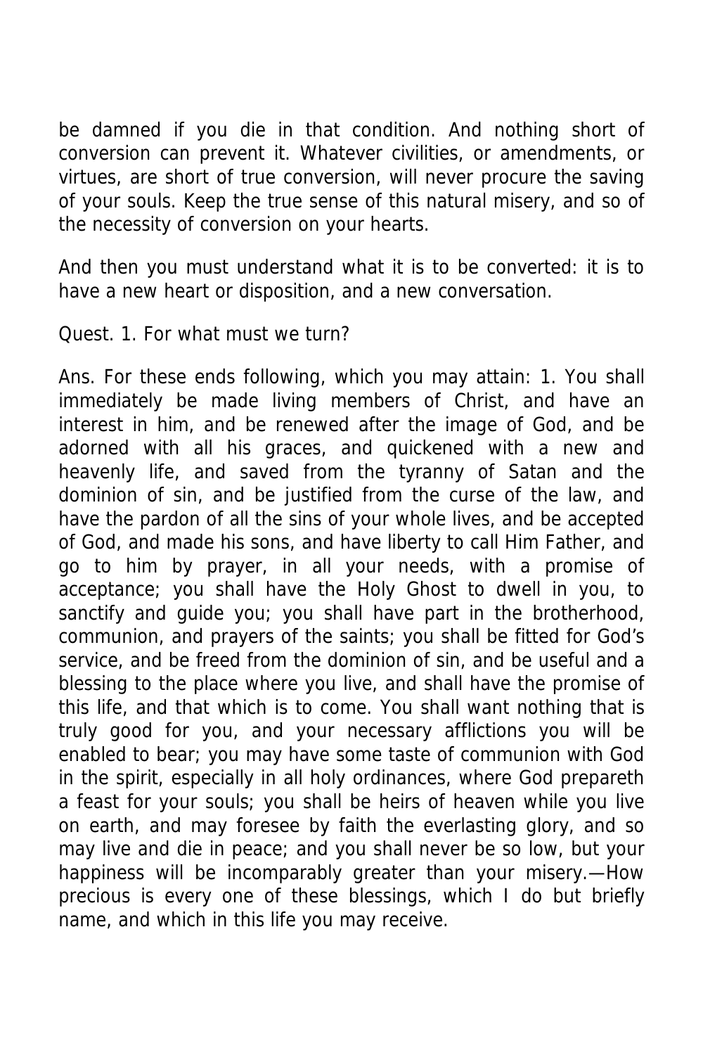be damned if you die in that condition. And nothing short of conversion can prevent it. Whatever civilities, or amendments, or virtues, are short of true conversion, will never procure the saving of your souls. Keep the true sense of this natural misery, and so of the necessity of conversion on your hearts.

And then you must understand what it is to be converted: it is to have a new heart or disposition, and a new conversation.

Quest. 1. For what must we turn?

Ans. For these ends following, which you may attain: 1. You shall immediately be made living members of Christ, and have an interest in him, and be renewed after the image of God, and be adorned with all his graces, and quickened with a new and heavenly life, and saved from the tyranny of Satan and the dominion of sin, and be justified from the curse of the law, and have the pardon of all the sins of your whole lives, and be accepted of God, and made his sons, and have liberty to call Him Father, and go to him by prayer, in all your needs, with a promise of acceptance; you shall have the Holy Ghost to dwell in you, to sanctify and guide you; you shall have part in the brotherhood, communion, and prayers of the saints; you shall be fitted for God's service, and be freed from the dominion of sin, and be useful and a blessing to the place where you live, and shall have the promise of this life, and that which is to come. You shall want nothing that is truly good for you, and your necessary afflictions you will be enabled to bear; you may have some taste of communion with God in the spirit, especially in all holy ordinances, where God prepareth a feast for your souls; you shall be heirs of heaven while you live on earth, and may foresee by faith the everlasting glory, and so may live and die in peace; and you shall never be so low, but your happiness will be incomparably greater than your misery.—How precious is every one of these blessings, which I do but briefly name, and which in this life you may receive.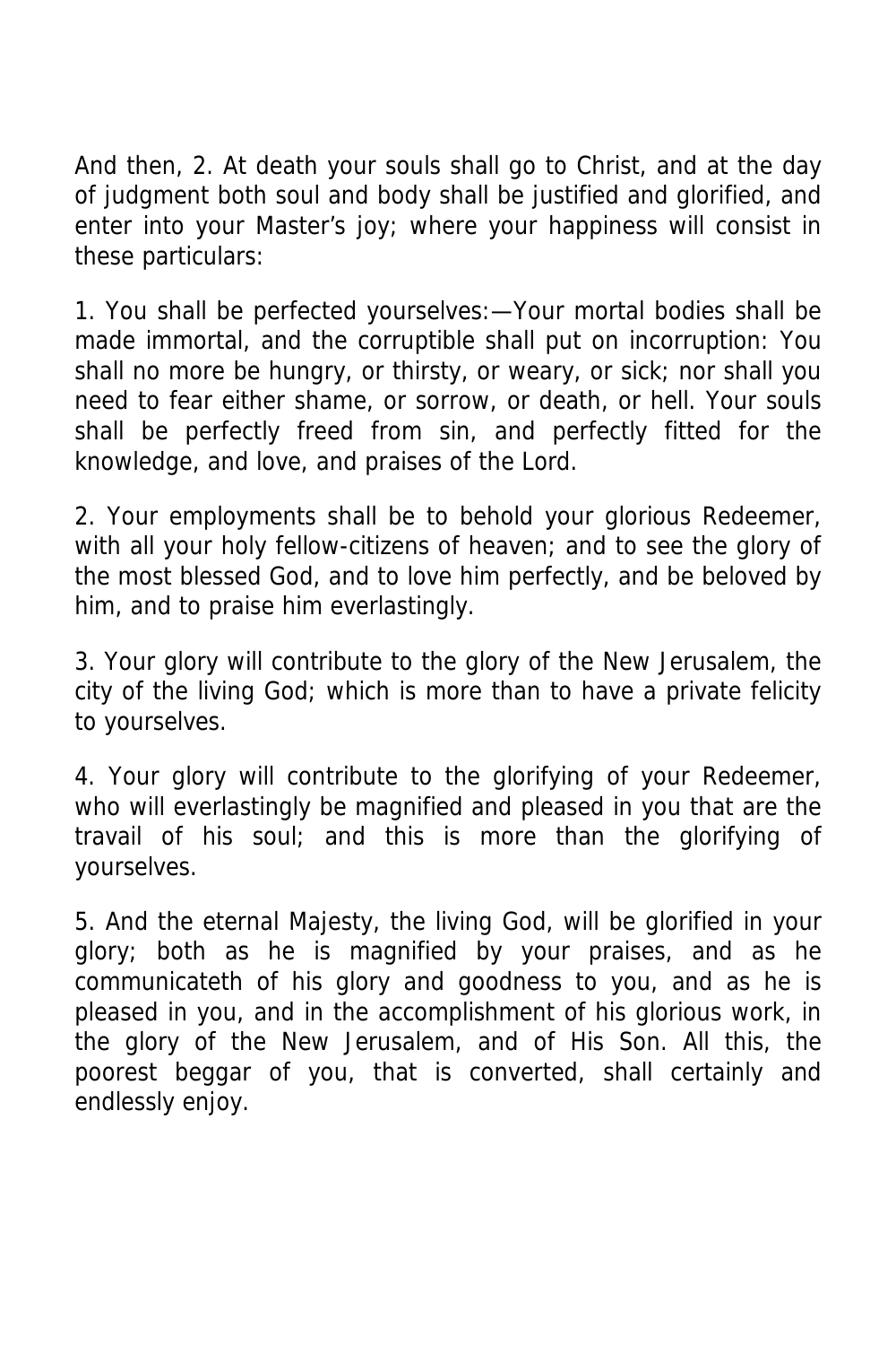And then, 2. At death your souls shall go to Christ, and at the day of judgment both soul and body shall be justified and glorified, and enter into your Master's joy; where your happiness will consist in these particulars:

1. You shall be perfected yourselves:—Your mortal bodies shall be made immortal, and the corruptible shall put on incorruption: You shall no more be hungry, or thirsty, or weary, or sick; nor shall you need to fear either shame, or sorrow, or death, or hell. Your souls shall be perfectly freed from sin, and perfectly fitted for the knowledge, and love, and praises of the Lord.

2. Your employments shall be to behold your glorious Redeemer, with all your holy fellow-citizens of heaven; and to see the glory of the most blessed God, and to love him perfectly, and be beloved by him, and to praise him everlastingly.

3. Your glory will contribute to the glory of the New Jerusalem, the city of the living God; which is more than to have a private felicity to yourselves.

4. Your glory will contribute to the glorifying of your Redeemer, who will everlastingly be magnified and pleased in you that are the travail of his soul; and this is more than the glorifying of yourselves.

5. And the eternal Majesty, the living God, will be glorified in your glory; both as he is magnified by your praises, and as he communicateth of his glory and goodness to you, and as he is pleased in you, and in the accomplishment of his glorious work, in the glory of the New Jerusalem, and of His Son. All this, the poorest beggar of you, that is converted, shall certainly and endlessly enjoy.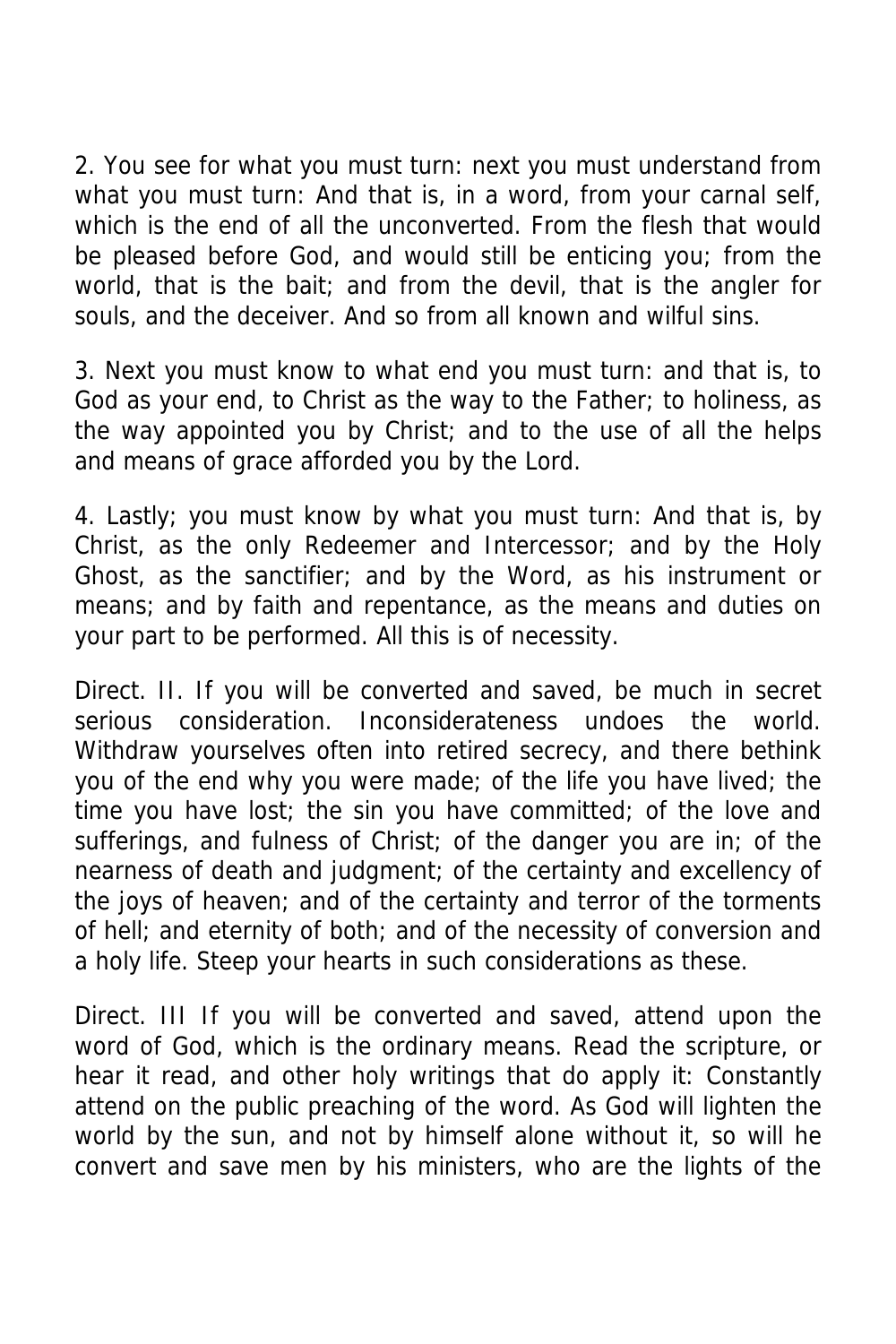2. You see for what you must turn: next you must understand from what you must turn: And that is, in a word, from your carnal self, which is the end of all the unconverted. From the flesh that would be pleased before God, and would still be enticing you; from the world, that is the bait; and from the devil, that is the angler for souls, and the deceiver. And so from all known and wilful sins.

3. Next you must know to what end you must turn: and that is, to God as your end, to Christ as the way to the Father; to holiness, as the way appointed you by Christ; and to the use of all the helps and means of grace afforded you by the Lord.

4. Lastly; you must know by what you must turn: And that is, by Christ, as the only Redeemer and Intercessor; and by the Holy Ghost, as the sanctifier; and by the Word, as his instrument or means; and by faith and repentance, as the means and duties on your part to be performed. All this is of necessity.

Direct. II. If you will be converted and saved, be much in secret serious consideration. Inconsiderateness undoes the world. Withdraw yourselves often into retired secrecy, and there bethink you of the end why you were made; of the life you have lived; the time you have lost; the sin you have committed; of the love and sufferings, and fulness of Christ; of the danger you are in; of the nearness of death and judgment; of the certainty and excellency of the joys of heaven; and of the certainty and terror of the torments of hell; and eternity of both; and of the necessity of conversion and a holy life. Steep your hearts in such considerations as these.

Direct. III If you will be converted and saved, attend upon the word of God, which is the ordinary means. Read the scripture, or hear it read, and other holy writings that do apply it: Constantly attend on the public preaching of the word. As God will lighten the world by the sun, and not by himself alone without it, so will he convert and save men by his ministers, who are the lights of the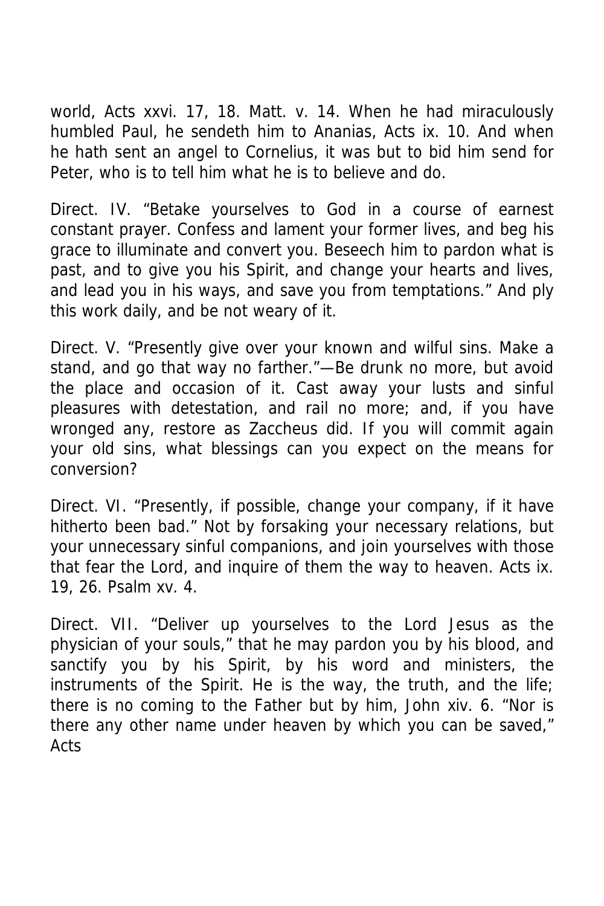world, Acts xxvi. 17, 18. Matt. v. 14. When he had miraculously humbled Paul, he sendeth him to Ananias, Acts ix. 10. And when he hath sent an angel to Cornelius, it was but to bid him send for Peter, who is to tell him what he is to believe and do.

Direct. IV. "Betake yourselves to God in a course of earnest constant prayer. Confess and lament your former lives, and beg his grace to illuminate and convert you. Beseech him to pardon what is past, and to give you his Spirit, and change your hearts and lives, and lead you in his ways, and save you from temptations." And ply this work daily, and be not weary of it.

Direct. V. "Presently give over your known and wilful sins. Make a stand, and go that way no farther."—Be drunk no more, but avoid the place and occasion of it. Cast away your lusts and sinful pleasures with detestation, and rail no more; and, if you have wronged any, restore as Zaccheus did. If you will commit again your old sins, what blessings can you expect on the means for conversion?

Direct. VI. "Presently, if possible, change your company, if it have hitherto been bad." Not by forsaking your necessary relations, but your unnecessary sinful companions, and join yourselves with those that fear the Lord, and inquire of them the way to heaven. Acts ix. 19, 26. Psalm xv. 4.

Direct. VII. "Deliver up yourselves to the Lord Jesus as the physician of your souls," that he may pardon you by his blood, and sanctify you by his Spirit, by his word and ministers, the instruments of the Spirit. He is the way, the truth, and the life; there is no coming to the Father but by him, John xiv. 6. "Nor is there any other name under heaven by which you can be saved," Acts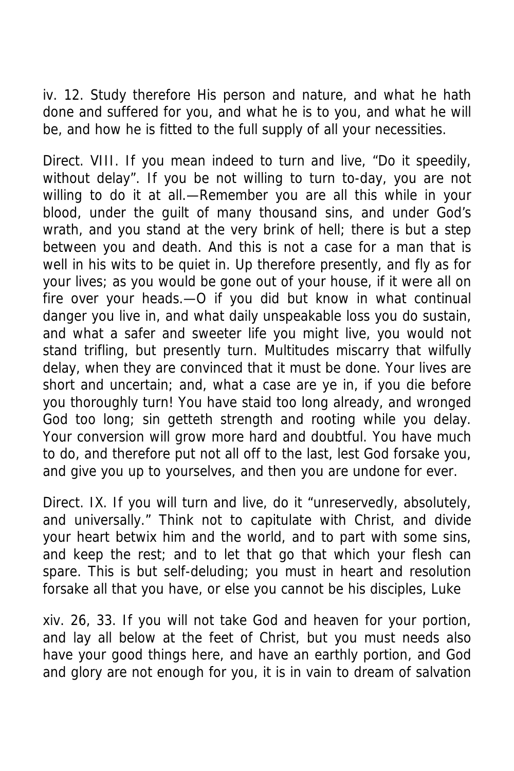iv. 12. Study therefore His person and nature, and what he hath done and suffered for you, and what he is to you, and what he will be, and how he is fitted to the full supply of all your necessities.

Direct. VIII. If you mean indeed to turn and live, “Do it speedily, without delay”. If you be not willing to turn to-day, you are not willing to do it at all.—Remember you are all this while in your blood, under the guilt of many thousand sins, and under God’s wrath, and you stand at the very brink of hell; there is but a step between you and death. And this is not a case for a man that is well in his wits to be quiet in. Up therefore presently, and fly as for your lives; as you would be gone out of your house, if it were all on fire over your heads.—O if you did but know in what continual danger you live in, and what daily unspeakable loss you do sustain, and what a safer and sweeter life you might live, you would not stand trifling, but presently turn. Multitudes miscarry that wilfully delay, when they are convinced that it must be done. Your lives are short and uncertain; and, what a case are ye in, if you die before you thoroughly turn! You have staid too long already, and wronged God too long; sin getteth strength and rooting while you delay. Your conversion will grow more hard and doubtful. You have much to do, and therefore put not all off to the last, lest God forsake you, and give you up to yourselves, and then you are undone for ever.

Direct. IX. If you will turn and live, do it “unreservedly, absolutely, and universally.” Think not to capitulate with Christ, and divide your heart betwix him and the world, and to part with some sins, and keep the rest; and to let that go that which your flesh can spare. This is but self-deluding; you must in heart and resolution forsake all that you have, or else you cannot be his disciples, Luke

xiv. 26, 33. If you will not take God and heaven for your portion, and lay all below at the feet of Christ, but you must needs also have your good things here, and have an earthly portion, and God and glory are not enough for you, it is in vain to dream of salvation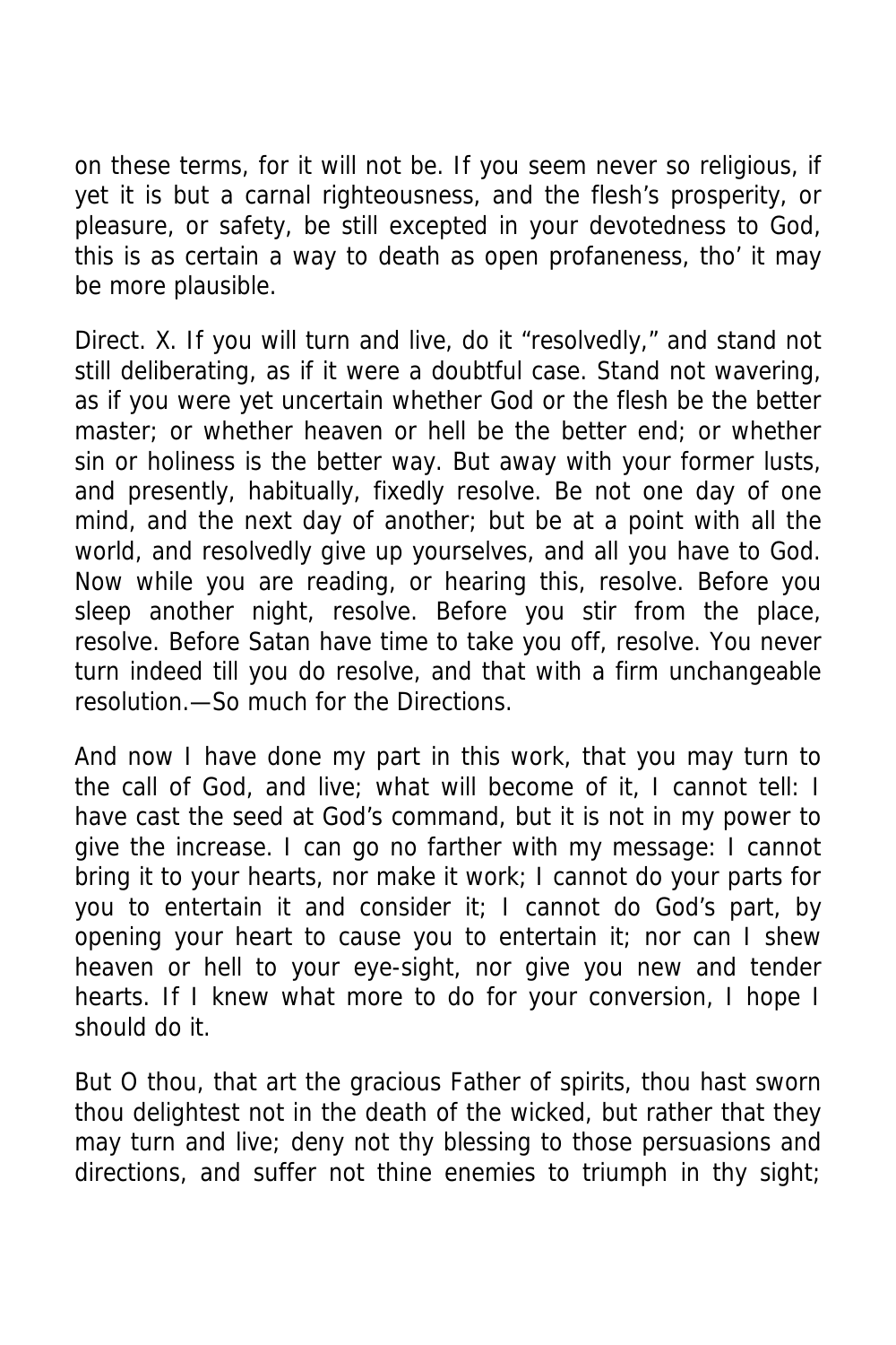on these terms, for it will not be. If you seem never so religious, if yet it is but a carnal righteousness, and the flesh's prosperity, or pleasure, or safety, be still excepted in your devotedness to God, this is as certain a way to death as open profaneness, tho' it may be more plausible.

Direct. X. If you will turn and live, do it "resolvedly," and stand not still deliberating, as if it were a doubtful case. Stand not wavering, as if you were yet uncertain whether God or the flesh be the better master; or whether heaven or hell be the better end; or whether sin or holiness is the better way. But away with your former lusts, and presently, habitually, fixedly resolve. Be not one day of one mind, and the next day of another; but be at a point with all the world, and resolvedly give up yourselves, and all you have to God. Now while you are reading, or hearing this, resolve. Before you sleep another night, resolve. Before you stir from the place, resolve. Before Satan have time to take you off, resolve. You never turn indeed till you do resolve, and that with a firm unchangeable resolution.—So much for the Directions.

And now I have done my part in this work, that you may turn to the call of God, and live; what will become of it, I cannot tell: I have cast the seed at God's command, but it is not in my power to give the increase. I can go no farther with my message: I cannot bring it to your hearts, nor make it work; I cannot do your parts for you to entertain it and consider it; I cannot do God's part, by opening your heart to cause you to entertain it; nor can I shew heaven or hell to your eye-sight, nor give you new and tender hearts. If I knew what more to do for your conversion, I hope I should do it.

But O thou, that art the gracious Father of spirits, thou hast sworn thou delightest not in the death of the wicked, but rather that they may turn and live; deny not thy blessing to those persuasions and directions, and suffer not thine enemies to triumph in thy sight;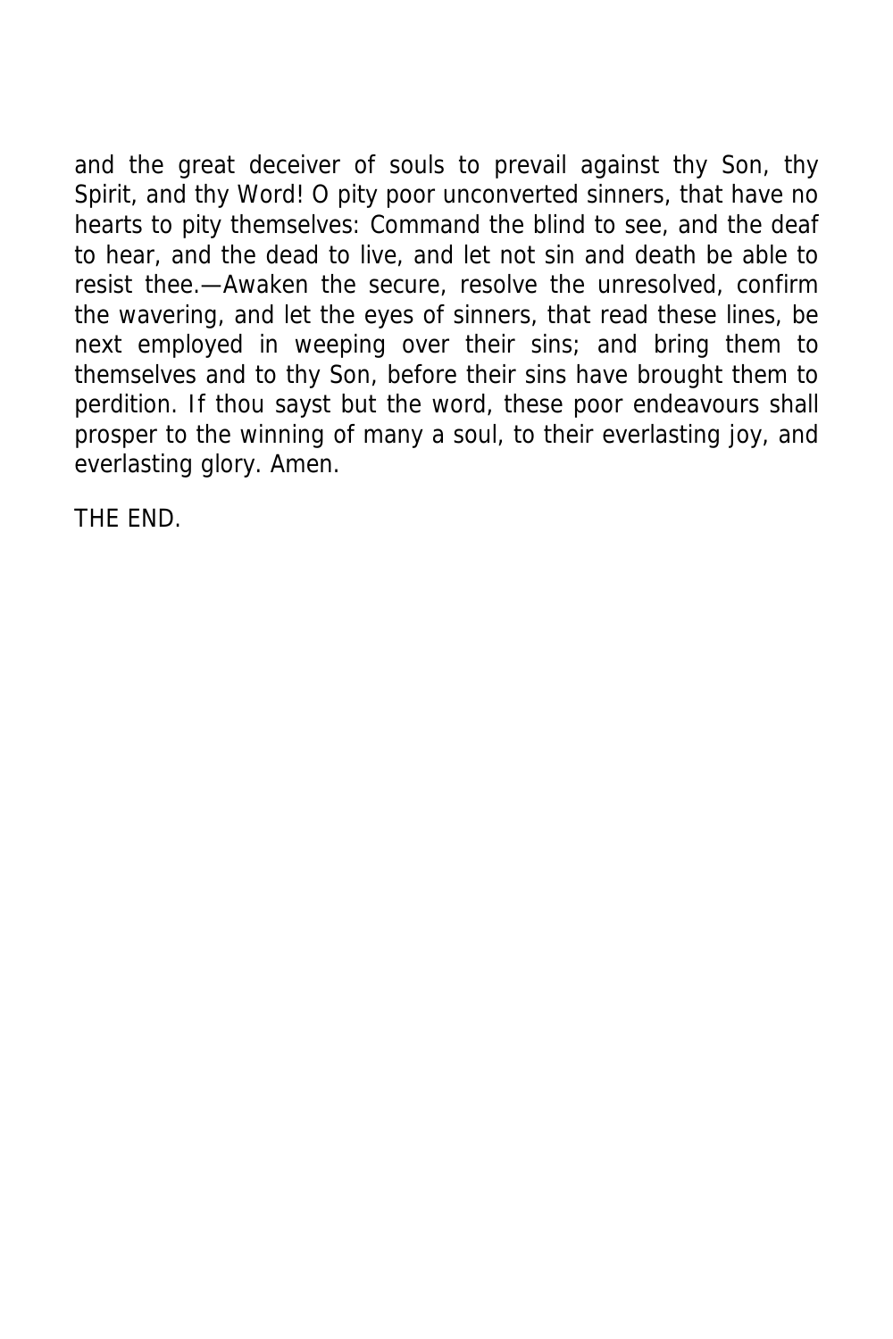and the great deceiver of souls to prevail against thy Son, thy Spirit, and thy Word! O pity poor unconverted sinners, that have no hearts to pity themselves: Command the blind to see, and the deaf to hear, and the dead to live, and let not sin and death be able to resist thee.—Awaken the secure, resolve the unresolved, confirm the wavering, and let the eyes of sinners, that read these lines, be next employed in weeping over their sins; and bring them to themselves and to thy Son, before their sins have brought them to perdition. If thou sayst but the word, these poor endeavours shall prosper to the winning of many a soul, to their everlasting joy, and everlasting glory. Amen.

THE END.